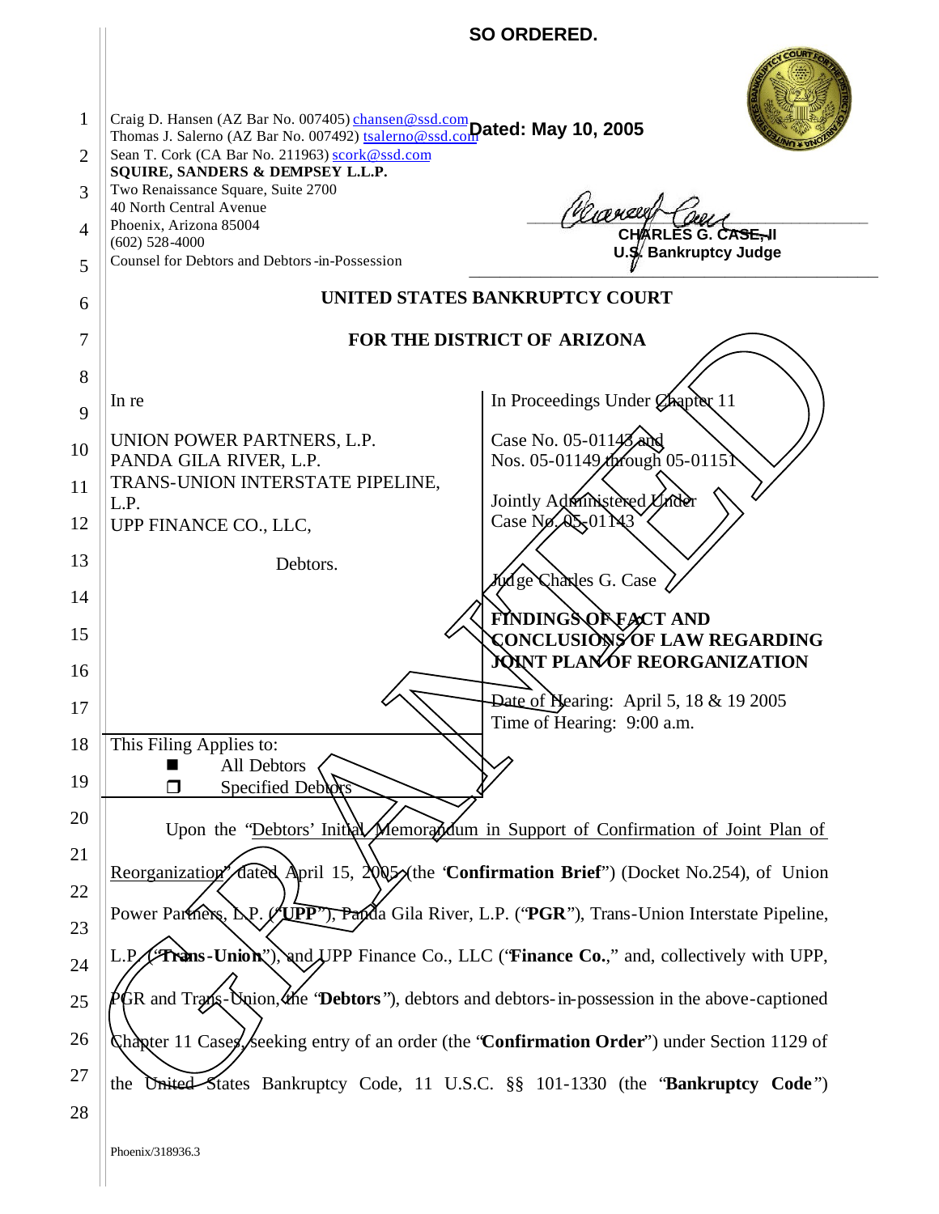**SO ORDERED.**

**Dated: May 10, 2005**

**CHARLES G. CASE, II**
**U.S. Bankruptcy Judge**

Craig D. Hansen (AZ Bar No. 007405) chansen@ssd.com
Thomas J. Salerno (AZ Bar No. 007492) tsalerno@ssd.com
Sean T. Cork (CA Bar No. 211963) scork@ssd.com
**SQUIRE, SANDERS & DEMPSEY L.L.P.**
Two Renaissance Square, Suite 2700
40 North Central Avenue
Phoenix, Arizona 85004
(602) 528-4000
Counsel for Debtors and Debtors-in-Possession

**UNITED STATES BANKRUPTCY COURT**

**FOR THE DISTRICT OF ARIZONA**

| | |
|---|---|
| In re<br><br>UNION POWER PARTNERS, L.P.<br>PANDA GILA RIVER, L.P.<br>TRANS-UNION INTERSTATE PIPELINE, L.P.<br>UPP FINANCE CO., LLC,<br><br>Debtors. | In Proceedings Under Chapter 11<br><br>Case No. 05-01143 and<br>Nos. 05-01149 through 05-01151<br><br>Jointly Administered Under<br>Case No. 05-01143<br><br>Judge Charles G. Case<br><br>**FINDINGS OF FACT AND CONCLUSIONS OF LAW REGARDING JOINT PLAN OF REORGANIZATION**<br><br>Date of Hearing: April 5, 18 & 19 2005<br>Time of Hearing: 9:00 a.m. |
| This Filing Applies to:<br>■ All Debtors<br>❒ Specified Debtors | |

Upon the "Debtors' Initial Memorandum in Support of Confirmation of Joint Plan of Reorganization" dated April 15, 2005 (the "**Confirmation Brief**") (Docket No.254), of Union Power Partners, L.P. ("**UPP**"), Panda Gila River, L.P. ("**PGR**"), Trans-Union Interstate Pipeline, L.P. ("**Trans-Union**"), and UPP Finance Co., LLC ("**Finance Co.**," and, collectively with UPP, PGR and Trans-Union, the "**Debtors**"), debtors and debtors-in-possession in the above-captioned Chapter 11 Cases, seeking entry of an order (the "**Confirmation Order**") under Section 1129 of the United States Bankruptcy Code, 11 U.S.C. §§ 101-1330 (the "**Bankruptcy Code**")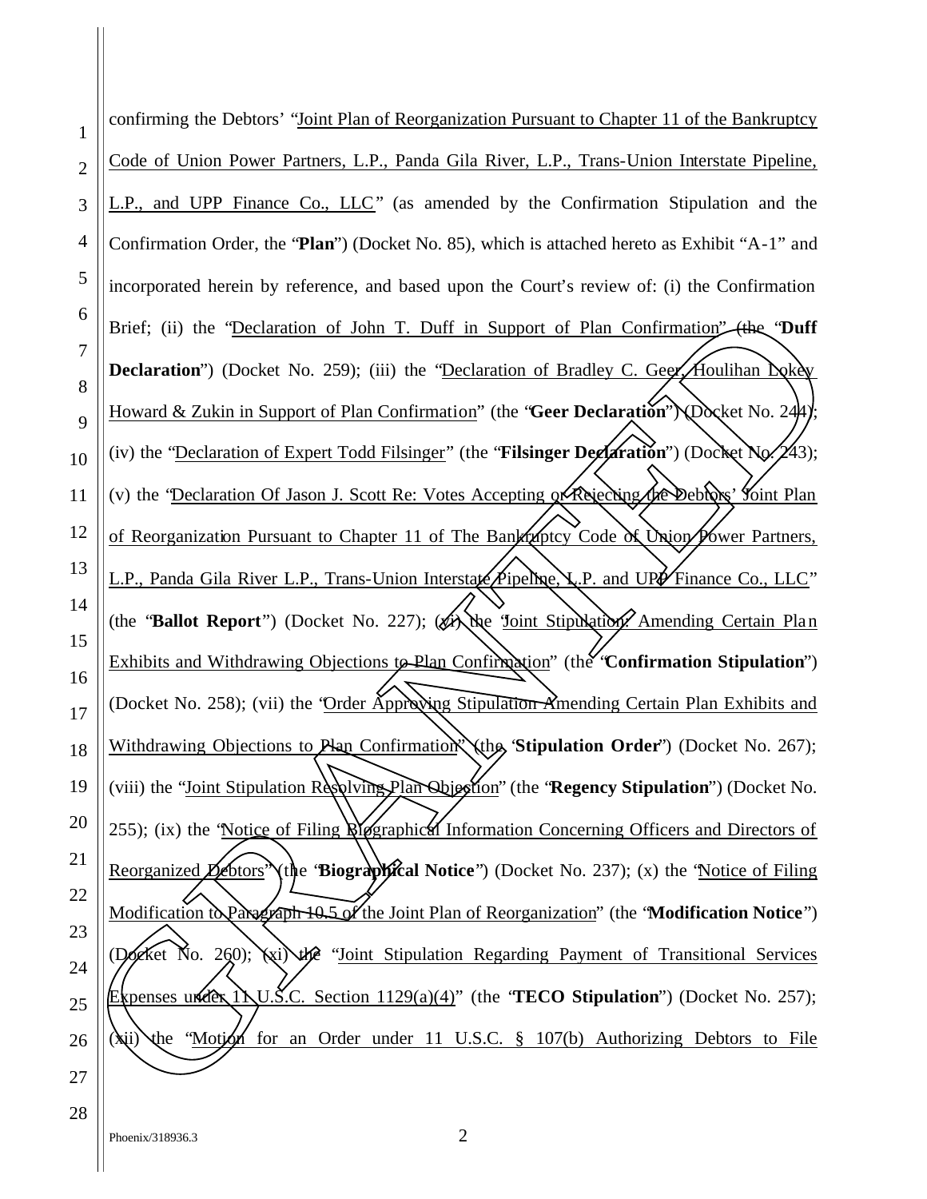confirming the Debtors' "Joint Plan of Reorganization Pursuant to Chapter 11 of the Bankruptcy Code of Union Power Partners, L.P., Panda Gila River, L.P., Trans-Union Interstate Pipeline, L.P., and UPP Finance Co., LLC" (as amended by the Confirmation Stipulation and the Confirmation Order, the "**Plan**") (Docket No. 85), which is attached hereto as Exhibit "A-1" and incorporated herein by reference, and based upon the Court's review of: (i) the Confirmation Brief; (ii) the "Declaration of John T. Duff in Support of Plan Confirmation" (the "**Duff Declaration**") (Docket No. 259); (iii) the "Declaration of Bradley C. Geer, Houlihan Lokey Howard & Zukin in Support of Plan Confirmation" (the "**Geer Declaration**") (Docket No. 244); (iv) the "Declaration of Expert Todd Filsinger" (the "**Filsinger Declaration**") (Docket No. 243); (v) the "Declaration Of Jason J. Scott Re: Votes Accepting or Rejecting the Debtors' Joint Plan of Reorganization Pursuant to Chapter 11 of The Bankruptcy Code of Union Power Partners, L.P., Panda Gila River L.P., Trans-Union Interstate Pipeline, L.P. and UPP Finance Co., LLC" (the "**Ballot Report**") (Docket No. 227); (vi) the "Joint Stipulation: Amending Certain Plan Exhibits and Withdrawing Objections to Plan Confirmation" (the "**Confirmation Stipulation**") (Docket No. 258); (vii) the "Order Approving Stipulation Amending Certain Plan Exhibits and Withdrawing Objections to Plan Confirmation" (the "**Stipulation Order**") (Docket No. 267); (viii) the "Joint Stipulation Resolving Plan Objection" (the "**Regency Stipulation**") (Docket No. 255); (ix) the "Notice of Filing Biographical Information Concerning Officers and Directors of Reorganized Debtors" (the "**Biographical Notice**") (Docket No. 237); (x) the "Notice of Filing Modification to Paragraph 10.5 of the Joint Plan of Reorganization" (the "**Modification Notice**") (Docket No. 260); (xi) the "Joint Stipulation Regarding Payment of Transitional Services Expenses under 11 U.S.C. Section 1129(a)(4)" (the "**TECO Stipulation**") (Docket No. 257); (xii) the "Motion for an Order under 11 U.S.C. § 107(b) Authorizing Debtors to File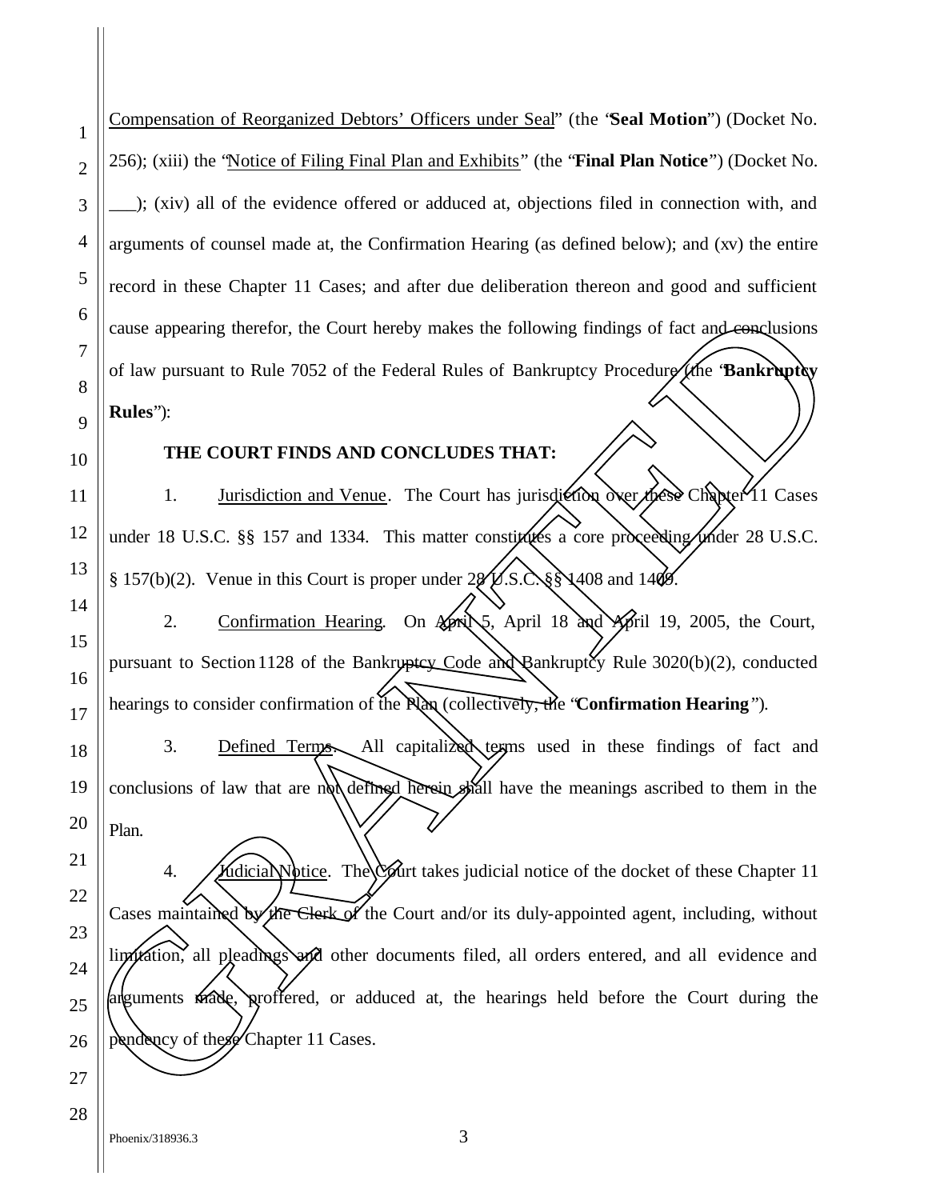Compensation of Reorganized Debtors' Officers under Seal" (the "**Seal Motion**") (Docket No. 256); (xiii) the "Notice of Filing Final Plan and Exhibits" (the "**Final Plan Notice**") (Docket No. ___); (xiv) all of the evidence offered or adduced at, objections filed in connection with, and arguments of counsel made at, the Confirmation Hearing (as defined below); and (xv) the entire record in these Chapter 11 Cases; and after due deliberation thereon and good and sufficient cause appearing therefor, the Court hereby makes the following findings of fact and conclusions of law pursuant to Rule 7052 of the Federal Rules of Bankruptcy Procedure (the "**Bankruptcy Rules**"):

**THE COURT FINDS AND CONCLUDES THAT:**

1. Jurisdiction and Venue. The Court has jurisdiction over these Chapter 11 Cases under 18 U.S.C. §§ 157 and 1334. This matter constitutes a core proceeding under 28 U.S.C. § 157(b)(2). Venue in this Court is proper under 28 U.S.C. §§ 1408 and 1409.

2. Confirmation Hearing. On April 5, April 18 and April 19, 2005, the Court, pursuant to Section 1128 of the Bankruptcy Code and Bankruptcy Rule 3020(b)(2), conducted hearings to consider confirmation of the Plan (collectively, the "**Confirmation Hearing**").

3. Defined Terms. All capitalized terms used in these findings of fact and conclusions of law that are not defined herein shall have the meanings ascribed to them in the Plan.

4. Judicial Notice. The Court takes judicial notice of the docket of these Chapter 11 Cases maintained by the Clerk of the Court and/or its duly-appointed agent, including, without limitation, all pleadings and other documents filed, all orders entered, and all evidence and arguments made, proffered, or adduced at, the hearings held before the Court during the pendency of these Chapter 11 Cases.

Phoenix/318936.3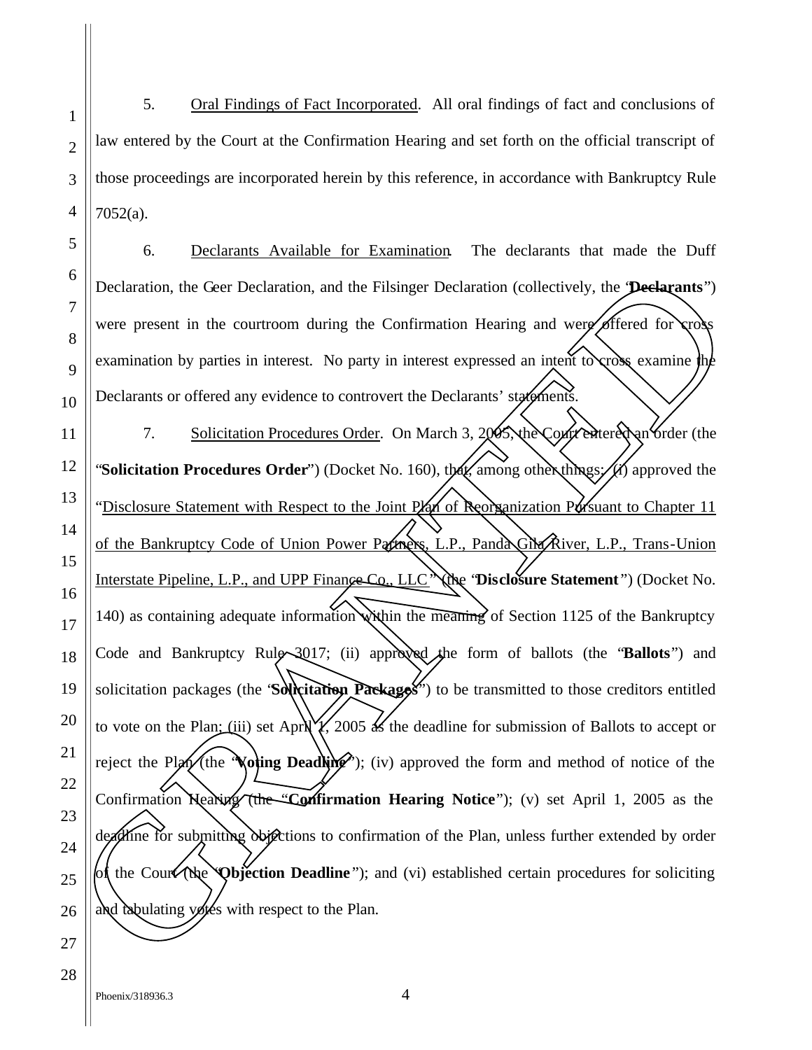5. Oral Findings of Fact Incorporated. All oral findings of fact and conclusions of law entered by the Court at the Confirmation Hearing and set forth on the official transcript of those proceedings are incorporated herein by this reference, in accordance with Bankruptcy Rule 7052(a).

6. Declarants Available for Examination. The declarants that made the Duff Declaration, the Geer Declaration, and the Filsinger Declaration (collectively, the "**Declarants**") were present in the courtroom during the Confirmation Hearing and were offered for cross examination by parties in interest. No party in interest expressed an intent to cross examine the Declarants or offered any evidence to controvert the Declarants' statements.

7. Solicitation Procedures Order. On March 3, 2005, the Court entered an order (the "**Solicitation Procedures Order**") (Docket No. 160), that, among other things: (i) approved the "Disclosure Statement with Respect to the Joint Plan of Reorganization Pursuant to Chapter 11 of the Bankruptcy Code of Union Power Partners, L.P., Panda Gila River, L.P., Trans-Union Interstate Pipeline, L.P., and UPP Finance Co., LLC" (the "**Disclosure Statement**") (Docket No. 140) as containing adequate information within the meaning of Section 1125 of the Bankruptcy Code and Bankruptcy Rule 3017; (ii) approved the form of ballots (the "**Ballots**") and solicitation packages (the "**Solicitation Packages**") to be transmitted to those creditors entitled to vote on the Plan; (iii) set April 1, 2005 as the deadline for submission of Ballots to accept or reject the Plan (the "**Voting Deadline**"); (iv) approved the form and method of notice of the Confirmation Hearing (the "**Confirmation Hearing Notice**"); (v) set April 1, 2005 as the deadline for submitting objections to confirmation of the Plan, unless further extended by order of the Court (the "**Objection Deadline**"); and (vi) established certain procedures for soliciting and tabulating votes with respect to the Plan.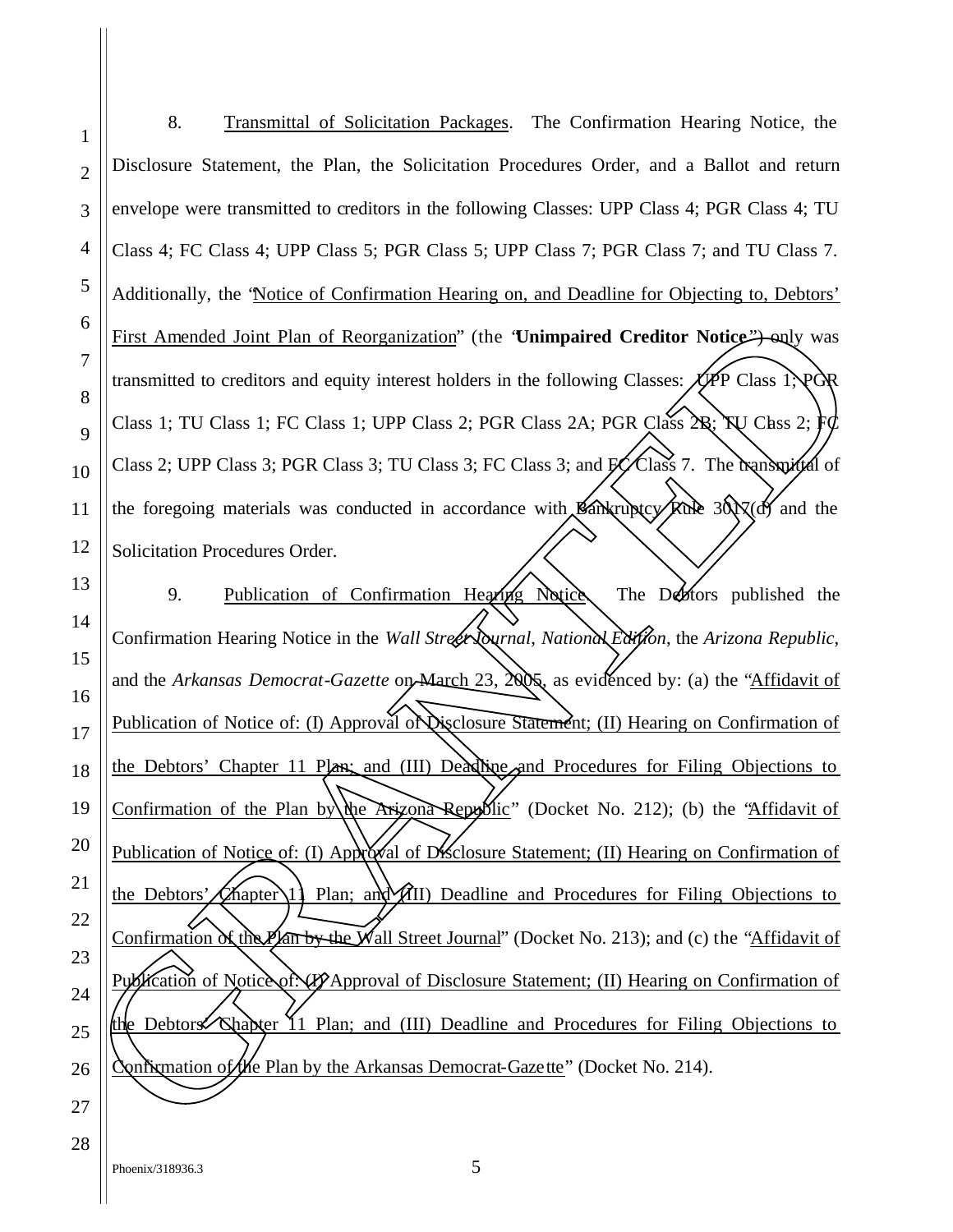8. Transmittal of Solicitation Packages. The Confirmation Hearing Notice, the Disclosure Statement, the Plan, the Solicitation Procedures Order, and a Ballot and return envelope were transmitted to creditors in the following Classes: UPP Class 4; PGR Class 4; TU Class 4; FC Class 4; UPP Class 5; PGR Class 5; UPP Class 7; PGR Class 7; and TU Class 7. Additionally, the "Notice of Confirmation Hearing on, and Deadline for Objecting to, Debtors' First Amended Joint Plan of Reorganization" (the "**Unimpaired Creditor Notice**") only was transmitted to creditors and equity interest holders in the following Classes: UPP Class 1; PGR Class 1; TU Class 1; FC Class 1; UPP Class 2; PGR Class 2A; PGR Class 2B; TU Class 2; FC Class 2; UPP Class 3; PGR Class 3; TU Class 3; FC Class 3; and FC Class 7. The transmittal of the foregoing materials was conducted in accordance with Bankruptcy Rule 3017(d) and the Solicitation Procedures Order.

9. Publication of Confirmation Hearing Notice. The Debtors published the Confirmation Hearing Notice in the *Wall Street Journal, National Edition*, the *Arizona Republic*, and the *Arkansas Democrat-Gazette* on March 23, 2005, as evidenced by: (a) the "Affidavit of Publication of Notice of: (I) Approval of Disclosure Statement; (II) Hearing on Confirmation of the Debtors' Chapter 11 Plan; and (III) Deadline and Procedures for Filing Objections to Confirmation of the Plan by the Arizona Republic" (Docket No. 212); (b) the "Affidavit of Publication of Notice of: (I) Approval of Disclosure Statement; (II) Hearing on Confirmation of the Debtors' Chapter 11 Plan; and (III) Deadline and Procedures for Filing Objections to Confirmation of the Plan by the Wall Street Journal" (Docket No. 213); and (c) the "Affidavit of Publication of Notice of: (I) Approval of Disclosure Statement; (II) Hearing on Confirmation of the Debtors' Chapter 11 Plan; and (III) Deadline and Procedures for Filing Objections to Confirmation of the Plan by the Arkansas Democrat-Gazette" (Docket No. 214).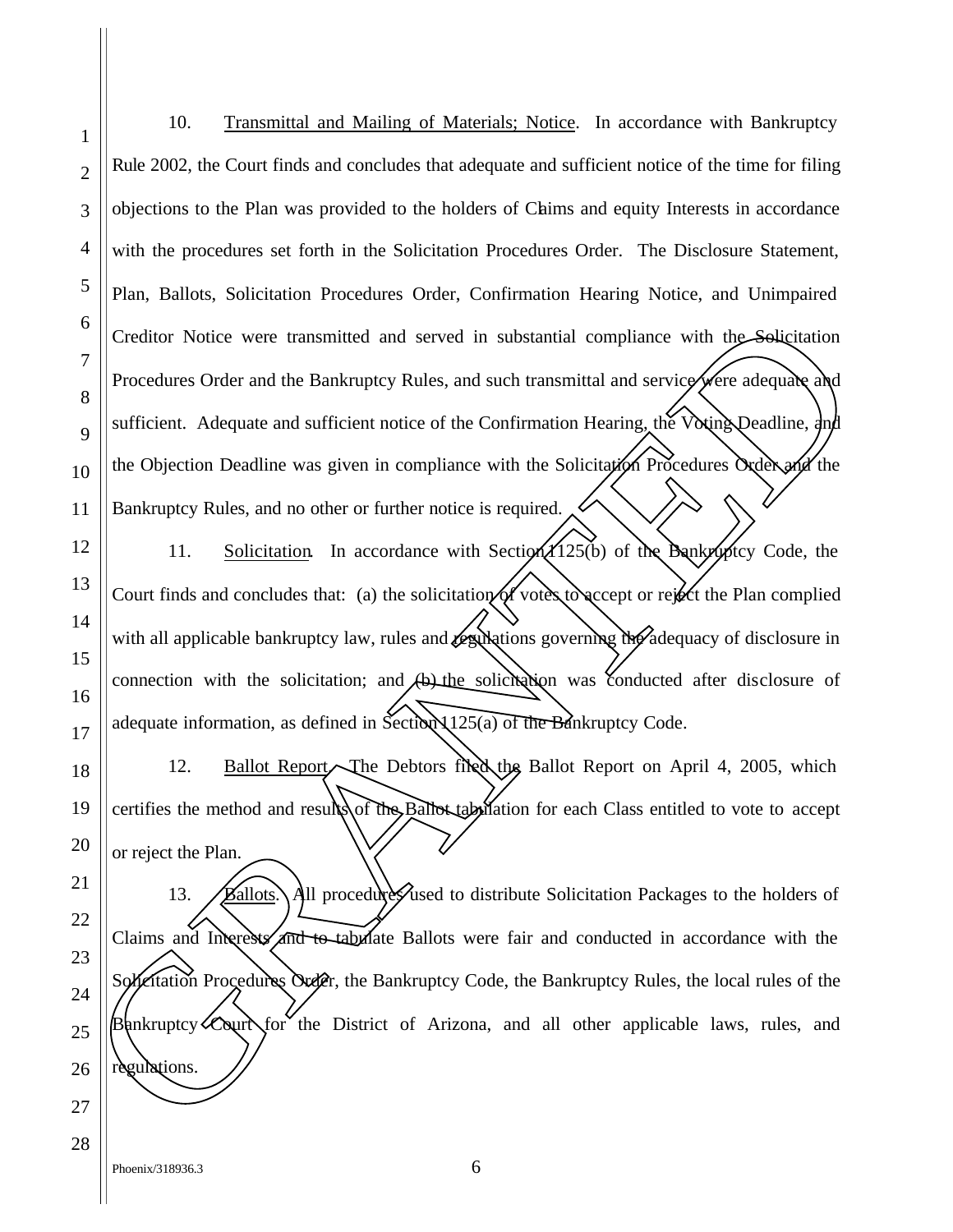10. Transmittal and Mailing of Materials; Notice. In accordance with Bankruptcy Rule 2002, the Court finds and concludes that adequate and sufficient notice of the time for filing objections to the Plan was provided to the holders of Claims and equity Interests in accordance with the procedures set forth in the Solicitation Procedures Order. The Disclosure Statement, Plan, Ballots, Solicitation Procedures Order, Confirmation Hearing Notice, and Unimpaired Creditor Notice were transmitted and served in substantial compliance with the Solicitation Procedures Order and the Bankruptcy Rules, and such transmittal and service were adequate and sufficient. Adequate and sufficient notice of the Confirmation Hearing, the Voting Deadline, and the Objection Deadline was given in compliance with the Solicitation Procedures Order and the Bankruptcy Rules, and no other or further notice is required.

11. Solicitation. In accordance with Section 1125(b) of the Bankruptcy Code, the Court finds and concludes that: (a) the solicitation of votes to accept or reject the Plan complied with all applicable bankruptcy law, rules and regulations governing the adequacy of disclosure in connection with the solicitation; and (b) the solicitation was conducted after disclosure of adequate information, as defined in Section 1125(a) of the Bankruptcy Code.

12. Ballot Report. The Debtors filed the Ballot Report on April 4, 2005, which certifies the method and results of the Ballot tabulation for each Class entitled to vote to accept or reject the Plan.

13. Ballots. All procedures used to distribute Solicitation Packages to the holders of Claims and Interests and to tabulate Ballots were fair and conducted in accordance with the Solicitation Procedures Order, the Bankruptcy Code, the Bankruptcy Rules, the local rules of the Bankruptcy Court for the District of Arizona, and all other applicable laws, rules, and regulations.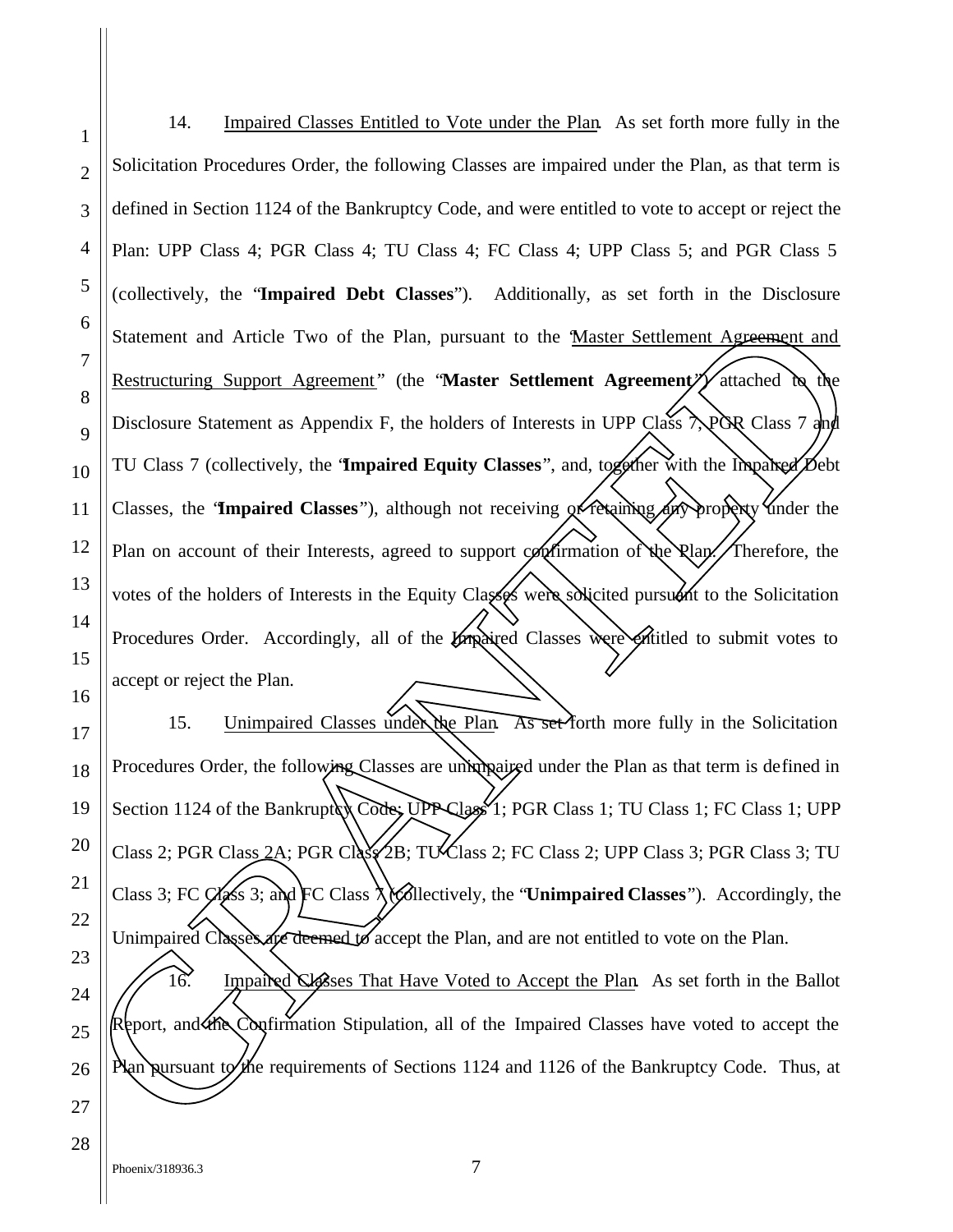14. Impaired Classes Entitled to Vote under the Plan. As set forth more fully in the Solicitation Procedures Order, the following Classes are impaired under the Plan, as that term is defined in Section 1124 of the Bankruptcy Code, and were entitled to vote to accept or reject the Plan: UPP Class 4; PGR Class 4; TU Class 4; FC Class 4; UPP Class 5; and PGR Class 5 (collectively, the "**Impaired Debt Classes**"). Additionally, as set forth in the Disclosure Statement and Article Two of the Plan, pursuant to the "Master Settlement Agreement and Restructuring Support Agreement" (the "**Master Settlement Agreement**") attached to the Disclosure Statement as Appendix F, the holders of Interests in UPP Class 7, PGR Class 7 and TU Class 7 (collectively, the "**Impaired Equity Classes**", and, together with the Impaired Debt Classes, the "**Impaired Classes**"), although not receiving or retaining any property under the Plan on account of their Interests, agreed to support confirmation of the Plan. Therefore, the votes of the holders of Interests in the Equity Classes were solicited pursuant to the Solicitation Procedures Order. Accordingly, all of the Impaired Classes were entitled to submit votes to accept or reject the Plan.

15. Unimpaired Classes under the Plan. As set forth more fully in the Solicitation Procedures Order, the following Classes are unimpaired under the Plan as that term is defined in Section 1124 of the Bankruptcy Code: UPP Class 1; PGR Class 1; TU Class 1; FC Class 1; UPP Class 2; PGR Class 2A; PGR Class 2B; TU Class 2; FC Class 2; UPP Class 3; PGR Class 3; TU Class 3; FC Class 3; and FC Class 7 (collectively, the "**Unimpaired Classes**"). Accordingly, the Unimpaired Classes are deemed to accept the Plan, and are not entitled to vote on the Plan.

16. Impaired Classes That Have Voted to Accept the Plan. As set forth in the Ballot Report, and the Confirmation Stipulation, all of the Impaired Classes have voted to accept the Plan pursuant to the requirements of Sections 1124 and 1126 of the Bankruptcy Code. Thus, at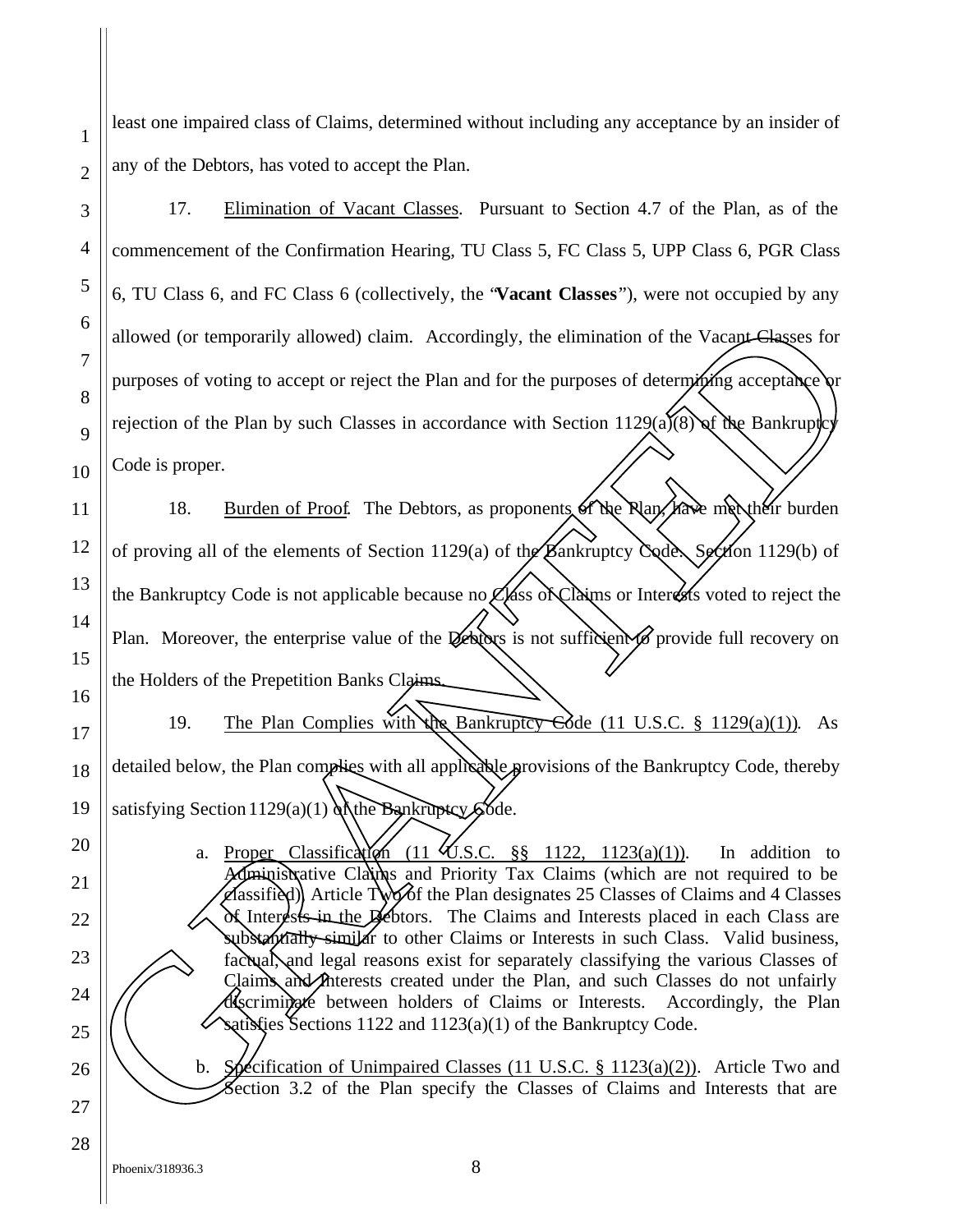least one impaired class of Claims, determined without including any acceptance by an insider of any of the Debtors, has voted to accept the Plan.

17. Elimination of Vacant Classes. Pursuant to Section 4.7 of the Plan, as of the commencement of the Confirmation Hearing, TU Class 5, FC Class 5, UPP Class 6, PGR Class 6, TU Class 6, and FC Class 6 (collectively, the "**Vacant Classes**"), were not occupied by any allowed (or temporarily allowed) claim. Accordingly, the elimination of the Vacant Classes for purposes of voting to accept or reject the Plan and for the purposes of determining acceptance or rejection of the Plan by such Classes in accordance with Section 1129(a)(8) of the Bankruptcy Code is proper.

18. Burden of Proof. The Debtors, as proponents of the Plan, have met their burden of proving all of the elements of Section 1129(a) of the Bankruptcy Code. Section 1129(b) of the Bankruptcy Code is not applicable because no Class of Claims or Interests voted to reject the Plan. Moreover, the enterprise value of the Debtors is not sufficient to provide full recovery on the Holders of the Prepetition Banks Claims.

19. The Plan Complies with the Bankruptcy Code (11 U.S.C. § 1129(a)(1)). As detailed below, the Plan complies with all applicable provisions of the Bankruptcy Code, thereby satisfying Section 1129(a)(1) of the Bankruptcy Code.

a. Proper Classification (11 U.S.C. §§ 1122, 1123(a)(1)). In addition to Administrative Claims and Priority Tax Claims (which are not required to be classified), Article Two of the Plan designates 25 Classes of Claims and 4 Classes of Interests in the Debtors. The Claims and Interests placed in each Class are substantially similar to other Claims or Interests in such Class. Valid business, factual, and legal reasons exist for separately classifying the various Classes of Claims and Interests created under the Plan, and such Classes do not unfairly discriminate between holders of Claims or Interests. Accordingly, the Plan satisfies Sections 1122 and 1123(a)(1) of the Bankruptcy Code.

b. Specification of Unimpaired Classes (11 U.S.C. § 1123(a)(2)). Article Two and Section 3.2 of the Plan specify the Classes of Claims and Interests that are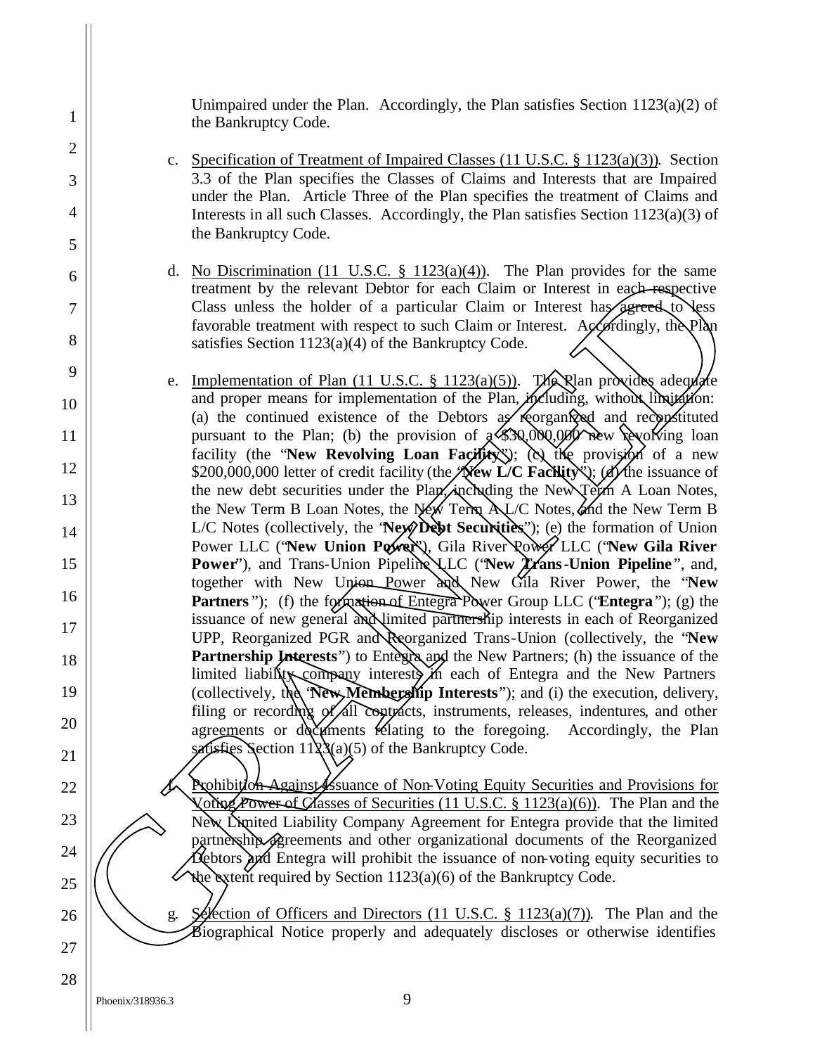Unimpaired under the Plan. Accordingly, the Plan satisfies Section 1123(a)(2) of the Bankruptcy Code.

c. Specification of Treatment of Impaired Classes (11 U.S.C. § 1123(a)(3)). Section 3.3 of the Plan specifies the Classes of Claims and Interests that are Impaired under the Plan. Article Three of the Plan specifies the treatment of Claims and Interests in all such Classes. Accordingly, the Plan satisfies Section 1123(a)(3) of the Bankruptcy Code.

d. No Discrimination (11 U.S.C. § 1123(a)(4)). The Plan provides for the same treatment by the relevant Debtor for each Claim or Interest in each respective Class unless the holder of a particular Claim or Interest has agreed to less favorable treatment with respect to such Claim or Interest. Accordingly, the Plan satisfies Section 1123(a)(4) of the Bankruptcy Code.

e. Implementation of Plan (11 U.S.C. § 1123(a)(5)). The Plan provides adequate and proper means for implementation of the Plan, including, without limitation: (a) the continued existence of the Debtors as reorganized and reconstituted pursuant to the Plan; (b) the provision of a $30,000,000 new revolving loan facility (the "**New Revolving Loan Facility**"); (c) the provision of a new $200,000,000 letter of credit facility (the "**New L/C Facility**"); (d) the issuance of the new debt securities under the Plan, including the New Term A Loan Notes, the New Term B Loan Notes, the New Term A L/C Notes, and the New Term B L/C Notes (collectively, the "**New Debt Securities**"); (e) the formation of Union Power LLC ("**New Union Power**"), Gila River Power LLC ("**New Gila River Power**"), and Trans-Union Pipeline LLC ("**New Trans-Union Pipeline**", and, together with New Union Power and New Gila River Power, the "**New Partners**"); (f) the formation of Entegra Power Group LLC ("**Entegra**"); (g) the issuance of new general and limited partnership interests in each of Reorganized UPP, Reorganized PGR and Reorganized Trans-Union (collectively, the "**New Partnership Interests**") to Entegra and the New Partners; (h) the issuance of the limited liability company interests in each of Entegra and the New Partners (collectively, the "**New Membership Interests**"); and (i) the execution, delivery, filing or recording of all contracts, instruments, releases, indentures, and other agreements or documents relating to the foregoing. Accordingly, the Plan satisfies Section 1123(a)(5) of the Bankruptcy Code.

f. Prohibition Against Issuance of Non-Voting Equity Securities and Provisions for Voting Power of Classes of Securities (11 U.S.C. § 1123(a)(6)). The Plan and the New Limited Liability Company Agreement for Entegra provide that the limited partnership agreements and other organizational documents of the Reorganized Debtors and Entegra will prohibit the issuance of non-voting equity securities to the extent required by Section 1123(a)(6) of the Bankruptcy Code.

g. Selection of Officers and Directors (11 U.S.C. § 1123(a)(7)). The Plan and the Biographical Notice properly and adequately discloses or otherwise identifies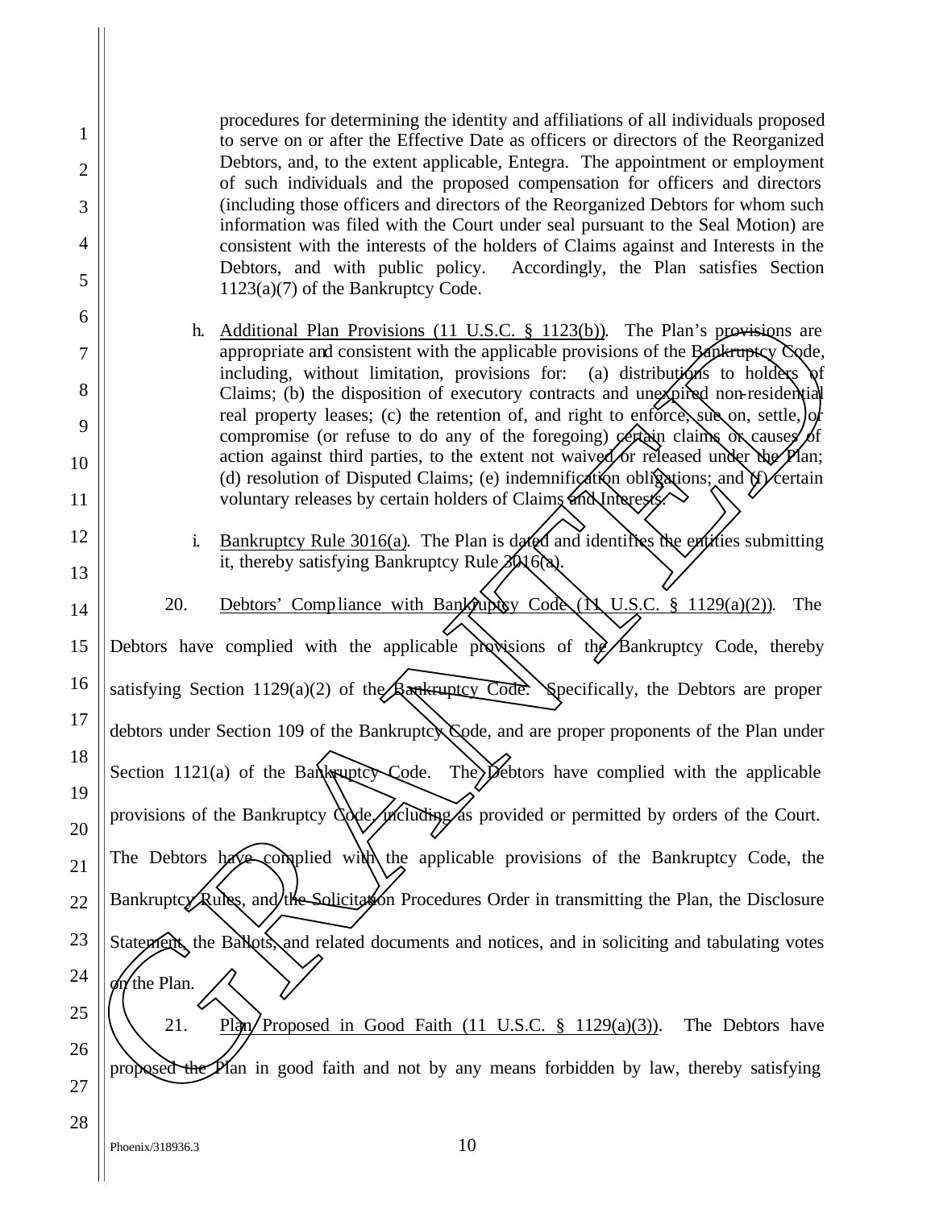procedures for determining the identity and affiliations of all individuals proposed to serve on or after the Effective Date as officers or directors of the Reorganized Debtors, and, to the extent applicable, Entegra. The appointment or employment of such individuals and the proposed compensation for officers and directors (including those officers and directors of the Reorganized Debtors for whom such information was filed with the Court under seal pursuant to the Seal Motion) are consistent with the interests of the holders of Claims against and Interests in the Debtors, and with public policy. Accordingly, the Plan satisfies Section 1123(a)(7) of the Bankruptcy Code.

h. Additional Plan Provisions (11 U.S.C. § 1123(b)). The Plan's provisions are appropriate and consistent with the applicable provisions of the Bankruptcy Code, including, without limitation, provisions for: (a) distributions to holders of Claims; (b) the disposition of executory contracts and unexpired non-residential real property leases; (c) the retention of, and right to enforce, sue on, settle, or compromise (or refuse to do any of the foregoing) certain claims or causes of action against third parties, to the extent not waived or released under the Plan; (d) resolution of Disputed Claims; (e) indemnification obligations; and (f) certain voluntary releases by certain holders of Claims and Interests.

i. Bankruptcy Rule 3016(a). The Plan is dated and identifies the entities submitting it, thereby satisfying Bankruptcy Rule 3016(a).

20. Debtors' Compliance with Bankruptcy Code (11 U.S.C. § 1129(a)(2)). The Debtors have complied with the applicable provisions of the Bankruptcy Code, thereby satisfying Section 1129(a)(2) of the Bankruptcy Code. Specifically, the Debtors are proper debtors under Section 109 of the Bankruptcy Code, and are proper proponents of the Plan under Section 1121(a) of the Bankruptcy Code. The Debtors have complied with the applicable provisions of the Bankruptcy Code, including as provided or permitted by orders of the Court. The Debtors have complied with the applicable provisions of the Bankruptcy Code, the Bankruptcy Rules, and the Solicitation Procedures Order in transmitting the Plan, the Disclosure Statement, the Ballots, and related documents and notices, and in soliciting and tabulating votes on the Plan.

21. Plan Proposed in Good Faith (11 U.S.C. § 1129(a)(3)). The Debtors have proposed the Plan in good faith and not by any means forbidden by law, thereby satisfying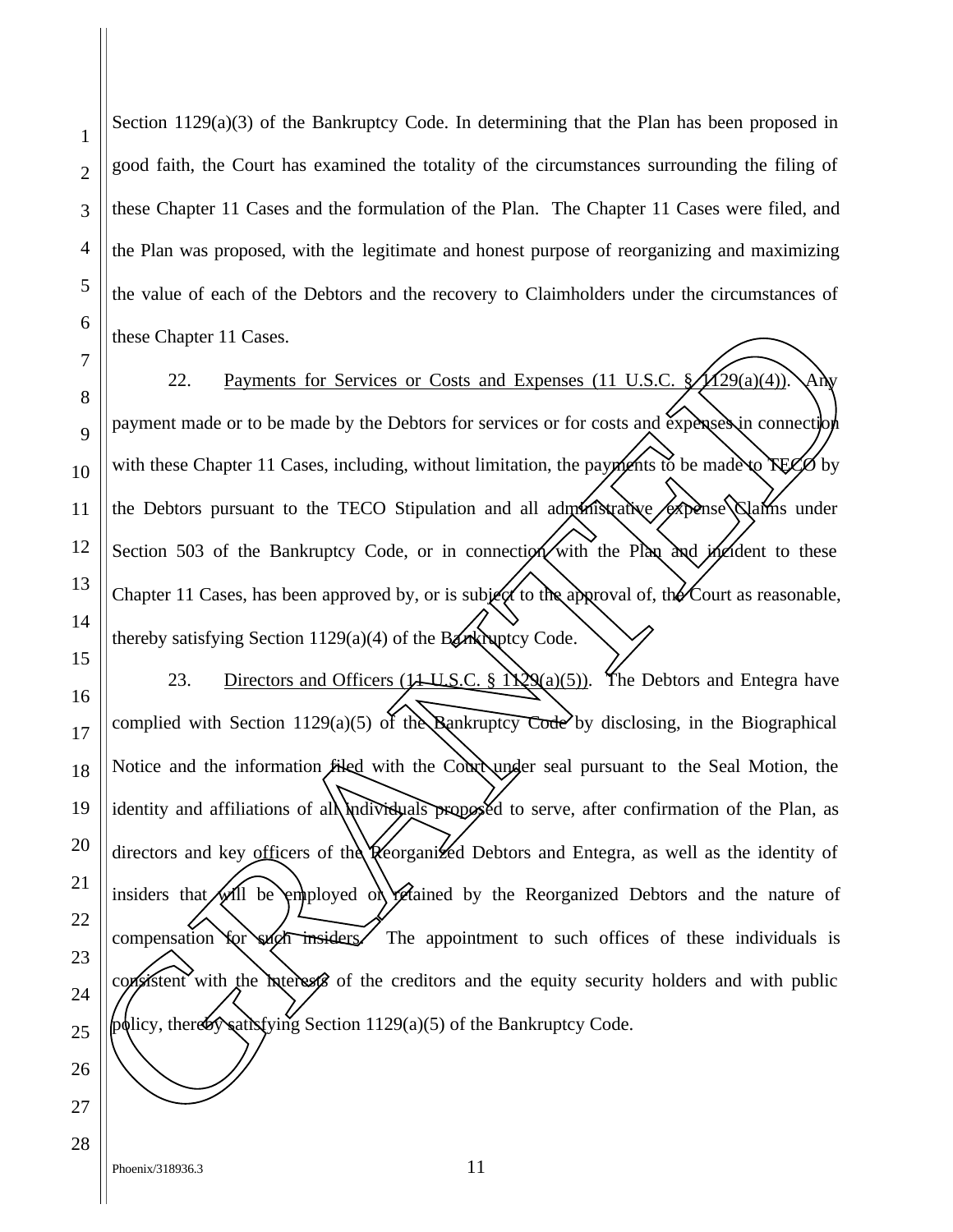Section 1129(a)(3) of the Bankruptcy Code. In determining that the Plan has been proposed in good faith, the Court has examined the totality of the circumstances surrounding the filing of these Chapter 11 Cases and the formulation of the Plan. The Chapter 11 Cases were filed, and the Plan was proposed, with the legitimate and honest purpose of reorganizing and maximizing the value of each of the Debtors and the recovery to Claimholders under the circumstances of these Chapter 11 Cases.

22. Payments for Services or Costs and Expenses (11 U.S.C. § 1129(a)(4)). Any payment made or to be made by the Debtors for services or for costs and expenses in connection with these Chapter 11 Cases, including, without limitation, the payments to be made to TECO by the Debtors pursuant to the TECO Stipulation and all administrative expense Claims under Section 503 of the Bankruptcy Code, or in connection with the Plan and incident to these Chapter 11 Cases, has been approved by, or is subject to the approval of, the Court as reasonable, thereby satisfying Section 1129(a)(4) of the Bankruptcy Code.

23. Directors and Officers (11 U.S.C. § 1129(a)(5)). The Debtors and Entegra have complied with Section 1129(a)(5) of the Bankruptcy Code by disclosing, in the Biographical Notice and the information filed with the Court under seal pursuant to the Seal Motion, the identity and affiliations of all individuals proposed to serve, after confirmation of the Plan, as directors and key officers of the Reorganized Debtors and Entegra, as well as the identity of insiders that will be employed or retained by the Reorganized Debtors and the nature of compensation for such insiders. The appointment to such offices of these individuals is consistent with the interests of the creditors and the equity security holders and with public policy, thereby satisfying Section 1129(a)(5) of the Bankruptcy Code.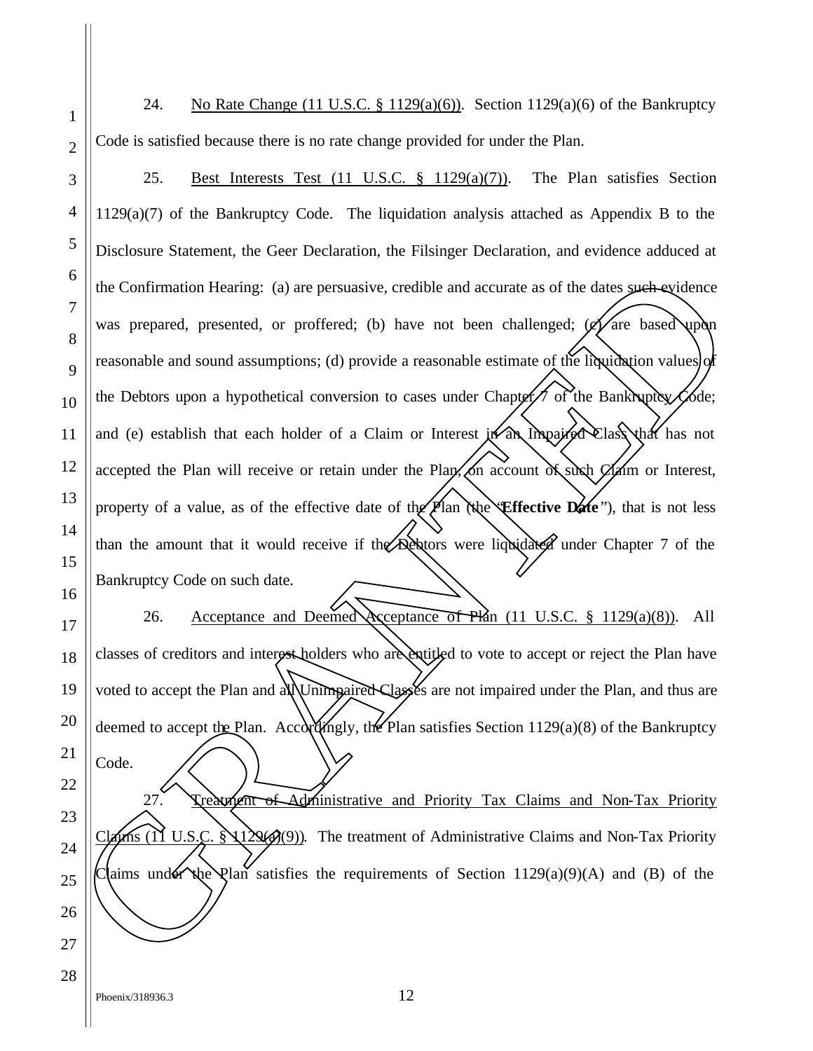24. No Rate Change (11 U.S.C. § 1129(a)(6)). Section 1129(a)(6) of the Bankruptcy Code is satisfied because there is no rate change provided for under the Plan.

25. Best Interests Test (11 U.S.C. § 1129(a)(7)). The Plan satisfies Section 1129(a)(7) of the Bankruptcy Code. The liquidation analysis attached as Appendix B to the Disclosure Statement, the Geer Declaration, the Filsinger Declaration, and evidence adduced at the Confirmation Hearing: (a) are persuasive, credible and accurate as of the dates such evidence was prepared, presented, or proffered; (b) have not been challenged; (c) are based upon reasonable and sound assumptions; (d) provide a reasonable estimate of the liquidation values of the Debtors upon a hypothetical conversion to cases under Chapter 7 of the Bankruptcy Code; and (e) establish that each holder of a Claim or Interest in an Impaired Class that has not accepted the Plan will receive or retain under the Plan, on account of such Claim or Interest, property of a value, as of the effective date of the Plan (the "**Effective Date**"), that is not less than the amount that it would receive if the Debtors were liquidated under Chapter 7 of the Bankruptcy Code on such date.

26. Acceptance and Deemed Acceptance of Plan (11 U.S.C. § 1129(a)(8)). All classes of creditors and interest holders who are entitled to vote to accept or reject the Plan have voted to accept the Plan and all Unimpaired Classes are not impaired under the Plan, and thus are deemed to accept the Plan. Accordingly, the Plan satisfies Section 1129(a)(8) of the Bankruptcy Code.

27. Treatment of Administrative and Priority Tax Claims and Non-Tax Priority Claims (11 U.S.C. § 1129(a)(9)). The treatment of Administrative Claims and Non-Tax Priority Claims under the Plan satisfies the requirements of Section 1129(a)(9)(A) and (B) of the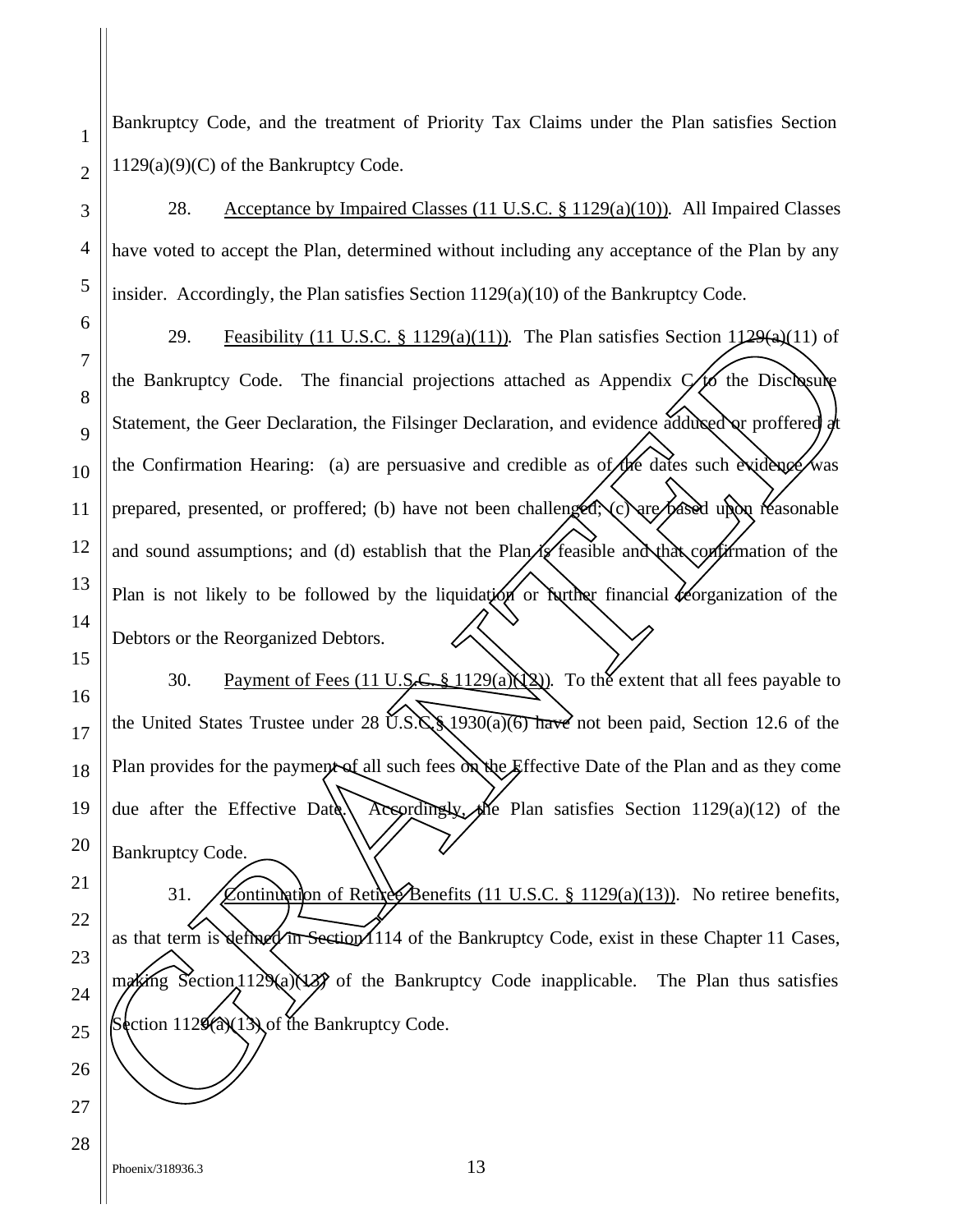Bankruptcy Code, and the treatment of Priority Tax Claims under the Plan satisfies Section 1129(a)(9)(C) of the Bankruptcy Code.

28. Acceptance by Impaired Classes (11 U.S.C. § 1129(a)(10)). All Impaired Classes have voted to accept the Plan, determined without including any acceptance of the Plan by any insider. Accordingly, the Plan satisfies Section 1129(a)(10) of the Bankruptcy Code.

29. Feasibility (11 U.S.C. § 1129(a)(11)). The Plan satisfies Section 1129(a)(11) of the Bankruptcy Code. The financial projections attached as Appendix C to the Disclosure Statement, the Geer Declaration, the Filsinger Declaration, and evidence adduced or proffered at the Confirmation Hearing: (a) are persuasive and credible as of the dates such evidence was prepared, presented, or proffered; (b) have not been challenged; (c) are based upon reasonable and sound assumptions; and (d) establish that the Plan is feasible and that confirmation of the Plan is not likely to be followed by the liquidation or further financial reorganization of the Debtors or the Reorganized Debtors.

30. Payment of Fees (11 U.S.C. § 1129(a)(12)). To the extent that all fees payable to the United States Trustee under 28 U.S.C.§ 1930(a)(6) have not been paid, Section 12.6 of the Plan provides for the payment of all such fees on the Effective Date of the Plan and as they come due after the Effective Date. Accordingly, the Plan satisfies Section 1129(a)(12) of the Bankruptcy Code.

31. Continuation of Retiree Benefits (11 U.S.C. § 1129(a)(13)). No retiree benefits, as that term is defined in Section 1114 of the Bankruptcy Code, exist in these Chapter 11 Cases, making Section 1129(a)(13) of the Bankruptcy Code inapplicable. The Plan thus satisfies Section 1129(a)(13) of the Bankruptcy Code.

Phoenix/318936.3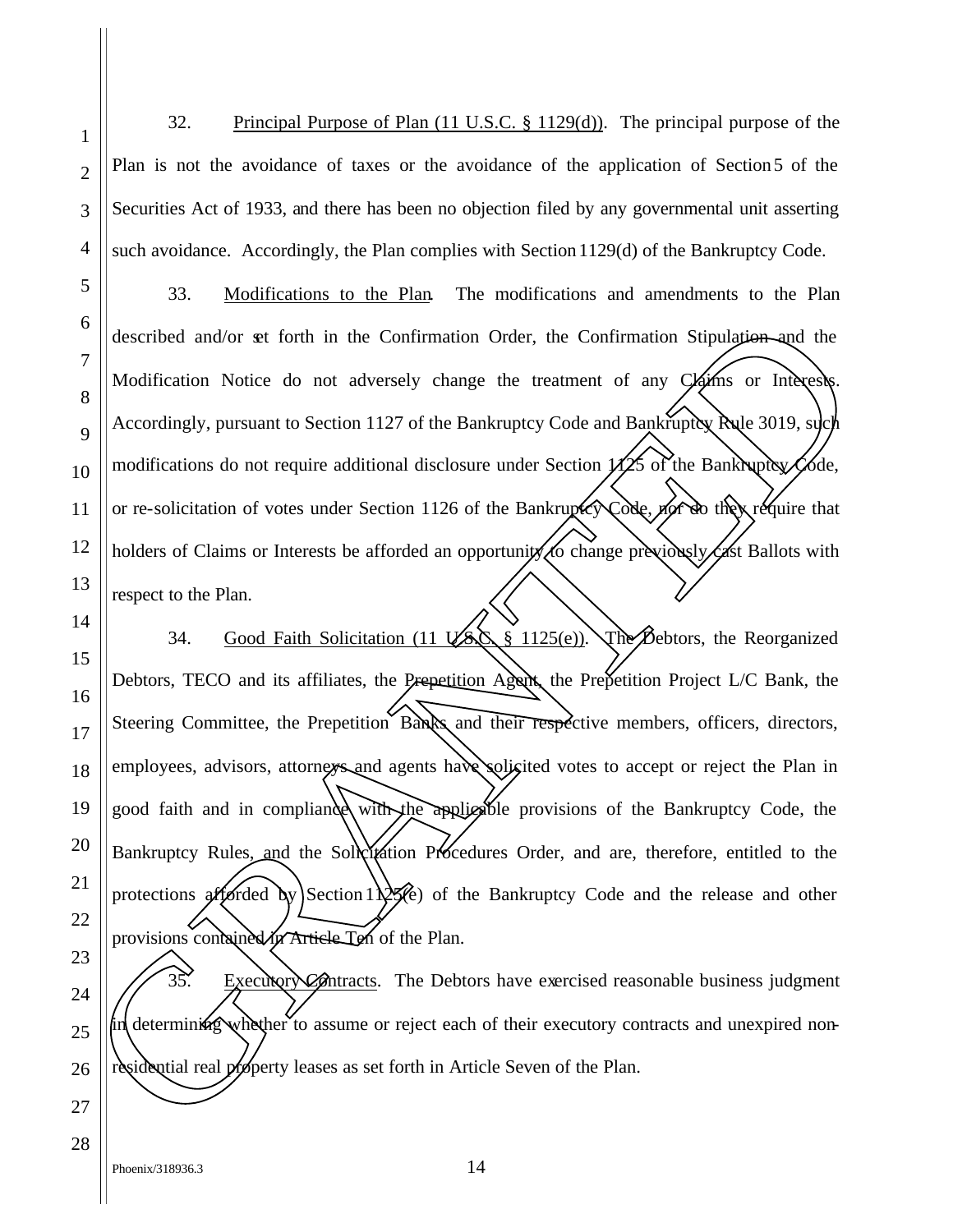32. Principal Purpose of Plan (11 U.S.C. § 1129(d)). The principal purpose of the Plan is not the avoidance of taxes or the avoidance of the application of Section 5 of the Securities Act of 1933, and there has been no objection filed by any governmental unit asserting such avoidance. Accordingly, the Plan complies with Section 1129(d) of the Bankruptcy Code.

33. Modifications to the Plan. The modifications and amendments to the Plan described and/or set forth in the Confirmation Order, the Confirmation Stipulation and the Modification Notice do not adversely change the treatment of any Claims or Interests. Accordingly, pursuant to Section 1127 of the Bankruptcy Code and Bankruptcy Rule 3019, such modifications do not require additional disclosure under Section 1125 of the Bankruptcy Code, or re-solicitation of votes under Section 1126 of the Bankruptcy Code, nor do they require that holders of Claims or Interests be afforded an opportunity to change previously cast Ballots with respect to the Plan.

34. Good Faith Solicitation (11 U.S.C. § 1125(e)). The Debtors, the Reorganized Debtors, TECO and its affiliates, the Prepetition Agent, the Prepetition Project L/C Bank, the Steering Committee, the Prepetition Banks and their respective members, officers, directors, employees, advisors, attorneys and agents have solicited votes to accept or reject the Plan in good faith and in compliance with the applicable provisions of the Bankruptcy Code, the Bankruptcy Rules, and the Solicitation Procedures Order, and are, therefore, entitled to the protections afforded by Section 1125(e) of the Bankruptcy Code and the release and other provisions contained in Article Ten of the Plan.

35. Executory Contracts. The Debtors have exercised reasonable business judgment in determining whether to assume or reject each of their executory contracts and unexpired non-residential real property leases as set forth in Article Seven of the Plan.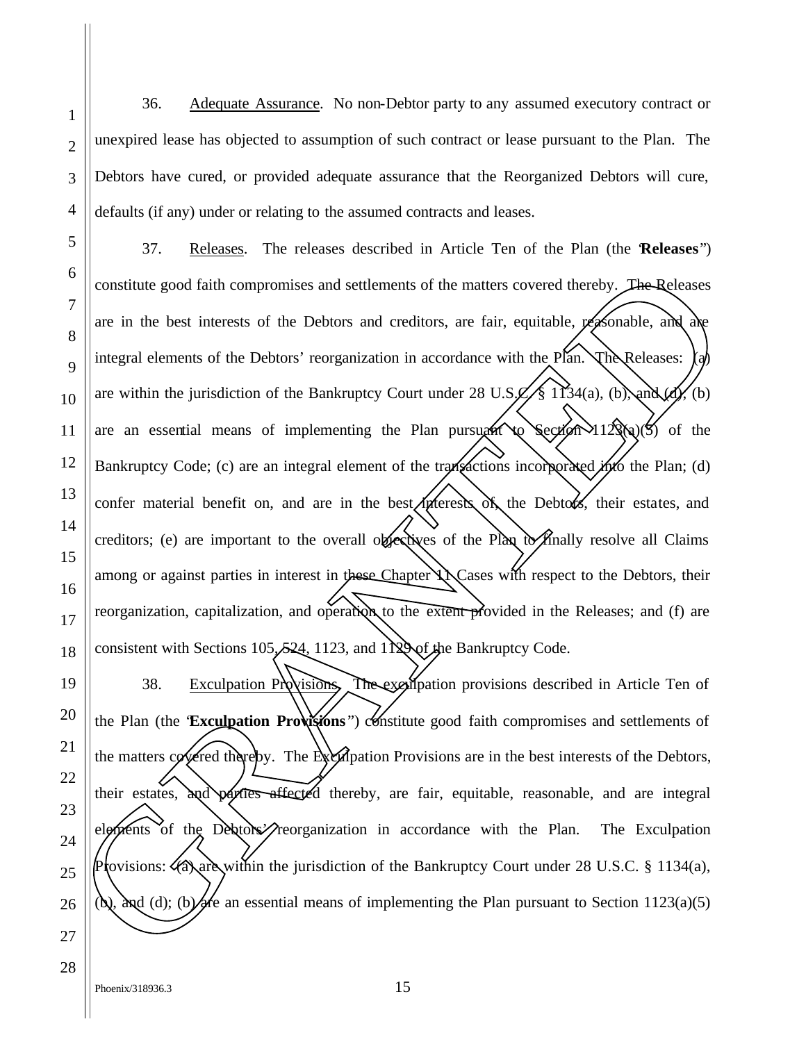36. Adequate Assurance. No non-Debtor party to any assumed executory contract or unexpired lease has objected to assumption of such contract or lease pursuant to the Plan. The Debtors have cured, or provided adequate assurance that the Reorganized Debtors will cure, defaults (if any) under or relating to the assumed contracts and leases.

37. Releases. The releases described in Article Ten of the Plan (the "**Releases**") constitute good faith compromises and settlements of the matters covered thereby. The Releases are in the best interests of the Debtors and creditors, are fair, equitable, reasonable, and are integral elements of the Debtors' reorganization in accordance with the Plan. The Releases: (a) are within the jurisdiction of the Bankruptcy Court under 28 U.S.C. § 1134(a), (b), and (d); (b) are an essential means of implementing the Plan pursuant to Section 1123(a)(5) of the Bankruptcy Code; (c) are an integral element of the transactions incorporated into the Plan; (d) confer material benefit on, and are in the best interests of, the Debtors, their estates, and creditors; (e) are important to the overall objectives of the Plan to finally resolve all Claims among or against parties in interest in these Chapter 11 Cases with respect to the Debtors, their reorganization, capitalization, and operation to the extent provided in the Releases; and (f) are consistent with Sections 105, 524, 1123, and 1129 of the Bankruptcy Code.

38. Exculpation Provisions. The exculpation provisions described in Article Ten of the Plan (the "**Exculpation Provisions**") constitute good faith compromises and settlements of the matters covered thereby. The Exculpation Provisions are in the best interests of the Debtors, their estates, and parties affected thereby, are fair, equitable, reasonable, and are integral elements of the Debtors' reorganization in accordance with the Plan. The Exculpation Provisions: (a) are within the jurisdiction of the Bankruptcy Court under 28 U.S.C. § 1134(a), (b), and (d); (b) are an essential means of implementing the Plan pursuant to Section 1123(a)(5)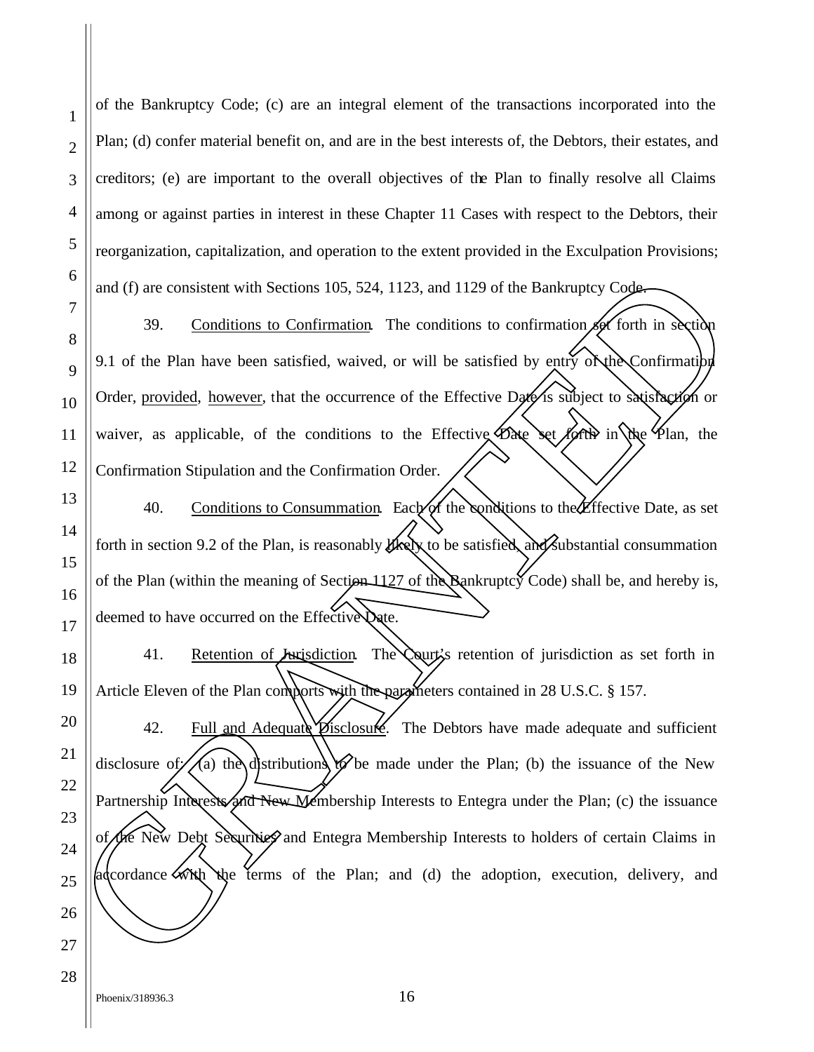of the Bankruptcy Code; (c) are an integral element of the transactions incorporated into the Plan; (d) confer material benefit on, and are in the best interests of, the Debtors, their estates, and creditors; (e) are important to the overall objectives of the Plan to finally resolve all Claims among or against parties in interest in these Chapter 11 Cases with respect to the Debtors, their reorganization, capitalization, and operation to the extent provided in the Exculpation Provisions; and (f) are consistent with Sections 105, 524, 1123, and 1129 of the Bankruptcy Code.

39. Conditions to Confirmation. The conditions to confirmation set forth in section 9.1 of the Plan have been satisfied, waived, or will be satisfied by entry of the Confirmation Order, provided, however, that the occurrence of the Effective Date is subject to satisfaction or waiver, as applicable, of the conditions to the Effective Date set forth in the Plan, the Confirmation Stipulation and the Confirmation Order.

40. Conditions to Consummation. Each of the conditions to the Effective Date, as set forth in section 9.2 of the Plan, is reasonably likely to be satisfied, and substantial consummation of the Plan (within the meaning of Section 1127 of the Bankruptcy Code) shall be, and hereby is, deemed to have occurred on the Effective Date.

41. Retention of Jurisdiction. The Court's retention of jurisdiction as set forth in Article Eleven of the Plan comports with the parameters contained in 28 U.S.C. § 157.

42. Full and Adequate Disclosure. The Debtors have made adequate and sufficient disclosure of: (a) the distributions to be made under the Plan; (b) the issuance of the New Partnership Interests and New Membership Interests to Entegra under the Plan; (c) the issuance of the New Debt Securities and Entegra Membership Interests to holders of certain Claims in accordance with the terms of the Plan; and (d) the adoption, execution, delivery, and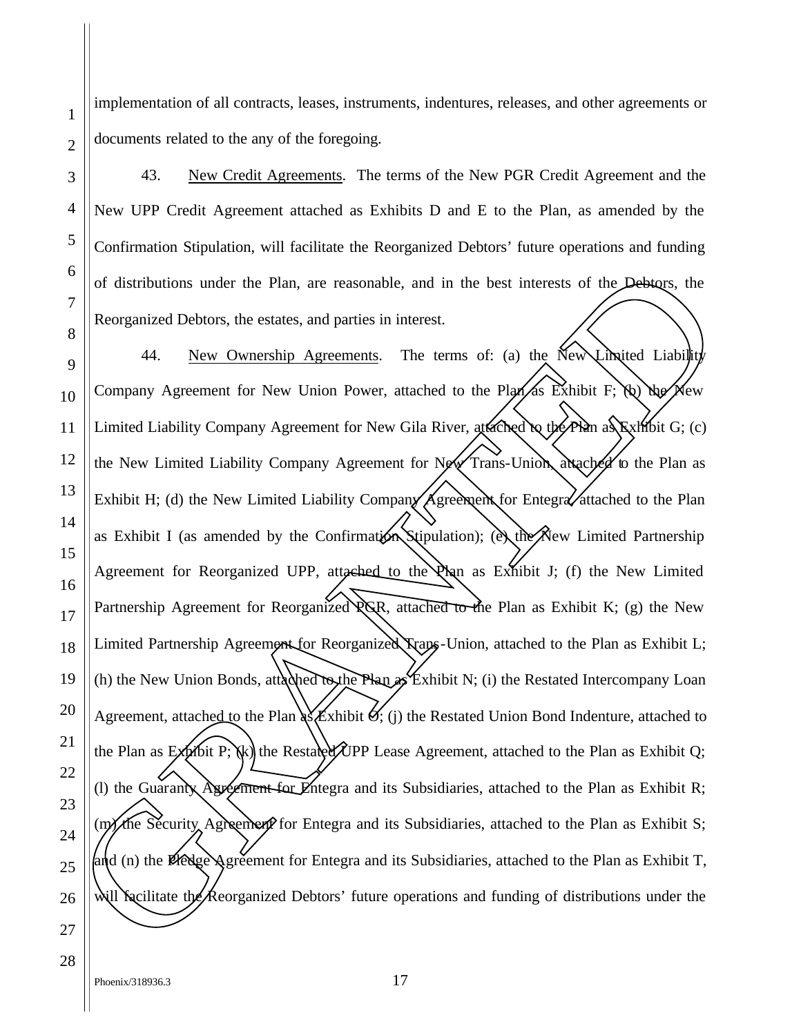implementation of all contracts, leases, instruments, indentures, releases, and other agreements or documents related to the any of the foregoing.

43. New Credit Agreements. The terms of the New PGR Credit Agreement and the New UPP Credit Agreement attached as Exhibits D and E to the Plan, as amended by the Confirmation Stipulation, will facilitate the Reorganized Debtors' future operations and funding of distributions under the Plan, are reasonable, and in the best interests of the Debtors, the Reorganized Debtors, the estates, and parties in interest.

44. New Ownership Agreements. The terms of: (a) the New Limited Liability Company Agreement for New Union Power, attached to the Plan as Exhibit F; (b) the New Limited Liability Company Agreement for New Gila River, attached to the Plan as Exhibit G; (c) the New Limited Liability Company Agreement for New Trans-Union, attached to the Plan as Exhibit H; (d) the New Limited Liability Company Agreement for Entegra, attached to the Plan as Exhibit I (as amended by the Confirmation Stipulation); (e) the New Limited Partnership Agreement for Reorganized UPP, attached to the Plan as Exhibit J; (f) the New Limited Partnership Agreement for Reorganized PGR, attached to the Plan as Exhibit K; (g) the New Limited Partnership Agreement for Reorganized Trans-Union, attached to the Plan as Exhibit L; (h) the New Union Bonds, attached to the Plan as Exhibit N; (i) the Restated Intercompany Loan Agreement, attached to the Plan as Exhibit O; (j) the Restated Union Bond Indenture, attached to the Plan as Exhibit P; (k) the Restated UPP Lease Agreement, attached to the Plan as Exhibit Q; (l) the Guaranty Agreement for Entegra and its Subsidiaries, attached to the Plan as Exhibit R; (m) the Security Agreement for Entegra and its Subsidiaries, attached to the Plan as Exhibit S; and (n) the Pledge Agreement for Entegra and its Subsidiaries, attached to the Plan as Exhibit T, will facilitate the Reorganized Debtors' future operations and funding of distributions under the

GRANTED

Phoenix/318936.3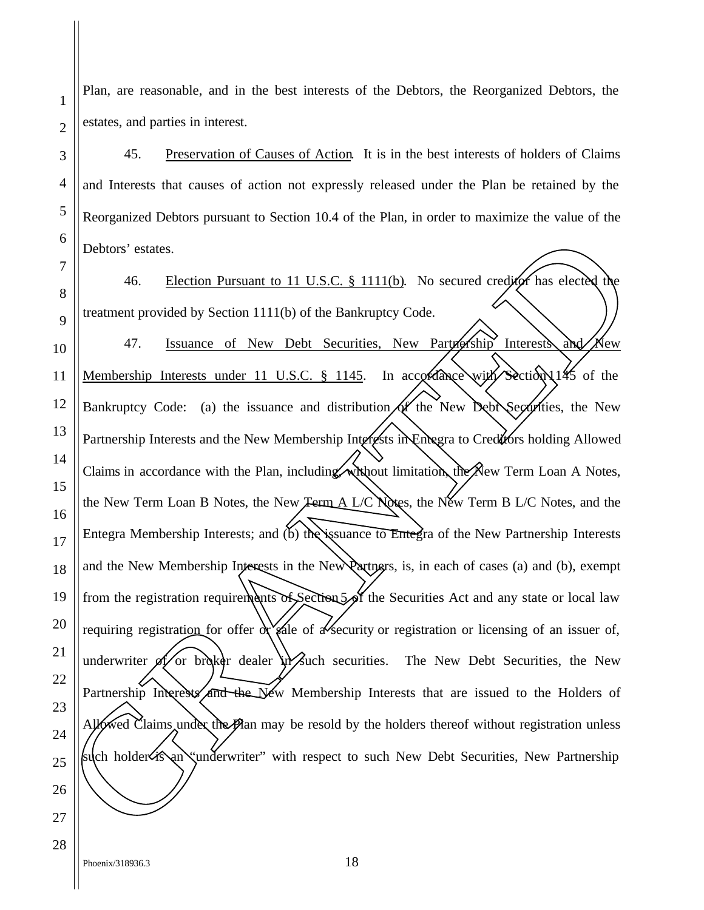Plan, are reasonable, and in the best interests of the Debtors, the Reorganized Debtors, the estates, and parties in interest.

45. Preservation of Causes of Action. It is in the best interests of holders of Claims and Interests that causes of action not expressly released under the Plan be retained by the Reorganized Debtors pursuant to Section 10.4 of the Plan, in order to maximize the value of the Debtors' estates.

46. Election Pursuant to 11 U.S.C. § 1111(b). No secured creditor has elected the treatment provided by Section 1111(b) of the Bankruptcy Code.

47. Issuance of New Debt Securities, New Partnership Interests and New Membership Interests under 11 U.S.C. § 1145. In accordance with Section 1145 of the Bankruptcy Code: (a) the issuance and distribution of the New Debt Securities, the New Partnership Interests and the New Membership Interests in Entegra to Creditors holding Allowed Claims in accordance with the Plan, including, without limitation, the New Term Loan A Notes, the New Term Loan B Notes, the New Term A L/C Notes, the New Term B L/C Notes, and the Entegra Membership Interests; and (b) the issuance to Entegra of the New Partnership Interests and the New Membership Interests in the New Partners, is, in each of cases (a) and (b), exempt from the registration requirements of Section 5 of the Securities Act and any state or local law requiring registration for offer or sale of a security or registration or licensing of an issuer of, underwriter of, or broker dealer in such securities. The New Debt Securities, the New Partnership Interests and the New Membership Interests that are issued to the Holders of Allowed Claims under the Plan may be resold by the holders thereof without registration unless such holder is an "underwriter" with respect to such New Debt Securities, New Partnership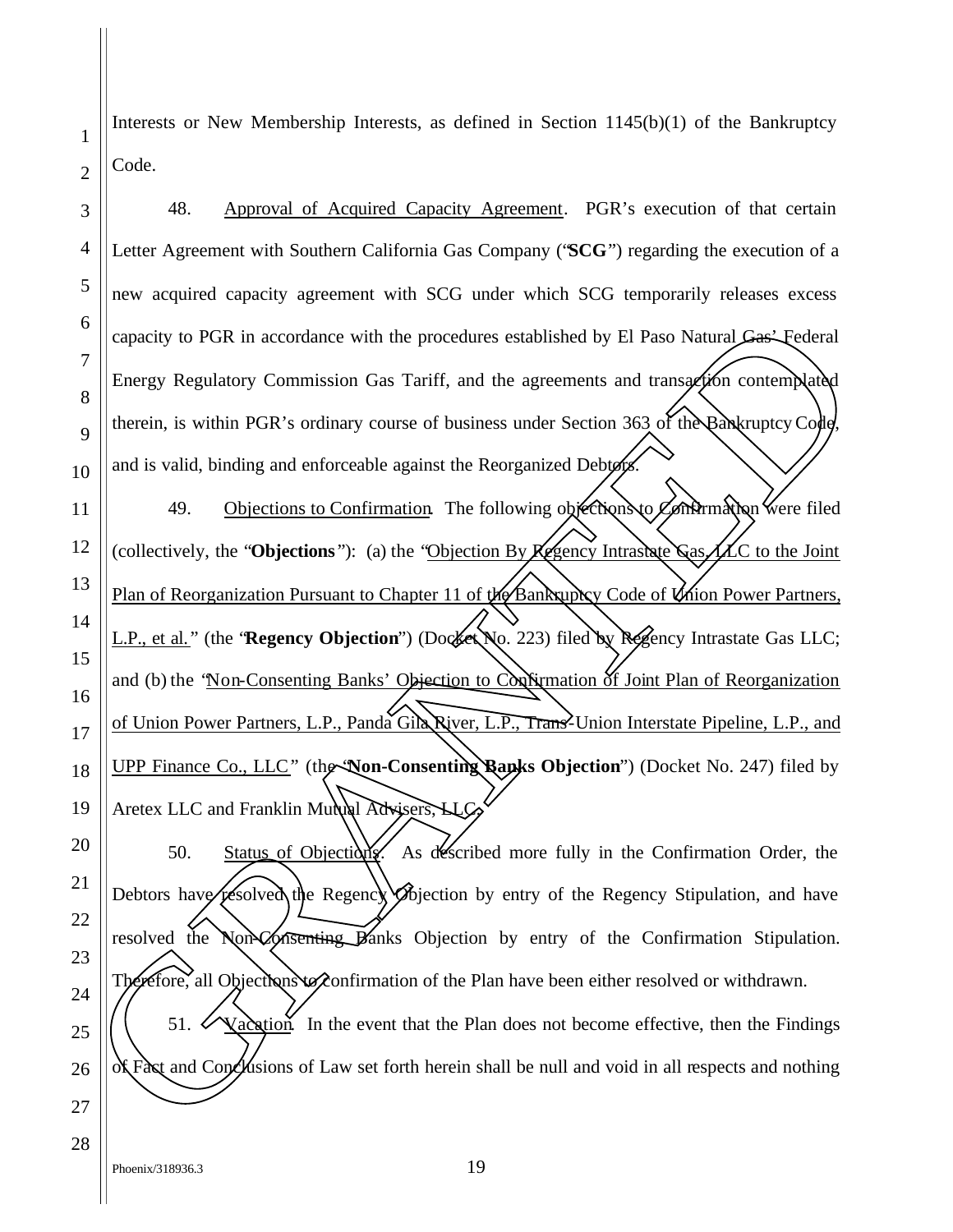Interests or New Membership Interests, as defined in Section 1145(b)(1) of the Bankruptcy Code.

48. Approval of Acquired Capacity Agreement. PGR's execution of that certain Letter Agreement with Southern California Gas Company ("**SCG**") regarding the execution of a new acquired capacity agreement with SCG under which SCG temporarily releases excess capacity to PGR in accordance with the procedures established by El Paso Natural Gas' Federal Energy Regulatory Commission Gas Tariff, and the agreements and transaction contemplated therein, is within PGR's ordinary course of business under Section 363 of the Bankruptcy Code, and is valid, binding and enforceable against the Reorganized Debtors.

49. Objections to Confirmation. The following objections to Confirmation were filed (collectively, the "**Objections**"): (a) the "Objection By Regency Intrastate Gas, LLC to the Joint Plan of Reorganization Pursuant to Chapter 11 of the Bankruptcy Code of Union Power Partners, L.P., et al." (the "**Regency Objection**") (Docket No. 223) filed by Regency Intrastate Gas LLC; and (b) the "Non-Consenting Banks' Objection to Confirmation of Joint Plan of Reorganization of Union Power Partners, L.P., Panda Gila River, L.P., Trans-Union Interstate Pipeline, L.P., and UPP Finance Co., LLC" (the "**Non-Consenting Banks Objection**") (Docket No. 247) filed by Aretex LLC and Franklin Mutual Advisers, LLC.

50. Status of Objections. As described more fully in the Confirmation Order, the Debtors have resolved the Regency Objection by entry of the Regency Stipulation, and have resolved the Non-Consenting Banks Objection by entry of the Confirmation Stipulation. Therefore, all Objections to confirmation of the Plan have been either resolved or withdrawn.

51. Vacation. In the event that the Plan does not become effective, then the Findings of Fact and Conclusions of Law set forth herein shall be null and void in all respects and nothing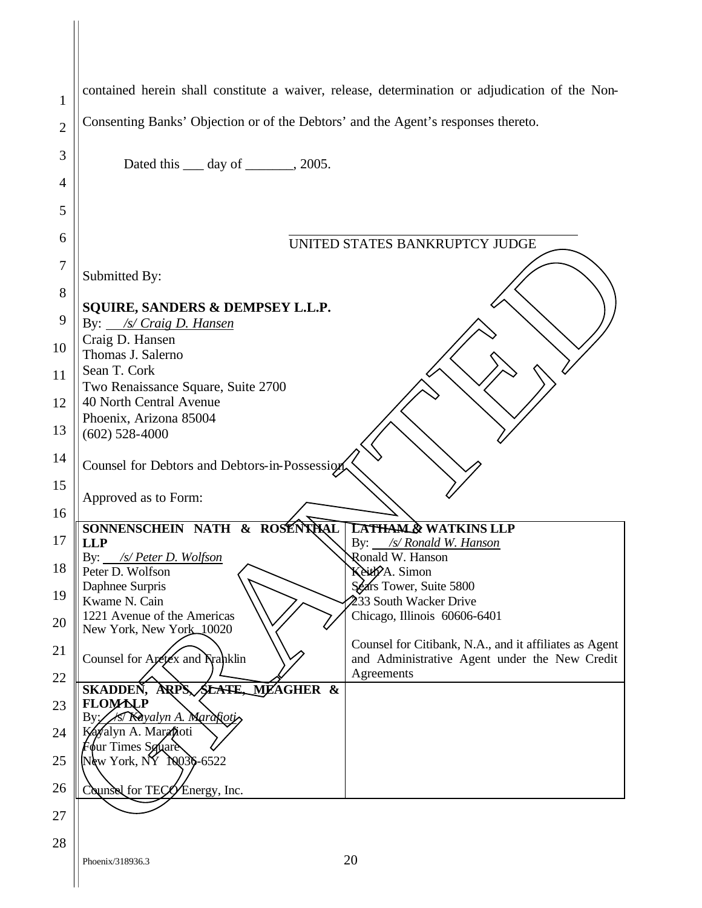contained herein shall constitute a waiver, release, determination or adjudication of the Non-Consenting Banks' Objection or of the Debtors' and the Agent's responses thereto.

Dated this ___ day of _______, 2005.

UNITED STATES BANKRUPTCY JUDGE

GRANTED

Submitted By:

**SQUIRE, SANDERS & DEMPSEY L.L.P.**
By: *__/s/ Craig D. Hansen__*
Craig D. Hansen
Thomas J. Salerno
Sean T. Cork
Two Renaissance Square, Suite 2700
40 North Central Avenue
Phoenix, Arizona 85004
(602) 528-4000

Counsel for Debtors and Debtors-in-Possession

Approved as to Form:

| **SONNENSCHEIN NATH & ROSENTHAL LLP**<br>By: *__/s/ Peter D. Wolfson__*<br>Peter D. Wolfson<br>Daphnee Surpris<br>Kwame N. Cain<br>1221 Avenue of the Americas<br>New York, New York 10020<br><br>Counsel for Aretex and Franklin | **LATHAM & WATKINS LLP**<br>By: *__/s/ Ronald W. Hanson__*<br>Ronald W. Hanson<br>Keith A. Simon<br>Sears Tower, Suite 5800<br>233 South Wacker Drive<br>Chicago, Illinois 60606-6401<br><br>Counsel for Citibank, N.A., and it affiliates as Agent and Administrative Agent under the New Credit Agreements |
|---|---|
| **SKADDEN, ARPS, SLATE, MEAGHER & FLOM LLP**<br>By: *__/s/ Kayalyn A. Marafioti__*<br>Kayalyn A. Marafioti<br>Four Times Square<br>New York, NY 10036-6522<br><br>Counsel for TECO Energy, Inc. | |

Phoenix/318936.3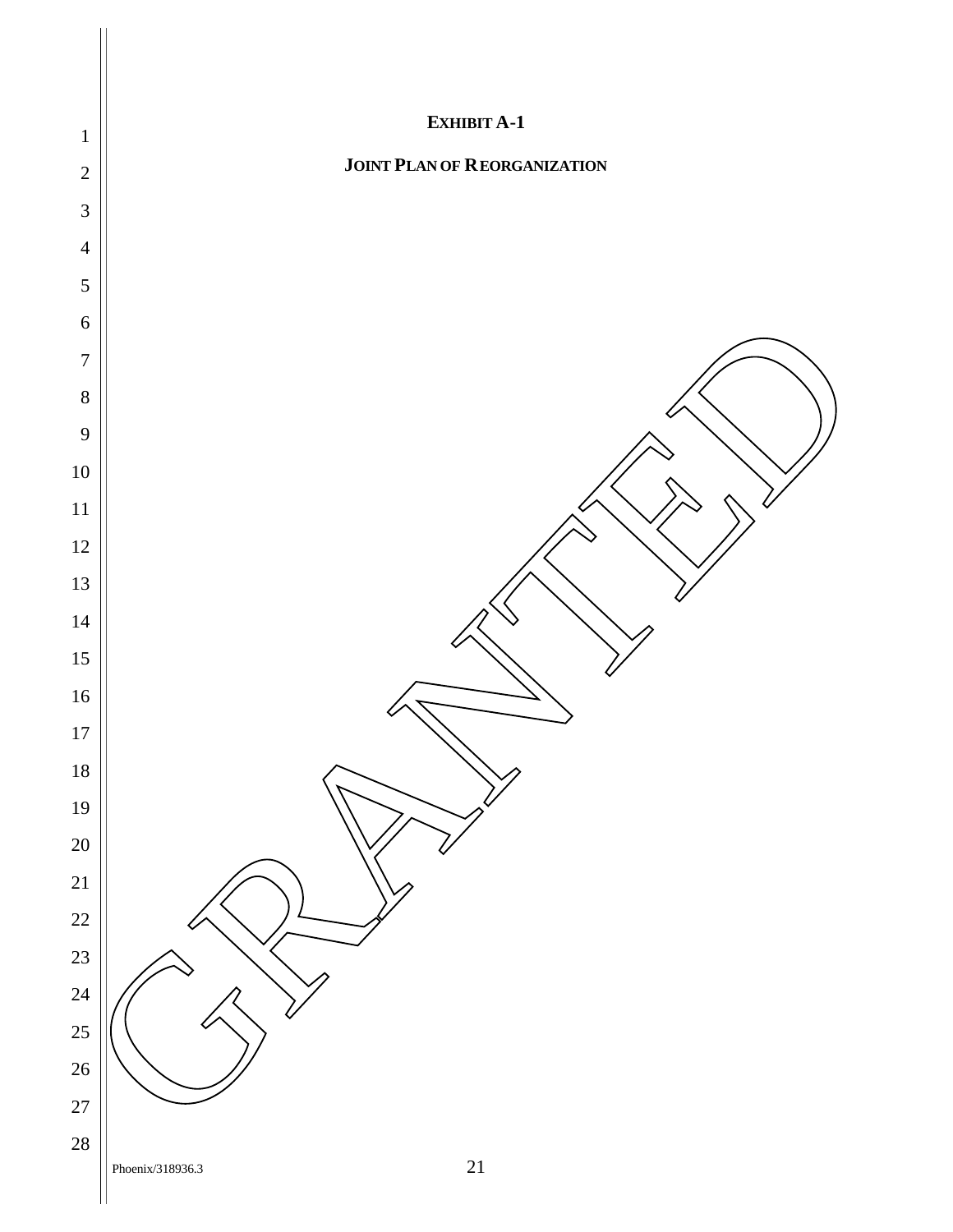**EXHIBIT A-1**

**JOINT PLAN OF REORGANIZATION**

GRANTED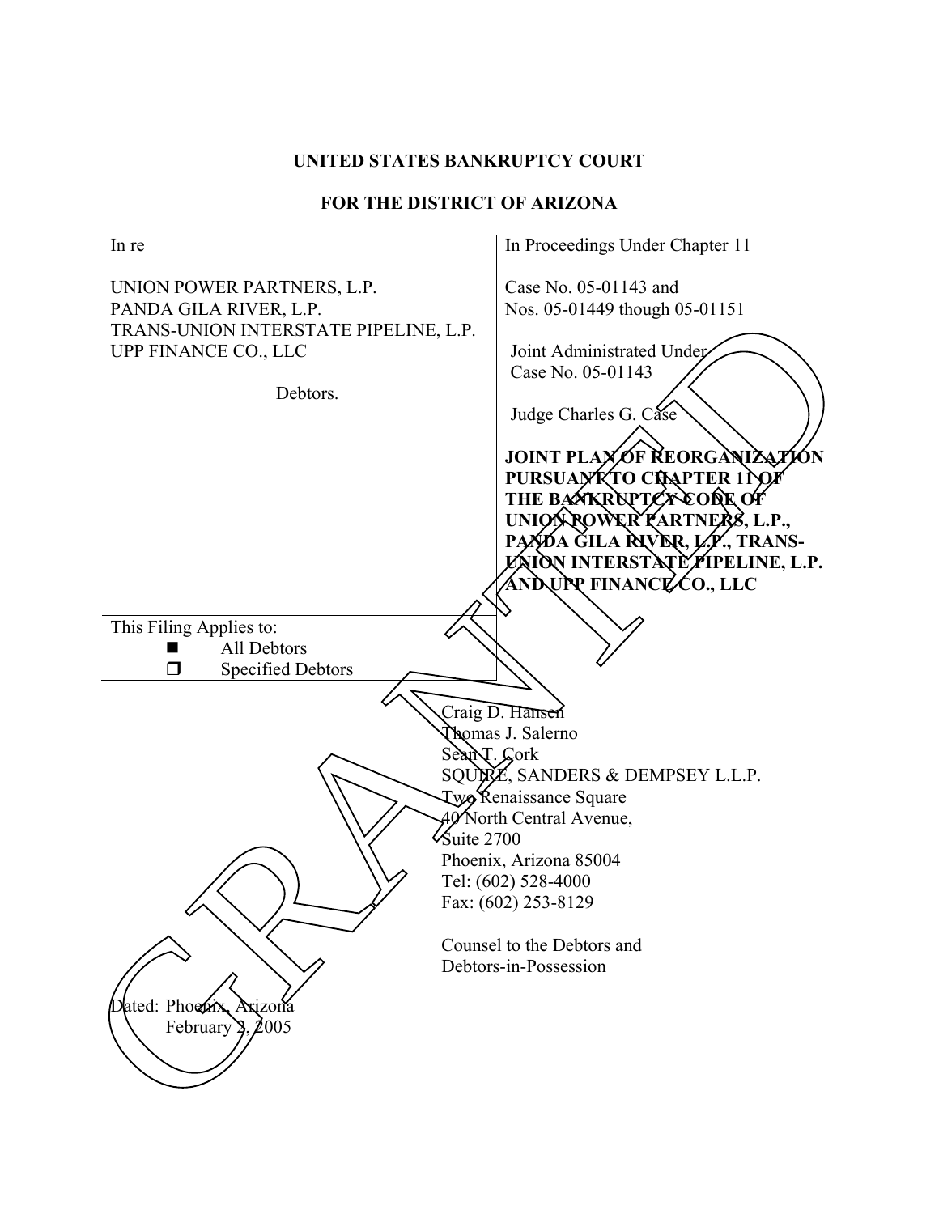**UNITED STATES BANKRUPTCY COURT**

**FOR THE DISTRICT OF ARIZONA**

| | |
|---|---|
| In re<br><br>UNION POWER PARTNERS, L.P.<br>PANDA GILA RIVER, L.P.<br>TRANS-UNION INTERSTATE PIPELINE, L.P.<br>UPP FINANCE CO., LLC<br><br>Debtors. | In Proceedings Under Chapter 11<br><br>Case No. 05-01143 and<br>Nos. 05-01449 though 05-01151<br><br>Joint Administrated Under<br>Case No. 05-01143<br><br>Judge Charles G. Case<br><br>**JOINT PLAN OF REORGANIZATION PURSUANT TO CHAPTER 11 OF THE BANKRUPTCY CODE OF UNION POWER PARTNERS, L.P., PANDA GILA RIVER, L.P., TRANS-UNION INTERSTATE PIPELINE, L.P. AND UPP FINANCE CO., LLC** |
| This Filing Applies to:<br>■ All Debtors<br>❐ Specified Debtors | |

Craig D. Hansen
Thomas J. Salerno
Sean T. Cork
SQUIRE, SANDERS & DEMPSEY L.L.P.
Two Renaissance Square
40 North Central Avenue,
Suite 2700
Phoenix, Arizona 85004
Tel: (602) 528-4000
Fax: (602) 253-8129

Counsel to the Debtors and
Debtors-in-Possession

Dated: Phoenix, Arizona
February 2, 2005

GRANTED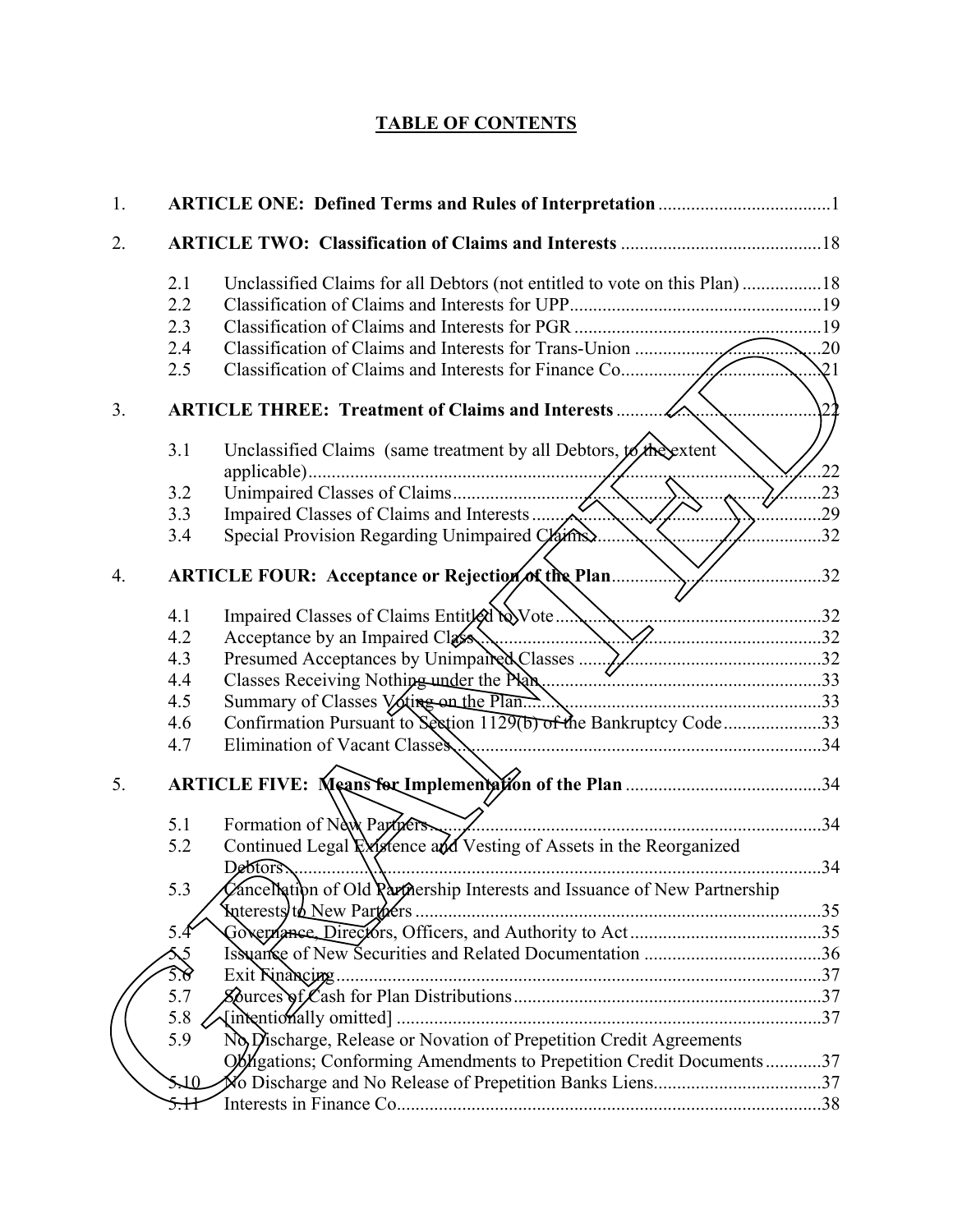# TABLE OF CONTENTS

1. **ARTICLE ONE: Defined Terms and Rules of Interpretation** ..................................... 1

2. **ARTICLE TWO: Classification of Claims and Interests** ........................................... 18

   2.1 Unclassified Claims for all Debtors (not entitled to vote on this Plan) ................. 18
   2.2 Classification of Claims and Interests for UPP...................................................... 19
   2.3 Classification of Claims and Interests for PGR ..................................................... 19
   2.4 Classification of Claims and Interests for Trans-Union ........................................ 20
   2.5 Classification of Claims and Interests for Finance Co........................................... 21

3. **ARTICLE THREE: Treatment of Claims and Interests** ............................................ 22

   3.1 Unclassified Claims (same treatment by all Debtors, to the extent applicable).............................................................................................................. 22
   3.2 Unimpaired Classes of Claims............................................................................... 23
   3.3 Impaired Classes of Claims and Interests .............................................................. 29
   3.4 Special Provision Regarding Unimpaired Claims................................................. 32

4. **ARTICLE FOUR: Acceptance or Rejection of the Plan**.............................................. 32

   4.1 Impaired Classes of Claims Entitled to Vote.......................................................... 32
   4.2 Acceptance by an Impaired Class .......................................................................... 32
   4.3 Presumed Acceptances by Unimpaired Classes ..................................................... 32
   4.4 Classes Receiving Nothing under the Plan............................................................. 33
   4.5 Summary of Classes Voting on the Plan................................................................. 33
   4.6 Confirmation Pursuant to Section 1129(b) of the Bankruptcy Code..................... 33
   4.7 Elimination of Vacant Classes................................................................................ 34

5. **ARTICLE FIVE: Means for Implementation of the Plan** .......................................... 34

   5.1 Formation of New Partners..................................................................................... 34
   5.2 Continued Legal Existence and Vesting of Assets in the Reorganized Debtors.................................................................................................................... 34
   5.3 Cancellation of Old Partnership Interests and Issuance of New Partnership Interests to New Partners ........................................................................................ 35
   5.4 Governance, Directors, Officers, and Authority to Act.......................................... 35
   5.5 Issuance of New Securities and Related Documentation ...................................... 36
   5.6 Exit Financing......................................................................................................... 37
   5.7 Sources of Cash for Plan Distributions................................................................... 37
   5.8 [intentionally omitted] ............................................................................................ 37
   5.9 No Discharge, Release or Novation of Prepetition Credit Agreements Obligations; Conforming Amendments to Prepetition Credit Documents............ 37
   5.10 No Discharge and No Release of Prepetition Banks Liens.................................... 37
   5.11 Interests in Finance Co............................................................................................ 38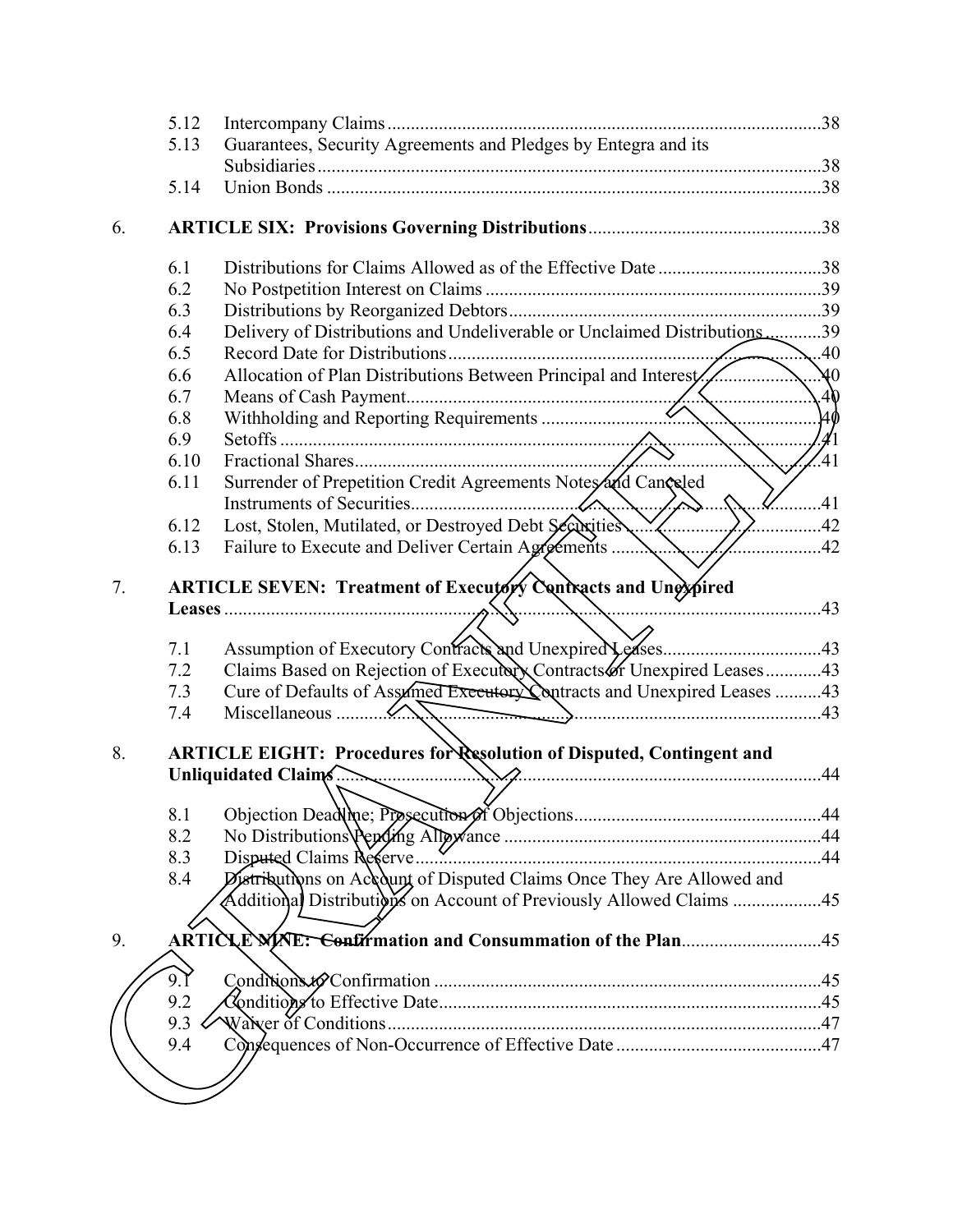| | | |
|---|---|---|
| 5.12 | Intercompany Claims | 38 |
| 5.13 | Guarantees, Security Agreements and Pledges by Entegra and its Subsidiaries | 38 |
| 5.14 | Union Bonds | 38 |

6. **ARTICLE SIX: Provisions Governing Distributions** .....38

| | | |
|---|---|---|
| 6.1 | Distributions for Claims Allowed as of the Effective Date | 38 |
| 6.2 | No Postpetition Interest on Claims | 39 |
| 6.3 | Distributions by Reorganized Debtors | 39 |
| 6.4 | Delivery of Distributions and Undeliverable or Unclaimed Distributions | 39 |
| 6.5 | Record Date for Distributions | 40 |
| 6.6 | Allocation of Plan Distributions Between Principal and Interest | 40 |
| 6.7 | Means of Cash Payment | 40 |
| 6.8 | Withholding and Reporting Requirements | 40 |
| 6.9 | Setoffs | 41 |
| 6.10 | Fractional Shares | 41 |
| 6.11 | Surrender of Prepetition Credit Agreements Notes and Canceled Instruments of Securities | 41 |
| 6.12 | Lost, Stolen, Mutilated, or Destroyed Debt Securities | 42 |
| 6.13 | Failure to Execute and Deliver Certain Agreements | 42 |

7. **ARTICLE SEVEN: Treatment of Executory Contracts and Unexpired Leases** .....43

| | | |
|---|---|---|
| 7.1 | Assumption of Executory Contracts and Unexpired Leases | 43 |
| 7.2 | Claims Based on Rejection of Executory Contracts or Unexpired Leases | 43 |
| 7.3 | Cure of Defaults of Assumed Executory Contracts and Unexpired Leases | 43 |
| 7.4 | Miscellaneous | 43 |

8. **ARTICLE EIGHT: Procedures for Resolution of Disputed, Contingent and Unliquidated Claims** .....44

| | | |
|---|---|---|
| 8.1 | Objection Deadline; Prosecution of Objections | 44 |
| 8.2 | No Distributions Pending Allowance | 44 |
| 8.3 | Disputed Claims Reserve | 44 |
| 8.4 | Distributions on Account of Disputed Claims Once They Are Allowed and Additional Distributions on Account of Previously Allowed Claims | 45 |

9. **ARTICLE NINE: Confirmation and Consummation of the Plan** .....45

| | | |
|---|---|---|
| 9.1 | Conditions to Confirmation | 45 |
| 9.2 | Conditions to Effective Date | 45 |
| 9.3 | Waiver of Conditions | 47 |
| 9.4 | Consequences of Non-Occurrence of Effective Date | 47 |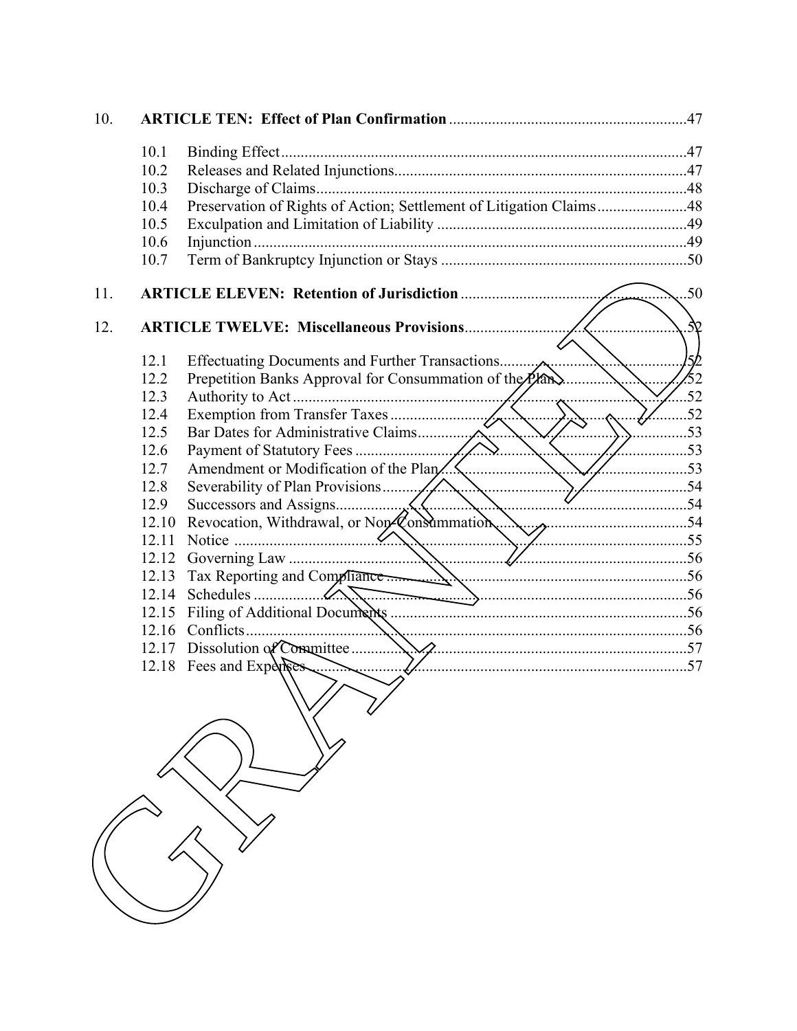| | | |
|---|---|---|
| 10. | **ARTICLE TEN: Effect of Plan Confirmation** | 47 |
| 10.1 | Binding Effect | 47 |
| 10.2 | Releases and Related Injunctions | 47 |
| 10.3 | Discharge of Claims | 48 |
| 10.4 | Preservation of Rights of Action; Settlement of Litigation Claims | 48 |
| 10.5 | Exculpation and Limitation of Liability | 49 |
| 10.6 | Injunction | 49 |
| 10.7 | Term of Bankruptcy Injunction or Stays | 50 |
| 11. | **ARTICLE ELEVEN: Retention of Jurisdiction** | 50 |
| 12. | **ARTICLE TWELVE: Miscellaneous Provisions** | 52 |
| 12.1 | Effectuating Documents and Further Transactions | 52 |
| 12.2 | Prepetition Banks Approval for Consummation of the Plan | 52 |
| 12.3 | Authority to Act | 52 |
| 12.4 | Exemption from Transfer Taxes | 52 |
| 12.5 | Bar Dates for Administrative Claims | 53 |
| 12.6 | Payment of Statutory Fees | 53 |
| 12.7 | Amendment or Modification of the Plan | 53 |
| 12.8 | Severability of Plan Provisions | 54 |
| 12.9 | Successors and Assigns | 54 |
| 12.10 | Revocation, Withdrawal, or Non-Consummation | 54 |
| 12.11 | Notice | 55 |
| 12.12 | Governing Law | 56 |
| 12.13 | Tax Reporting and Compliance | 56 |
| 12.14 | Schedules | 56 |
| 12.15 | Filing of Additional Documents | 56 |
| 12.16 | Conflicts | 56 |
| 12.17 | Dissolution of Committee | 57 |
| 12.18 | Fees and Expenses | 57 |

GRANTED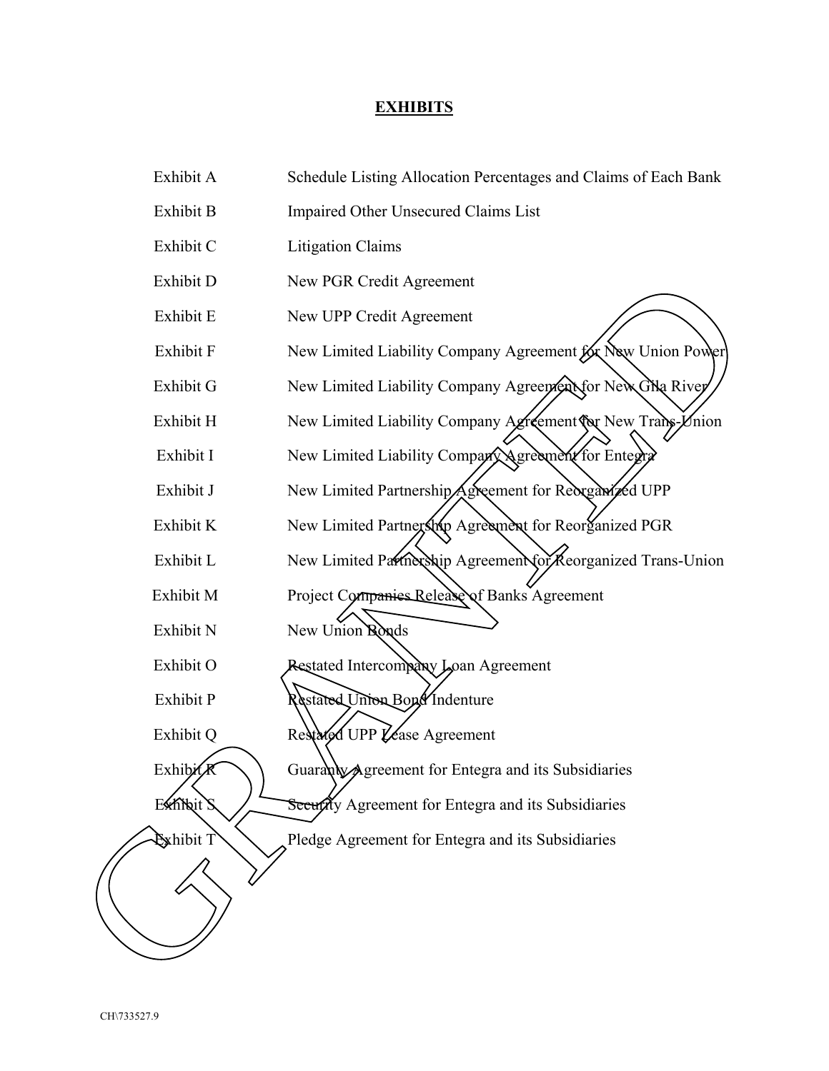# EXHIBITS

| | |
|---|---|
| Exhibit A | Schedule Listing Allocation Percentages and Claims of Each Bank |
| Exhibit B | Impaired Other Unsecured Claims List |
| Exhibit C | Litigation Claims |
| Exhibit D | New PGR Credit Agreement |
| Exhibit E | New UPP Credit Agreement |
| Exhibit F | New Limited Liability Company Agreement for New Union Power |
| Exhibit G | New Limited Liability Company Agreement for New Gila River |
| Exhibit H | New Limited Liability Company Agreement for New Trans-Union |
| Exhibit I | New Limited Liability Company Agreement for Entegra |
| Exhibit J | New Limited Partnership Agreement for Reorganized UPP |
| Exhibit K | New Limited Partnership Agreement for Reorganized PGR |
| Exhibit L | New Limited Partnership Agreement for Reorganized Trans-Union |
| Exhibit M | Project Companies Release of Banks Agreement |
| Exhibit N | New Union Bonds |
| Exhibit O | Restated Intercompany Loan Agreement |
| Exhibit P | Restated Union Bond Indenture |
| Exhibit Q | Restated UPP Lease Agreement |
| Exhibit R | Guaranty Agreement for Entegra and its Subsidiaries |
| Exhibit S | Security Agreement for Entegra and its Subsidiaries |
| Exhibit T | Pledge Agreement for Entegra and its Subsidiaries |

GRANTED

CH\733527.9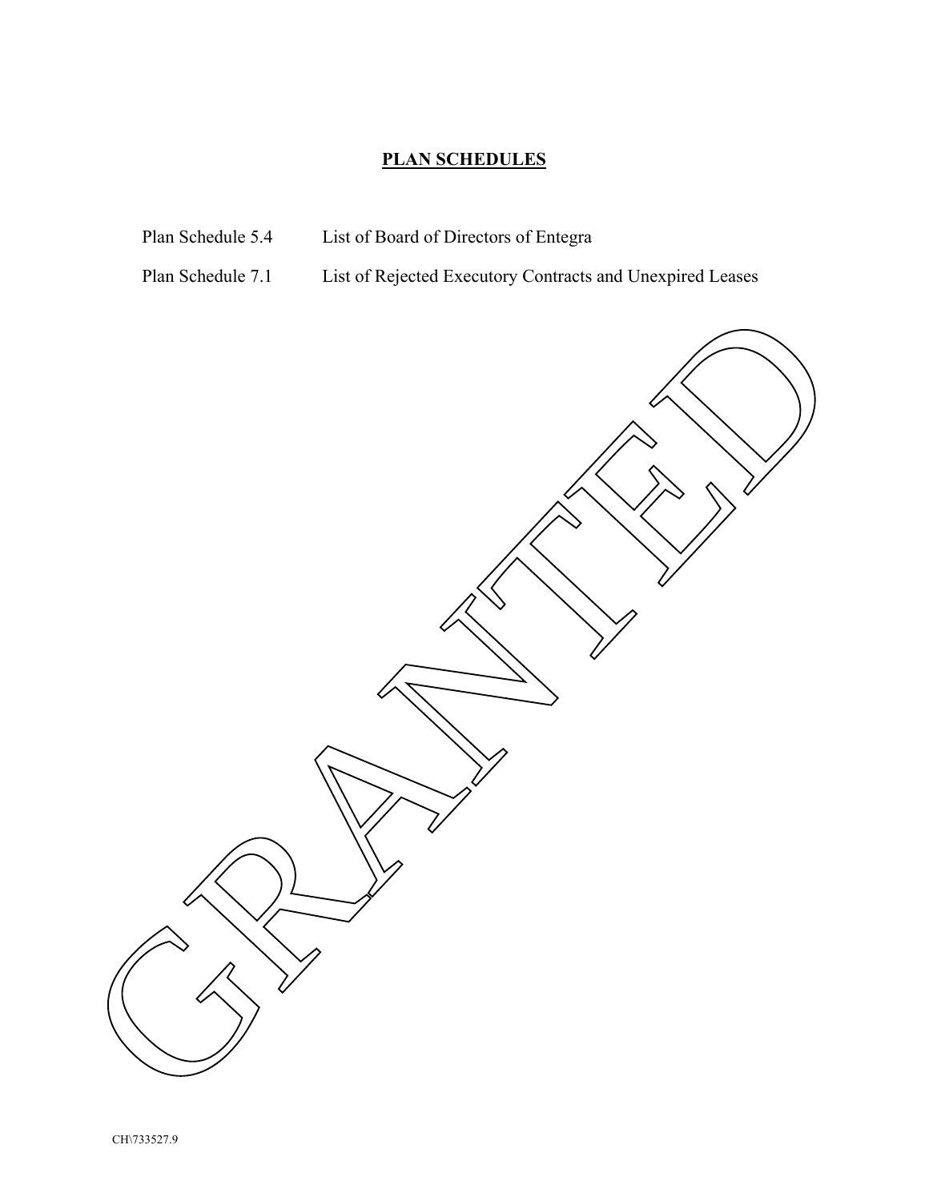# PLAN SCHEDULES

| | |
|---|---|
| Plan Schedule 5.4 | List of Board of Directors of Entegra |
| Plan Schedule 7.1 | List of Rejected Executory Contracts and Unexpired Leases |

GRANTED

CH\733527.9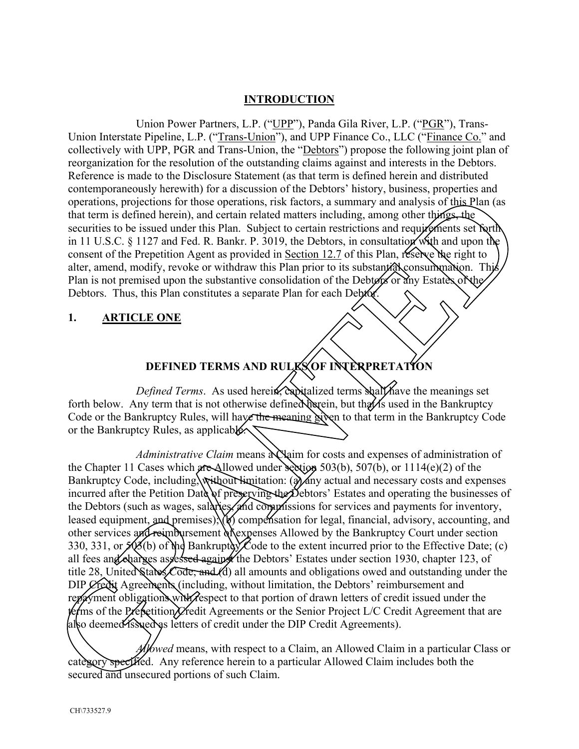## INTRODUCTION

Union Power Partners, L.P. ("UPP"), Panda Gila River, L.P. ("PGR"), Trans-Union Interstate Pipeline, L.P. ("Trans-Union"), and UPP Finance Co., LLC ("Finance Co." and collectively with UPP, PGR and Trans-Union, the "Debtors") propose the following joint plan of reorganization for the resolution of the outstanding claims against and interests in the Debtors. Reference is made to the Disclosure Statement (as that term is defined herein and distributed contemporaneously herewith) for a discussion of the Debtors' history, business, properties and operations, projections for those operations, risk factors, a summary and analysis of this Plan (as that term is defined herein), and certain related matters including, among other things, the securities to be issued under this Plan. Subject to certain restrictions and requirements set forth in 11 U.S.C. § 1127 and Fed. R. Bankr. P. 3019, the Debtors, in consultation with and upon the consent of the Prepetition Agent as provided in Section 12.7 of this Plan, reserve the right to alter, amend, modify, revoke or withdraw this Plan prior to its substantial consummation. This Plan is not premised upon the substantive consolidation of the Debtors or any Estates of the Debtors. Thus, this Plan constitutes a separate Plan for each Debtor.

## 1. ARTICLE ONE

## DEFINED TERMS AND RULES OF INTERPRETATION

*Defined Terms*. As used herein, capitalized terms shall have the meanings set forth below. Any term that is not otherwise defined herein, but that is used in the Bankruptcy Code or the Bankruptcy Rules, will have the meaning given to that term in the Bankruptcy Code or the Bankruptcy Rules, as applicable.

*Administrative Claim* means a Claim for costs and expenses of administration of the Chapter 11 Cases which are Allowed under section 503(b), 507(b), or 1114(e)(2) of the Bankruptcy Code, including, without limitation: (a) any actual and necessary costs and expenses incurred after the Petition Date of preserving the Debtors' Estates and operating the businesses of the Debtors (such as wages, salaries, and commissions for services and payments for inventory, leased equipment, and premises); (b) compensation for legal, financial, advisory, accounting, and other services and reimbursement of expenses Allowed by the Bankruptcy Court under section 330, 331, or 503(b) of the Bankruptcy Code to the extent incurred prior to the Effective Date; (c) all fees and charges assessed against the Debtors' Estates under section 1930, chapter 123, of title 28, United States Code; and (d) all amounts and obligations owed and outstanding under the DIP Credit Agreements (including, without limitation, the Debtors' reimbursement and repayment obligations with respect to that portion of drawn letters of credit issued under the terms of the Prepetition Credit Agreements or the Senior Project L/C Credit Agreement that are also deemed issued as letters of credit under the DIP Credit Agreements).

*Allowed* means, with respect to a Claim, an Allowed Claim in a particular Class or category specified. Any reference herein to a particular Allowed Claim includes both the secured and unsecured portions of such Claim.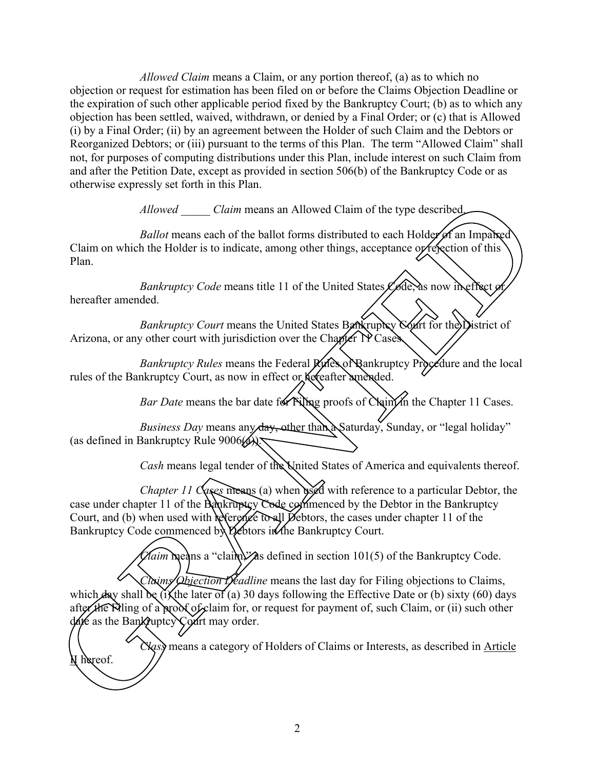*Allowed Claim* means a Claim, or any portion thereof, (a) as to which no objection or request for estimation has been filed on or before the Claims Objection Deadline or the expiration of such other applicable period fixed by the Bankruptcy Court; (b) as to which any objection has been settled, waived, withdrawn, or denied by a Final Order; or (c) that is Allowed (i) by a Final Order; (ii) by an agreement between the Holder of such Claim and the Debtors or Reorganized Debtors; or (iii) pursuant to the terms of this Plan. The term "Allowed Claim" shall not, for purposes of computing distributions under this Plan, include interest on such Claim from and after the Petition Date, except as provided in section 506(b) of the Bankruptcy Code or as otherwise expressly set forth in this Plan.

*Allowed _____ Claim* means an Allowed Claim of the type described.

*Ballot* means each of the ballot forms distributed to each Holder of an Impaired Claim on which the Holder is to indicate, among other things, acceptance or rejection of this Plan.

*Bankruptcy Code* means title 11 of the United States Code, as now in effect or hereafter amended.

*Bankruptcy Court* means the United States Bankruptcy Court for the District of Arizona, or any other court with jurisdiction over the Chapter 11 Cases.

*Bankruptcy Rules* means the Federal Rules of Bankruptcy Procedure and the local rules of the Bankruptcy Court, as now in effect or hereafter amended.

*Bar Date* means the bar date for Filing proofs of Claim in the Chapter 11 Cases.

*Business Day* means any day, other than a Saturday, Sunday, or "legal holiday" (as defined in Bankruptcy Rule 9006(a)).

*Cash* means legal tender of the United States of America and equivalents thereof.

*Chapter 11 Cases* means (a) when used with reference to a particular Debtor, the case under chapter 11 of the Bankruptcy Code commenced by the Debtor in the Bankruptcy Court, and (b) when used with reference to all Debtors, the cases under chapter 11 of the Bankruptcy Code commenced by Debtors in the Bankruptcy Court.

*Claim* means a "claim," as defined in section 101(5) of the Bankruptcy Code.

*Claims Objection Deadline* means the last day for Filing objections to Claims, which day shall be (i) the later of (a) 30 days following the Effective Date or (b) sixty (60) days after the Filing of a proof of claim for, or request for payment of, such Claim, or (ii) such other date as the Bankruptcy Court may order.

*Class* means a category of Holders of Claims or Interests, as described in Article II hereof.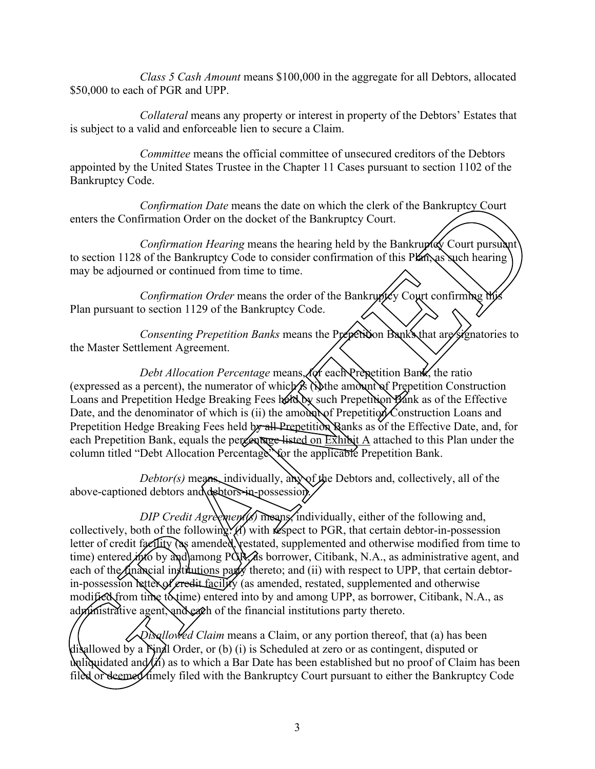*Class 5 Cash Amount* means $100,000 in the aggregate for all Debtors, allocated $50,000 to each of PGR and UPP.

*Collateral* means any property or interest in property of the Debtors' Estates that is subject to a valid and enforceable lien to secure a Claim.

*Committee* means the official committee of unsecured creditors of the Debtors appointed by the United States Trustee in the Chapter 11 Cases pursuant to section 1102 of the Bankruptcy Code.

*Confirmation Date* means the date on which the clerk of the Bankruptcy Court enters the Confirmation Order on the docket of the Bankruptcy Court.

*Confirmation Hearing* means the hearing held by the Bankruptcy Court pursuant to section 1128 of the Bankruptcy Code to consider confirmation of this Plan, as such hearing may be adjourned or continued from time to time.

*Confirmation Order* means the order of the Bankruptcy Court confirming this Plan pursuant to section 1129 of the Bankruptcy Code.

*Consenting Prepetition Banks* means the Prepetition Banks that are signatories to the Master Settlement Agreement.

*Debt Allocation Percentage* means, for each Prepetition Bank, the ratio (expressed as a percent), the numerator of which is (i) the amount of Prepetition Construction Loans and Prepetition Hedge Breaking Fees held by such Prepetition Bank as of the Effective Date, and the denominator of which is (ii) the amount of Prepetition Construction Loans and Prepetition Hedge Breaking Fees held by all Prepetition Banks as of the Effective Date, and, for each Prepetition Bank, equals the percentage listed on Exhibit A attached to this Plan under the column titled "Debt Allocation Percentage" for the applicable Prepetition Bank.

*Debtor(s)* means, individually, any of the Debtors and, collectively, all of the above-captioned debtors and debtors-in-possession.

*DIP Credit Agreement(s)* means, individually, either of the following and, collectively, both of the following: (i) with respect to PGR, that certain debtor-in-possession letter of credit facility (as amended, restated, supplemented and otherwise modified from time to time) entered into by and among PGR, as borrower, Citibank, N.A., as administrative agent, and each of the financial institutions party thereto; and (ii) with respect to UPP, that certain debtor-in-possession letter of credit facility (as amended, restated, supplemented and otherwise modified from time to time) entered into by and among UPP, as borrower, Citibank, N.A., as administrative agent, and each of the financial institutions party thereto.

*Disallowed Claim* means a Claim, or any portion thereof, that (a) has been disallowed by a Final Order, or (b) (i) is Scheduled at zero or as contingent, disputed or unliquidated and (ii) as to which a Bar Date has been established but no proof of Claim has been filed or deemed timely filed with the Bankruptcy Court pursuant to either the Bankruptcy Code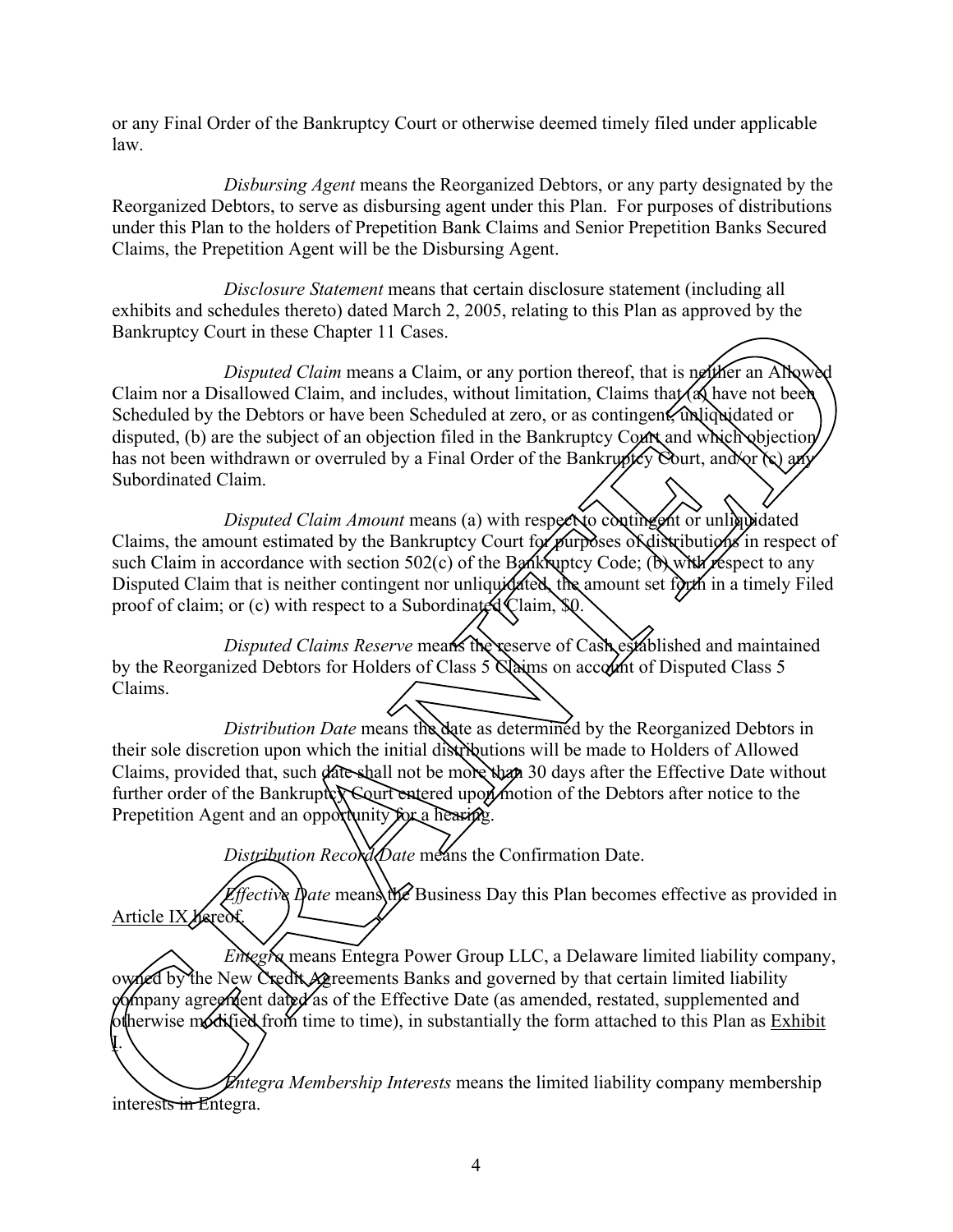or any Final Order of the Bankruptcy Court or otherwise deemed timely filed under applicable law.

*Disbursing Agent* means the Reorganized Debtors, or any party designated by the Reorganized Debtors, to serve as disbursing agent under this Plan. For purposes of distributions under this Plan to the holders of Prepetition Bank Claims and Senior Prepetition Banks Secured Claims, the Prepetition Agent will be the Disbursing Agent.

*Disclosure Statement* means that certain disclosure statement (including all exhibits and schedules thereto) dated March 2, 2005, relating to this Plan as approved by the Bankruptcy Court in these Chapter 11 Cases.

*Disputed Claim* means a Claim, or any portion thereof, that is neither an Allowed Claim nor a Disallowed Claim, and includes, without limitation, Claims that (a) have not been Scheduled by the Debtors or have been Scheduled at zero, or as contingent, unliquidated or disputed, (b) are the subject of an objection filed in the Bankruptcy Court and which objection has not been withdrawn or overruled by a Final Order of the Bankruptcy Court, and/or (c) any Subordinated Claim.

*Disputed Claim Amount* means (a) with respect to contingent or unliquidated Claims, the amount estimated by the Bankruptcy Court for purposes of distributions in respect of such Claim in accordance with section 502(c) of the Bankruptcy Code; (b) with respect to any Disputed Claim that is neither contingent nor unliquidated, the amount set forth in a timely Filed proof of claim; or (c) with respect to a Subordinated Claim, $0.

*Disputed Claims Reserve* means the reserve of Cash established and maintained by the Reorganized Debtors for Holders of Class 5 Claims on account of Disputed Class 5 Claims.

*Distribution Date* means the date as determined by the Reorganized Debtors in their sole discretion upon which the initial distributions will be made to Holders of Allowed Claims, provided that, such date shall not be more than 30 days after the Effective Date without further order of the Bankruptcy Court entered upon motion of the Debtors after notice to the Prepetition Agent and an opportunity for a hearing.

*Distribution Record Date* means the Confirmation Date.

*Effective Date* means the Business Day this Plan becomes effective as provided in Article IX hereof.

*Entegra* means Entegra Power Group LLC, a Delaware limited liability company, owned by the New Credit Agreements Banks and governed by that certain limited liability company agreement dated as of the Effective Date (as amended, restated, supplemented and otherwise modified from time to time), in substantially the form attached to this Plan as Exhibit I.

*Entegra Membership Interests* means the limited liability company membership interests in Entegra.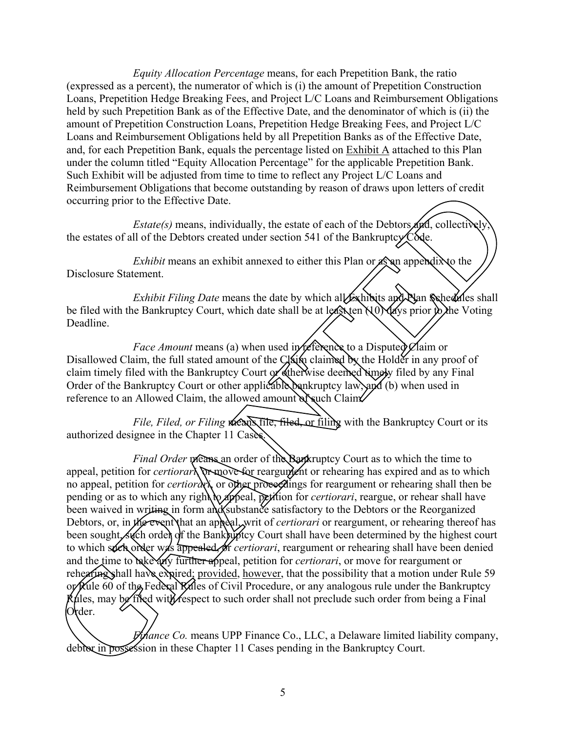*Equity Allocation Percentage* means, for each Prepetition Bank, the ratio (expressed as a percent), the numerator of which is (i) the amount of Prepetition Construction Loans, Prepetition Hedge Breaking Fees, and Project L/C Loans and Reimbursement Obligations held by such Prepetition Bank as of the Effective Date, and the denominator of which is (ii) the amount of Prepetition Construction Loans, Prepetition Hedge Breaking Fees, and Project L/C Loans and Reimbursement Obligations held by all Prepetition Banks as of the Effective Date, and, for each Prepetition Bank, equals the percentage listed on Exhibit A attached to this Plan under the column titled "Equity Allocation Percentage" for the applicable Prepetition Bank. Such Exhibit will be adjusted from time to time to reflect any Project L/C Loans and Reimbursement Obligations that become outstanding by reason of draws upon letters of credit occurring prior to the Effective Date.

*Estate(s)* means, individually, the estate of each of the Debtors and, collectively, the estates of all of the Debtors created under section 541 of the Bankruptcy Code.

*Exhibit* means an exhibit annexed to either this Plan or as an appendix to the Disclosure Statement.

*Exhibit Filing Date* means the date by which all Exhibits and Plan Schedules shall be filed with the Bankruptcy Court, which date shall be at least ten (10) days prior to the Voting Deadline.

*Face Amount* means (a) when used in reference to a Disputed Claim or Disallowed Claim, the full stated amount of the Claim claimed by the Holder in any proof of claim timely filed with the Bankruptcy Court or otherwise deemed timely filed by any Final Order of the Bankruptcy Court or other applicable bankruptcy law, and (b) when used in reference to an Allowed Claim, the allowed amount of such Claim.

*File, Filed, or Filing* means file, filed, or filing with the Bankruptcy Court or its authorized designee in the Chapter 11 Cases.

*Final Order* means an order of the Bankruptcy Court as to which the time to appeal, petition for *certiorari*, or move for reargument or rehearing has expired and as to which no appeal, petition for *certiorari*, or other proceedings for reargument or rehearing shall then be pending or as to which any right to appeal, petition for *certiorari*, reargue, or rehear shall have been waived in writing in form and substance satisfactory to the Debtors or the Reorganized Debtors, or, in the event that an appeal, writ of *certiorari* or reargument, or rehearing thereof has been sought, such order of the Bankruptcy Court shall have been determined by the highest court to which such order was appealed, or *certiorari*, reargument or rehearing shall have been denied and the time to take any further appeal, petition for *certiorari*, or move for reargument or rehearing shall have expired; provided, however, that the possibility that a motion under Rule 59 or Rule 60 of the Federal Rules of Civil Procedure, or any analogous rule under the Bankruptcy Rules, may be filed with respect to such order shall not preclude such order from being a Final Order.

*Finance Co.* means UPP Finance Co., LLC, a Delaware limited liability company, debtor in possession in these Chapter 11 Cases pending in the Bankruptcy Court.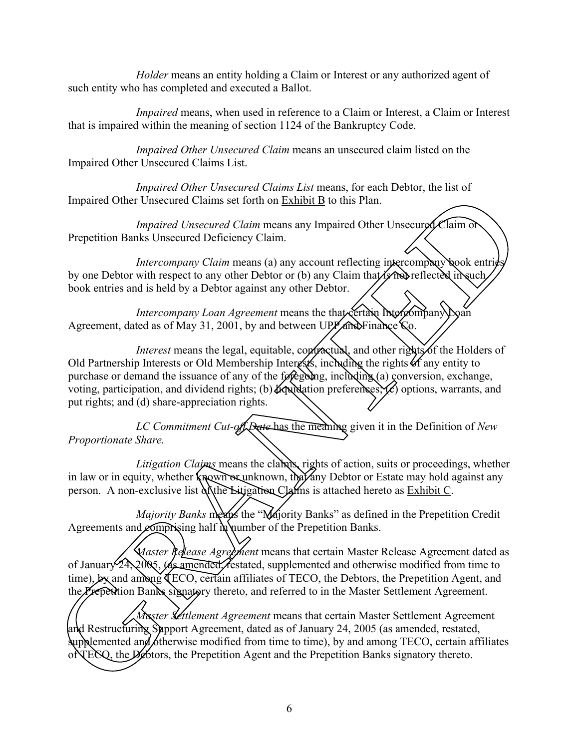*Holder* means an entity holding a Claim or Interest or any authorized agent of such entity who has completed and executed a Ballot.

*Impaired* means, when used in reference to a Claim or Interest, a Claim or Interest that is impaired within the meaning of section 1124 of the Bankruptcy Code.

*Impaired Other Unsecured Claim* means an unsecured claim listed on the Impaired Other Unsecured Claims List.

*Impaired Other Unsecured Claims List* means, for each Debtor, the list of Impaired Other Unsecured Claims set forth on Exhibit B to this Plan.

*Impaired Unsecured Claim* means any Impaired Other Unsecured Claim or Prepetition Banks Unsecured Deficiency Claim.

*Intercompany Claim* means (a) any account reflecting intercompany book entries by one Debtor with respect to any other Debtor or (b) any Claim that is not reflected in such book entries and is held by a Debtor against any other Debtor.

*Intercompany Loan Agreement* means the that certain Intercompany Loan Agreement, dated as of May 31, 2001, by and between UPP and Finance Co.

*Interest* means the legal, equitable, contractual, and other rights of the Holders of Old Partnership Interests or Old Membership Interests, including the rights of any entity to purchase or demand the issuance of any of the foregoing, including (a) conversion, exchange, voting, participation, and dividend rights; (b) liquidation preferences; (c) options, warrants, and put rights; and (d) share-appreciation rights.

*LC Commitment Cut-off Date* has the meaning given it in the Definition of *New Proportionate Share.*

*Litigation Claims* means the claims, rights of action, suits or proceedings, whether in law or in equity, whether known or unknown, that any Debtor or Estate may hold against any person. A non-exclusive list of the Litigation Claims is attached hereto as Exhibit C.

*Majority Banks* means the "Majority Banks" as defined in the Prepetition Credit Agreements and comprising half in number of the Prepetition Banks.

*Master Release Agreement* means that certain Master Release Agreement dated as of January 24, 2005, (as amended, restated, supplemented and otherwise modified from time to time), by and among TECO, certain affiliates of TECO, the Debtors, the Prepetition Agent, and the Prepetition Banks signatory thereto, and referred to in the Master Settlement Agreement.

*Master Settlement Agreement* means that certain Master Settlement Agreement and Restructuring Support Agreement, dated as of January 24, 2005 (as amended, restated, supplemented and otherwise modified from time to time), by and among TECO, certain affiliates of TECO, the Debtors, the Prepetition Agent and the Prepetition Banks signatory thereto.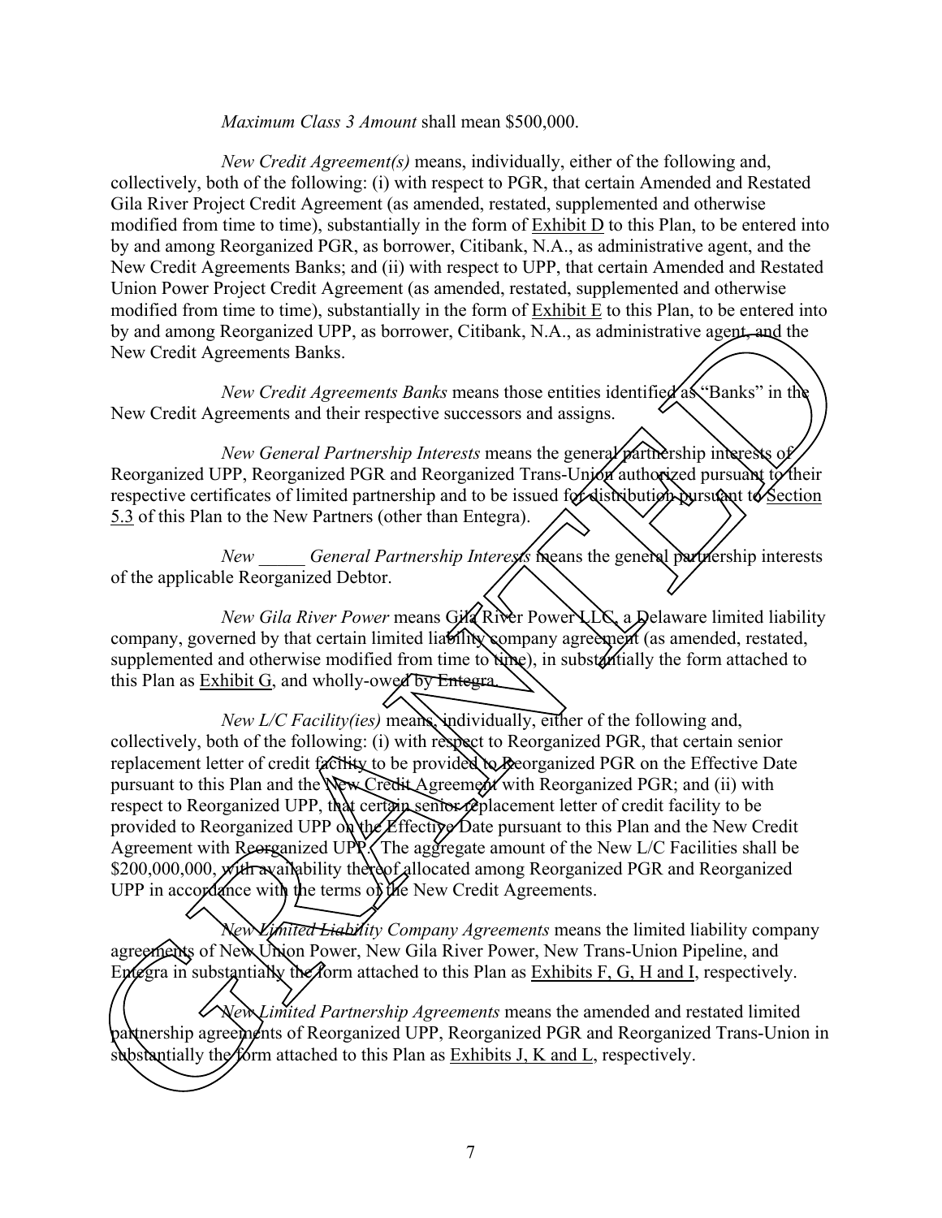*Maximum Class 3 Amount* shall mean $500,000.

*New Credit Agreement(s)* means, individually, either of the following and, collectively, both of the following: (i) with respect to PGR, that certain Amended and Restated Gila River Project Credit Agreement (as amended, restated, supplemented and otherwise modified from time to time), substantially in the form of Exhibit D to this Plan, to be entered into by and among Reorganized PGR, as borrower, Citibank, N.A., as administrative agent, and the New Credit Agreements Banks; and (ii) with respect to UPP, that certain Amended and Restated Union Power Project Credit Agreement (as amended, restated, supplemented and otherwise modified from time to time), substantially in the form of Exhibit E to this Plan, to be entered into by and among Reorganized UPP, as borrower, Citibank, N.A., as administrative agent, and the New Credit Agreements Banks.

*New Credit Agreements Banks* means those entities identified as "Banks" in the New Credit Agreements and their respective successors and assigns.

*New General Partnership Interests* means the general partnership interests of Reorganized UPP, Reorganized PGR and Reorganized Trans-Union authorized pursuant to their respective certificates of limited partnership and to be issued for distribution pursuant to Section 5.3 of this Plan to the New Partners (other than Entegra).

*New _____ General Partnership Interests* means the general partnership interests of the applicable Reorganized Debtor.

*New Gila River Power* means Gila River Power LLC, a Delaware limited liability company, governed by that certain limited liability company agreement (as amended, restated, supplemented and otherwise modified from time to time), in substantially the form attached to this Plan as Exhibit G, and wholly-owed by Entegra.

*New L/C Facility(ies)* means, individually, either of the following and, collectively, both of the following: (i) with respect to Reorganized PGR, that certain senior replacement letter of credit facility to be provided to Reorganized PGR on the Effective Date pursuant to this Plan and the New Credit Agreement with Reorganized PGR; and (ii) with respect to Reorganized UPP, that certain senior replacement letter of credit facility to be provided to Reorganized UPP on the Effective Date pursuant to this Plan and the New Credit Agreement with Reorganized UPP. The aggregate amount of the New L/C Facilities shall be $200,000,000, with availability thereof allocated among Reorganized PGR and Reorganized UPP in accordance with the terms of the New Credit Agreements.

*New Limited Liability Company Agreements* means the limited liability company agreements of New Union Power, New Gila River Power, New Trans-Union Pipeline, and Entegra in substantially the form attached to this Plan as Exhibits F, G, H and I, respectively.

*New Limited Partnership Agreements* means the amended and restated limited partnership agreements of Reorganized UPP, Reorganized PGR and Reorganized Trans-Union in substantially the form attached to this Plan as Exhibits J, K and L, respectively.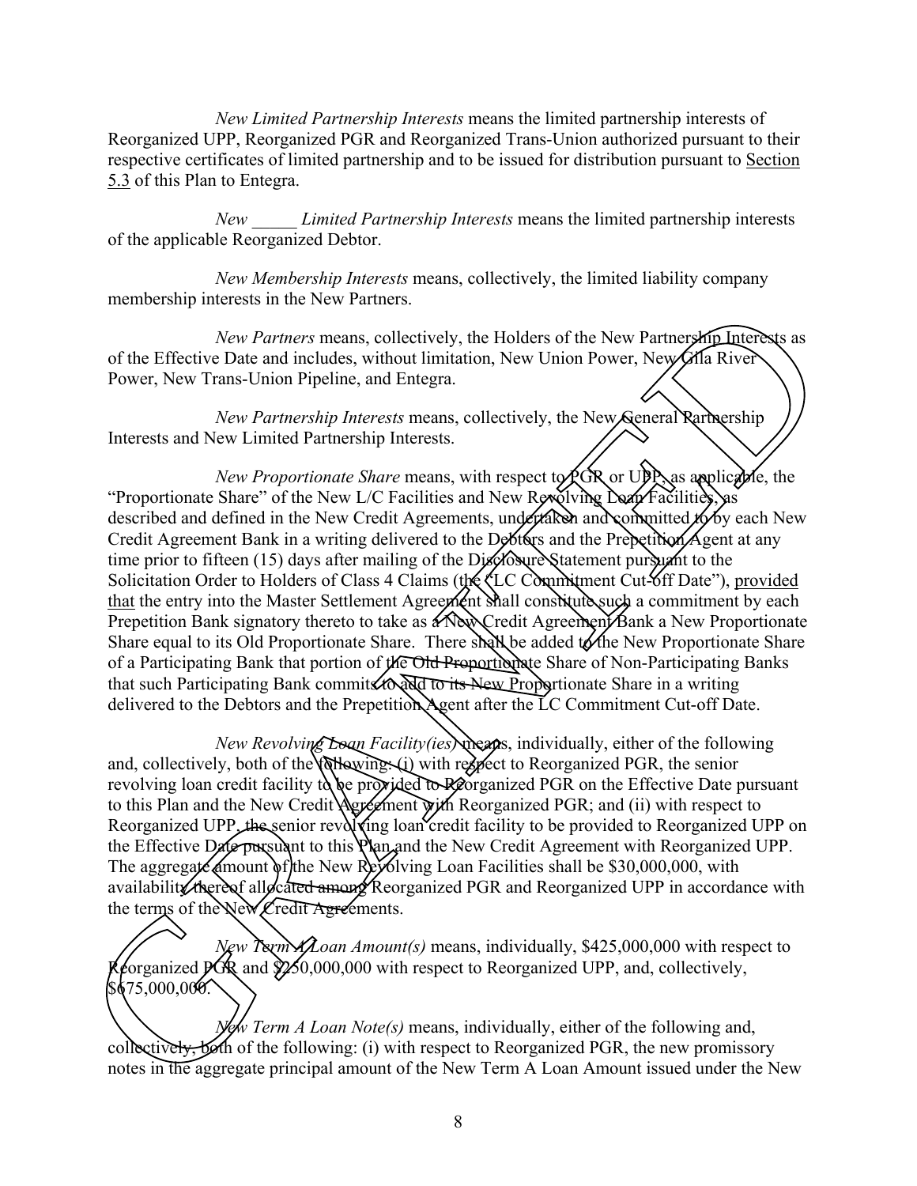*New Limited Partnership Interests* means the limited partnership interests of Reorganized UPP, Reorganized PGR and Reorganized Trans-Union authorized pursuant to their respective certificates of limited partnership and to be issued for distribution pursuant to Section 5.3 of this Plan to Entegra.

*New _____ Limited Partnership Interests* means the limited partnership interests of the applicable Reorganized Debtor.

*New Membership Interests* means, collectively, the limited liability company membership interests in the New Partners.

*New Partners* means, collectively, the Holders of the New Partnership Interests as of the Effective Date and includes, without limitation, New Union Power, New Gila River Power, New Trans-Union Pipeline, and Entegra.

*New Partnership Interests* means, collectively, the New General Partnership Interests and New Limited Partnership Interests.

*New Proportionate Share* means, with respect to PGR or UPP, as applicable, the "Proportionate Share" of the New L/C Facilities and New Revolving Loan Facilities, as described and defined in the New Credit Agreements, undertaken and committed to by each New Credit Agreement Bank in a writing delivered to the Debtors and the Prepetition Agent at any time prior to fifteen (15) days after mailing of the Disclosure Statement pursuant to the Solicitation Order to Holders of Class 4 Claims (the "LC Commitment Cut-off Date"), provided that the entry into the Master Settlement Agreement shall constitute such a commitment by each Prepetition Bank signatory thereto to take as a New Credit Agreement Bank a New Proportionate Share equal to its Old Proportionate Share. There shall be added to the New Proportionate Share of a Participating Bank that portion of the Old Proportionate Share of Non-Participating Banks that such Participating Bank commits to add to its New Proportionate Share in a writing delivered to the Debtors and the Prepetition Agent after the LC Commitment Cut-off Date.

*New Revolving Loan Facility(ies)* means, individually, either of the following and, collectively, both of the following: (i) with respect to Reorganized PGR, the senior revolving loan credit facility to be provided to Reorganized PGR on the Effective Date pursuant to this Plan and the New Credit Agreement with Reorganized PGR; and (ii) with respect to Reorganized UPP, the senior revolving loan credit facility to be provided to Reorganized UPP on the Effective Date pursuant to this Plan and the New Credit Agreement with Reorganized UPP. The aggregate amount of the New Revolving Loan Facilities shall be $30,000,000, with availability thereof allocated among Reorganized PGR and Reorganized UPP in accordance with the terms of the New Credit Agreements.

*New Term A Loan Amount(s)* means, individually, $425,000,000 with respect to Reorganized PGR and $250,000,000 with respect to Reorganized UPP, and, collectively, $675,000,000.

*New Term A Loan Note(s)* means, individually, either of the following and, collectively, both of the following: (i) with respect to Reorganized PGR, the new promissory notes in the aggregate principal amount of the New Term A Loan Amount issued under the New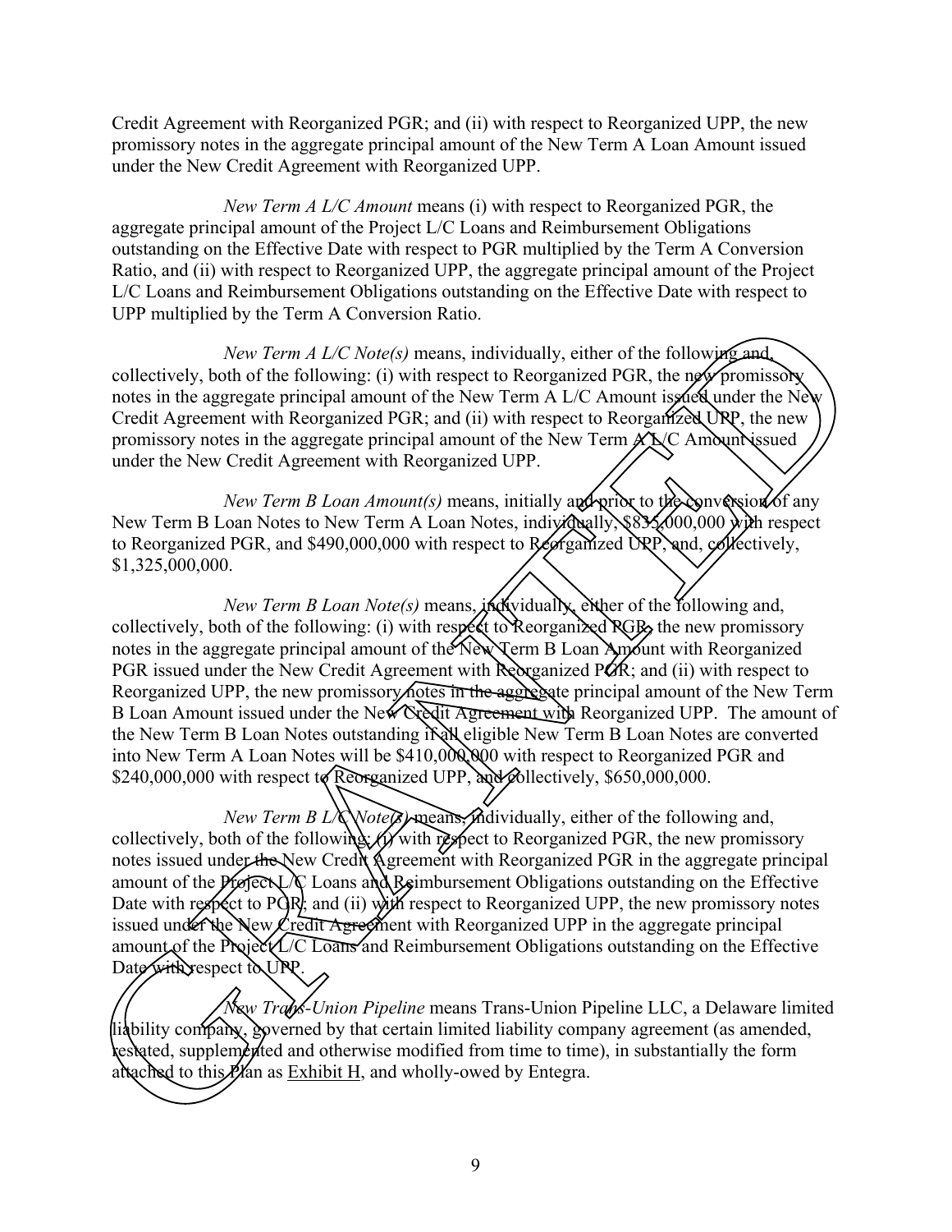Credit Agreement with Reorganized PGR; and (ii) with respect to Reorganized UPP, the new promissory notes in the aggregate principal amount of the New Term A Loan Amount issued under the New Credit Agreement with Reorganized UPP.

*New Term A L/C Amount* means (i) with respect to Reorganized PGR, the aggregate principal amount of the Project L/C Loans and Reimbursement Obligations outstanding on the Effective Date with respect to PGR multiplied by the Term A Conversion Ratio, and (ii) with respect to Reorganized UPP, the aggregate principal amount of the Project L/C Loans and Reimbursement Obligations outstanding on the Effective Date with respect to UPP multiplied by the Term A Conversion Ratio.

*New Term A L/C Note(s)* means, individually, either of the following and, collectively, both of the following: (i) with respect to Reorganized PGR, the new promissory notes in the aggregate principal amount of the New Term A L/C Amount issued under the New Credit Agreement with Reorganized PGR; and (ii) with respect to Reorganized UPP, the new promissory notes in the aggregate principal amount of the New Term A L/C Amount issued under the New Credit Agreement with Reorganized UPP.

*New Term B Loan Amount(s)* means, initially and prior to the conversion of any New Term B Loan Notes to New Term A Loan Notes, individually, $835,000,000 with respect to Reorganized PGR, and $490,000,000 with respect to Reorganized UPP, and, collectively, $1,325,000,000.

*New Term B Loan Note(s)* means, individually, either of the following and, collectively, both of the following: (i) with respect to Reorganized PGR, the new promissory notes in the aggregate principal amount of the New Term B Loan Amount with Reorganized PGR issued under the New Credit Agreement with Reorganized PGR; and (ii) with respect to Reorganized UPP, the new promissory notes in the aggregate principal amount of the New Term B Loan Amount issued under the New Credit Agreement with Reorganized UPP. The amount of the New Term B Loan Notes outstanding if all eligible New Term B Loan Notes are converted into New Term A Loan Notes will be $410,000,000 with respect to Reorganized PGR and $240,000,000 with respect to Reorganized UPP, and collectively, $650,000,000.

*New Term B L/C Note(s)* means, individually, either of the following and, collectively, both of the following: (i) with respect to Reorganized PGR, the new promissory notes issued under the New Credit Agreement with Reorganized PGR in the aggregate principal amount of the Project L/C Loans and Reimbursement Obligations outstanding on the Effective Date with respect to PGR; and (ii) with respect to Reorganized UPP, the new promissory notes issued under the New Credit Agreement with Reorganized UPP in the aggregate principal amount of the Project L/C Loans and Reimbursement Obligations outstanding on the Effective Date with respect to UPP.

*New Trans-Union Pipeline* means Trans-Union Pipeline LLC, a Delaware limited liability company, governed by that certain limited liability company agreement (as amended, restated, supplemented and otherwise modified from time to time), in substantially the form attached to this Plan as Exhibit H, and wholly-owed by Entegra.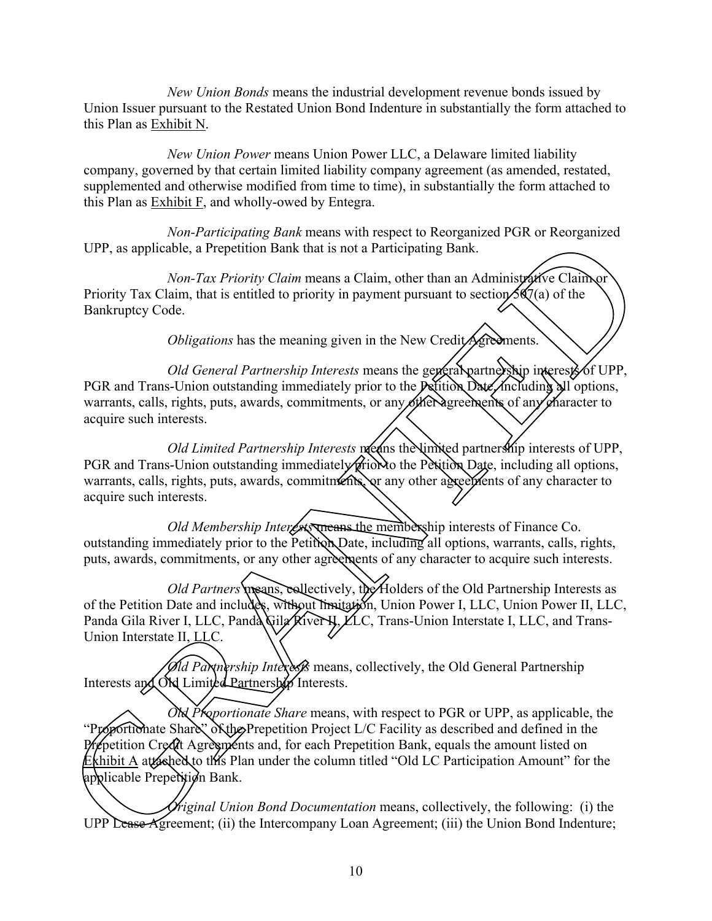*New Union Bonds* means the industrial development revenue bonds issued by Union Issuer pursuant to the Restated Union Bond Indenture in substantially the form attached to this Plan as Exhibit N.

*New Union Power* means Union Power LLC, a Delaware limited liability company, governed by that certain limited liability company agreement (as amended, restated, supplemented and otherwise modified from time to time), in substantially the form attached to this Plan as Exhibit F, and wholly-owed by Entegra.

*Non-Participating Bank* means with respect to Reorganized PGR or Reorganized UPP, as applicable, a Prepetition Bank that is not a Participating Bank.

*Non-Tax Priority Claim* means a Claim, other than an Administrative Claim or Priority Tax Claim, that is entitled to priority in payment pursuant to section 507(a) of the Bankruptcy Code.

*Obligations* has the meaning given in the New Credit Agreements.

*Old General Partnership Interests* means the general partnership interests of UPP, PGR and Trans-Union outstanding immediately prior to the Petition Date, including all options, warrants, calls, rights, puts, awards, commitments, or any other agreements of any character to acquire such interests.

*Old Limited Partnership Interests* means the limited partnership interests of UPP, PGR and Trans-Union outstanding immediately prior to the Petition Date, including all options, warrants, calls, rights, puts, awards, commitments, or any other agreements of any character to acquire such interests.

*Old Membership Interests* means the membership interests of Finance Co. outstanding immediately prior to the Petition Date, including all options, warrants, calls, rights, puts, awards, commitments, or any other agreements of any character to acquire such interests.

*Old Partners* means, collectively, the Holders of the Old Partnership Interests as of the Petition Date and includes, without limitation, Union Power I, LLC, Union Power II, LLC, Panda Gila River I, LLC, Panda Gila River II, LLC, Trans-Union Interstate I, LLC, and Trans-Union Interstate II, LLC.

*Old Partnership Interests* means, collectively, the Old General Partnership Interests and Old Limited Partnership Interests.

*Old Proportionate Share* means, with respect to PGR or UPP, as applicable, the "Proportionate Share" of the Prepetition Project L/C Facility as described and defined in the Prepetition Credit Agreements and, for each Prepetition Bank, equals the amount listed on Exhibit A attached to this Plan under the column titled "Old LC Participation Amount" for the applicable Prepetition Bank.

*Original Union Bond Documentation* means, collectively, the following: (i) the UPP Lease Agreement; (ii) the Intercompany Loan Agreement; (iii) the Union Bond Indenture;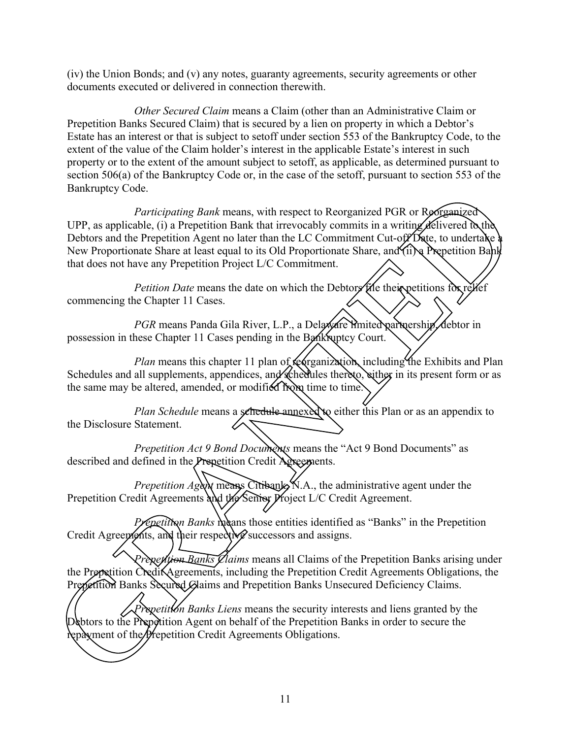(iv) the Union Bonds; and (v) any notes, guaranty agreements, security agreements or other documents executed or delivered in connection therewith.

*Other Secured Claim* means a Claim (other than an Administrative Claim or Prepetition Banks Secured Claim) that is secured by a lien on property in which a Debtor's Estate has an interest or that is subject to setoff under section 553 of the Bankruptcy Code, to the extent of the value of the Claim holder's interest in the applicable Estate's interest in such property or to the extent of the amount subject to setoff, as applicable, as determined pursuant to section 506(a) of the Bankruptcy Code or, in the case of the setoff, pursuant to section 553 of the Bankruptcy Code.

*Participating Bank* means, with respect to Reorganized PGR or Reorganized UPP, as applicable, (i) a Prepetition Bank that irrevocably commits in a writing delivered to the Debtors and the Prepetition Agent no later than the LC Commitment Cut-off Date, to undertake a New Proportionate Share at least equal to its Old Proportionate Share, and (ii) a Prepetition Bank that does not have any Prepetition Project L/C Commitment.

*Petition Date* means the date on which the Debtors file their petitions for relief commencing the Chapter 11 Cases.

*PGR* means Panda Gila River, L.P., a Delaware limited partnership, debtor in possession in these Chapter 11 Cases pending in the Bankruptcy Court.

*Plan* means this chapter 11 plan of reorganization, including the Exhibits and Plan Schedules and all supplements, appendices, and schedules thereto, either in its present form or as the same may be altered, amended, or modified from time to time.

*Plan Schedule* means a schedule annexed to either this Plan or as an appendix to the Disclosure Statement.

*Prepetition Act 9 Bond Documents* means the "Act 9 Bond Documents" as described and defined in the Prepetition Credit Agreements.

*Prepetition Agent* means Citibank, N.A., the administrative agent under the Prepetition Credit Agreements and the Senior Project L/C Credit Agreement.

*Prepetition Banks* means those entities identified as "Banks" in the Prepetition Credit Agreements, and their respective successors and assigns.

*Prepetition Banks Claims* means all Claims of the Prepetition Banks arising under the Prepetition Credit Agreements, including the Prepetition Credit Agreements Obligations, the Prepetition Banks Secured Claims and Prepetition Banks Unsecured Deficiency Claims.

*Prepetition Banks Liens* means the security interests and liens granted by the Debtors to the Prepetition Agent on behalf of the Prepetition Banks in order to secure the repayment of the Prepetition Credit Agreements Obligations.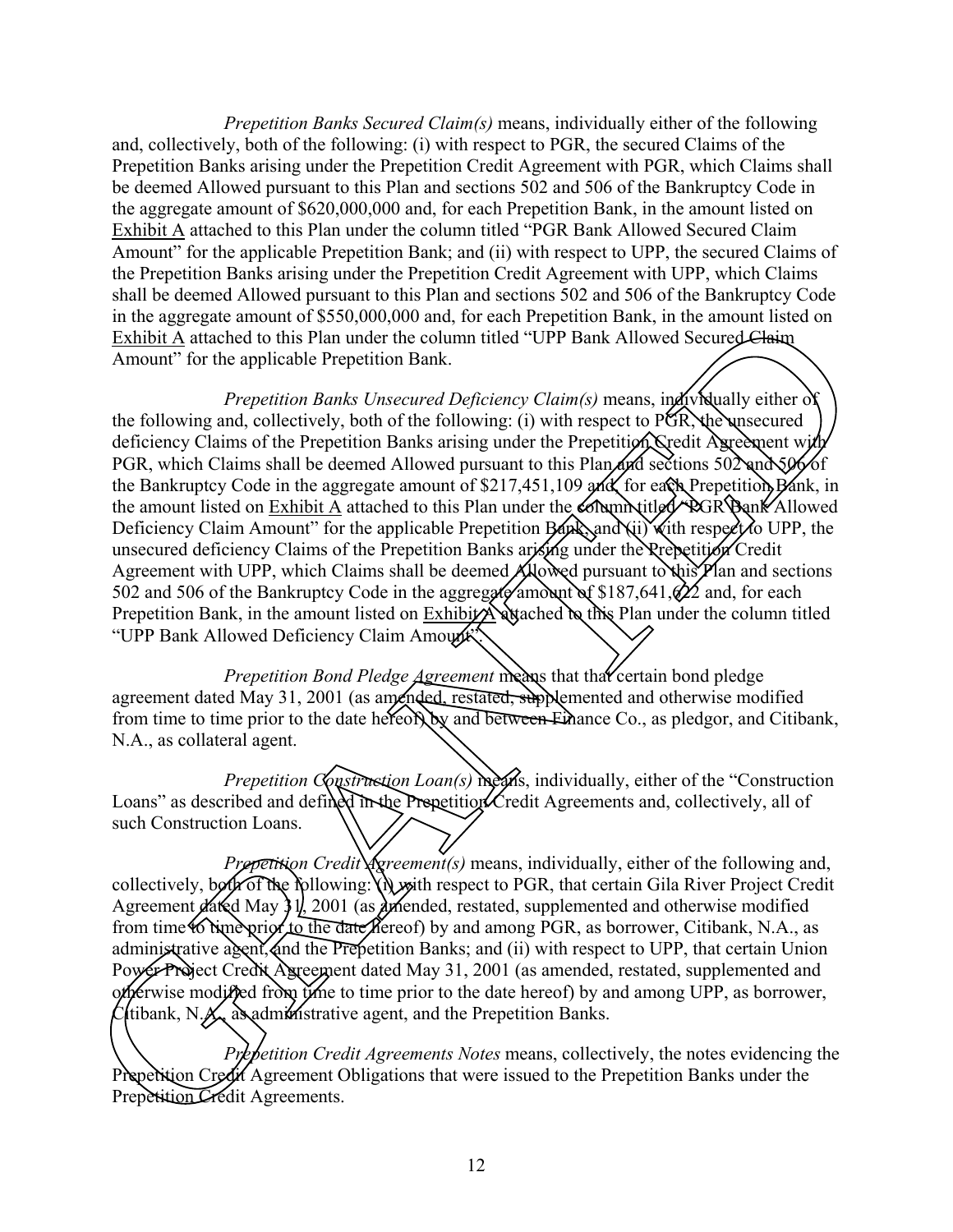*Prepetition Banks Secured Claim(s)* means, individually either of the following and, collectively, both of the following: (i) with respect to PGR, the secured Claims of the Prepetition Banks arising under the Prepetition Credit Agreement with PGR, which Claims shall be deemed Allowed pursuant to this Plan and sections 502 and 506 of the Bankruptcy Code in the aggregate amount of $620,000,000 and, for each Prepetition Bank, in the amount listed on Exhibit A attached to this Plan under the column titled "PGR Bank Allowed Secured Claim Amount" for the applicable Prepetition Bank; and (ii) with respect to UPP, the secured Claims of the Prepetition Banks arising under the Prepetition Credit Agreement with UPP, which Claims shall be deemed Allowed pursuant to this Plan and sections 502 and 506 of the Bankruptcy Code in the aggregate amount of $550,000,000 and, for each Prepetition Bank, in the amount listed on Exhibit A attached to this Plan under the column titled "UPP Bank Allowed Secured Claim Amount" for the applicable Prepetition Bank.

*Prepetition Banks Unsecured Deficiency Claim(s)* means, individually either of the following and, collectively, both of the following: (i) with respect to PGR, the unsecured deficiency Claims of the Prepetition Banks arising under the Prepetition Credit Agreement with PGR, which Claims shall be deemed Allowed pursuant to this Plan and sections 502 and 506 of the Bankruptcy Code in the aggregate amount of $217,451,109 and, for each Prepetition Bank, in the amount listed on Exhibit A attached to this Plan under the column titled "PGR Bank Allowed Deficiency Claim Amount" for the applicable Prepetition Bank; and (ii) with respect to UPP, the unsecured deficiency Claims of the Prepetition Banks arising under the Prepetition Credit Agreement with UPP, which Claims shall be deemed Allowed pursuant to this Plan and sections 502 and 506 of the Bankruptcy Code in the aggregate amount of $187,641,622 and, for each Prepetition Bank, in the amount listed on Exhibit A attached to this Plan under the column titled "UPP Bank Allowed Deficiency Claim Amount".

*Prepetition Bond Pledge Agreement* means that that certain bond pledge agreement dated May 31, 2001 (as amended, restated, supplemented and otherwise modified from time to time prior to the date hereof) by and between Finance Co., as pledgor, and Citibank, N.A., as collateral agent.

*Prepetition Construction Loan(s)* means, individually, either of the "Construction Loans" as described and defined in the Prepetition Credit Agreements and, collectively, all of such Construction Loans.

*Prepetition Credit Agreement(s)* means, individually, either of the following and, collectively, both of the following: (i) with respect to PGR, that certain Gila River Project Credit Agreement dated May 31, 2001 (as amended, restated, supplemented and otherwise modified from time to time prior to the date hereof) by and among PGR, as borrower, Citibank, N.A., as administrative agent, and the Prepetition Banks; and (ii) with respect to UPP, that certain Union Power Project Credit Agreement dated May 31, 2001 (as amended, restated, supplemented and otherwise modified from time to time prior to the date hereof) by and among UPP, as borrower, Citibank, N.A., as administrative agent, and the Prepetition Banks.

*Prepetition Credit Agreements Notes* means, collectively, the notes evidencing the Prepetition Credit Agreement Obligations that were issued to the Prepetition Banks under the Prepetition Credit Agreements.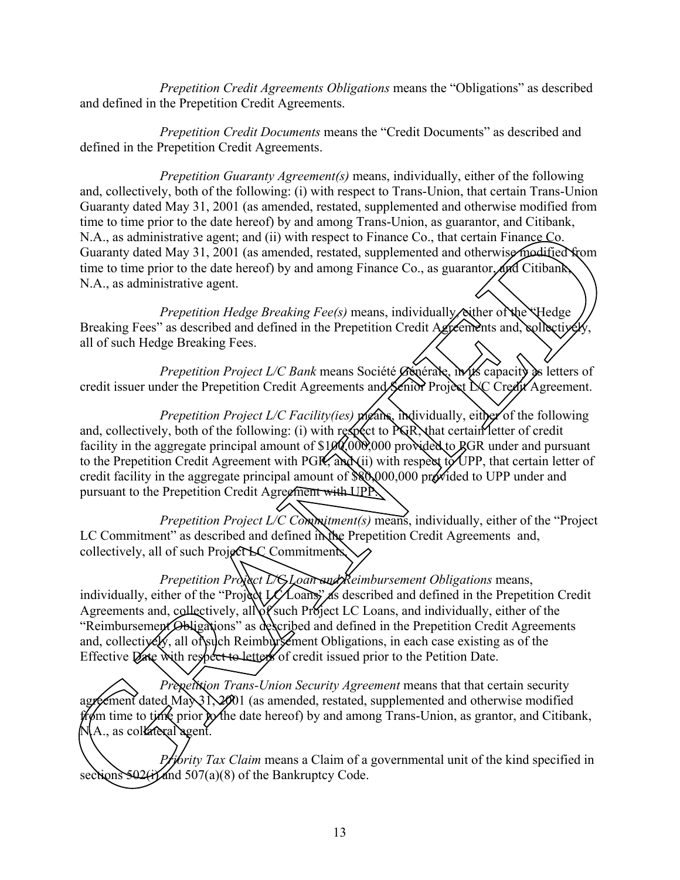*Prepetition Credit Agreements Obligations* means the "Obligations" as described and defined in the Prepetition Credit Agreements.

*Prepetition Credit Documents* means the "Credit Documents" as described and defined in the Prepetition Credit Agreements.

*Prepetition Guaranty Agreement(s)* means, individually, either of the following and, collectively, both of the following: (i) with respect to Trans-Union, that certain Trans-Union Guaranty dated May 31, 2001 (as amended, restated, supplemented and otherwise modified from time to time prior to the date hereof) by and among Trans-Union, as guarantor, and Citibank, N.A., as administrative agent; and (ii) with respect to Finance Co., that certain Finance Co. Guaranty dated May 31, 2001 (as amended, restated, supplemented and otherwise modified from time to time prior to the date hereof) by and among Finance Co., as guarantor, and Citibank, N.A., as administrative agent.

*Prepetition Hedge Breaking Fee(s)* means, individually, either of the "Hedge Breaking Fees" as described and defined in the Prepetition Credit Agreements and, collectively, all of such Hedge Breaking Fees.

*Prepetition Project L/C Bank* means Société Générale, in its capacity as letters of credit issuer under the Prepetition Credit Agreements and Senior Project L/C Credit Agreement.

*Prepetition Project L/C Facility(ies)* means, individually, either of the following and, collectively, both of the following: (i) with respect to PGR, that certain letter of credit facility in the aggregate principal amount of $100,000,000 provided to PGR under and pursuant to the Prepetition Credit Agreement with PGR, and (ii) with respect to UPP, that certain letter of credit facility in the aggregate principal amount of $80,000,000 provided to UPP under and pursuant to the Prepetition Credit Agreement with UPP.

*Prepetition Project L/C Commitment(s)* means, individually, either of the "Project LC Commitment" as described and defined in the Prepetition Credit Agreements and, collectively, all of such Project LC Commitments.

*Prepetition Project L/C Loan and Reimbursement Obligations* means, individually, either of the "Project LC Loans" as described and defined in the Prepetition Credit Agreements and, collectively, all of such Project LC Loans, and individually, either of the "Reimbursement Obligations" as described and defined in the Prepetition Credit Agreements and, collectively, all of such Reimbursement Obligations, in each case existing as of the Effective Date with respect to letters of credit issued prior to the Petition Date.

*Prepetition Trans-Union Security Agreement* means that that certain security agreement dated May 31, 2001 (as amended, restated, supplemented and otherwise modified from time to time prior to the date hereof) by and among Trans-Union, as grantor, and Citibank, N.A., as collateral agent.

*Priority Tax Claim* means a Claim of a governmental unit of the kind specified in sections 502(i) and 507(a)(8) of the Bankruptcy Code.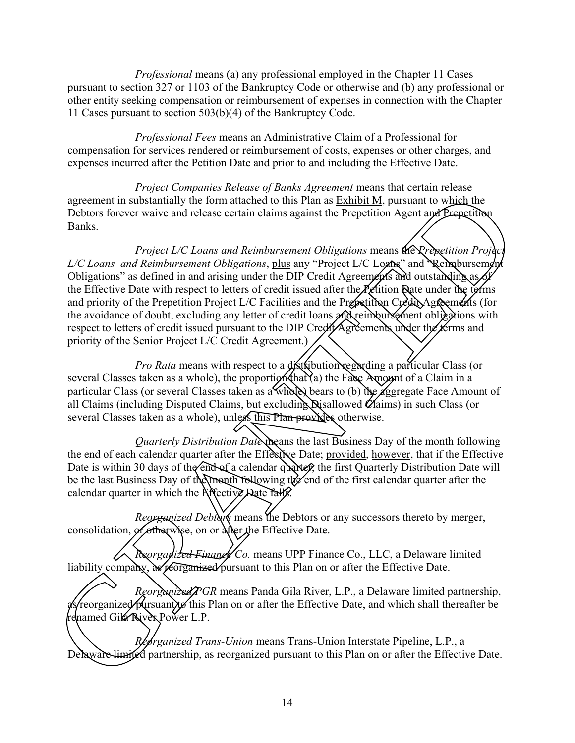*Professional* means (a) any professional employed in the Chapter 11 Cases pursuant to section 327 or 1103 of the Bankruptcy Code or otherwise and (b) any professional or other entity seeking compensation or reimbursement of expenses in connection with the Chapter 11 Cases pursuant to section 503(b)(4) of the Bankruptcy Code.

*Professional Fees* means an Administrative Claim of a Professional for compensation for services rendered or reimbursement of costs, expenses or other charges, and expenses incurred after the Petition Date and prior to and including the Effective Date.

*Project Companies Release of Banks Agreement* means that certain release agreement in substantially the form attached to this Plan as Exhibit M, pursuant to which the Debtors forever waive and release certain claims against the Prepetition Agent and Prepetition Banks.

*Project L/C Loans and Reimbursement Obligations* means the *Prepetition Project L/C Loans and Reimbursement Obligations*, plus any "Project L/C Loans" and "Reimbursement Obligations" as defined in and arising under the DIP Credit Agreements and outstanding as of the Effective Date with respect to letters of credit issued after the Petition Date under the terms and priority of the Prepetition Project L/C Facilities and the Prepetition Credit Agreements (for the avoidance of doubt, excluding any letter of credit loans and reimbursement obligations with respect to letters of credit issued pursuant to the DIP Credit Agreements under the terms and priority of the Senior Project L/C Credit Agreement.)

*Pro Rata* means with respect to a distribution regarding a particular Class (or several Classes taken as a whole), the proportion that (a) the Face Amount of a Claim in a particular Class (or several Classes taken as a whole) bears to (b) the aggregate Face Amount of all Claims (including Disputed Claims, but excluding Disallowed Claims) in such Class (or several Classes taken as a whole), unless this Plan provides otherwise.

*Quarterly Distribution Date* means the last Business Day of the month following the end of each calendar quarter after the Effective Date; provided, however, that if the Effective Date is within 30 days of the end of a calendar quarter, the first Quarterly Distribution Date will be the last Business Day of the month following the end of the first calendar quarter after the calendar quarter in which the Effective Date falls.

*Reorganized Debtors* means the Debtors or any successors thereto by merger, consolidation, or otherwise, on or after the Effective Date.

*Reorganized Finance Co.* means UPP Finance Co., LLC, a Delaware limited liability company, as reorganized pursuant to this Plan on or after the Effective Date.

*Reorganized PGR* means Panda Gila River, L.P., a Delaware limited partnership, as reorganized pursuant to this Plan on or after the Effective Date, and which shall thereafter be renamed Gila River Power L.P.

*Reorganized Trans-Union* means Trans-Union Interstate Pipeline, L.P., a Delaware limited partnership, as reorganized pursuant to this Plan on or after the Effective Date.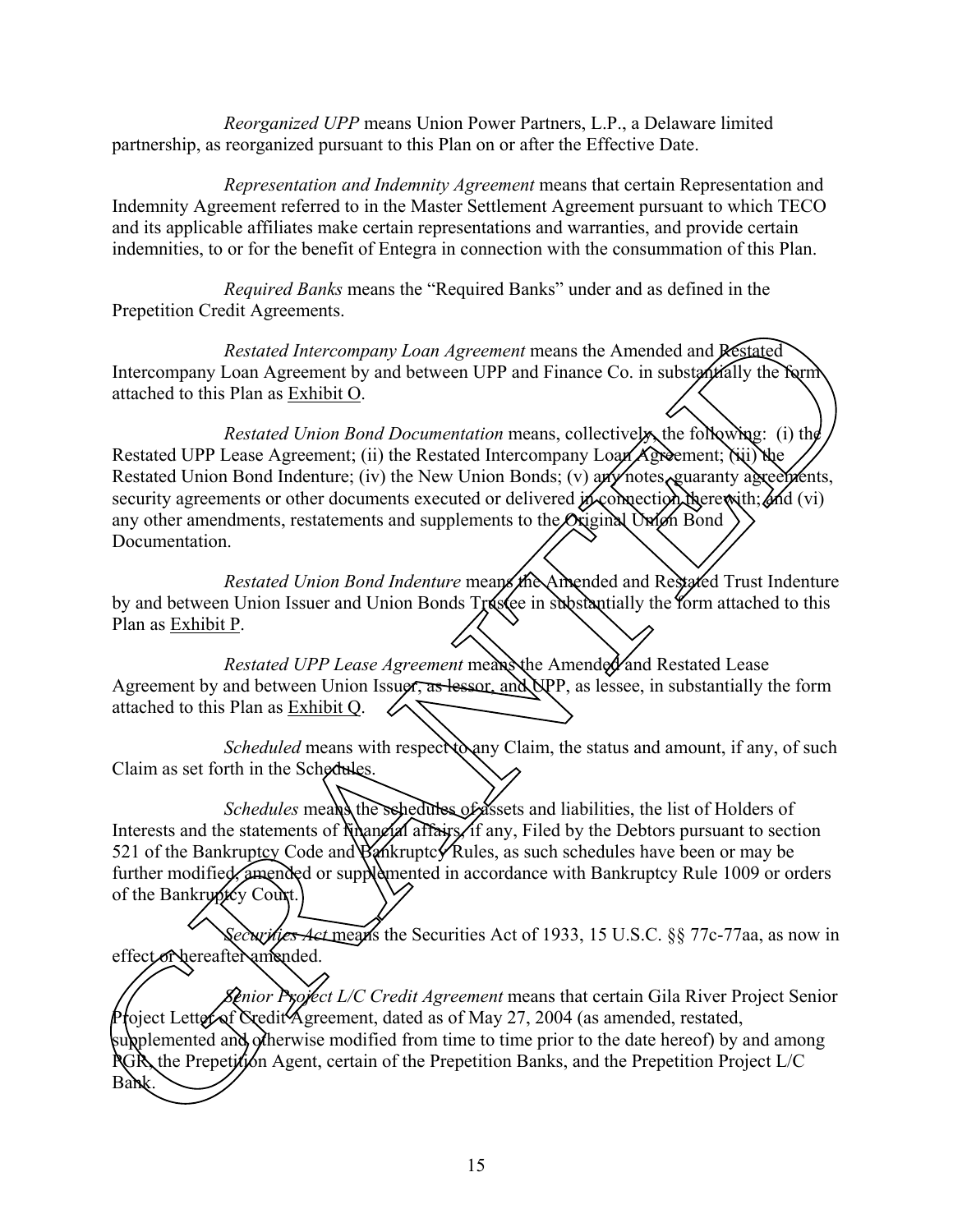*Reorganized UPP* means Union Power Partners, L.P., a Delaware limited partnership, as reorganized pursuant to this Plan on or after the Effective Date.

*Representation and Indemnity Agreement* means that certain Representation and Indemnity Agreement referred to in the Master Settlement Agreement pursuant to which TECO and its applicable affiliates make certain representations and warranties, and provide certain indemnities, to or for the benefit of Entegra in connection with the consummation of this Plan.

*Required Banks* means the "Required Banks" under and as defined in the Prepetition Credit Agreements.

*Restated Intercompany Loan Agreement* means the Amended and Restated Intercompany Loan Agreement by and between UPP and Finance Co. in substantially the form attached to this Plan as Exhibit O.

*Restated Union Bond Documentation* means, collectively, the following: (i) the Restated UPP Lease Agreement; (ii) the Restated Intercompany Loan Agreement; (iii) the Restated Union Bond Indenture; (iv) the New Union Bonds; (v) any notes, guaranty agreements, security agreements or other documents executed or delivered in connection therewith; and (vi) any other amendments, restatements and supplements to the Original Union Bond Documentation.

*Restated Union Bond Indenture* means the Amended and Restated Trust Indenture by and between Union Issuer and Union Bonds Trustee in substantially the form attached to this Plan as Exhibit P.

*Restated UPP Lease Agreement* means the Amended and Restated Lease Agreement by and between Union Issuer, as lessor, and UPP, as lessee, in substantially the form attached to this Plan as Exhibit Q.

*Scheduled* means with respect to any Claim, the status and amount, if any, of such Claim as set forth in the Schedules.

*Schedules* means the schedules of assets and liabilities, the list of Holders of Interests and the statements of financial affairs, if any, Filed by the Debtors pursuant to section 521 of the Bankruptcy Code and Bankruptcy Rules, as such schedules have been or may be further modified, amended or supplemented in accordance with Bankruptcy Rule 1009 or orders of the Bankruptcy Court.

*Securities Act* means the Securities Act of 1933, 15 U.S.C. §§ 77c-77aa, as now in effect or hereafter amended.

*Senior Project L/C Credit Agreement* means that certain Gila River Project Senior Project Letter of Credit Agreement, dated as of May 27, 2004 (as amended, restated, supplemented and otherwise modified from time to time prior to the date hereof) by and among PGR, the Prepetition Agent, certain of the Prepetition Banks, and the Prepetition Project L/C Bank.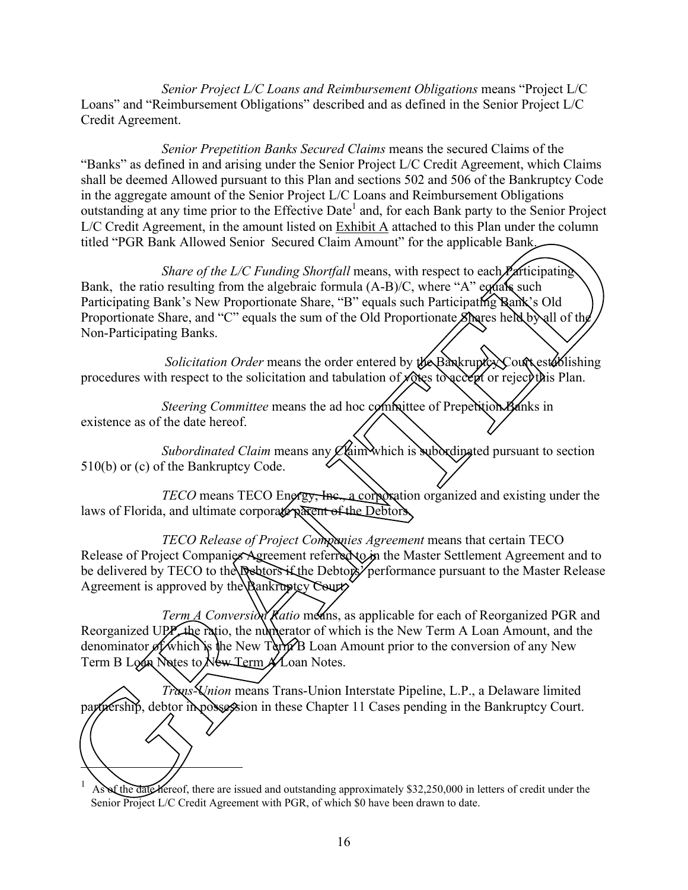*Senior Project L/C Loans and Reimbursement Obligations* means "Project L/C Loans" and "Reimbursement Obligations" described and as defined in the Senior Project L/C Credit Agreement.

*Senior Prepetition Banks Secured Claims* means the secured Claims of the "Banks" as defined in and arising under the Senior Project L/C Credit Agreement, which Claims shall be deemed Allowed pursuant to this Plan and sections 502 and 506 of the Bankruptcy Code in the aggregate amount of the Senior Project L/C Loans and Reimbursement Obligations outstanding at any time prior to the Effective Date[1] and, for each Bank party to the Senior Project L/C Credit Agreement, in the amount listed on Exhibit A attached to this Plan under the column titled "PGR Bank Allowed Senior Secured Claim Amount" for the applicable Bank.

*Share of the L/C Funding Shortfall* means, with respect to each Participating Bank, the ratio resulting from the algebraic formula (A-B)/C, where "A" equals such Participating Bank's New Proportionate Share, "B" equals such Participating Bank's Old Proportionate Share, and "C" equals the sum of the Old Proportionate Shares held by all of the Non-Participating Banks.

*Solicitation Order* means the order entered by the Bankruptcy Court establishing procedures with respect to the solicitation and tabulation of votes to accept or reject this Plan.

*Steering Committee* means the ad hoc committee of Prepetition Banks in existence as of the date hereof.

*Subordinated Claim* means any Claim which is subordinated pursuant to section 510(b) or (c) of the Bankruptcy Code.

*TECO* means TECO Energy, Inc., a corporation organized and existing under the laws of Florida, and ultimate corporate parent of the Debtors.

*TECO Release of Project Companies Agreement* means that certain TECO Release of Project Companies Agreement referred to in the Master Settlement Agreement and to be delivered by TECO to the Debtors if the Debtors' performance pursuant to the Master Release Agreement is approved by the Bankruptcy Court.

*Term A Conversion Ratio* means, as applicable for each of Reorganized PGR and Reorganized UPP, the ratio, the numerator of which is the New Term A Loan Amount, and the denominator of which is the New Term B Loan Amount prior to the conversion of any New Term B Loan Notes to New Term A Loan Notes.

*Trans-Union* means Trans-Union Interstate Pipeline, L.P., a Delaware limited partnership, debtor in possession in these Chapter 11 Cases pending in the Bankruptcy Court.

---

[1] As of the date hereof, there are issued and outstanding approximately $32,250,000 in letters of credit under the Senior Project L/C Credit Agreement with PGR, of which $0 have been drawn to date.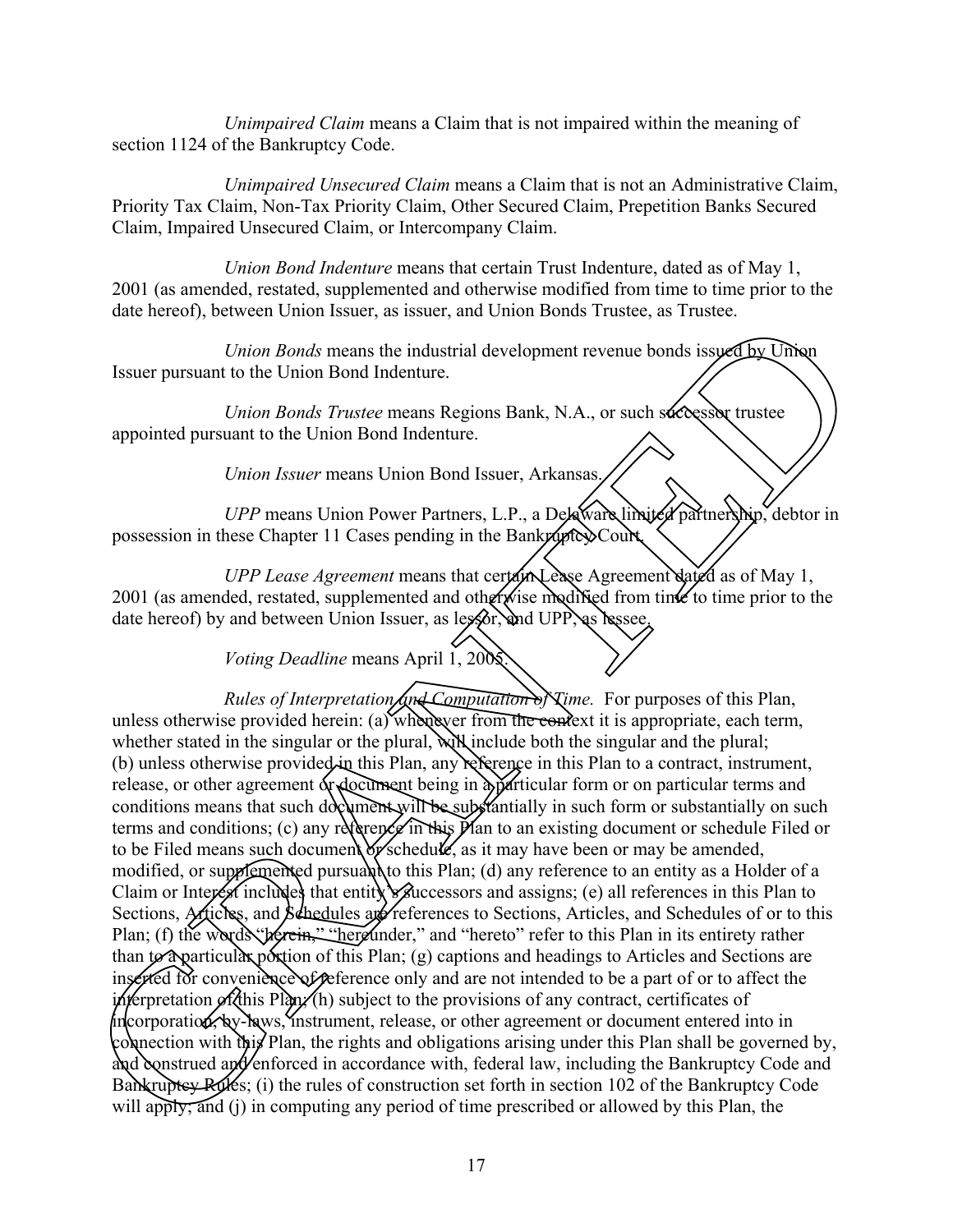*Unimpaired Claim* means a Claim that is not impaired within the meaning of section 1124 of the Bankruptcy Code.

*Unimpaired Unsecured Claim* means a Claim that is not an Administrative Claim, Priority Tax Claim, Non-Tax Priority Claim, Other Secured Claim, Prepetition Banks Secured Claim, Impaired Unsecured Claim, or Intercompany Claim.

*Union Bond Indenture* means that certain Trust Indenture, dated as of May 1, 2001 (as amended, restated, supplemented and otherwise modified from time to time prior to the date hereof), between Union Issuer, as issuer, and Union Bonds Trustee, as Trustee.

*Union Bonds* means the industrial development revenue bonds issued by Union Issuer pursuant to the Union Bond Indenture.

*Union Bonds Trustee* means Regions Bank, N.A., or such successor trustee appointed pursuant to the Union Bond Indenture.

*Union Issuer* means Union Bond Issuer, Arkansas.

*UPP* means Union Power Partners, L.P., a Delaware limited partnership, debtor in possession in these Chapter 11 Cases pending in the Bankruptcy Court.

*UPP Lease Agreement* means that certain Lease Agreement dated as of May 1, 2001 (as amended, restated, supplemented and otherwise modified from time to time prior to the date hereof) by and between Union Issuer, as lessor, and UPP, as lessee.

*Voting Deadline* means April 1, 2005.

*Rules of Interpretation and Computation of Time.* For purposes of this Plan, unless otherwise provided herein: (a) whenever from the context it is appropriate, each term, whether stated in the singular or the plural, will include both the singular and the plural; (b) unless otherwise provided in this Plan, any reference in this Plan to a contract, instrument, release, or other agreement or document being in a particular form or on particular terms and conditions means that such document will be substantially in such form or substantially on such terms and conditions; (c) any reference in this Plan to an existing document or schedule Filed or to be Filed means such document or schedule, as it may have been or may be amended, modified, or supplemented pursuant to this Plan; (d) any reference to an entity as a Holder of a Claim or Interest includes that entity's successors and assigns; (e) all references in this Plan to Sections, Articles, and Schedules are references to Sections, Articles, and Schedules of or to this Plan; (f) the words "herein," "hereunder," and "hereto" refer to this Plan in its entirety rather than to a particular portion of this Plan; (g) captions and headings to Articles and Sections are inserted for convenience of reference only and are not intended to be a part of or to affect the interpretation of this Plan; (h) subject to the provisions of any contract, certificates of incorporation, by-laws, instrument, release, or other agreement or document entered into in connection with this Plan, the rights and obligations arising under this Plan shall be governed by, and construed and enforced in accordance with, federal law, including the Bankruptcy Code and Bankruptcy Rules; (i) the rules of construction set forth in section 102 of the Bankruptcy Code will apply; and (j) in computing any period of time prescribed or allowed by this Plan, the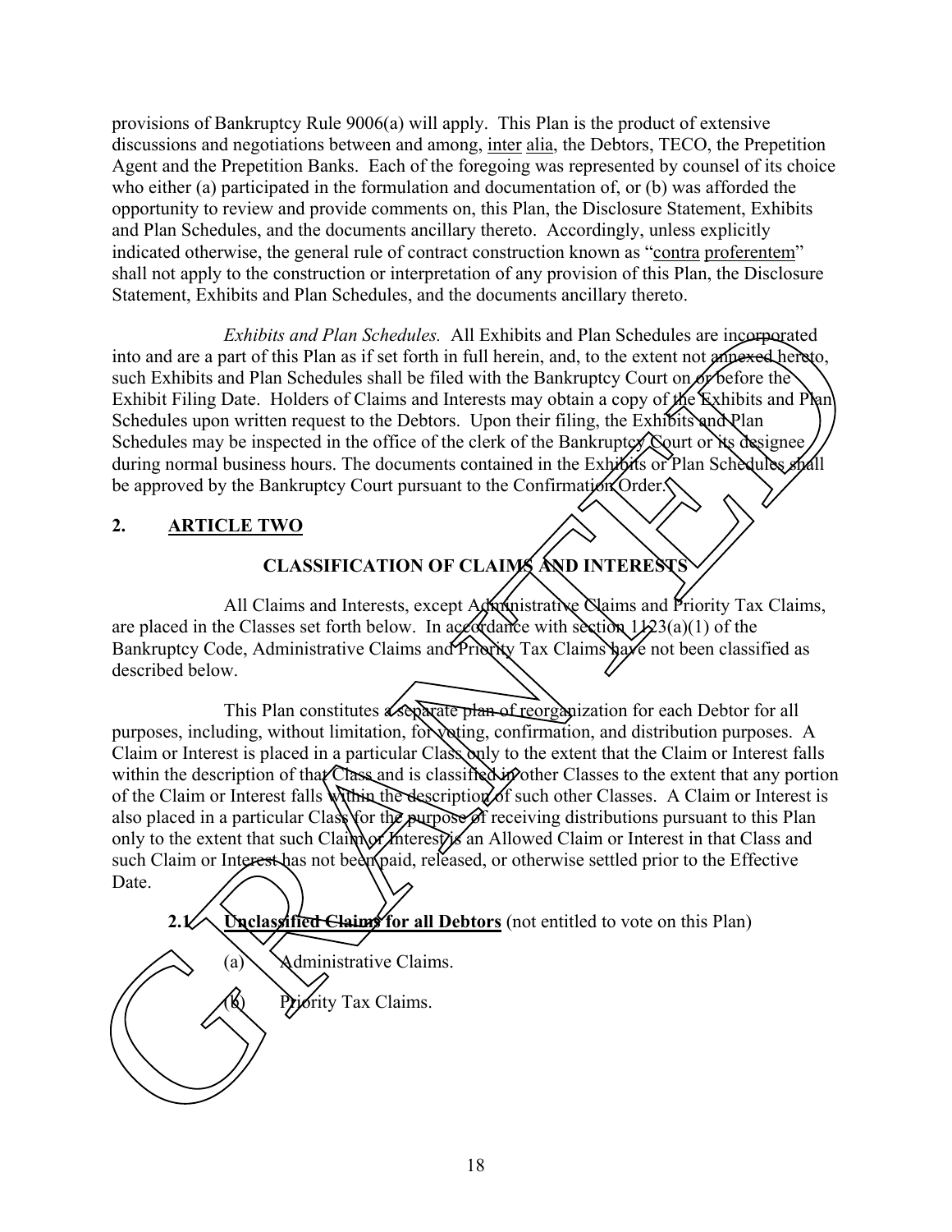provisions of Bankruptcy Rule 9006(a) will apply. This Plan is the product of extensive discussions and negotiations between and among, inter alia, the Debtors, TECO, the Prepetition Agent and the Prepetition Banks. Each of the foregoing was represented by counsel of its choice who either (a) participated in the formulation and documentation of, or (b) was afforded the opportunity to review and provide comments on, this Plan, the Disclosure Statement, Exhibits and Plan Schedules, and the documents ancillary thereto. Accordingly, unless explicitly indicated otherwise, the general rule of contract construction known as "contra proferentem" shall not apply to the construction or interpretation of any provision of this Plan, the Disclosure Statement, Exhibits and Plan Schedules, and the documents ancillary thereto.

*Exhibits and Plan Schedules.* All Exhibits and Plan Schedules are incorporated into and are a part of this Plan as if set forth in full herein, and, to the extent not annexed hereto, such Exhibits and Plan Schedules shall be filed with the Bankruptcy Court on or before the Exhibit Filing Date. Holders of Claims and Interests may obtain a copy of the Exhibits and Plan Schedules upon written request to the Debtors. Upon their filing, the Exhibits and Plan Schedules may be inspected in the office of the clerk of the Bankruptcy Court or its designee during normal business hours. The documents contained in the Exhibits or Plan Schedules shall be approved by the Bankruptcy Court pursuant to the Confirmation Order.

## 2. ARTICLE TWO

### CLASSIFICATION OF CLAIMS AND INTERESTS

All Claims and Interests, except Administrative Claims and Priority Tax Claims, are placed in the Classes set forth below. In accordance with section 1123(a)(1) of the Bankruptcy Code, Administrative Claims and Priority Tax Claims have not been classified as described below.

This Plan constitutes a separate plan of reorganization for each Debtor for all purposes, including, without limitation, for voting, confirmation, and distribution purposes. A Claim or Interest is placed in a particular Class only to the extent that the Claim or Interest falls within the description of that Class and is classified in other Classes to the extent that any portion of the Claim or Interest falls within the description of such other Classes. A Claim or Interest is also placed in a particular Class for the purpose of receiving distributions pursuant to this Plan only to the extent that such Claim or Interest is an Allowed Claim or Interest in that Class and such Claim or Interest has not been paid, released, or otherwise settled prior to the Effective Date.

**2.1 Unclassified Claims for all Debtors** (not entitled to vote on this Plan)

(a) Administrative Claims.

(b) Priority Tax Claims.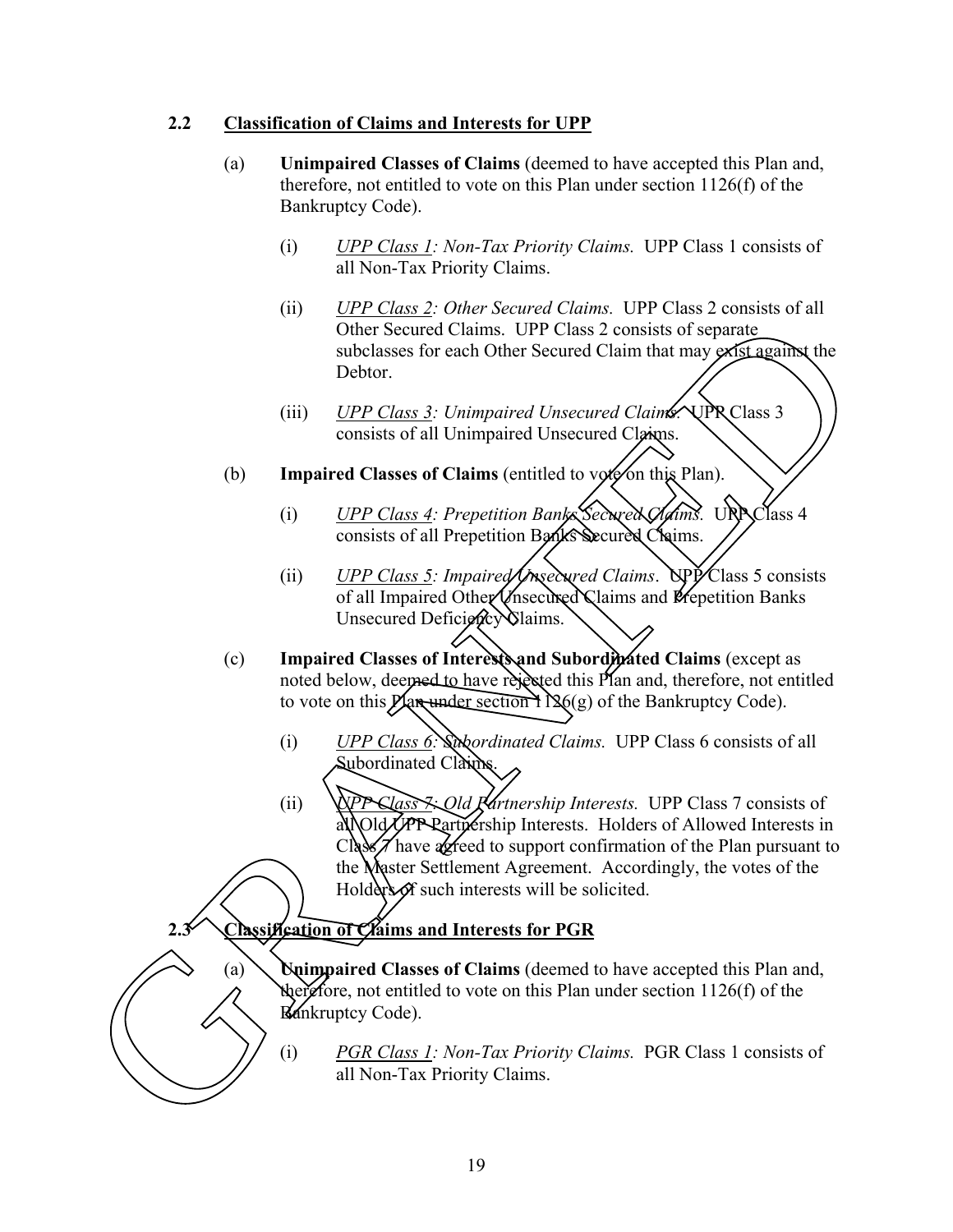**2.2 Classification of Claims and Interests for UPP**

(a) **Unimpaired Classes of Claims** (deemed to have accepted this Plan and, therefore, not entitled to vote on this Plan under section 1126(f) of the Bankruptcy Code).

(i) *UPP Class 1: Non-Tax Priority Claims.* UPP Class 1 consists of all Non-Tax Priority Claims.

(ii) *UPP Class 2: Other Secured Claims.* UPP Class 2 consists of all Other Secured Claims. UPP Class 2 consists of separate subclasses for each Other Secured Claim that may exist against the Debtor.

(iii) *UPP Class 3: Unimpaired Unsecured Claims.* UPP Class 3 consists of all Unimpaired Unsecured Claims.

(b) **Impaired Classes of Claims** (entitled to vote on this Plan).

(i) *UPP Class 4: Prepetition Banks Secured Claims.* UPP Class 4 consists of all Prepetition Banks Secured Claims.

(ii) *UPP Class 5: Impaired Unsecured Claims.* UPP Class 5 consists of all Impaired Other Unsecured Claims and Prepetition Banks Unsecured Deficiency Claims.

(c) **Impaired Classes of Interests and Subordinated Claims** (except as noted below, deemed to have rejected this Plan and, therefore, not entitled to vote on this Plan under section 1126(g) of the Bankruptcy Code).

(i) *UPP Class 6: Subordinated Claims.* UPP Class 6 consists of all Subordinated Claims.

(ii) *UPP Class 7: Old Partnership Interests.* UPP Class 7 consists of all Old UPP Partnership Interests. Holders of Allowed Interests in Class 7 have agreed to support confirmation of the Plan pursuant to the Master Settlement Agreement. Accordingly, the votes of the Holders of such interests will be solicited.

**2.3 Classification of Claims and Interests for PGR**

(a) **Unimpaired Classes of Claims** (deemed to have accepted this Plan and, therefore, not entitled to vote on this Plan under section 1126(f) of the Bankruptcy Code).

(i) *PGR Class 1: Non-Tax Priority Claims.* PGR Class 1 consists of all Non-Tax Priority Claims.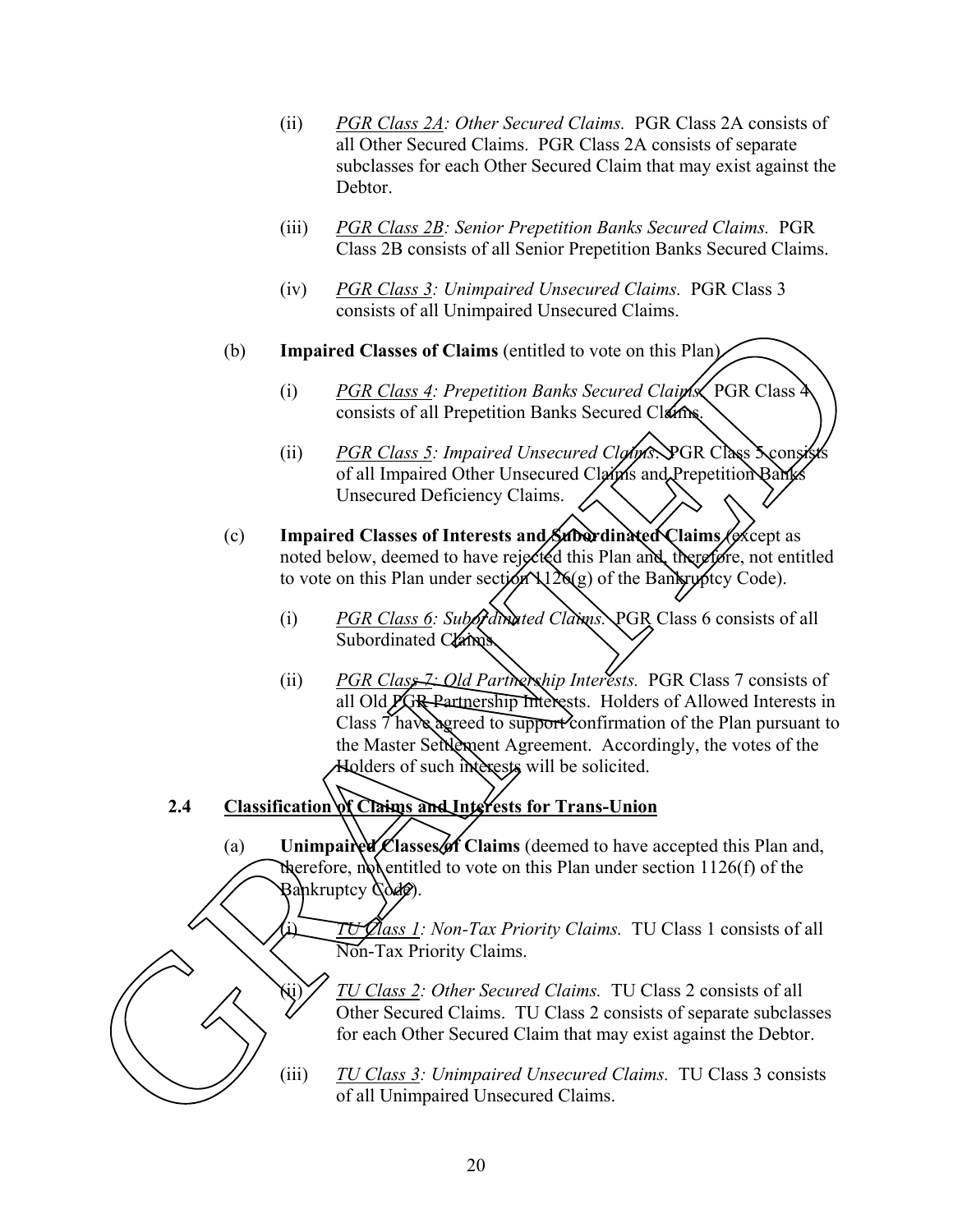(ii) *PGR Class 2A: Other Secured Claims.* PGR Class 2A consists of all Other Secured Claims. PGR Class 2A consists of separate subclasses for each Other Secured Claim that may exist against the Debtor.

(iii) *PGR Class 2B: Senior Prepetition Banks Secured Claims.* PGR Class 2B consists of all Senior Prepetition Banks Secured Claims.

(iv) *PGR Class 3: Unimpaired Unsecured Claims.* PGR Class 3 consists of all Unimpaired Unsecured Claims.

(b) **Impaired Classes of Claims** (entitled to vote on this Plan).

(i) *PGR Class 4: Prepetition Banks Secured Claims.* PGR Class 4 consists of all Prepetition Banks Secured Claims.

(ii) *PGR Class 5: Impaired Unsecured Claims.* PGR Class 5 consists of all Impaired Other Unsecured Claims and Prepetition Banks Unsecured Deficiency Claims.

(c) **Impaired Classes of Interests and Subordinated Claims** (except as noted below, deemed to have rejected this Plan and, therefore, not entitled to vote on this Plan under section 1126(g) of the Bankruptcy Code).

(i) *PGR Class 6: Subordinated Claims.* PGR Class 6 consists of all Subordinated Claims.

(ii) *PGR Class 7: Old Partnership Interests.* PGR Class 7 consists of all Old PGR Partnership Interests. Holders of Allowed Interests in Class 7 have agreed to support confirmation of the Plan pursuant to the Master Settlement Agreement. Accordingly, the votes of the Holders of such interests will be solicited.

**2.4 Classification of Claims and Interests for Trans-Union**

(a) **Unimpaired Classes of Claims** (deemed to have accepted this Plan and, therefore, not entitled to vote on this Plan under section 1126(f) of the Bankruptcy Code).

(i) *TU Class 1: Non-Tax Priority Claims.* TU Class 1 consists of all Non-Tax Priority Claims.

(ii) *TU Class 2: Other Secured Claims.* TU Class 2 consists of all Other Secured Claims. TU Class 2 consists of separate subclasses for each Other Secured Claim that may exist against the Debtor.

(iii) *TU Class 3: Unimpaired Unsecured Claims.* TU Class 3 consists of all Unimpaired Unsecured Claims.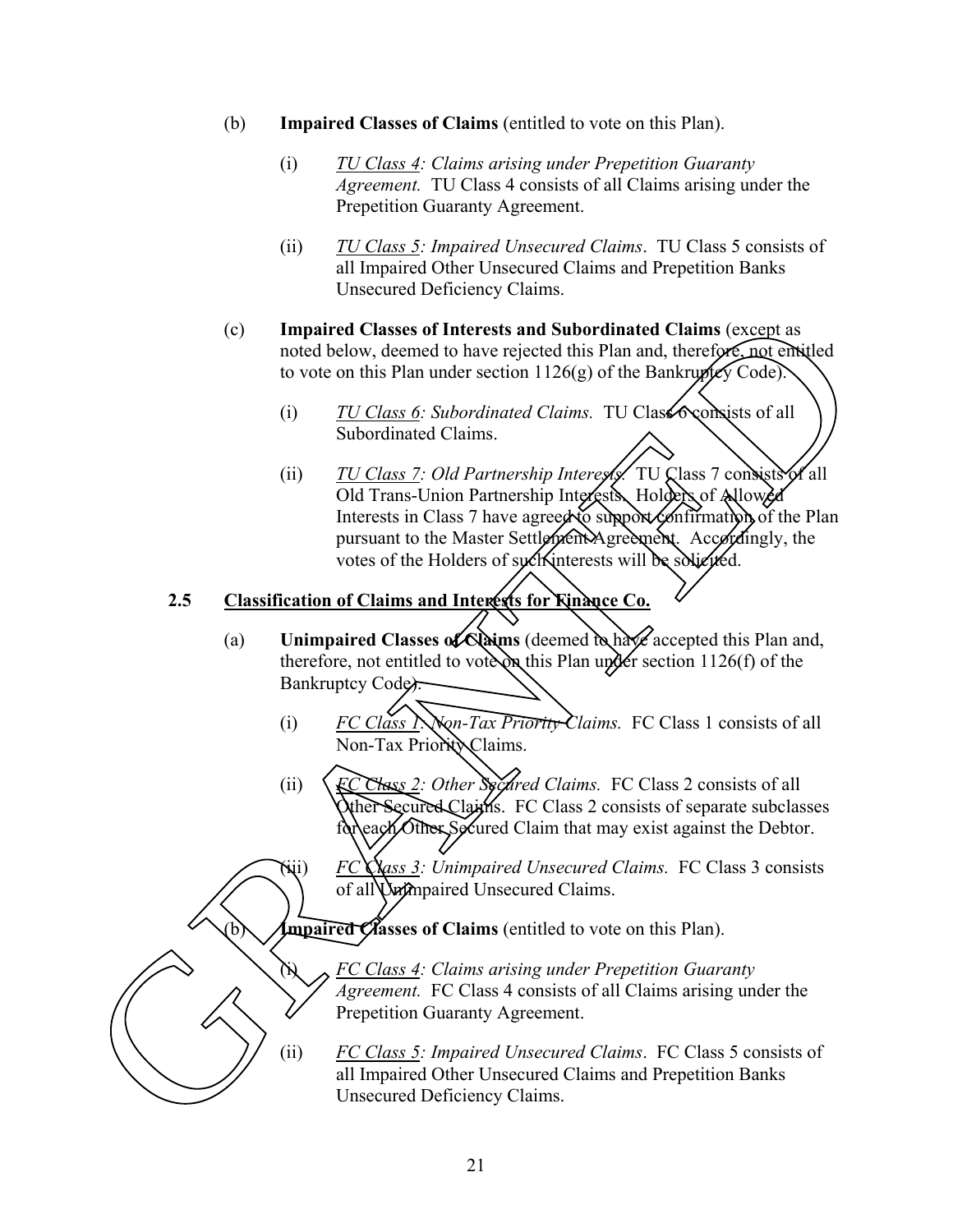(b) **Impaired Classes of Claims** (entitled to vote on this Plan).

(i) *TU Class 4: Claims arising under Prepetition Guaranty Agreement.* TU Class 4 consists of all Claims arising under the Prepetition Guaranty Agreement.

(ii) *TU Class 5: Impaired Unsecured Claims*. TU Class 5 consists of all Impaired Other Unsecured Claims and Prepetition Banks Unsecured Deficiency Claims.

(c) **Impaired Classes of Interests and Subordinated Claims** (except as noted below, deemed to have rejected this Plan and, therefore, not entitled to vote on this Plan under section 1126(g) of the Bankruptcy Code).

(i) *TU Class 6: Subordinated Claims.* TU Class 6 consists of all Subordinated Claims.

(ii) *TU Class 7: Old Partnership Interests.* TU Class 7 consists of all Old Trans-Union Partnership Interests. Holders of Allowed Interests in Class 7 have agreed to support confirmation of the Plan pursuant to the Master Settlement Agreement. Accordingly, the votes of the Holders of such interests will be solicited.

**2.5 Classification of Claims and Interests for Finance Co.**

(a) **Unimpaired Classes of Claims** (deemed to have accepted this Plan and, therefore, not entitled to vote on this Plan under section 1126(f) of the Bankruptcy Code).

(i) *FC Class 1: Non-Tax Priority Claims.* FC Class 1 consists of all Non-Tax Priority Claims.

(ii) *FC Class 2: Other Secured Claims.* FC Class 2 consists of all Other Secured Claims. FC Class 2 consists of separate subclasses for each Other Secured Claim that may exist against the Debtor.

(iii) *FC Class 3: Unimpaired Unsecured Claims.* FC Class 3 consists of all Unimpaired Unsecured Claims.

(b) **Impaired Classes of Claims** (entitled to vote on this Plan).

(i) *FC Class 4: Claims arising under Prepetition Guaranty Agreement.* FC Class 4 consists of all Claims arising under the Prepetition Guaranty Agreement.

(ii) *FC Class 5: Impaired Unsecured Claims*. FC Class 5 consists of all Impaired Other Unsecured Claims and Prepetition Banks Unsecured Deficiency Claims.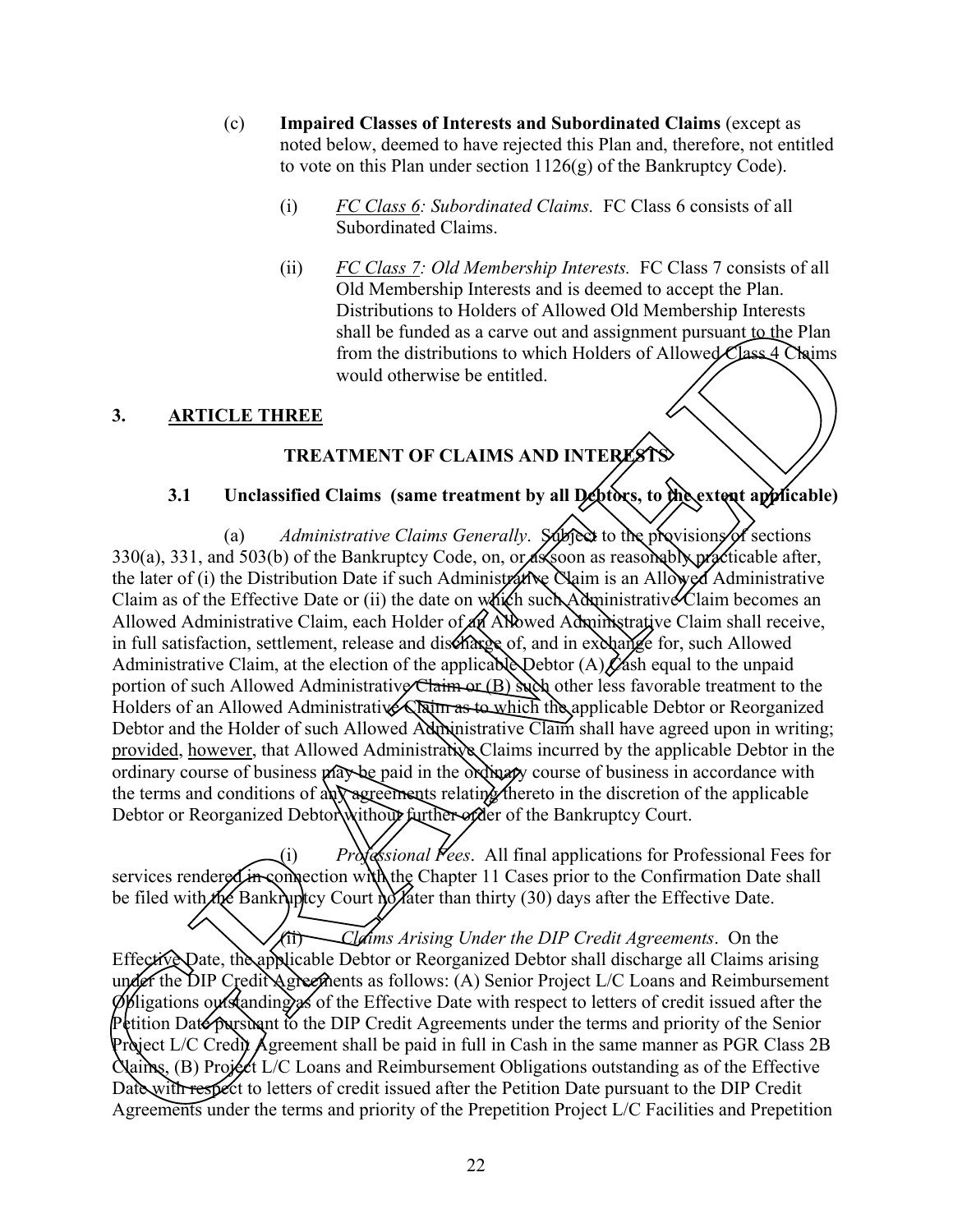(c) **Impaired Classes of Interests and Subordinated Claims** (except as noted below, deemed to have rejected this Plan and, therefore, not entitled to vote on this Plan under section 1126(g) of the Bankruptcy Code).

(i) *FC Class 6: Subordinated Claims.* FC Class 6 consists of all Subordinated Claims.

(ii) *FC Class 7: Old Membership Interests.* FC Class 7 consists of all Old Membership Interests and is deemed to accept the Plan. Distributions to Holders of Allowed Old Membership Interests shall be funded as a carve out and assignment pursuant to the Plan from the distributions to which Holders of Allowed Class 4 Claims would otherwise be entitled.

## 3. ARTICLE THREE

## TREATMENT OF CLAIMS AND INTERESTS

### 3.1 Unclassified Claims (same treatment by all Debtors, to the extent applicable)

(a) *Administrative Claims Generally*. Subject to the provisions of sections 330(a), 331, and 503(b) of the Bankruptcy Code, on, or as soon as reasonably practicable after, the later of (i) the Distribution Date if such Administrative Claim is an Allowed Administrative Claim as of the Effective Date or (ii) the date on which such Administrative Claim becomes an Allowed Administrative Claim, each Holder of an Allowed Administrative Claim shall receive, in full satisfaction, settlement, release and discharge of, and in exchange for, such Allowed Administrative Claim, at the election of the applicable Debtor (A) Cash equal to the unpaid portion of such Allowed Administrative Claim or (B) such other less favorable treatment to the Holders of an Allowed Administrative Claim as to which the applicable Debtor or Reorganized Debtor and the Holder of such Allowed Administrative Claim shall have agreed upon in writing; provided, however, that Allowed Administrative Claims incurred by the applicable Debtor in the ordinary course of business may be paid in the ordinary course of business in accordance with the terms and conditions of any agreements relating thereto in the discretion of the applicable Debtor or Reorganized Debtor without further order of the Bankruptcy Court.

(i) *Professional Fees*. All final applications for Professional Fees for services rendered in connection with the Chapter 11 Cases prior to the Confirmation Date shall be filed with the Bankruptcy Court no later than thirty (30) days after the Effective Date.

(ii) *Claims Arising Under the DIP Credit Agreements*. On the Effective Date, the applicable Debtor or Reorganized Debtor shall discharge all Claims arising under the DIP Credit Agreements as follows: (A) Senior Project L/C Loans and Reimbursement Obligations outstanding as of the Effective Date with respect to letters of credit issued after the Petition Date pursuant to the DIP Credit Agreements under the terms and priority of the Senior Project L/C Credit Agreement shall be paid in full in Cash in the same manner as PGR Class 2B Claims, (B) Project L/C Loans and Reimbursement Obligations outstanding as of the Effective Date with respect to letters of credit issued after the Petition Date pursuant to the DIP Credit Agreements under the terms and priority of the Prepetition Project L/C Facilities and Prepetition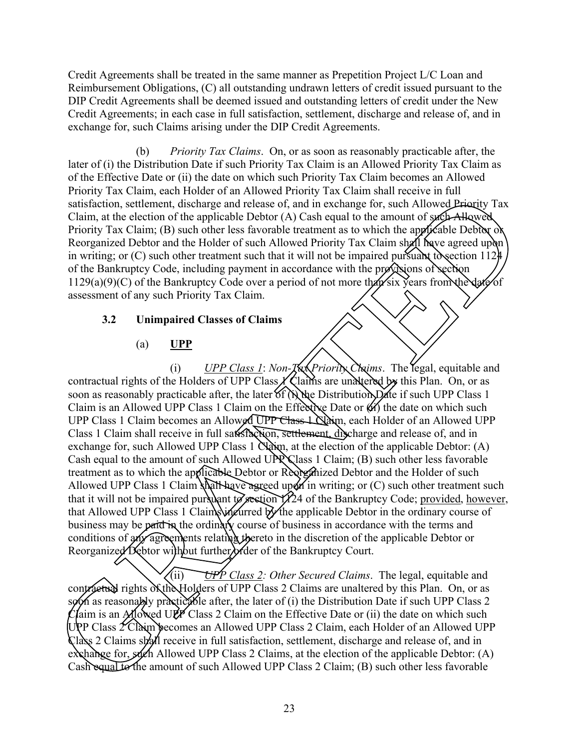Credit Agreements shall be treated in the same manner as Prepetition Project L/C Loan and Reimbursement Obligations, (C) all outstanding undrawn letters of credit issued pursuant to the DIP Credit Agreements shall be deemed issued and outstanding letters of credit under the New Credit Agreements; in each case in full satisfaction, settlement, discharge and release of, and in exchange for, such Claims arising under the DIP Credit Agreements.

(b) *Priority Tax Claims*. On, or as soon as reasonably practicable after, the later of (i) the Distribution Date if such Priority Tax Claim is an Allowed Priority Tax Claim as of the Effective Date or (ii) the date on which such Priority Tax Claim becomes an Allowed Priority Tax Claim, each Holder of an Allowed Priority Tax Claim shall receive in full satisfaction, settlement, discharge and release of, and in exchange for, such Allowed Priority Tax Claim, at the election of the applicable Debtor (A) Cash equal to the amount of such Allowed Priority Tax Claim; (B) such other less favorable treatment as to which the applicable Debtor or Reorganized Debtor and the Holder of such Allowed Priority Tax Claim shall have agreed upon in writing; or (C) such other treatment such that it will not be impaired pursuant to section 1124 of the Bankruptcy Code, including payment in accordance with the provisions of section 1129(a)(9)(C) of the Bankruptcy Code over a period of not more than six years from the date of assessment of any such Priority Tax Claim.

### 3.2 Unimpaired Classes of Claims

#### (a) UPP

(i) *UPP Class 1*: *Non-Tax Priority Claims*. The legal, equitable and contractual rights of the Holders of UPP Class 1 Claims are unaltered by this Plan. On, or as soon as reasonably practicable after, the later of (i) the Distribution Date if such UPP Class 1 Claim is an Allowed UPP Class 1 Claim on the Effective Date or (ii) the date on which such UPP Class 1 Claim becomes an Allowed UPP Class 1 Claim, each Holder of an Allowed UPP Class 1 Claim shall receive in full satisfaction, settlement, discharge and release of, and in exchange for, such Allowed UPP Class 1 Claim, at the election of the applicable Debtor: (A) Cash equal to the amount of such Allowed UPP Class 1 Claim; (B) such other less favorable treatment as to which the applicable Debtor or Reorganized Debtor and the Holder of such Allowed UPP Class 1 Claim shall have agreed upon in writing; or (C) such other treatment such that it will not be impaired pursuant to section 1124 of the Bankruptcy Code; provided, however, that Allowed UPP Class 1 Claims incurred by the applicable Debtor in the ordinary course of business may be paid in the ordinary course of business in accordance with the terms and conditions of any agreements relating thereto in the discretion of the applicable Debtor or Reorganized Debtor without further order of the Bankruptcy Court.

(ii) *UPP Class 2: Other Secured Claims*. The legal, equitable and contractual rights of the Holders of UPP Class 2 Claims are unaltered by this Plan. On, or as soon as reasonably practicable after, the later of (i) the Distribution Date if such UPP Class 2 Claim is an Allowed UPP Class 2 Claim on the Effective Date or (ii) the date on which such UPP Class 2 Claim becomes an Allowed UPP Class 2 Claim, each Holder of an Allowed UPP Class 2 Claims shall receive in full satisfaction, settlement, discharge and release of, and in exchange for, such Allowed UPP Class 2 Claims, at the election of the applicable Debtor: (A) Cash equal to the amount of such Allowed UPP Class 2 Claim; (B) such other less favorable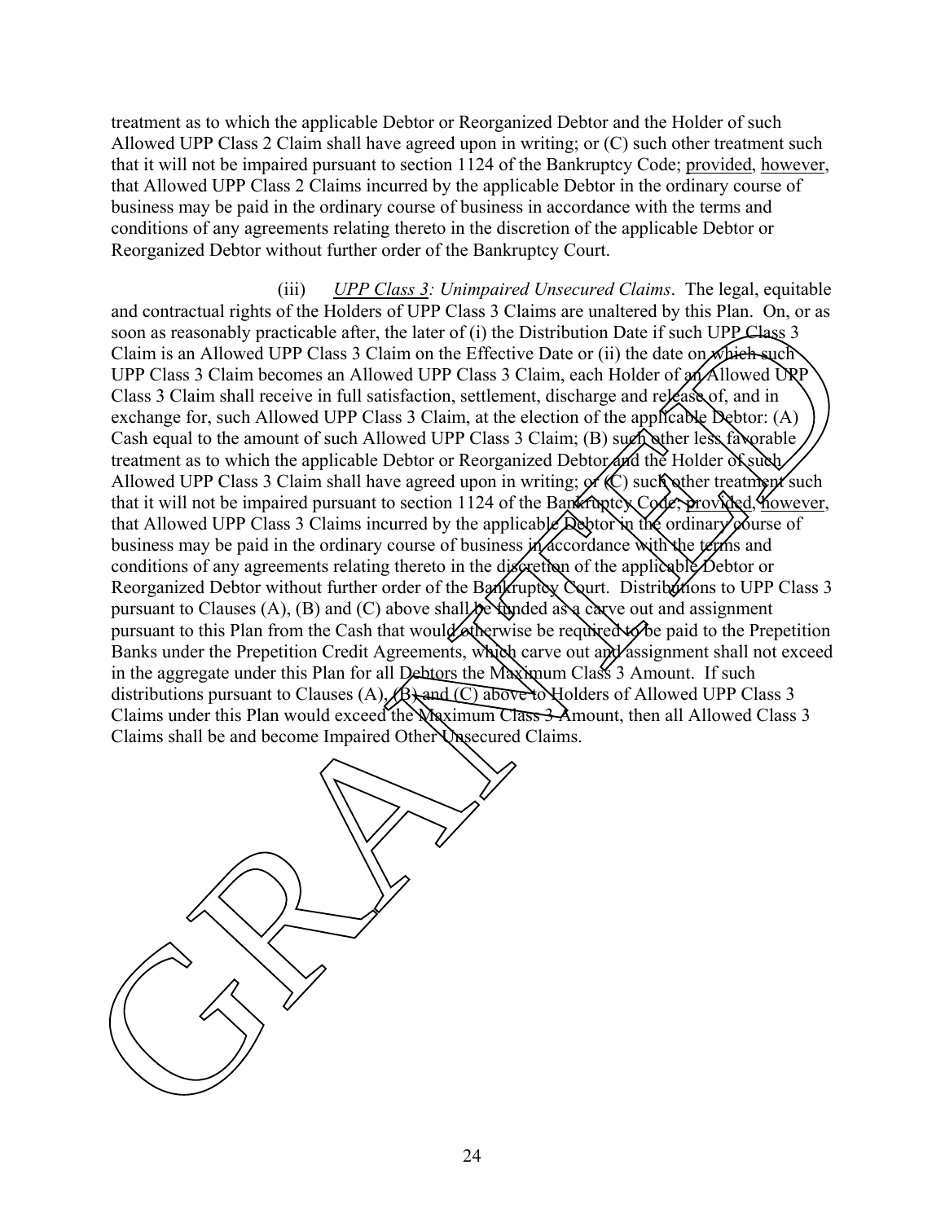treatment as to which the applicable Debtor or Reorganized Debtor and the Holder of such Allowed UPP Class 2 Claim shall have agreed upon in writing; or (C) such other treatment such that it will not be impaired pursuant to section 1124 of the Bankruptcy Code; provided, however, that Allowed UPP Class 2 Claims incurred by the applicable Debtor in the ordinary course of business may be paid in the ordinary course of business in accordance with the terms and conditions of any agreements relating thereto in the discretion of the applicable Debtor or Reorganized Debtor without further order of the Bankruptcy Court.

(iii) *UPP Class 3: Unimpaired Unsecured Claims*. The legal, equitable and contractual rights of the Holders of UPP Class 3 Claims are unaltered by this Plan. On, or as soon as reasonably practicable after, the later of (i) the Distribution Date if such UPP Class 3 Claim is an Allowed UPP Class 3 Claim on the Effective Date or (ii) the date on which such UPP Class 3 Claim becomes an Allowed UPP Class 3 Claim, each Holder of an Allowed UPP Class 3 Claim shall receive in full satisfaction, settlement, discharge and release of, and in exchange for, such Allowed UPP Class 3 Claim, at the election of the applicable Debtor: (A) Cash equal to the amount of such Allowed UPP Class 3 Claim; (B) such other less favorable treatment as to which the applicable Debtor or Reorganized Debtor and the Holder of such Allowed UPP Class 3 Claim shall have agreed upon in writing; or (C) such other treatment such that it will not be impaired pursuant to section 1124 of the Bankruptcy Code; provided, however, that Allowed UPP Class 3 Claims incurred by the applicable Debtor in the ordinary course of business may be paid in the ordinary course of business in accordance with the terms and conditions of any agreements relating thereto in the discretion of the applicable Debtor or Reorganized Debtor without further order of the Bankruptcy Court. Distributions to UPP Class 3 pursuant to Clauses (A), (B) and (C) above shall be funded as a carve out and assignment pursuant to this Plan from the Cash that would otherwise be required to be paid to the Prepetition Banks under the Prepetition Credit Agreements, which carve out and assignment shall not exceed in the aggregate under this Plan for all Debtors the Maximum Class 3 Amount. If such distributions pursuant to Clauses (A), (B) and (C) above to Holders of Allowed UPP Class 3 Claims under this Plan would exceed the Maximum Class 3 Amount, then all Allowed Class 3 Claims shall be and become Impaired Other Unsecured Claims.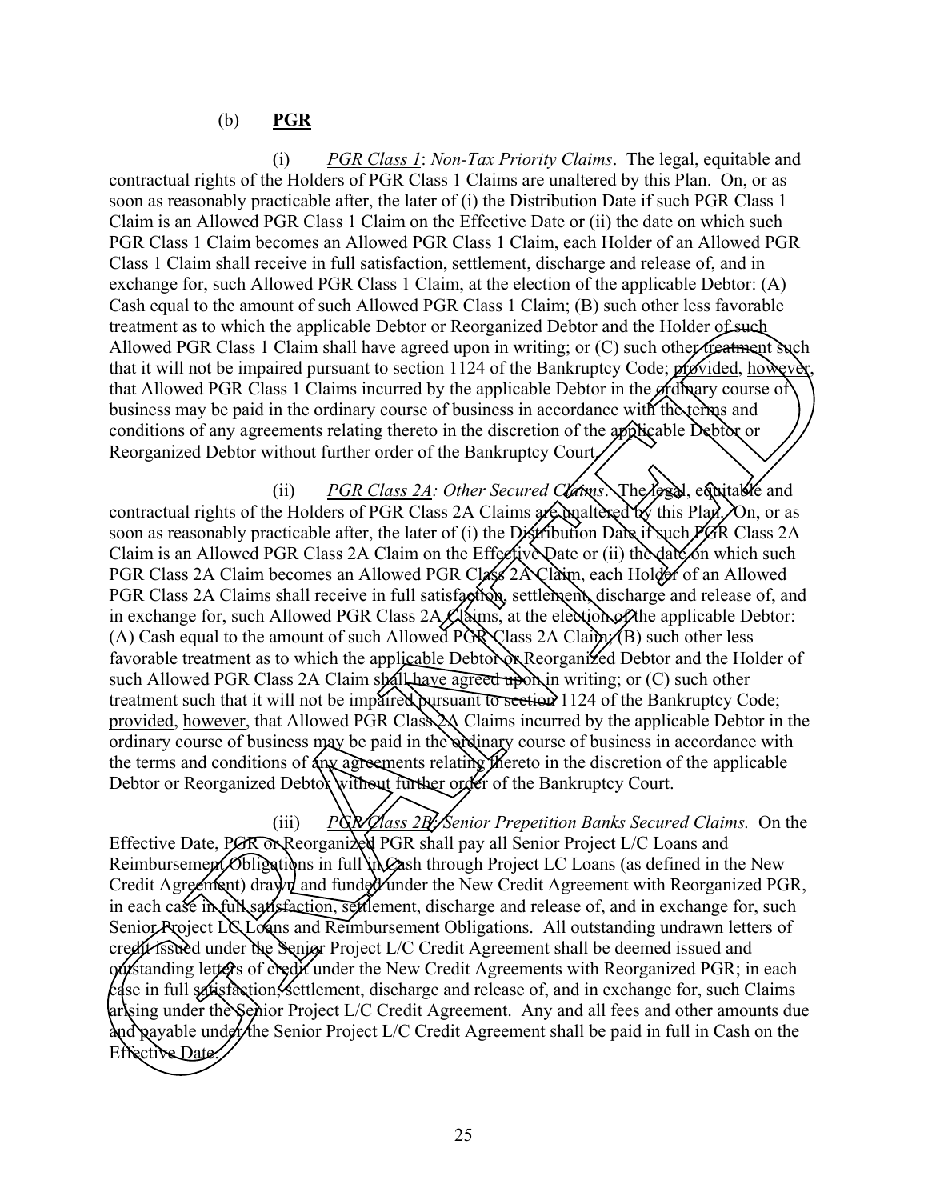(b) **PGR**

(i) *PGR Class 1*: *Non-Tax Priority Claims*. The legal, equitable and contractual rights of the Holders of PGR Class 1 Claims are unaltered by this Plan. On, or as soon as reasonably practicable after, the later of (i) the Distribution Date if such PGR Class 1 Claim is an Allowed PGR Class 1 Claim on the Effective Date or (ii) the date on which such PGR Class 1 Claim becomes an Allowed PGR Class 1 Claim, each Holder of an Allowed PGR Class 1 Claim shall receive in full satisfaction, settlement, discharge and release of, and in exchange for, such Allowed PGR Class 1 Claim, at the election of the applicable Debtor: (A) Cash equal to the amount of such Allowed PGR Class 1 Claim; (B) such other less favorable treatment as to which the applicable Debtor or Reorganized Debtor and the Holder of such Allowed PGR Class 1 Claim shall have agreed upon in writing; or (C) such other treatment such that it will not be impaired pursuant to section 1124 of the Bankruptcy Code; provided, however, that Allowed PGR Class 1 Claims incurred by the applicable Debtor in the ordinary course of business may be paid in the ordinary course of business in accordance with the terms and conditions of any agreements relating thereto in the discretion of the applicable Debtor or Reorganized Debtor without further order of the Bankruptcy Court.

(ii) *PGR Class 2A: Other Secured Claims*. The legal, equitable and contractual rights of the Holders of PGR Class 2A Claims are unaltered by this Plan. On, or as soon as reasonably practicable after, the later of (i) the Distribution Date if such PGR Class 2A Claim is an Allowed PGR Class 2A Claim on the Effective Date or (ii) the date on which such PGR Class 2A Claim becomes an Allowed PGR Class 2A Claim, each Holder of an Allowed PGR Class 2A Claims shall receive in full satisfaction, settlement, discharge and release of, and in exchange for, such Allowed PGR Class 2A Claims, at the election of the applicable Debtor: (A) Cash equal to the amount of such Allowed PGR Class 2A Claim; (B) such other less favorable treatment as to which the applicable Debtor or Reorganized Debtor and the Holder of such Allowed PGR Class 2A Claim shall have agreed upon in writing; or (C) such other treatment such that it will not be impaired pursuant to section 1124 of the Bankruptcy Code; provided, however, that Allowed PGR Class 2A Claims incurred by the applicable Debtor in the ordinary course of business may be paid in the ordinary course of business in accordance with the terms and conditions of any agreements relating thereto in the discretion of the applicable Debtor or Reorganized Debtor without further order of the Bankruptcy Court.

(iii) *PGR Class 2B: Senior Prepetition Banks Secured Claims.* On the Effective Date, PGR or Reorganized PGR shall pay all Senior Project L/C Loans and Reimbursement Obligations in full in Cash through Project LC Loans (as defined in the New Credit Agreement) drawn and funded under the New Credit Agreement with Reorganized PGR, in each case in full satisfaction, settlement, discharge and release of, and in exchange for, such Senior Project LC Loans and Reimbursement Obligations. All outstanding undrawn letters of credit issued under the Senior Project L/C Credit Agreement shall be deemed issued and outstanding letters of credit under the New Credit Agreements with Reorganized PGR; in each case in full satisfaction, settlement, discharge and release of, and in exchange for, such Claims arising under the Senior Project L/C Credit Agreement. Any and all fees and other amounts due and payable under the Senior Project L/C Credit Agreement shall be paid in full in Cash on the Effective Date.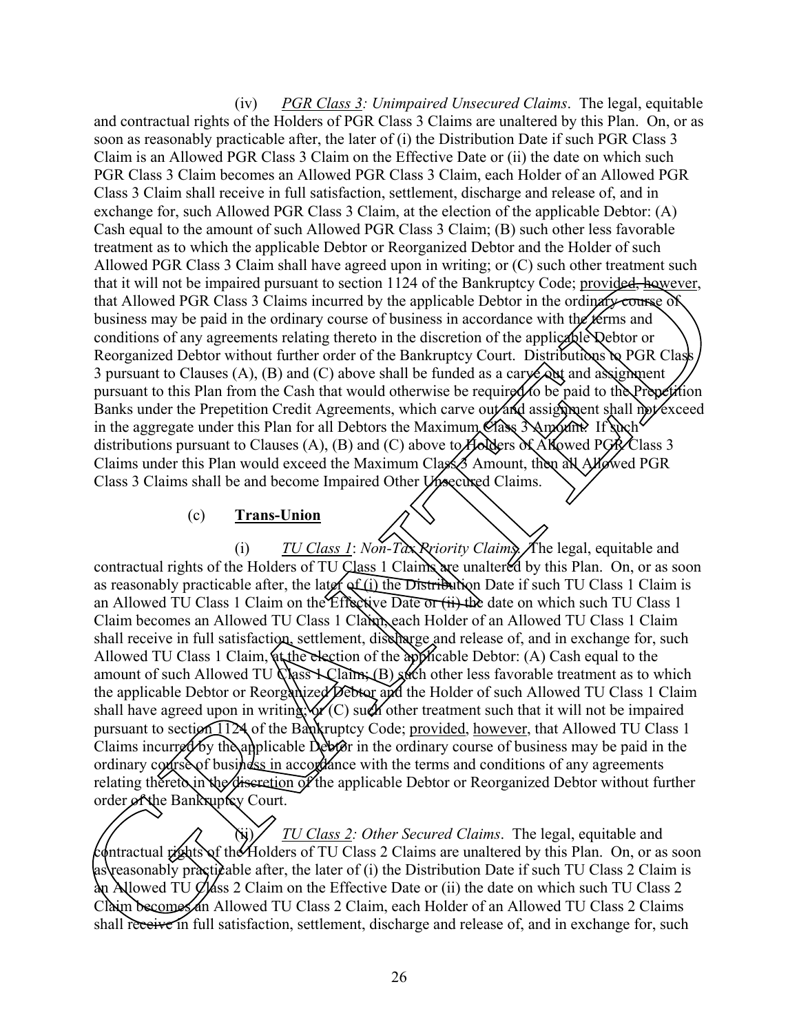(iv) *PGR Class 3: Unimpaired Unsecured Claims*. The legal, equitable and contractual rights of the Holders of PGR Class 3 Claims are unaltered by this Plan. On, or as soon as reasonably practicable after, the later of (i) the Distribution Date if such PGR Class 3 Claim is an Allowed PGR Class 3 Claim on the Effective Date or (ii) the date on which such PGR Class 3 Claim becomes an Allowed PGR Class 3 Claim, each Holder of an Allowed PGR Class 3 Claim shall receive in full satisfaction, settlement, discharge and release of, and in exchange for, such Allowed PGR Class 3 Claim, at the election of the applicable Debtor: (A) Cash equal to the amount of such Allowed PGR Class 3 Claim; (B) such other less favorable treatment as to which the applicable Debtor or Reorganized Debtor and the Holder of such Allowed PGR Class 3 Claim shall have agreed upon in writing; or (C) such other treatment such that it will not be impaired pursuant to section 1124 of the Bankruptcy Code; provided, however, that Allowed PGR Class 3 Claims incurred by the applicable Debtor in the ordinary course of business may be paid in the ordinary course of business in accordance with the terms and conditions of any agreements relating thereto in the discretion of the applicable Debtor or Reorganized Debtor without further order of the Bankruptcy Court. Distributions to PGR Class 3 pursuant to Clauses (A), (B) and (C) above shall be funded as a carve out and assignment pursuant to this Plan from the Cash that would otherwise be required to be paid to the Prepetition Banks under the Prepetition Credit Agreements, which carve out and assignment shall not exceed in the aggregate under this Plan for all Debtors the Maximum Class 3 Amount. If such distributions pursuant to Clauses (A), (B) and (C) above to Holders of Allowed PGR Class 3 Claims under this Plan would exceed the Maximum Class 3 Amount, then all Allowed PGR Class 3 Claims shall be and become Impaired Other Unsecured Claims.

(c) **Trans-Union**

(i) *TU Class 1: Non-Tax Priority Claims*. The legal, equitable and contractual rights of the Holders of TU Class 1 Claims are unaltered by this Plan. On, or as soon as reasonably practicable after, the later of (i) the Distribution Date if such TU Class 1 Claim is an Allowed TU Class 1 Claim on the Effective Date or (ii) the date on which such TU Class 1 Claim becomes an Allowed TU Class 1 Claim, each Holder of an Allowed TU Class 1 Claim shall receive in full satisfaction, settlement, discharge and release of, and in exchange for, such Allowed TU Class 1 Claim, at the election of the applicable Debtor: (A) Cash equal to the amount of such Allowed TU Class 1 Claim; (B) such other less favorable treatment as to which the applicable Debtor or Reorganized Debtor and the Holder of such Allowed TU Class 1 Claim shall have agreed upon in writing; or (C) such other treatment such that it will not be impaired pursuant to section 1124 of the Bankruptcy Code; provided, however, that Allowed TU Class 1 Claims incurred by the applicable Debtor in the ordinary course of business may be paid in the ordinary course of business in accordance with the terms and conditions of any agreements relating thereto in the discretion of the applicable Debtor or Reorganized Debtor without further order of the Bankruptcy Court.

(ii) *TU Class 2: Other Secured Claims*. The legal, equitable and contractual rights of the Holders of TU Class 2 Claims are unaltered by this Plan. On, or as soon as reasonably practicable after, the later of (i) the Distribution Date if such TU Class 2 Claim is an Allowed TU Class 2 Claim on the Effective Date or (ii) the date on which such TU Class 2 Claim becomes an Allowed TU Class 2 Claim, each Holder of an Allowed TU Class 2 Claims shall receive in full satisfaction, settlement, discharge and release of, and in exchange for, such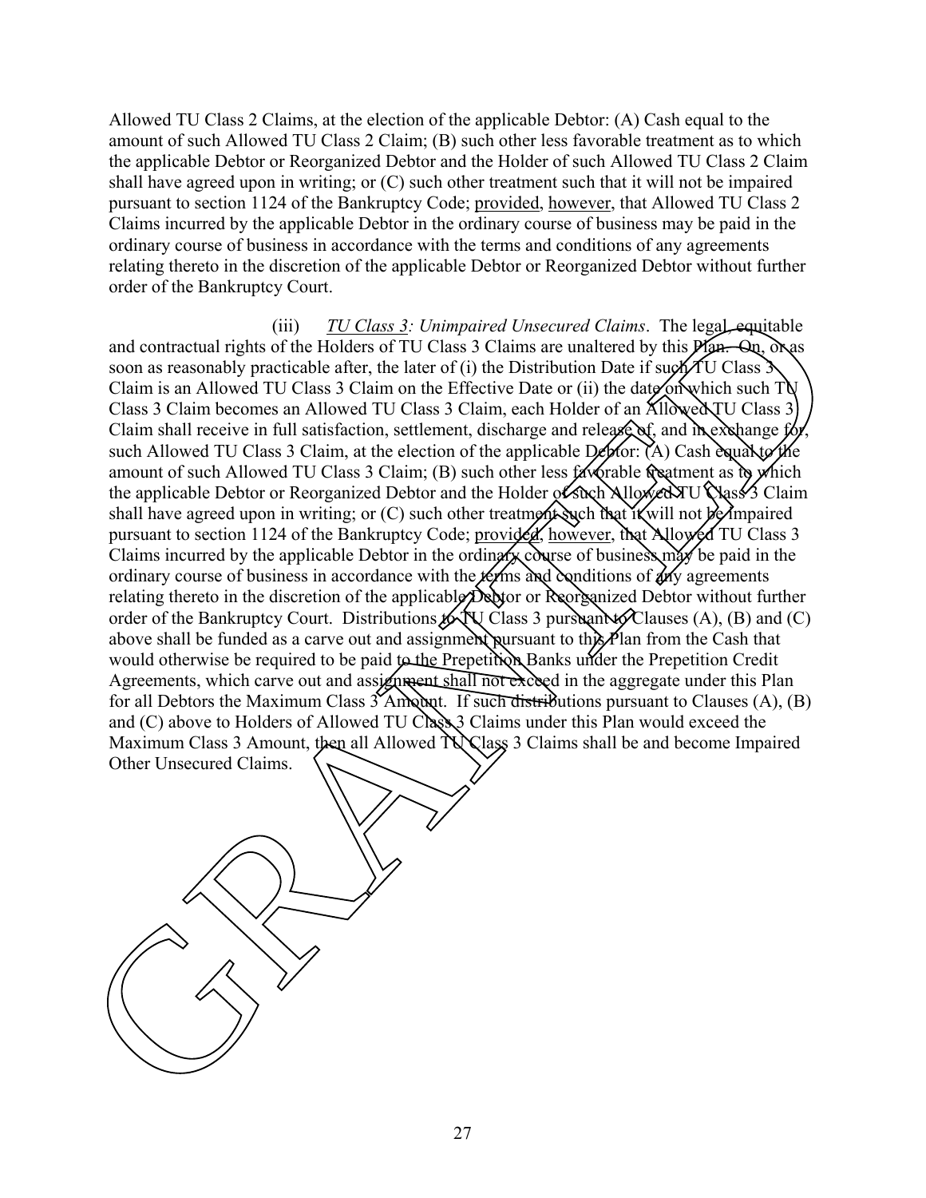Allowed TU Class 2 Claims, at the election of the applicable Debtor: (A) Cash equal to the amount of such Allowed TU Class 2 Claim; (B) such other less favorable treatment as to which the applicable Debtor or Reorganized Debtor and the Holder of such Allowed TU Class 2 Claim shall have agreed upon in writing; or (C) such other treatment such that it will not be impaired pursuant to section 1124 of the Bankruptcy Code; provided, however, that Allowed TU Class 2 Claims incurred by the applicable Debtor in the ordinary course of business may be paid in the ordinary course of business in accordance with the terms and conditions of any agreements relating thereto in the discretion of the applicable Debtor or Reorganized Debtor without further order of the Bankruptcy Court.

(iii) *TU Class 3: Unimpaired Unsecured Claims*. The legal, equitable and contractual rights of the Holders of TU Class 3 Claims are unaltered by this Plan. On, or as soon as reasonably practicable after, the later of (i) the Distribution Date if such TU Class 3 Claim is an Allowed TU Class 3 Claim on the Effective Date or (ii) the date on which such TU Class 3 Claim becomes an Allowed TU Class 3 Claim, each Holder of an Allowed TU Class 3 Claim shall receive in full satisfaction, settlement, discharge and release of, and in exchange for, such Allowed TU Class 3 Claim, at the election of the applicable Debtor: (A) Cash equal to the amount of such Allowed TU Class 3 Claim; (B) such other less favorable treatment as to which the applicable Debtor or Reorganized Debtor and the Holder of such Allowed TU Class 3 Claim shall have agreed upon in writing; or (C) such other treatment such that it will not be impaired pursuant to section 1124 of the Bankruptcy Code; provided, however, that Allowed TU Class 3 Claims incurred by the applicable Debtor in the ordinary course of business may be paid in the ordinary course of business in accordance with the terms and conditions of any agreements relating thereto in the discretion of the applicable Debtor or Reorganized Debtor without further order of the Bankruptcy Court. Distributions to TU Class 3 pursuant to Clauses (A), (B) and (C) above shall be funded as a carve out and assignment pursuant to this Plan from the Cash that would otherwise be required to be paid to the Prepetition Banks under the Prepetition Credit Agreements, which carve out and assignment shall not exceed in the aggregate under this Plan for all Debtors the Maximum Class 3 Amount. If such distributions pursuant to Clauses (A), (B) and (C) above to Holders of Allowed TU Class 3 Claims under this Plan would exceed the Maximum Class 3 Amount, then all Allowed TU Class 3 Claims shall be and become Impaired Other Unsecured Claims.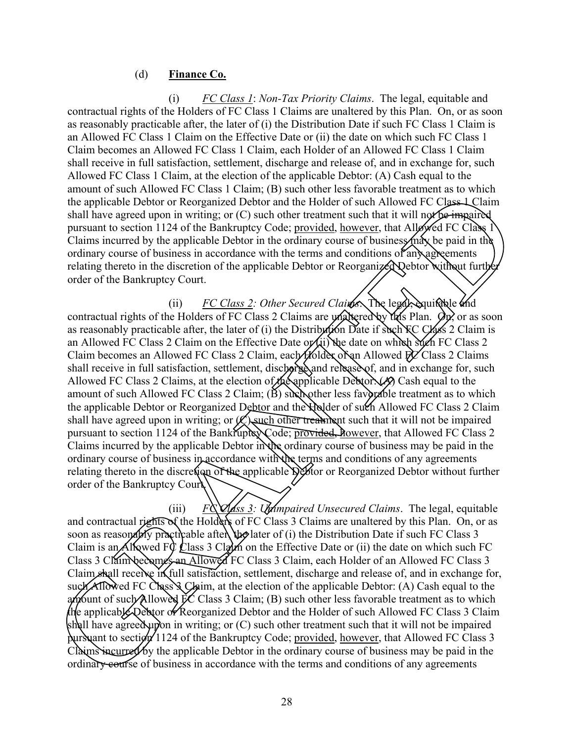(d) **Finance Co.**

(i) *FC Class 1*: *Non-Tax Priority Claims*. The legal, equitable and contractual rights of the Holders of FC Class 1 Claims are unaltered by this Plan. On, or as soon as reasonably practicable after, the later of (i) the Distribution Date if such FC Class 1 Claim is an Allowed FC Class 1 Claim on the Effective Date or (ii) the date on which such FC Class 1 Claim becomes an Allowed FC Class 1 Claim, each Holder of an Allowed FC Class 1 Claim shall receive in full satisfaction, settlement, discharge and release of, and in exchange for, such Allowed FC Class 1 Claim, at the election of the applicable Debtor: (A) Cash equal to the amount of such Allowed FC Class 1 Claim; (B) such other less favorable treatment as to which the applicable Debtor or Reorganized Debtor and the Holder of such Allowed FC Class 1 Claim shall have agreed upon in writing; or (C) such other treatment such that it will not be impaired pursuant to section 1124 of the Bankruptcy Code; provided, however, that Allowed FC Class 1 Claims incurred by the applicable Debtor in the ordinary course of business may be paid in the ordinary course of business in accordance with the terms and conditions of any agreements relating thereto in the discretion of the applicable Debtor or Reorganized Debtor without further order of the Bankruptcy Court.

(ii) *FC Class 2: Other Secured Claims*. The legal, equitable and contractual rights of the Holders of FC Class 2 Claims are unaltered by this Plan. On, or as soon as reasonably practicable after, the later of (i) the Distribution Date if such FC Class 2 Claim is an Allowed FC Class 2 Claim on the Effective Date or (ii) the date on which such FC Class 2 Claim becomes an Allowed FC Class 2 Claim, each Holder of an Allowed FC Class 2 Claims shall receive in full satisfaction, settlement, discharge and release of, and in exchange for, such Allowed FC Class 2 Claims, at the election of the applicable Debtor: (A) Cash equal to the amount of such Allowed FC Class 2 Claim; (B) such other less favorable treatment as to which the applicable Debtor or Reorganized Debtor and the Holder of such Allowed FC Class 2 Claim shall have agreed upon in writing; or (C) such other treatment such that it will not be impaired pursuant to section 1124 of the Bankruptcy Code; provided, however, that Allowed FC Class 2 Claims incurred by the applicable Debtor in the ordinary course of business may be paid in the ordinary course of business in accordance with the terms and conditions of any agreements relating thereto in the discretion of the applicable Debtor or Reorganized Debtor without further order of the Bankruptcy Court.

(iii) *FC Class 3: Unimpaired Unsecured Claims*. The legal, equitable and contractual rights of the Holders of FC Class 3 Claims are unaltered by this Plan. On, or as soon as reasonably practicable after, the later of (i) the Distribution Date if such FC Class 3 Claim is an Allowed FC Class 3 Claim on the Effective Date or (ii) the date on which such FC Class 3 Claim becomes an Allowed FC Class 3 Claim, each Holder of an Allowed FC Class 3 Claim shall receive in full satisfaction, settlement, discharge and release of, and in exchange for, such Allowed FC Class 3 Claim, at the election of the applicable Debtor: (A) Cash equal to the amount of such Allowed FC Class 3 Claim; (B) such other less favorable treatment as to which the applicable Debtor or Reorganized Debtor and the Holder of such Allowed FC Class 3 Claim shall have agreed upon in writing; or (C) such other treatment such that it will not be impaired pursuant to section 1124 of the Bankruptcy Code; provided, however, that Allowed FC Class 3 Claims incurred by the applicable Debtor in the ordinary course of business may be paid in the ordinary course of business in accordance with the terms and conditions of any agreements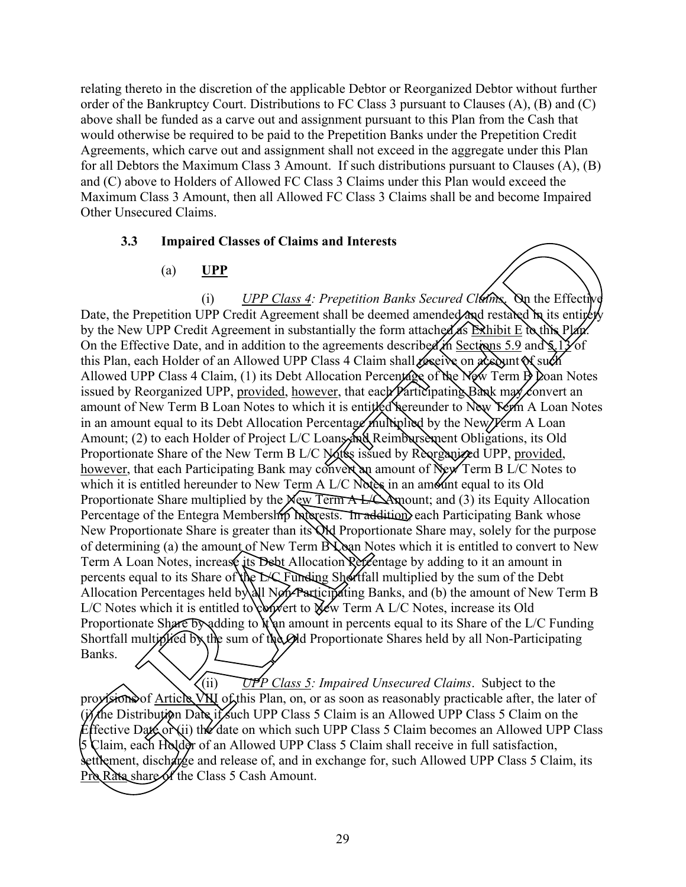relating thereto in the discretion of the applicable Debtor or Reorganized Debtor without further order of the Bankruptcy Court. Distributions to FC Class 3 pursuant to Clauses (A), (B) and (C) above shall be funded as a carve out and assignment pursuant to this Plan from the Cash that would otherwise be required to be paid to the Prepetition Banks under the Prepetition Credit Agreements, which carve out and assignment shall not exceed in the aggregate under this Plan for all Debtors the Maximum Class 3 Amount. If such distributions pursuant to Clauses (A), (B) and (C) above to Holders of Allowed FC Class 3 Claims under this Plan would exceed the Maximum Class 3 Amount, then all Allowed FC Class 3 Claims shall be and become Impaired Other Unsecured Claims.

### 3.3 Impaired Classes of Claims and Interests

(a) **UPP**

(i) *UPP Class 4: Prepetition Banks Secured Claims*. On the Effective Date, the Prepetition UPP Credit Agreement shall be deemed amended and restated in its entirety by the New UPP Credit Agreement in substantially the form attached as Exhibit E to this Plan. On the Effective Date, and in addition to the agreements described in Sections 5.9 and 5.13 of this Plan, each Holder of an Allowed UPP Class 4 Claim shall receive on account of such Allowed UPP Class 4 Claim, (1) its Debt Allocation Percentage of the New Term B Loan Notes issued by Reorganized UPP, provided, however, that each Participating Bank may convert an amount of New Term B Loan Notes to which it is entitled hereunder to New Term A Loan Notes in an amount equal to its Debt Allocation Percentage multiplied by the New Term A Loan Amount; (2) to each Holder of Project L/C Loans and Reimbursement Obligations, its Old Proportionate Share of the New Term B L/C Notes issued by Reorganized UPP, provided, however, that each Participating Bank may convert an amount of New Term B L/C Notes to which it is entitled hereunder to New Term A L/C Notes in an amount equal to its Old Proportionate Share multiplied by the New Term A L/C Amount; and (3) its Equity Allocation Percentage of the Entegra Membership Interests. In addition, each Participating Bank whose New Proportionate Share is greater than its Old Proportionate Share may, solely for the purpose of determining (a) the amount of New Term B Loan Notes which it is entitled to convert to New Term A Loan Notes, increase its Debt Allocation Percentage by adding to it an amount in percents equal to its Share of the L/C Funding Shortfall multiplied by the sum of the Debt Allocation Percentages held by all Non-Participating Banks, and (b) the amount of New Term B L/C Notes which it is entitled to convert to New Term A L/C Notes, increase its Old Proportionate Share by adding to it an amount in percents equal to its Share of the L/C Funding Shortfall multiplied by the sum of the Old Proportionate Shares held by all Non-Participating Banks.

(ii) *UPP Class 5: Impaired Unsecured Claims*. Subject to the provisions of Article VIII of this Plan, on, or as soon as reasonably practicable after, the later of (i) the Distribution Date if such UPP Class 5 Claim is an Allowed UPP Class 5 Claim on the Effective Date or (ii) the date on which such UPP Class 5 Claim becomes an Allowed UPP Class 5 Claim, each Holder of an Allowed UPP Class 5 Claim shall receive in full satisfaction, settlement, discharge and release of, and in exchange for, such Allowed UPP Class 5 Claim, its Pro Rata share of the Class 5 Cash Amount.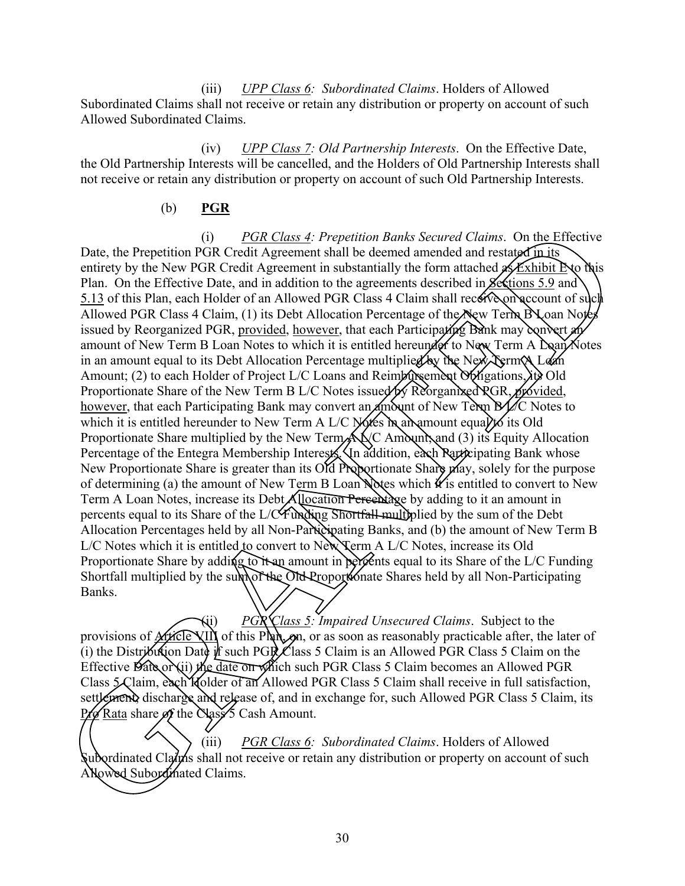(iii) *UPP Class 6: Subordinated Claims*. Holders of Allowed Subordinated Claims shall not receive or retain any distribution or property on account of such Allowed Subordinated Claims.

(iv) *UPP Class 7: Old Partnership Interests*. On the Effective Date, the Old Partnership Interests will be cancelled, and the Holders of Old Partnership Interests shall not receive or retain any distribution or property on account of such Old Partnership Interests.

(b) **PGR**

(i) *PGR Class 4: Prepetition Banks Secured Claims*. On the Effective Date, the Prepetition PGR Credit Agreement shall be deemed amended and restated in its entirety by the New PGR Credit Agreement in substantially the form attached as Exhibit E to this Plan. On the Effective Date, and in addition to the agreements described in Sections 5.9 and 5.13 of this Plan, each Holder of an Allowed PGR Class 4 Claim shall receive on account of such Allowed PGR Class 4 Claim, (1) its Debt Allocation Percentage of the New Term B Loan Notes issued by Reorganized PGR, provided, however, that each Participating Bank may convert an amount of New Term B Loan Notes to which it is entitled hereunder to New Term A Loan Notes in an amount equal to its Debt Allocation Percentage multiplied by the New Term A Loan Amount; (2) to each Holder of Project L/C Loans and Reimbursement Obligations, its Old Proportionate Share of the New Term B L/C Notes issued by Reorganized PGR, provided, however, that each Participating Bank may convert an amount of New Term B L/C Notes to which it is entitled hereunder to New Term A L/C Notes in an amount equal to its Old Proportionate Share multiplied by the New Term A L/C Amount; and (3) its Equity Allocation Percentage of the Entegra Membership Interests. In addition, each Participating Bank whose New Proportionate Share is greater than its Old Proportionate Share may, solely for the purpose of determining (a) the amount of New Term B Loan Notes which it is entitled to convert to New Term A Loan Notes, increase its Debt Allocation Percentage by adding to it an amount in percents equal to its Share of the L/C Funding Shortfall multiplied by the sum of the Debt Allocation Percentages held by all Non-Participating Banks, and (b) the amount of New Term B L/C Notes which it is entitled to convert to New Term A L/C Notes, increase its Old Proportionate Share by adding to it an amount in percents equal to its Share of the L/C Funding Shortfall multiplied by the sum of the Old Proportionate Shares held by all Non-Participating Banks.

(ii) *PGR Class 5: Impaired Unsecured Claims*. Subject to the provisions of Article VIII of this Plan, on, or as soon as reasonably practicable after, the later of (i) the Distribution Date if such PGR Class 5 Claim is an Allowed PGR Class 5 Claim on the Effective Date or (ii) the date on which such PGR Class 5 Claim becomes an Allowed PGR Class 5 Claim, each Holder of an Allowed PGR Class 5 Claim shall receive in full satisfaction, settlement, discharge and release of, and in exchange for, such Allowed PGR Class 5 Claim, its Pro Rata share of the Class 5 Cash Amount.

(iii) *PGR Class 6: Subordinated Claims*. Holders of Allowed Subordinated Claims shall not receive or retain any distribution or property on account of such Allowed Subordinated Claims.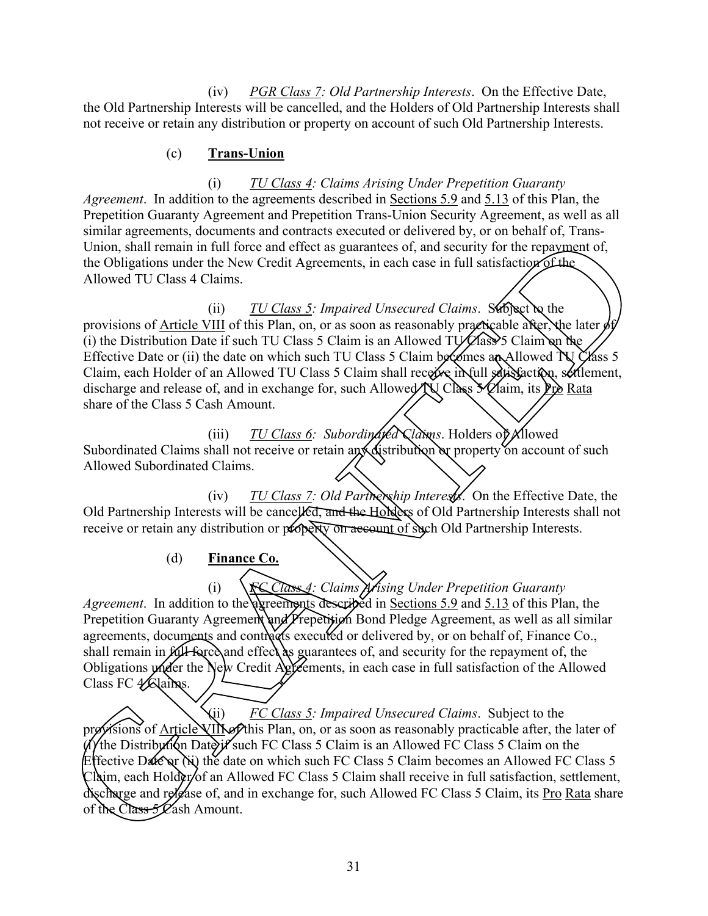(iv) *PGR Class 7: Old Partnership Interests*. On the Effective Date, the Old Partnership Interests will be cancelled, and the Holders of Old Partnership Interests shall not receive or retain any distribution or property on account of such Old Partnership Interests.

(c) **Trans-Union**

(i) *TU Class 4: Claims Arising Under Prepetition Guaranty Agreement*. In addition to the agreements described in Sections 5.9 and 5.13 of this Plan, the Prepetition Guaranty Agreement and Prepetition Trans-Union Security Agreement, as well as all similar agreements, documents and contracts executed or delivered by, or on behalf of, Trans-Union, shall remain in full force and effect as guarantees of, and security for the repayment of, the Obligations under the New Credit Agreements, in each case in full satisfaction of the Allowed TU Class 4 Claims.

(ii) *TU Class 5: Impaired Unsecured Claims*. Subject to the provisions of Article VIII of this Plan, on, or as soon as reasonably practicable after, the later of (i) the Distribution Date if such TU Class 5 Claim is an Allowed TU Class 5 Claim on the Effective Date or (ii) the date on which such TU Class 5 Claim becomes an Allowed TU Class 5 Claim, each Holder of an Allowed TU Class 5 Claim shall receive in full satisfaction, settlement, discharge and release of, and in exchange for, such Allowed TU Class 5 Claim, its Pro Rata share of the Class 5 Cash Amount.

(iii) *TU Class 6: Subordinated Claims*. Holders of Allowed Subordinated Claims shall not receive or retain any distribution or property on account of such Allowed Subordinated Claims.

(iv) *TU Class 7: Old Partnership Interests*. On the Effective Date, the Old Partnership Interests will be cancelled, and the Holders of Old Partnership Interests shall not receive or retain any distribution or property on account of such Old Partnership Interests.

(d) **Finance Co.**

(i) *FC Class 4: Claims Arising Under Prepetition Guaranty Agreement*. In addition to the agreements described in Sections 5.9 and 5.13 of this Plan, the Prepetition Guaranty Agreement and Prepetition Bond Pledge Agreement, as well as all similar agreements, documents and contracts executed or delivered by, or on behalf of, Finance Co., shall remain in full force and effect as guarantees of, and security for the repayment of, the Obligations under the New Credit Agreements, in each case in full satisfaction of the Allowed Class FC 4 Claims.

(ii) *FC Class 5: Impaired Unsecured Claims*. Subject to the provisions of Article VIII of this Plan, on, or as soon as reasonably practicable after, the later of (i) the Distribution Date if such FC Class 5 Claim is an Allowed FC Class 5 Claim on the Effective Date or (ii) the date on which such FC Class 5 Claim becomes an Allowed FC Class 5 Claim, each Holder of an Allowed FC Class 5 Claim shall receive in full satisfaction, settlement, discharge and release of, and in exchange for, such Allowed FC Class 5 Claim, its Pro Rata share of the Class 5 Cash Amount.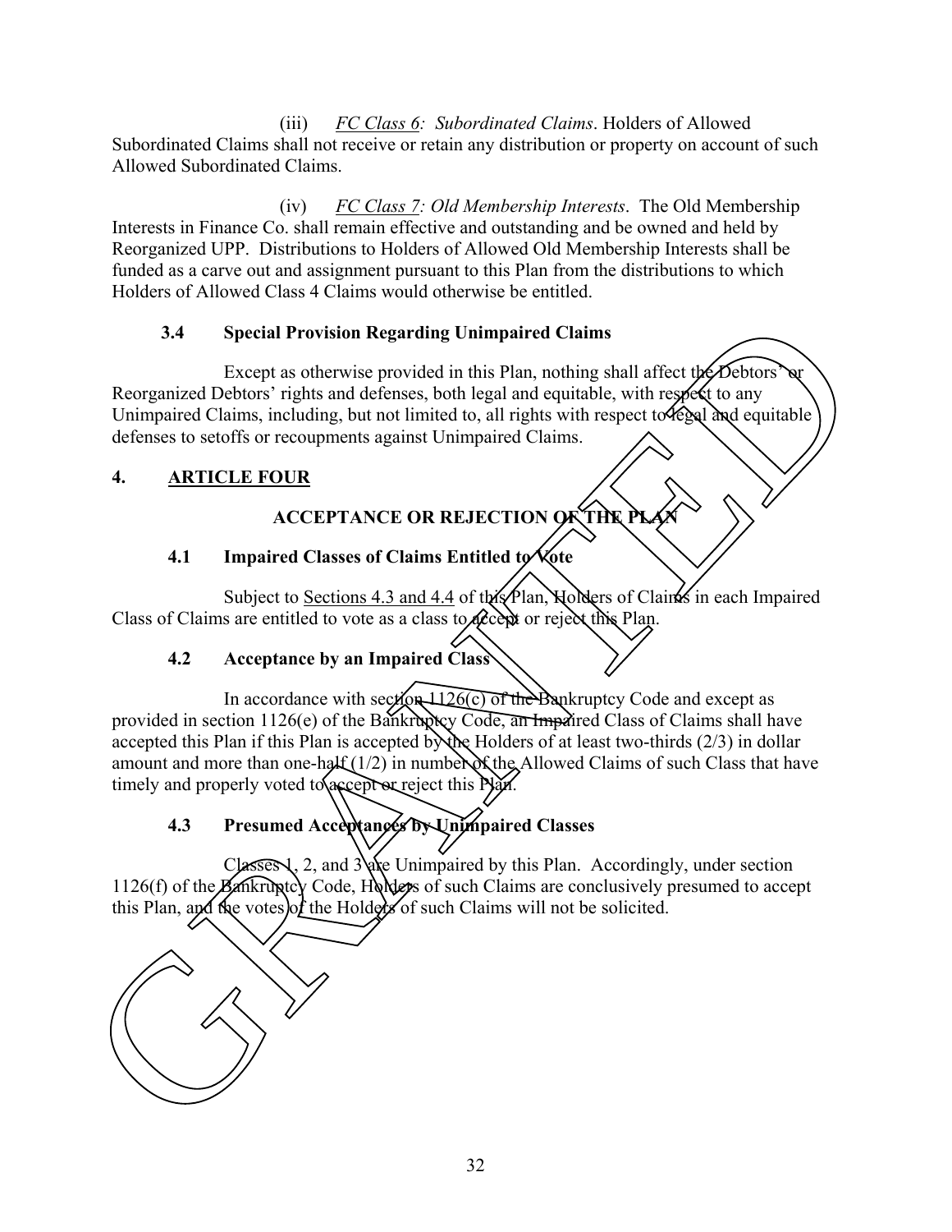(iii) *FC Class 6: Subordinated Claims*. Holders of Allowed Subordinated Claims shall not receive or retain any distribution or property on account of such Allowed Subordinated Claims.

(iv) *FC Class 7: Old Membership Interests*. The Old Membership Interests in Finance Co. shall remain effective and outstanding and be owned and held by Reorganized UPP. Distributions to Holders of Allowed Old Membership Interests shall be funded as a carve out and assignment pursuant to this Plan from the distributions to which Holders of Allowed Class 4 Claims would otherwise be entitled.

### 3.4 Special Provision Regarding Unimpaired Claims

Except as otherwise provided in this Plan, nothing shall affect the Debtors' or Reorganized Debtors' rights and defenses, both legal and equitable, with respect to any Unimpaired Claims, including, but not limited to, all rights with respect to legal and equitable defenses to setoffs or recoupments against Unimpaired Claims.

## 4. ARTICLE FOUR

## ACCEPTANCE OR REJECTION OF THE PLAN

### 4.1 Impaired Classes of Claims Entitled to Vote

Subject to Sections 4.3 and 4.4 of this Plan, Holders of Claims in each Impaired Class of Claims are entitled to vote as a class to accept or reject this Plan.

### 4.2 Acceptance by an Impaired Class

In accordance with section 1126(c) of the Bankruptcy Code and except as provided in section 1126(e) of the Bankruptcy Code, an Impaired Class of Claims shall have accepted this Plan if this Plan is accepted by the Holders of at least two-thirds (2/3) in dollar amount and more than one-half (1/2) in number of the Allowed Claims of such Class that have timely and properly voted to accept or reject this Plan.

### 4.3 Presumed Acceptances by Unimpaired Classes

Classes 1, 2, and 3 are Unimpaired by this Plan. Accordingly, under section 1126(f) of the Bankruptcy Code, Holders of such Claims are conclusively presumed to accept this Plan, and the votes of the Holders of such Claims will not be solicited.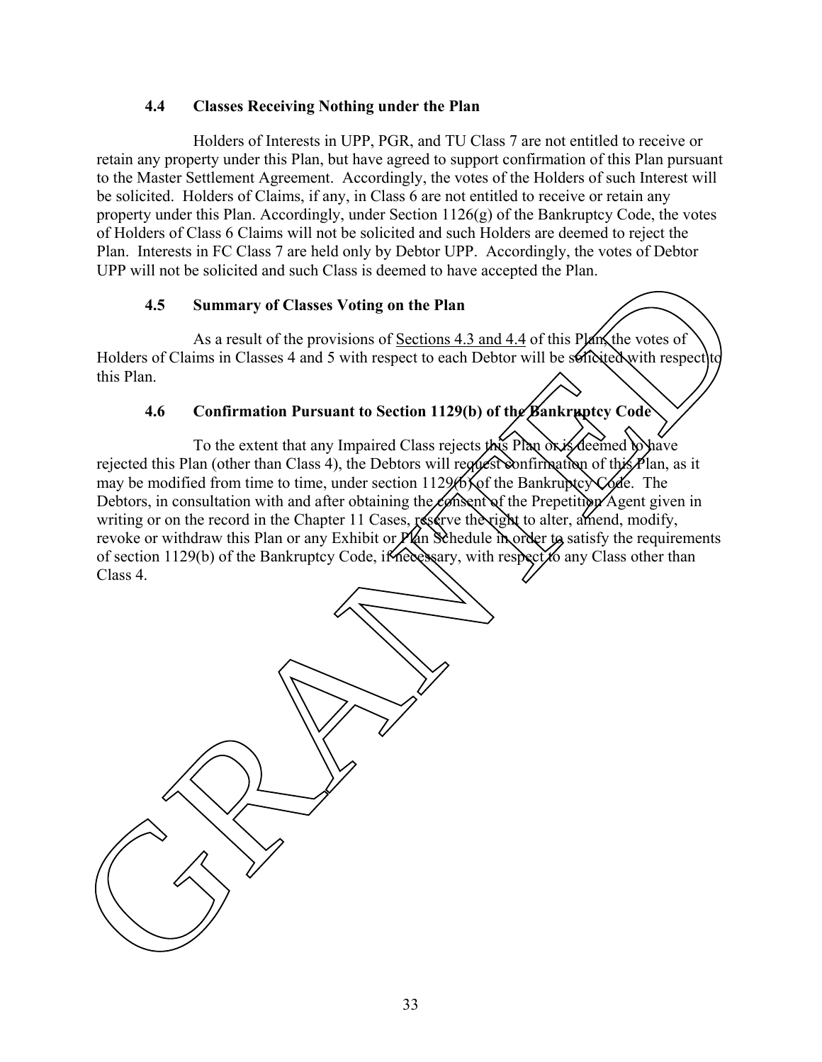### 4.4 Classes Receiving Nothing under the Plan

Holders of Interests in UPP, PGR, and TU Class 7 are not entitled to receive or retain any property under this Plan, but have agreed to support confirmation of this Plan pursuant to the Master Settlement Agreement. Accordingly, the votes of the Holders of such Interest will be solicited. Holders of Claims, if any, in Class 6 are not entitled to receive or retain any property under this Plan. Accordingly, under Section 1126(g) of the Bankruptcy Code, the votes of Holders of Class 6 Claims will not be solicited and such Holders are deemed to reject the Plan. Interests in FC Class 7 are held only by Debtor UPP. Accordingly, the votes of Debtor UPP will not be solicited and such Class is deemed to have accepted the Plan.

### 4.5 Summary of Classes Voting on the Plan

As a result of the provisions of Sections 4.3 and 4.4 of this Plan, the votes of Holders of Claims in Classes 4 and 5 with respect to each Debtor will be solicited with respect to this Plan.

### 4.6 Confirmation Pursuant to Section 1129(b) of the Bankruptcy Code

To the extent that any Impaired Class rejects this Plan or is deemed to have rejected this Plan (other than Class 4), the Debtors will request confirmation of this Plan, as it may be modified from time to time, under section 1129(b) of the Bankruptcy Code. The Debtors, in consultation with and after obtaining the consent of the Prepetition Agent given in writing or on the record in the Chapter 11 Cases, reserve the right to alter, amend, modify, revoke or withdraw this Plan or any Exhibit or Plan Schedule in order to satisfy the requirements of section 1129(b) of the Bankruptcy Code, if necessary, with respect to any Class other than Class 4.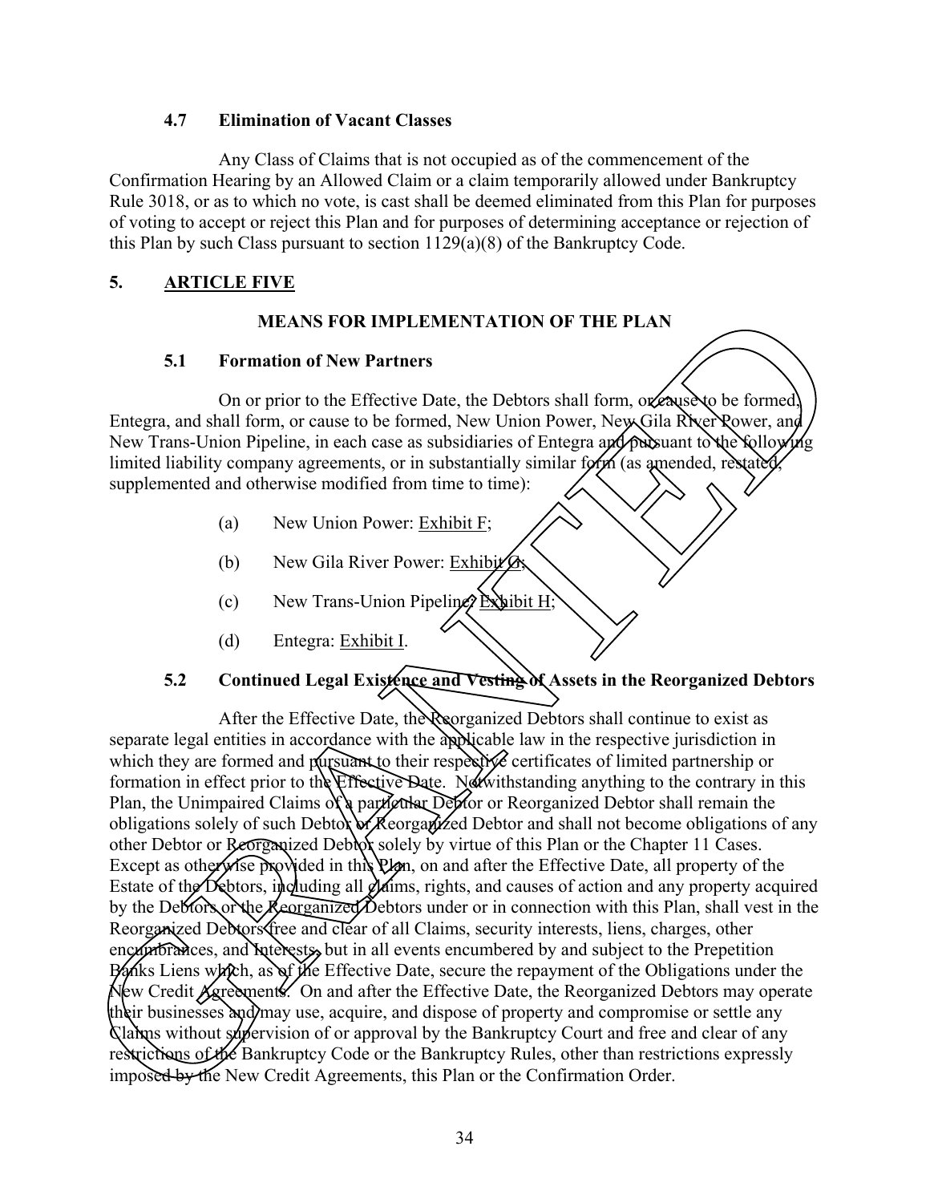### 4.7 Elimination of Vacant Classes

Any Class of Claims that is not occupied as of the commencement of the Confirmation Hearing by an Allowed Claim or a claim temporarily allowed under Bankruptcy Rule 3018, or as to which no vote, is cast shall be deemed eliminated from this Plan for purposes of voting to accept or reject this Plan and for purposes of determining acceptance or rejection of this Plan by such Class pursuant to section 1129(a)(8) of the Bankruptcy Code.

## 5. ARTICLE FIVE

### MEANS FOR IMPLEMENTATION OF THE PLAN

### 5.1 Formation of New Partners

On or prior to the Effective Date, the Debtors shall form, or cause to be formed, Entegra, and shall form, or cause to be formed, New Union Power, New Gila River Power, and New Trans-Union Pipeline, in each case as subsidiaries of Entegra and pursuant to the following limited liability company agreements, or in substantially similar form (as amended, restated, supplemented and otherwise modified from time to time):

(a) New Union Power: Exhibit F;

(b) New Gila River Power: Exhibit G;

(c) New Trans-Union Pipeline: Exhibit H;

(d) Entegra: Exhibit I.

### 5.2 Continued Legal Existence and Vesting of Assets in the Reorganized Debtors

After the Effective Date, the Reorganized Debtors shall continue to exist as separate legal entities in accordance with the applicable law in the respective jurisdiction in which they are formed and pursuant to their respective certificates of limited partnership or formation in effect prior to the Effective Date. Notwithstanding anything to the contrary in this Plan, the Unimpaired Claims of a particular Debtor or Reorganized Debtor shall remain the obligations solely of such Debtor or Reorganized Debtor and shall not become obligations of any other Debtor or Reorganized Debtor solely by virtue of this Plan or the Chapter 11 Cases. Except as otherwise provided in this Plan, on and after the Effective Date, all property of the Estate of the Debtors, including all claims, rights, and causes of action and any property acquired by the Debtors or the Reorganized Debtors under or in connection with this Plan, shall vest in the Reorganized Debtors free and clear of all Claims, security interests, liens, charges, other encumbrances, and Interests, but in all events encumbered by and subject to the Prepetition Banks Liens which, as of the Effective Date, secure the repayment of the Obligations under the New Credit Agreements. On and after the Effective Date, the Reorganized Debtors may operate their businesses and may use, acquire, and dispose of property and compromise or settle any Claims without supervision of or approval by the Bankruptcy Court and free and clear of any restrictions of the Bankruptcy Code or the Bankruptcy Rules, other than restrictions expressly imposed by the New Credit Agreements, this Plan or the Confirmation Order.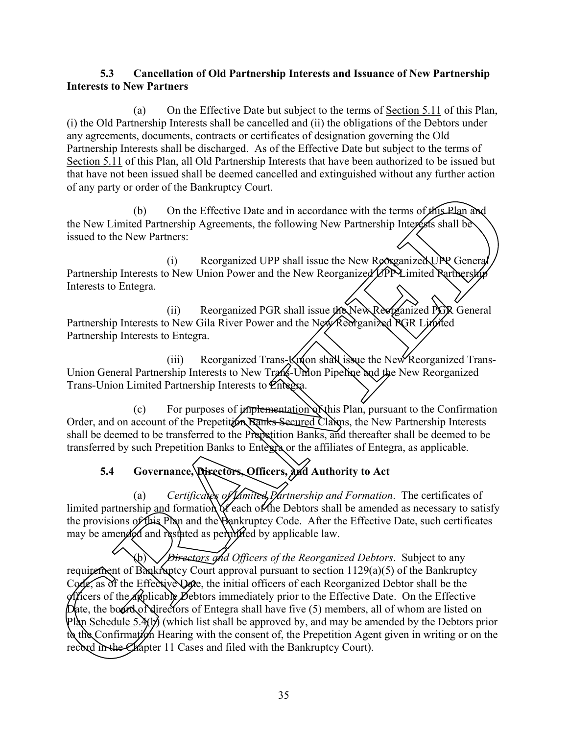**5.3 Cancellation of Old Partnership Interests and Issuance of New Partnership Interests to New Partners**

(a) On the Effective Date but subject to the terms of Section 5.11 of this Plan, (i) the Old Partnership Interests shall be cancelled and (ii) the obligations of the Debtors under any agreements, documents, contracts or certificates of designation governing the Old Partnership Interests shall be discharged. As of the Effective Date but subject to the terms of Section 5.11 of this Plan, all Old Partnership Interests that have been authorized to be issued but that have not been issued shall be deemed cancelled and extinguished without any further action of any party or order of the Bankruptcy Court.

(b) On the Effective Date and in accordance with the terms of this Plan and the New Limited Partnership Agreements, the following New Partnership Interests shall be issued to the New Partners:

(i) Reorganized UPP shall issue the New Reorganized UPP General Partnership Interests to New Union Power and the New Reorganized UPP Limited Partnership Interests to Entegra.

(ii) Reorganized PGR shall issue the New Reorganized PGR General Partnership Interests to New Gila River Power and the New Reorganized PGR Limited Partnership Interests to Entegra.

(iii) Reorganized Trans-Union shall issue the New Reorganized Trans-Union General Partnership Interests to New Trans-Union Pipeline and the New Reorganized Trans-Union Limited Partnership Interests to Entegra.

(c) For purposes of implementation of this Plan, pursuant to the Confirmation Order, and on account of the Prepetition Banks Secured Claims, the New Partnership Interests shall be deemed to be transferred to the Prepetition Banks, and thereafter shall be deemed to be transferred by such Prepetition Banks to Entegra or the affiliates of Entegra, as applicable.

**5.4 Governance, Directors, Officers, and Authority to Act**

(a) *Certificates of Limited Partnership and Formation*. The certificates of limited partnership and formation of each of the Debtors shall be amended as necessary to satisfy the provisions of this Plan and the Bankruptcy Code. After the Effective Date, such certificates may be amended and restated as permitted by applicable law.

(b) *Directors and Officers of the Reorganized Debtors*. Subject to any requirement of Bankruptcy Court approval pursuant to section 1129(a)(5) of the Bankruptcy Code, as of the Effective Date, the initial officers of each Reorganized Debtor shall be the officers of the applicable Debtors immediately prior to the Effective Date. On the Effective Date, the board of directors of Entegra shall have five (5) members, all of whom are listed on Plan Schedule 5.4(b) (which list shall be approved by, and may be amended by the Debtors prior to the Confirmation Hearing with the consent of, the Prepetition Agent given in writing or on the record in the Chapter 11 Cases and filed with the Bankruptcy Court).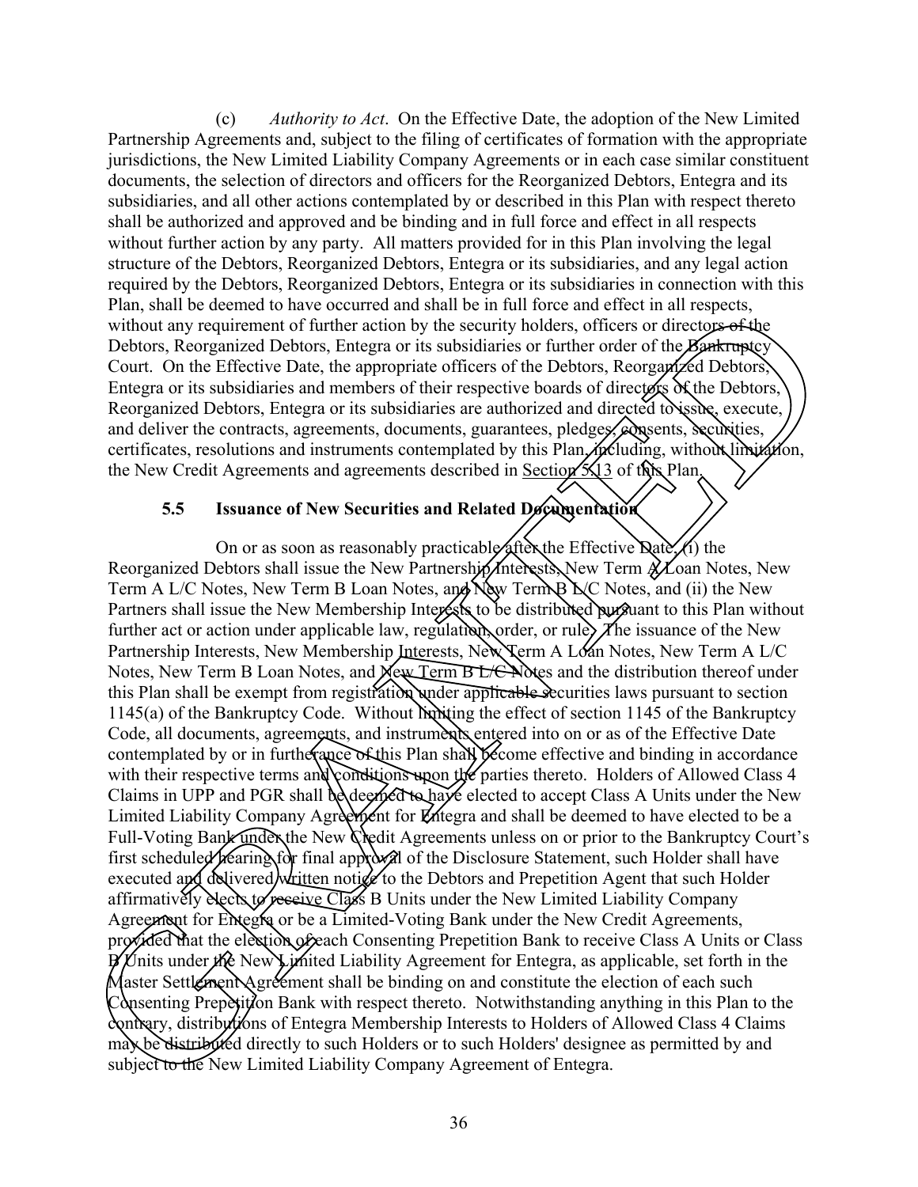(c) *Authority to Act*. On the Effective Date, the adoption of the New Limited Partnership Agreements and, subject to the filing of certificates of formation with the appropriate jurisdictions, the New Limited Liability Company Agreements or in each case similar constituent documents, the selection of directors and officers for the Reorganized Debtors, Entegra and its subsidiaries, and all other actions contemplated by or described in this Plan with respect thereto shall be authorized and approved and be binding and in full force and effect in all respects without further action by any party. All matters provided for in this Plan involving the legal structure of the Debtors, Reorganized Debtors, Entegra or its subsidiaries, and any legal action required by the Debtors, Reorganized Debtors, Entegra or its subsidiaries in connection with this Plan, shall be deemed to have occurred and shall be in full force and effect in all respects, without any requirement of further action by the security holders, officers or directors of the Debtors, Reorganized Debtors, Entegra or its subsidiaries or further order of the Bankruptcy Court. On the Effective Date, the appropriate officers of the Debtors, Reorganized Debtors, Entegra or its subsidiaries and members of their respective boards of directors of the Debtors, Reorganized Debtors, Entegra or its subsidiaries are authorized and directed to issue, execute, and deliver the contracts, agreements, documents, guarantees, pledges, consents, securities, certificates, resolutions and instruments contemplated by this Plan, including, without limitation, the New Credit Agreements and agreements described in Section 5.13 of this Plan.

### 5.5 Issuance of New Securities and Related Documentation

On or as soon as reasonably practicable after the Effective Date, (i) the Reorganized Debtors shall issue the New Partnership Interests, New Term A Loan Notes, New Term A L/C Notes, New Term B Loan Notes, and New Term B L/C Notes, and (ii) the New Partners shall issue the New Membership Interests to be distributed pursuant to this Plan without further act or action under applicable law, regulation, order, or rule. The issuance of the New Partnership Interests, New Membership Interests, New Term A Loan Notes, New Term A L/C Notes, New Term B Loan Notes, and New Term B L/C Notes and the distribution thereof under this Plan shall be exempt from registration under applicable securities laws pursuant to section 1145(a) of the Bankruptcy Code. Without limiting the effect of section 1145 of the Bankruptcy Code, all documents, agreements, and instruments entered into on or as of the Effective Date contemplated by or in furtherance of this Plan shall become effective and binding in accordance with their respective terms and conditions upon the parties thereto. Holders of Allowed Class 4 Claims in UPP and PGR shall be deemed to have elected to accept Class A Units under the New Limited Liability Company Agreement for Entegra and shall be deemed to have elected to be a Full-Voting Bank under the New Credit Agreements unless on or prior to the Bankruptcy Court's first scheduled hearing for final approval of the Disclosure Statement, such Holder shall have executed and delivered written notice to the Debtors and Prepetition Agent that such Holder affirmatively elects to receive Class B Units under the New Limited Liability Company Agreement for Entegra or be a Limited-Voting Bank under the New Credit Agreements, provided that the election of each Consenting Prepetition Bank to receive Class A Units or Class B Units under the New Limited Liability Agreement for Entegra, as applicable, set forth in the Master Settlement Agreement shall be binding on and constitute the election of each such Consenting Prepetition Bank with respect thereto. Notwithstanding anything in this Plan to the contrary, distributions of Entegra Membership Interests to Holders of Allowed Class 4 Claims may be distributed directly to such Holders or to such Holders' designee as permitted by and subject to the New Limited Liability Company Agreement of Entegra.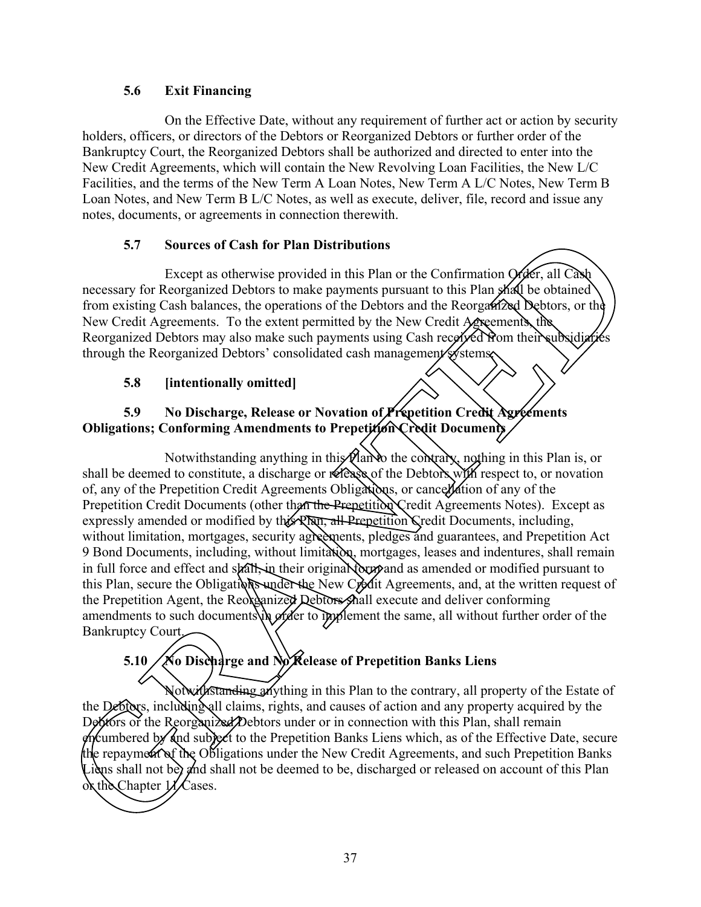### 5.6 Exit Financing

On the Effective Date, without any requirement of further act or action by security holders, officers, or directors of the Debtors or Reorganized Debtors or further order of the Bankruptcy Court, the Reorganized Debtors shall be authorized and directed to enter into the New Credit Agreements, which will contain the New Revolving Loan Facilities, the New L/C Facilities, and the terms of the New Term A Loan Notes, New Term A L/C Notes, New Term B Loan Notes, and New Term B L/C Notes, as well as execute, deliver, file, record and issue any notes, documents, or agreements in connection therewith.

### 5.7 Sources of Cash for Plan Distributions

Except as otherwise provided in this Plan or the Confirmation Order, all Cash necessary for Reorganized Debtors to make payments pursuant to this Plan shall be obtained from existing Cash balances, the operations of the Debtors and the Reorganized Debtors, or the New Credit Agreements. To the extent permitted by the New Credit Agreements, the Reorganized Debtors may also make such payments using Cash received from their subsidiaries through the Reorganized Debtors' consolidated cash management systems.

### 5.8 [intentionally omitted]

### 5.9 No Discharge, Release or Novation of Prepetition Credit Agreements Obligations; Conforming Amendments to Prepetition Credit Documents

Notwithstanding anything in this Plan to the contrary, nothing in this Plan is, or shall be deemed to constitute, a discharge or release of the Debtors with respect to, or novation of, any of the Prepetition Credit Agreements Obligations, or cancellation of any of the Prepetition Credit Documents (other than the Prepetition Credit Agreements Notes). Except as expressly amended or modified by this Plan, all Prepetition Credit Documents, including, without limitation, mortgages, security agreements, pledges and guarantees, and Prepetition Act 9 Bond Documents, including, without limitation, mortgages, leases and indentures, shall remain in full force and effect and shall, in their original form and as amended or modified pursuant to this Plan, secure the Obligations under the New Credit Agreements, and, at the written request of the Prepetition Agent, the Reorganized Debtors shall execute and deliver conforming amendments to such documents in order to implement the same, all without further order of the Bankruptcy Court.

### 5.10 No Discharge and No Release of Prepetition Banks Liens

Notwithstanding anything in this Plan to the contrary, all property of the Estate of the Debtors, including all claims, rights, and causes of action and any property acquired by the Debtors or the Reorganized Debtors under or in connection with this Plan, shall remain encumbered by and subject to the Prepetition Banks Liens which, as of the Effective Date, secure the repayment of the Obligations under the New Credit Agreements, and such Prepetition Banks Liens shall not be, and shall not be deemed to be, discharged or released on account of this Plan or the Chapter 11 Cases.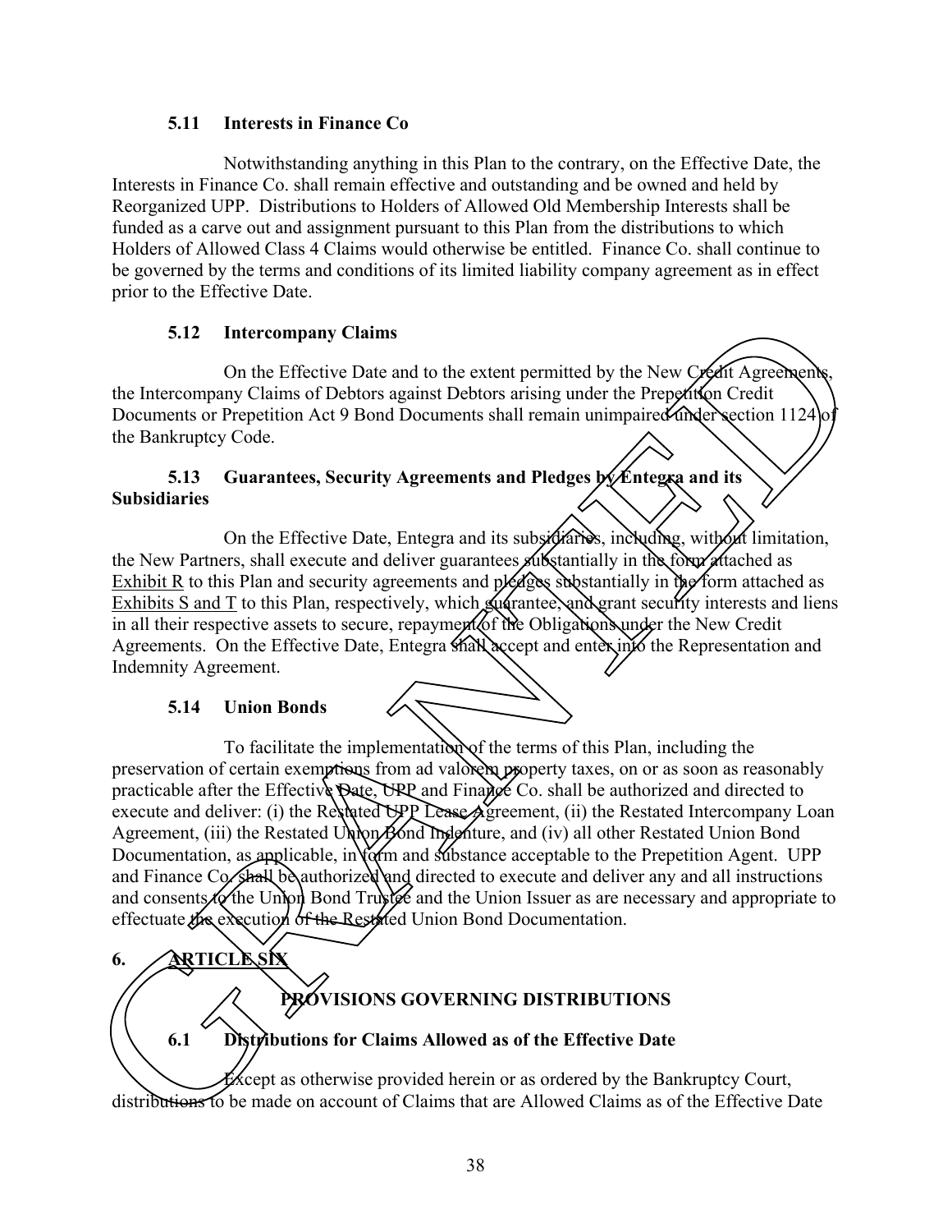### 5.11 Interests in Finance Co

Notwithstanding anything in this Plan to the contrary, on the Effective Date, the Interests in Finance Co. shall remain effective and outstanding and be owned and held by Reorganized UPP. Distributions to Holders of Allowed Old Membership Interests shall be funded as a carve out and assignment pursuant to this Plan from the distributions to which Holders of Allowed Class 4 Claims would otherwise be entitled. Finance Co. shall continue to be governed by the terms and conditions of its limited liability company agreement as in effect prior to the Effective Date.

### 5.12 Intercompany Claims

On the Effective Date and to the extent permitted by the New Credit Agreements, the Intercompany Claims of Debtors against Debtors arising under the Prepetition Credit Documents or Prepetition Act 9 Bond Documents shall remain unimpaired under section 1124 of the Bankruptcy Code.

### 5.13 Guarantees, Security Agreements and Pledges by Entegra and its Subsidiaries

On the Effective Date, Entegra and its subsidiaries, including, without limitation, the New Partners, shall execute and deliver guarantees substantially in the form attached as Exhibit R to this Plan and security agreements and pledges substantially in the form attached as Exhibits S and T to this Plan, respectively, which guarantee, and grant security interests and liens in all their respective assets to secure, repayment of the Obligations under the New Credit Agreements. On the Effective Date, Entegra shall accept and enter into the Representation and Indemnity Agreement.

### 5.14 Union Bonds

To facilitate the implementation of the terms of this Plan, including the preservation of certain exemptions from ad valorem property taxes, on or as soon as reasonably practicable after the Effective Date, UPP and Finance Co. shall be authorized and directed to execute and deliver: (i) the Restated UPP Lease Agreement, (ii) the Restated Intercompany Loan Agreement, (iii) the Restated Union Bond Indenture, and (iv) all other Restated Union Bond Documentation, as applicable, in form and substance acceptable to the Prepetition Agent. UPP and Finance Co. shall be authorized and directed to execute and deliver any and all instructions and consents to the Union Bond Trustee and the Union Issuer as are necessary and appropriate to effectuate the execution of the Restated Union Bond Documentation.

## 6. ARTICLE SIX

## PROVISIONS GOVERNING DISTRIBUTIONS

### 6.1 Distributions for Claims Allowed as of the Effective Date

Except as otherwise provided herein or as ordered by the Bankruptcy Court, distributions to be made on account of Claims that are Allowed Claims as of the Effective Date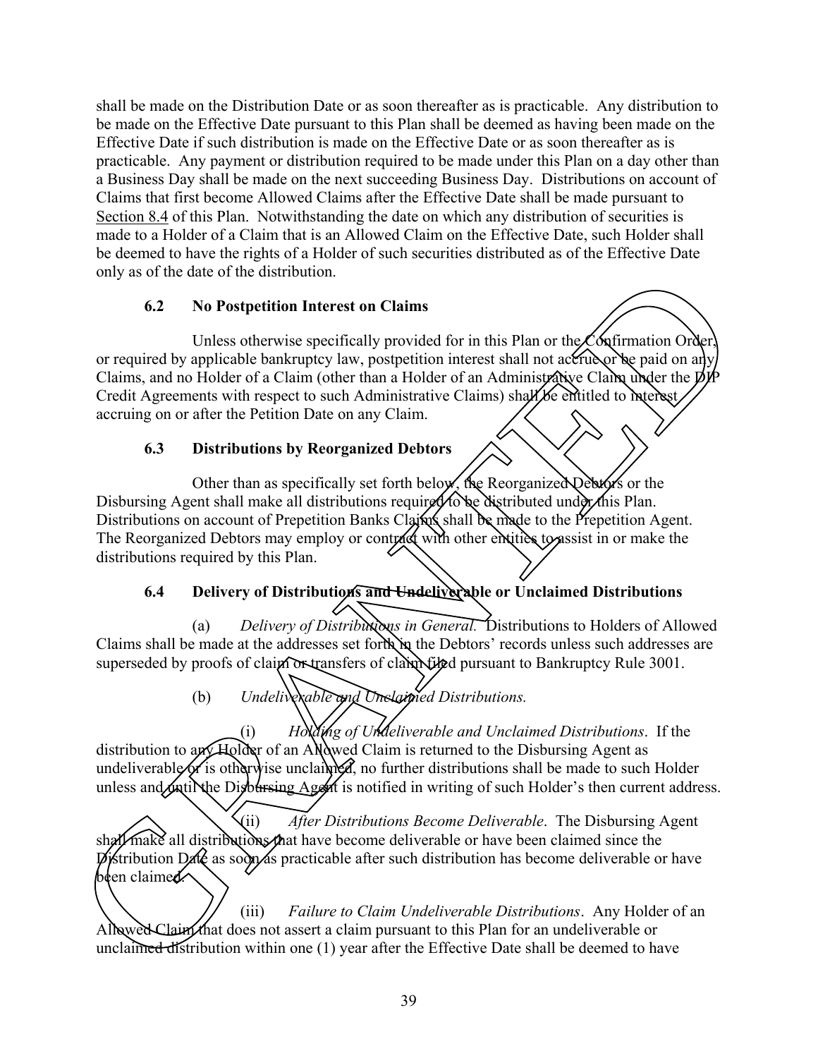shall be made on the Distribution Date or as soon thereafter as is practicable. Any distribution to be made on the Effective Date pursuant to this Plan shall be deemed as having been made on the Effective Date if such distribution is made on the Effective Date or as soon thereafter as is practicable. Any payment or distribution required to be made under this Plan on a day other than a Business Day shall be made on the next succeeding Business Day. Distributions on account of Claims that first become Allowed Claims after the Effective Date shall be made pursuant to Section 8.4 of this Plan. Notwithstanding the date on which any distribution of securities is made to a Holder of a Claim that is an Allowed Claim on the Effective Date, such Holder shall be deemed to have the rights of a Holder of such securities distributed as of the Effective Date only as of the date of the distribution.

### 6.2 No Postpetition Interest on Claims

Unless otherwise specifically provided for in this Plan or the Confirmation Order, or required by applicable bankruptcy law, postpetition interest shall not accrue or be paid on any Claims, and no Holder of a Claim (other than a Holder of an Administrative Claim under the DIP Credit Agreements with respect to such Administrative Claims) shall be entitled to interest accruing on or after the Petition Date on any Claim.

### 6.3 Distributions by Reorganized Debtors

Other than as specifically set forth below, the Reorganized Debtors or the Disbursing Agent shall make all distributions required to be distributed under this Plan. Distributions on account of Prepetition Banks Claims shall be made to the Prepetition Agent. The Reorganized Debtors may employ or contract with other entities to assist in or make the distributions required by this Plan.

### 6.4 Delivery of Distributions and Undeliverable or Unclaimed Distributions

(a) *Delivery of Distributions in General.* Distributions to Holders of Allowed Claims shall be made at the addresses set forth in the Debtors' records unless such addresses are superseded by proofs of claim or transfers of claim filed pursuant to Bankruptcy Rule 3001.

(b) *Undeliverable and Unclaimed Distributions.*

(i) *Holding of Undeliverable and Unclaimed Distributions*. If the distribution to any Holder of an Allowed Claim is returned to the Disbursing Agent as undeliverable or is otherwise unclaimed, no further distributions shall be made to such Holder unless and until the Disbursing Agent is notified in writing of such Holder's then current address.

(ii) *After Distributions Become Deliverable*. The Disbursing Agent shall make all distributions that have become deliverable or have been claimed since the Distribution Date as soon as practicable after such distribution has become deliverable or have been claimed.

(iii) *Failure to Claim Undeliverable Distributions*. Any Holder of an Allowed Claim that does not assert a claim pursuant to this Plan for an undeliverable or unclaimed distribution within one (1) year after the Effective Date shall be deemed to have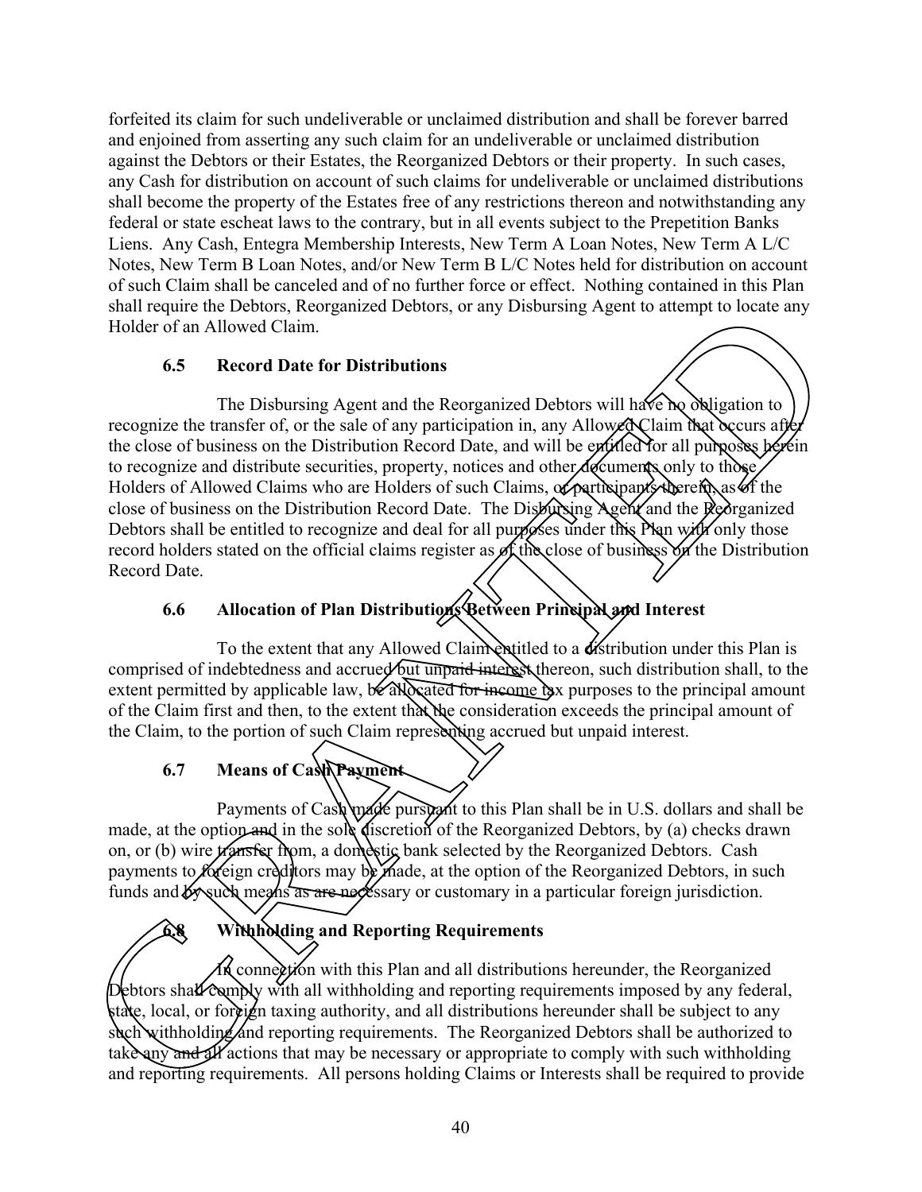forfeited its claim for such undeliverable or unclaimed distribution and shall be forever barred and enjoined from asserting any such claim for an undeliverable or unclaimed distribution against the Debtors or their Estates, the Reorganized Debtors or their property. In such cases, any Cash for distribution on account of such claims for undeliverable or unclaimed distributions shall become the property of the Estates free of any restrictions thereon and notwithstanding any federal or state escheat laws to the contrary, but in all events subject to the Prepetition Banks Liens. Any Cash, Entegra Membership Interests, New Term A Loan Notes, New Term A L/C Notes, New Term B Loan Notes, and/or New Term B L/C Notes held for distribution on account of such Claim shall be canceled and of no further force or effect. Nothing contained in this Plan shall require the Debtors, Reorganized Debtors, or any Disbursing Agent to attempt to locate any Holder of an Allowed Claim.

### 6.5 Record Date for Distributions

The Disbursing Agent and the Reorganized Debtors will have no obligation to recognize the transfer of, or the sale of any participation in, any Allowed Claim that occurs after the close of business on the Distribution Record Date, and will be entitled for all purposes herein to recognize and distribute securities, property, notices and other documents only to those Holders of Allowed Claims who are Holders of such Claims, or participants therein, as of the close of business on the Distribution Record Date. The Disbursing Agent and the Reorganized Debtors shall be entitled to recognize and deal for all purposes under this Plan with only those record holders stated on the official claims register as of the close of business on the Distribution Record Date.

### 6.6 Allocation of Plan Distributions Between Principal and Interest

To the extent that any Allowed Claim entitled to a distribution under this Plan is comprised of indebtedness and accrued but unpaid interest thereon, such distribution shall, to the extent permitted by applicable law, be allocated for income tax purposes to the principal amount of the Claim first and then, to the extent that the consideration exceeds the principal amount of the Claim, to the portion of such Claim representing accrued but unpaid interest.

### 6.7 Means of Cash Payment

Payments of Cash made pursuant to this Plan shall be in U.S. dollars and shall be made, at the option and in the sole discretion of the Reorganized Debtors, by (a) checks drawn on, or (b) wire transfer from, a domestic bank selected by the Reorganized Debtors. Cash payments to foreign creditors may be made, at the option of the Reorganized Debtors, in such funds and by such means as are necessary or customary in a particular foreign jurisdiction.

### 6.8 Withholding and Reporting Requirements

In connection with this Plan and all distributions hereunder, the Reorganized Debtors shall comply with all withholding and reporting requirements imposed by any federal, state, local, or foreign taxing authority, and all distributions hereunder shall be subject to any such withholding and reporting requirements. The Reorganized Debtors shall be authorized to take any and all actions that may be necessary or appropriate to comply with such withholding and reporting requirements. All persons holding Claims or Interests shall be required to provide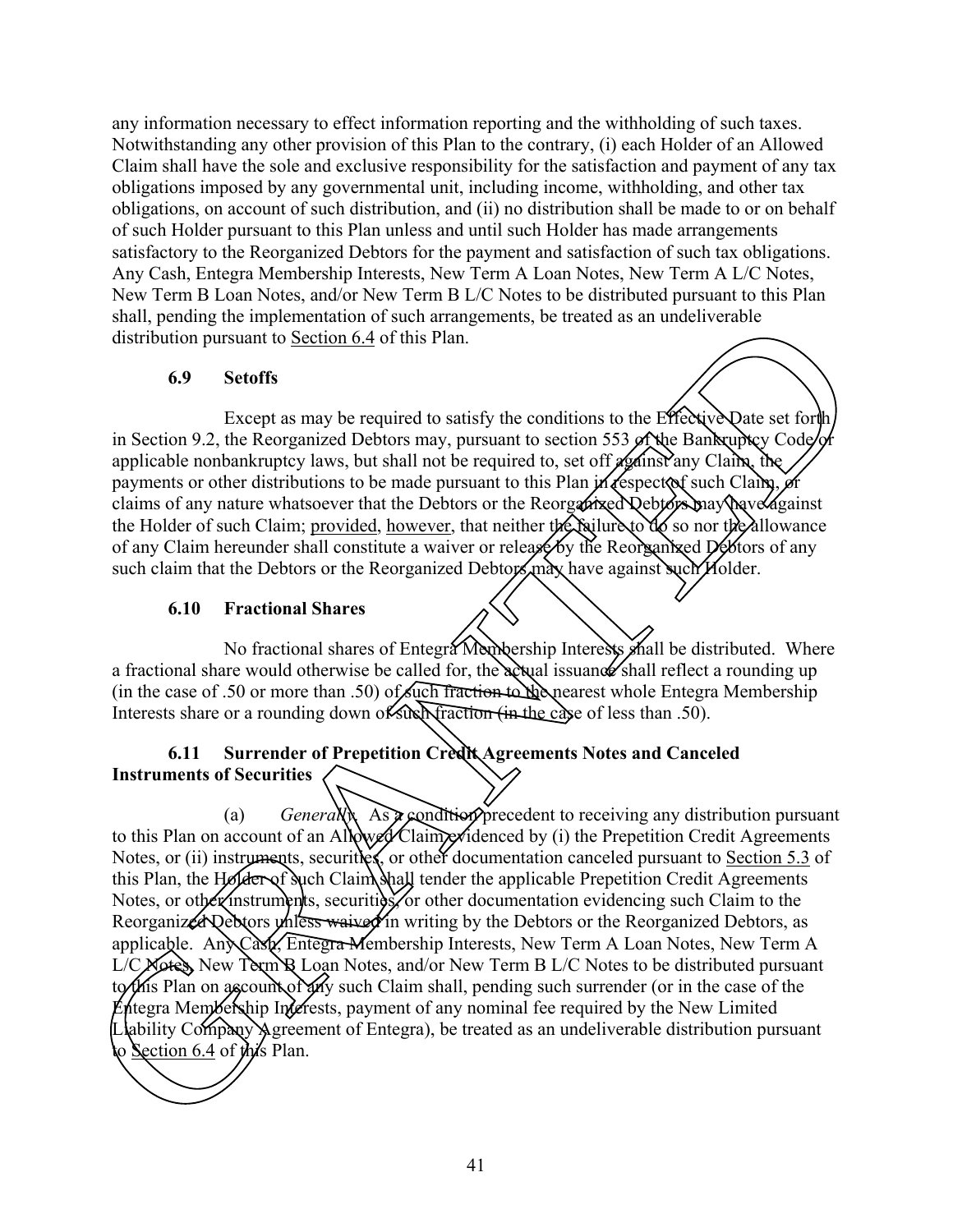any information necessary to effect information reporting and the withholding of such taxes. Notwithstanding any other provision of this Plan to the contrary, (i) each Holder of an Allowed Claim shall have the sole and exclusive responsibility for the satisfaction and payment of any tax obligations imposed by any governmental unit, including income, withholding, and other tax obligations, on account of such distribution, and (ii) no distribution shall be made to or on behalf of such Holder pursuant to this Plan unless and until such Holder has made arrangements satisfactory to the Reorganized Debtors for the payment and satisfaction of such tax obligations. Any Cash, Entegra Membership Interests, New Term A Loan Notes, New Term A L/C Notes, New Term B Loan Notes, and/or New Term B L/C Notes to be distributed pursuant to this Plan shall, pending the implementation of such arrangements, be treated as an undeliverable distribution pursuant to Section 6.4 of this Plan.

### 6.9 Setoffs

Except as may be required to satisfy the conditions to the Effective Date set forth in Section 9.2, the Reorganized Debtors may, pursuant to section 553 of the Bankruptcy Code or applicable nonbankruptcy laws, but shall not be required to, set off against any Claim, the payments or other distributions to be made pursuant to this Plan in respect of such Claim, or claims of any nature whatsoever that the Debtors or the Reorganized Debtors may have against the Holder of such Claim; provided, however, that neither the failure to do so nor the allowance of any Claim hereunder shall constitute a waiver or release by the Reorganized Debtors of any such claim that the Debtors or the Reorganized Debtors may have against such Holder.

### 6.10 Fractional Shares

No fractional shares of Entegra Membership Interests shall be distributed. Where a fractional share would otherwise be called for, the actual issuance shall reflect a rounding up (in the case of .50 or more than .50) of such fraction to the nearest whole Entegra Membership Interests share or a rounding down of such fraction (in the case of less than .50).

### 6.11 Surrender of Prepetition Credit Agreements Notes and Canceled Instruments of Securities

(a) *Generally.* As a condition precedent to receiving any distribution pursuant to this Plan on account of an Allowed Claim evidenced by (i) the Prepetition Credit Agreements Notes, or (ii) instruments, securities, or other documentation canceled pursuant to Section 5.3 of this Plan, the Holder of such Claim shall tender the applicable Prepetition Credit Agreements Notes, or other instruments, securities, or other documentation evidencing such Claim to the Reorganized Debtors unless waived in writing by the Debtors or the Reorganized Debtors, as applicable. Any Cash, Entegra Membership Interests, New Term A Loan Notes, New Term A L/C Notes, New Term B Loan Notes, and/or New Term B L/C Notes to be distributed pursuant to this Plan on account of any such Claim shall, pending such surrender (or in the case of the Entegra Membership Interests, payment of any nominal fee required by the New Limited Liability Company Agreement of Entegra), be treated as an undeliverable distribution pursuant to Section 6.4 of this Plan.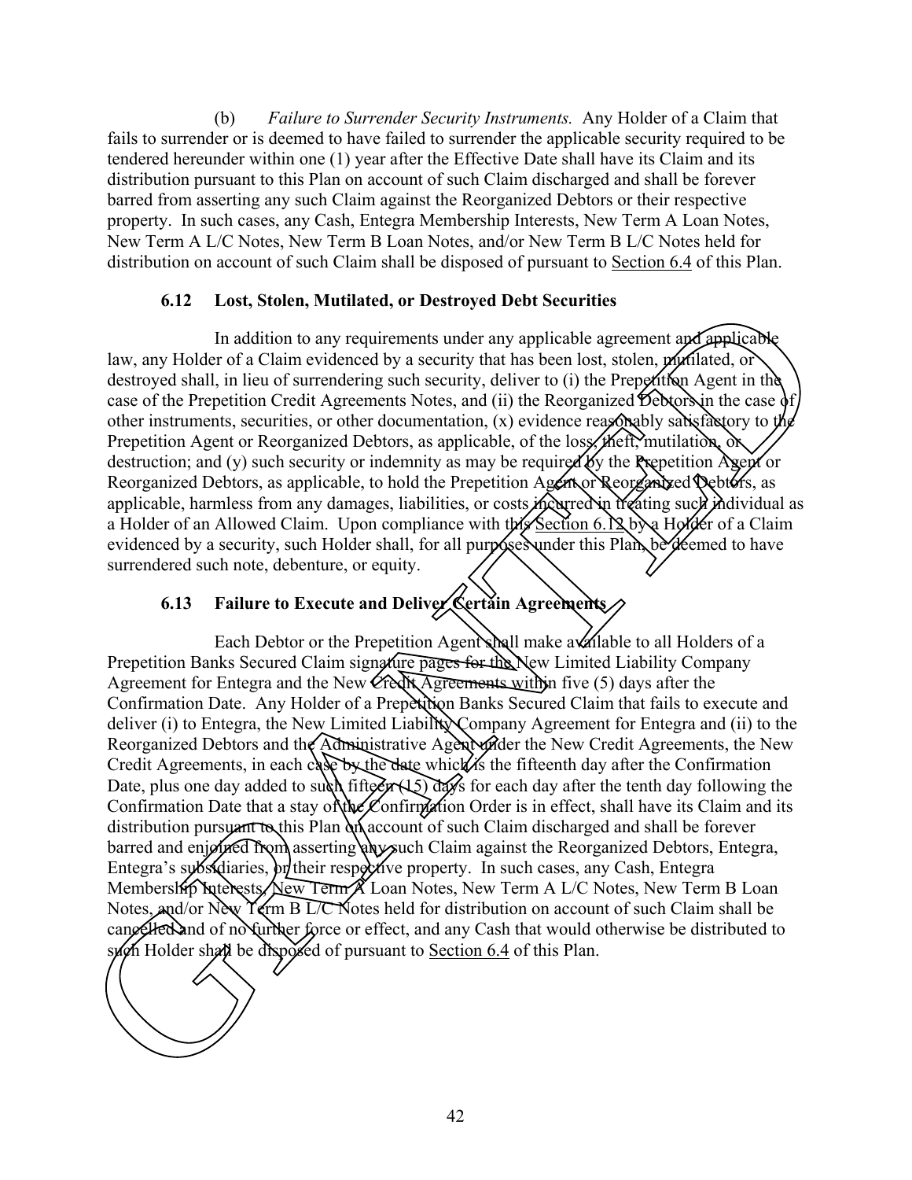(b) *Failure to Surrender Security Instruments.* Any Holder of a Claim that fails to surrender or is deemed to have failed to surrender the applicable security required to be tendered hereunder within one (1) year after the Effective Date shall have its Claim and its distribution pursuant to this Plan on account of such Claim discharged and shall be forever barred from asserting any such Claim against the Reorganized Debtors or their respective property. In such cases, any Cash, Entegra Membership Interests, New Term A Loan Notes, New Term A L/C Notes, New Term B Loan Notes, and/or New Term B L/C Notes held for distribution on account of such Claim shall be disposed of pursuant to Section 6.4 of this Plan.

### 6.12 Lost, Stolen, Mutilated, or Destroyed Debt Securities

In addition to any requirements under any applicable agreement and applicable law, any Holder of a Claim evidenced by a security that has been lost, stolen, mutilated, or destroyed shall, in lieu of surrendering such security, deliver to (i) the Prepetition Agent in the case of the Prepetition Credit Agreements Notes, and (ii) the Reorganized Debtors in the case of other instruments, securities, or other documentation, (x) evidence reasonably satisfactory to the Prepetition Agent or Reorganized Debtors, as applicable, of the loss, theft, mutilation, or destruction; and (y) such security or indemnity as may be required by the Prepetition Agent or Reorganized Debtors, as applicable, to hold the Prepetition Agent or Reorganized Debtors, as applicable, harmless from any damages, liabilities, or costs incurred in treating such individual as a Holder of an Allowed Claim. Upon compliance with this Section 6.12 by a Holder of a Claim evidenced by a security, such Holder shall, for all purposes under this Plan, be deemed to have surrendered such note, debenture, or equity.

### 6.13 Failure to Execute and Deliver Certain Agreements

Each Debtor or the Prepetition Agent shall make available to all Holders of a Prepetition Banks Secured Claim signature pages for the New Limited Liability Company Agreement for Entegra and the New Credit Agreements within five (5) days after the Confirmation Date. Any Holder of a Prepetition Banks Secured Claim that fails to execute and deliver (i) to Entegra, the New Limited Liability Company Agreement for Entegra and (ii) to the Reorganized Debtors and the Administrative Agent under the New Credit Agreements, the New Credit Agreements, in each case by the date which is the fifteenth day after the Confirmation Date, plus one day added to such fifteen (15) days for each day after the tenth day following the Confirmation Date that a stay of the Confirmation Order is in effect, shall have its Claim and its distribution pursuant to this Plan on account of such Claim discharged and shall be forever barred and enjoined from asserting any such Claim against the Reorganized Debtors, Entegra, Entegra's subsidiaries, or their respective property. In such cases, any Cash, Entegra Membership Interests, New Term A Loan Notes, New Term A L/C Notes, New Term B Loan Notes, and/or New Term B L/C Notes held for distribution on account of such Claim shall be cancelled and of no further force or effect, and any Cash that would otherwise be distributed to such Holder shall be disposed of pursuant to Section 6.4 of this Plan.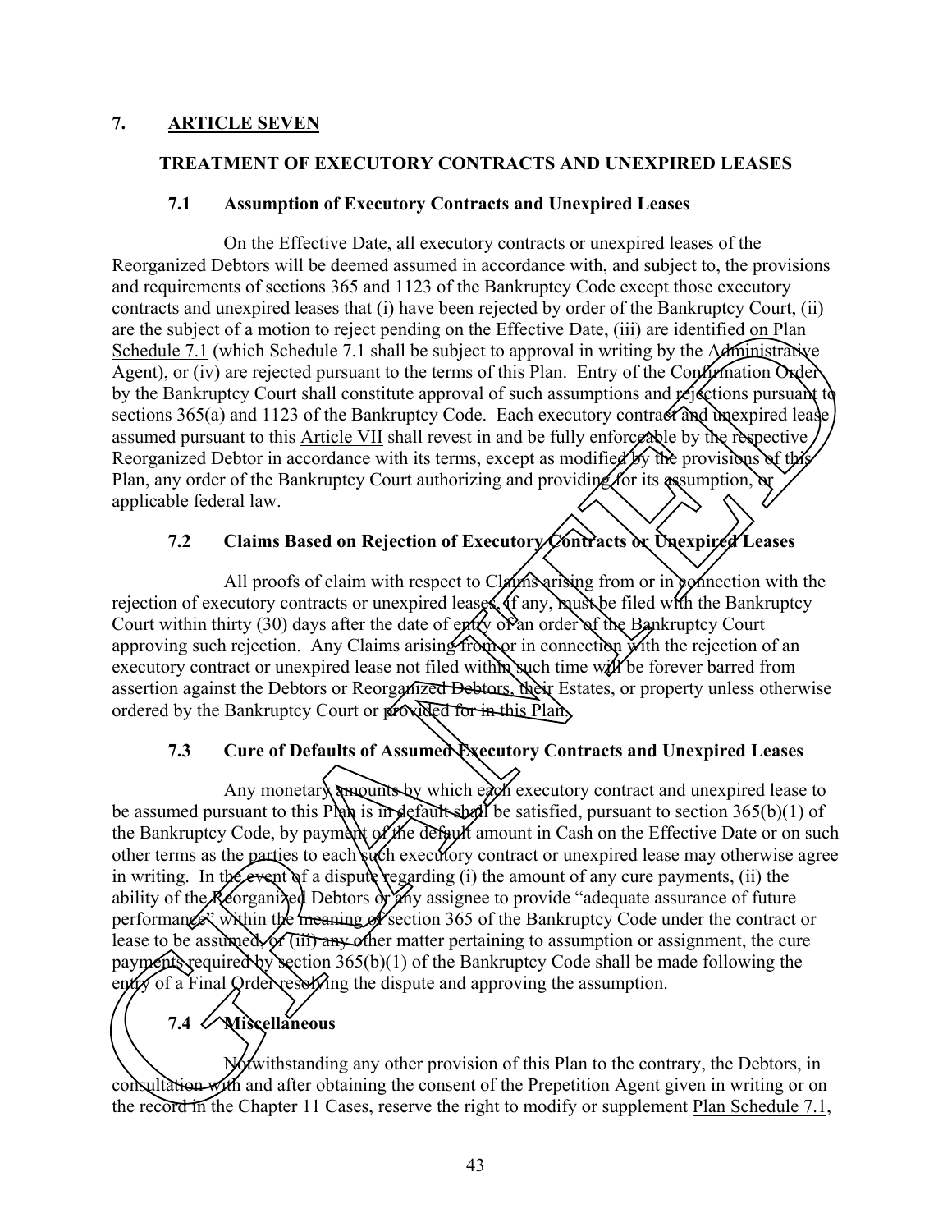## 7. ARTICLE SEVEN

### TREATMENT OF EXECUTORY CONTRACTS AND UNEXPIRED LEASES

#### 7.1 Assumption of Executory Contracts and Unexpired Leases

On the Effective Date, all executory contracts or unexpired leases of the Reorganized Debtors will be deemed assumed in accordance with, and subject to, the provisions and requirements of sections 365 and 1123 of the Bankruptcy Code except those executory contracts and unexpired leases that (i) have been rejected by order of the Bankruptcy Court, (ii) are the subject of a motion to reject pending on the Effective Date, (iii) are identified on Plan Schedule 7.1 (which Schedule 7.1 shall be subject to approval in writing by the Administrative Agent), or (iv) are rejected pursuant to the terms of this Plan. Entry of the Confirmation Order by the Bankruptcy Court shall constitute approval of such assumptions and rejections pursuant to sections 365(a) and 1123 of the Bankruptcy Code. Each executory contract and unexpired lease assumed pursuant to this Article VII shall revest in and be fully enforceable by the respective Reorganized Debtor in accordance with its terms, except as modified by the provisions of this Plan, any order of the Bankruptcy Court authorizing and providing for its assumption, or applicable federal law.

#### 7.2 Claims Based on Rejection of Executory Contracts or Unexpired Leases

All proofs of claim with respect to Claims arising from or in connection with the rejection of executory contracts or unexpired leases, if any, must be filed with the Bankruptcy Court within thirty (30) days after the date of entry of an order of the Bankruptcy Court approving such rejection. Any Claims arising from or in connection with the rejection of an executory contract or unexpired lease not filed within such time will be forever barred from assertion against the Debtors or Reorganized Debtors, their Estates, or property unless otherwise ordered by the Bankruptcy Court or provided for in this Plan.

#### 7.3 Cure of Defaults of Assumed Executory Contracts and Unexpired Leases

Any monetary amounts by which each executory contract and unexpired lease to be assumed pursuant to this Plan is in default shall be satisfied, pursuant to section 365(b)(1) of the Bankruptcy Code, by payment of the default amount in Cash on the Effective Date or on such other terms as the parties to each such executory contract or unexpired lease may otherwise agree in writing. In the event of a dispute regarding (i) the amount of any cure payments, (ii) the ability of the Reorganized Debtors or any assignee to provide "adequate assurance of future performance" within the meaning of section 365 of the Bankruptcy Code under the contract or lease to be assumed, or (iii) any other matter pertaining to assumption or assignment, the cure payments required by section 365(b)(1) of the Bankruptcy Code shall be made following the entry of a Final Order resolving the dispute and approving the assumption.

#### 7.4 Miscellaneous

Notwithstanding any other provision of this Plan to the contrary, the Debtors, in consultation with and after obtaining the consent of the Prepetition Agent given in writing or on the record in the Chapter 11 Cases, reserve the right to modify or supplement Plan Schedule 7.1,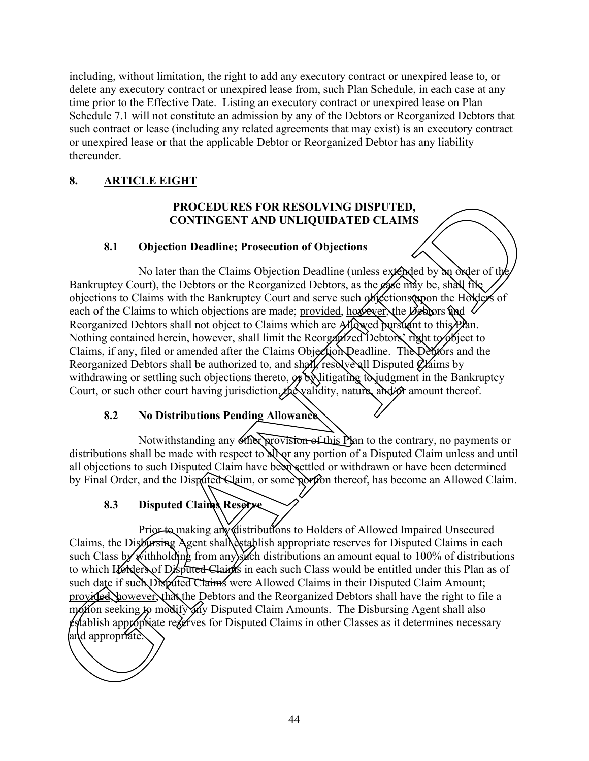including, without limitation, the right to add any executory contract or unexpired lease to, or delete any executory contract or unexpired lease from, such Plan Schedule, in each case at any time prior to the Effective Date. Listing an executory contract or unexpired lease on Plan Schedule 7.1 will not constitute an admission by any of the Debtors or Reorganized Debtors that such contract or lease (including any related agreements that may exist) is an executory contract or unexpired lease or that the applicable Debtor or Reorganized Debtor has any liability thereunder.

## 8. ARTICLE EIGHT

### PROCEDURES FOR RESOLVING DISPUTED, CONTINGENT AND UNLIQUIDATED CLAIMS

#### 8.1 Objection Deadline; Prosecution of Objections

No later than the Claims Objection Deadline (unless extended by an order of the Bankruptcy Court), the Debtors or the Reorganized Debtors, as the case may be, shall file objections to Claims with the Bankruptcy Court and serve such objections upon the Holders of each of the Claims to which objections are made; provided, however, the Debtors and Reorganized Debtors shall not object to Claims which are Allowed pursuant to this Plan. Nothing contained herein, however, shall limit the Reorganized Debtors' right to object to Claims, if any, filed or amended after the Claims Objection Deadline. The Debtors and the Reorganized Debtors shall be authorized to, and shall, resolve all Disputed Claims by withdrawing or settling such objections thereto, or by litigating to judgment in the Bankruptcy Court, or such other court having jurisdiction, the validity, nature, and/or amount thereof.

#### 8.2 No Distributions Pending Allowance

Notwithstanding any other provision of this Plan to the contrary, no payments or distributions shall be made with respect to all or any portion of a Disputed Claim unless and until all objections to such Disputed Claim have been settled or withdrawn or have been determined by Final Order, and the Disputed Claim, or some portion thereof, has become an Allowed Claim.

#### 8.3 Disputed Claims Reserve

Prior to making any distributions to Holders of Allowed Impaired Unsecured Claims, the Disbursing Agent shall establish appropriate reserves for Disputed Claims in each such Class by withholding from any such distributions an amount equal to 100% of distributions to which Holders of Disputed Claims in each such Class would be entitled under this Plan as of such date if such Disputed Claims were Allowed Claims in their Disputed Claim Amount; provided, however, that the Debtors and the Reorganized Debtors shall have the right to file a motion seeking to modify any Disputed Claim Amounts. The Disbursing Agent shall also establish appropriate reserves for Disputed Claims in other Classes as it determines necessary and appropriate.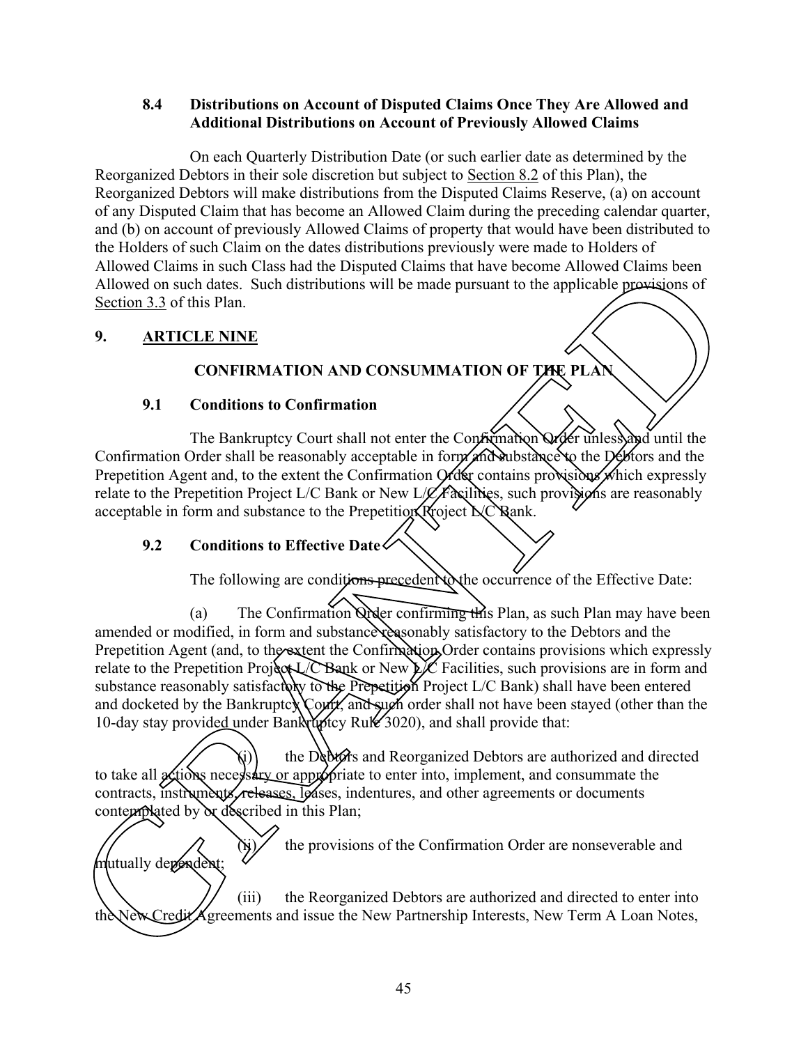### 8.4 Distributions on Account of Disputed Claims Once They Are Allowed and Additional Distributions on Account of Previously Allowed Claims

On each Quarterly Distribution Date (or such earlier date as determined by the Reorganized Debtors in their sole discretion but subject to Section 8.2 of this Plan), the Reorganized Debtors will make distributions from the Disputed Claims Reserve, (a) on account of any Disputed Claim that has become an Allowed Claim during the preceding calendar quarter, and (b) on account of previously Allowed Claims of property that would have been distributed to the Holders of such Claim on the dates distributions previously were made to Holders of Allowed Claims in such Class had the Disputed Claims that have become Allowed Claims been Allowed on such dates. Such distributions will be made pursuant to the applicable provisions of Section 3.3 of this Plan.

## 9. ARTICLE NINE

## CONFIRMATION AND CONSUMMATION OF THE PLAN

### 9.1 Conditions to Confirmation

The Bankruptcy Court shall not enter the Confirmation Order unless and until the Confirmation Order shall be reasonably acceptable in form and substance to the Debtors and the Prepetition Agent and, to the extent the Confirmation Order contains provisions which expressly relate to the Prepetition Project L/C Bank or New L/C Facilities, such provisions are reasonably acceptable in form and substance to the Prepetition Project L/C Bank.

### 9.2 Conditions to Effective Date

The following are conditions precedent to the occurrence of the Effective Date:

(a) The Confirmation Order confirming this Plan, as such Plan may have been amended or modified, in form and substance reasonably satisfactory to the Debtors and the Prepetition Agent (and, to the extent the Confirmation Order contains provisions which expressly relate to the Prepetition Project L/C Bank or New L/C Facilities, such provisions are in form and substance reasonably satisfactory to the Prepetition Project L/C Bank) shall have been entered and docketed by the Bankruptcy Court, and such order shall not have been stayed (other than the 10-day stay provided under Bankruptcy Rule 3020), and shall provide that:

(i) the Debtors and Reorganized Debtors are authorized and directed to take all actions necessary or appropriate to enter into, implement, and consummate the contracts, instruments, releases, leases, indentures, and other agreements or documents contemplated by or described in this Plan;

(ii) the provisions of the Confirmation Order are nonseverable and mutually dependent;

(iii) the Reorganized Debtors are authorized and directed to enter into the New Credit Agreements and issue the New Partnership Interests, New Term A Loan Notes,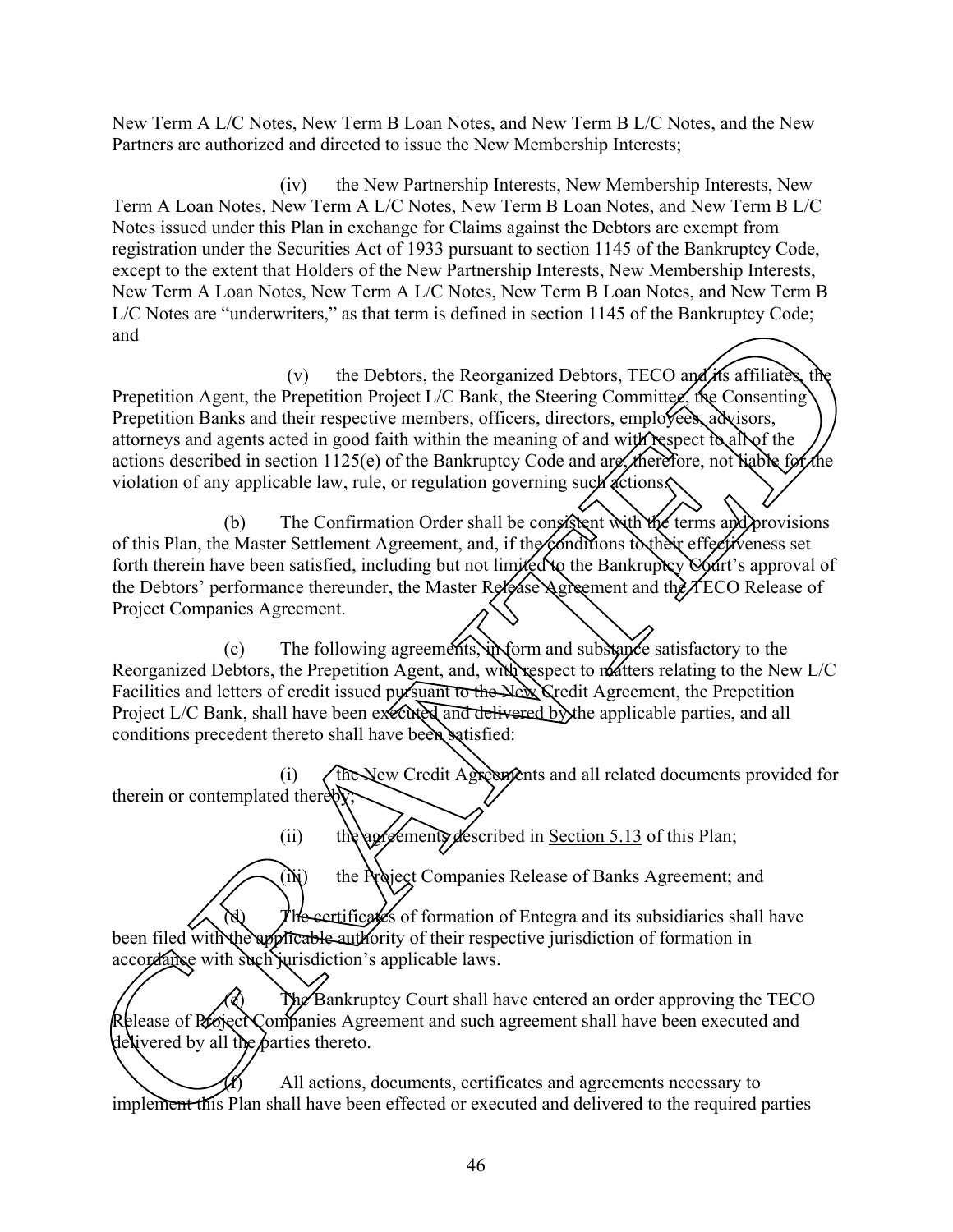New Term A L/C Notes, New Term B Loan Notes, and New Term B L/C Notes, and the New Partners are authorized and directed to issue the New Membership Interests;

(iv) the New Partnership Interests, New Membership Interests, New Term A Loan Notes, New Term A L/C Notes, New Term B Loan Notes, and New Term B L/C Notes issued under this Plan in exchange for Claims against the Debtors are exempt from registration under the Securities Act of 1933 pursuant to section 1145 of the Bankruptcy Code, except to the extent that Holders of the New Partnership Interests, New Membership Interests, New Term A Loan Notes, New Term A L/C Notes, New Term B Loan Notes, and New Term B L/C Notes are "underwriters," as that term is defined in section 1145 of the Bankruptcy Code; and

(v) the Debtors, the Reorganized Debtors, TECO and its affiliates, the Prepetition Agent, the Prepetition Project L/C Bank, the Steering Committee, the Consenting Prepetition Banks and their respective members, officers, directors, employees, advisors, attorneys and agents acted in good faith within the meaning of and with respect to all of the actions described in section 1125(e) of the Bankruptcy Code and are, therefore, not liable for the violation of any applicable law, rule, or regulation governing such actions.

(b) The Confirmation Order shall be consistent with the terms and provisions of this Plan, the Master Settlement Agreement, and, if the conditions to their effectiveness set forth therein have been satisfied, including but not limited to the Bankruptcy Court's approval of the Debtors' performance thereunder, the Master Release Agreement and the TECO Release of Project Companies Agreement.

(c) The following agreements, in form and substance satisfactory to the Reorganized Debtors, the Prepetition Agent, and, with respect to matters relating to the New L/C Facilities and letters of credit issued pursuant to the New Credit Agreement, the Prepetition Project L/C Bank, shall have been executed and delivered by the applicable parties, and all conditions precedent thereto shall have been satisfied:

(i) the New Credit Agreements and all related documents provided for therein or contemplated thereby;

(ii) the agreements described in Section 5.13 of this Plan;

(iii) the Project Companies Release of Banks Agreement; and

(d) The certificates of formation of Entegra and its subsidiaries shall have been filed with the applicable authority of their respective jurisdiction of formation in accordance with such jurisdiction's applicable laws.

(e) The Bankruptcy Court shall have entered an order approving the TECO Release of Project Companies Agreement and such agreement shall have been executed and delivered by all the parties thereto.

(f) All actions, documents, certificates and agreements necessary to implement this Plan shall have been effected or executed and delivered to the required parties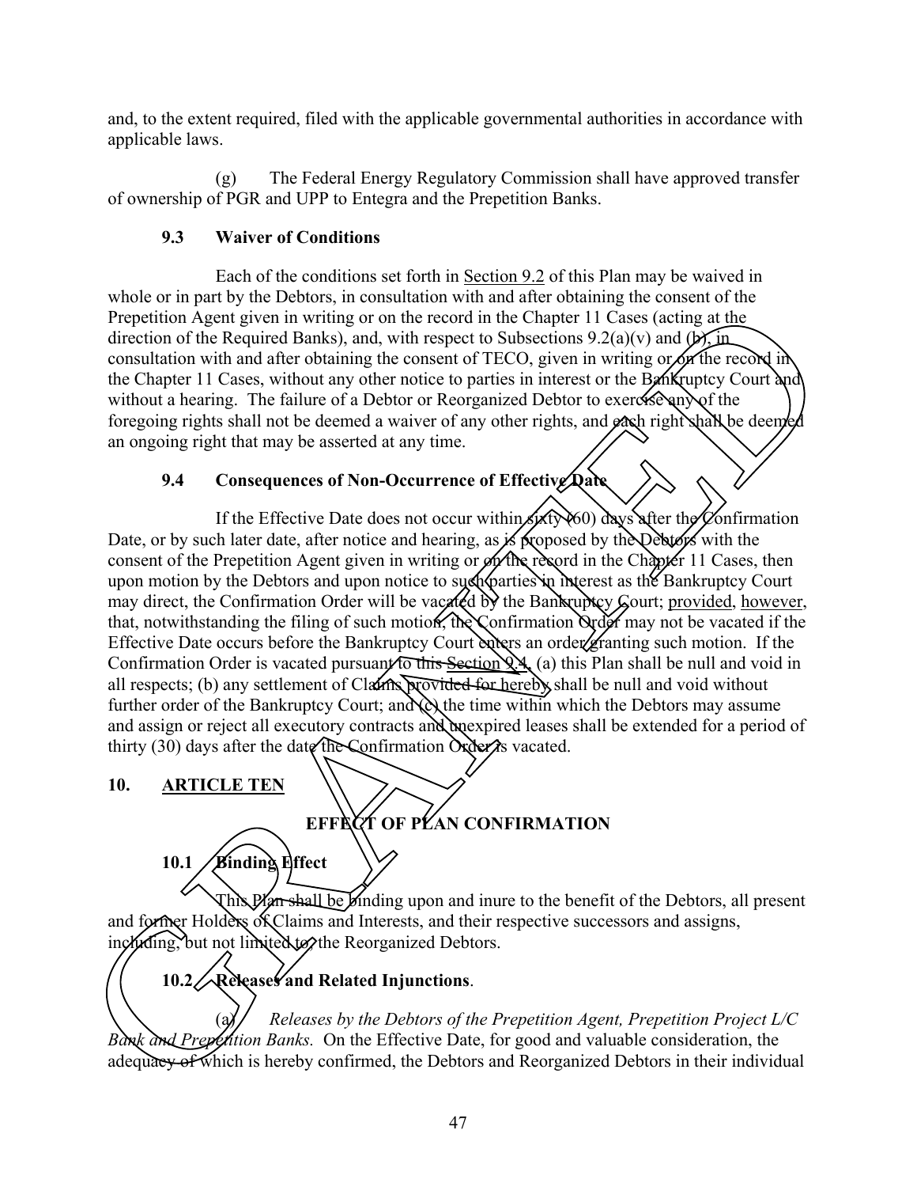and, to the extent required, filed with the applicable governmental authorities in accordance with applicable laws.

(g) The Federal Energy Regulatory Commission shall have approved transfer of ownership of PGR and UPP to Entegra and the Prepetition Banks.

### 9.3 Waiver of Conditions

Each of the conditions set forth in Section 9.2 of this Plan may be waived in whole or in part by the Debtors, in consultation with and after obtaining the consent of the Prepetition Agent given in writing or on the record in the Chapter 11 Cases (acting at the direction of the Required Banks), and, with respect to Subsections 9.2(a)(v) and (b), in consultation with and after obtaining the consent of TECO, given in writing or on the record in the Chapter 11 Cases, without any other notice to parties in interest or the Bankruptcy Court and without a hearing. The failure of a Debtor or Reorganized Debtor to exercise any of the foregoing rights shall not be deemed a waiver of any other rights, and each right shall be deemed an ongoing right that may be asserted at any time.

### 9.4 Consequences of Non-Occurrence of Effective Date

If the Effective Date does not occur within sixty (60) days after the Confirmation Date, or by such later date, after notice and hearing, as is proposed by the Debtors with the consent of the Prepetition Agent given in writing or on the record in the Chapter 11 Cases, then upon motion by the Debtors and upon notice to such parties in interest as the Bankruptcy Court may direct, the Confirmation Order will be vacated by the Bankruptcy Court; provided, however, that, notwithstanding the filing of such motion, the Confirmation Order may not be vacated if the Effective Date occurs before the Bankruptcy Court enters an order granting such motion. If the Confirmation Order is vacated pursuant to this Section 9.4, (a) this Plan shall be null and void in all respects; (b) any settlement of Claims provided for hereby shall be null and void without further order of the Bankruptcy Court; and (c) the time within which the Debtors may assume and assign or reject all executory contracts and unexpired leases shall be extended for a period of thirty (30) days after the date the Confirmation Order is vacated.

## 10. ARTICLE TEN

## EFFECT OF PLAN CONFIRMATION

### 10.1 Binding Effect

This Plan shall be binding upon and inure to the benefit of the Debtors, all present and former Holders of Claims and Interests, and their respective successors and assigns, including, but not limited to, the Reorganized Debtors.

### 10.2 Releases and Related Injunctions.

(a) *Releases by the Debtors of the Prepetition Agent, Prepetition Project L/C Bank and Prepetition Banks.* On the Effective Date, for good and valuable consideration, the adequacy of which is hereby confirmed, the Debtors and Reorganized Debtors in their individual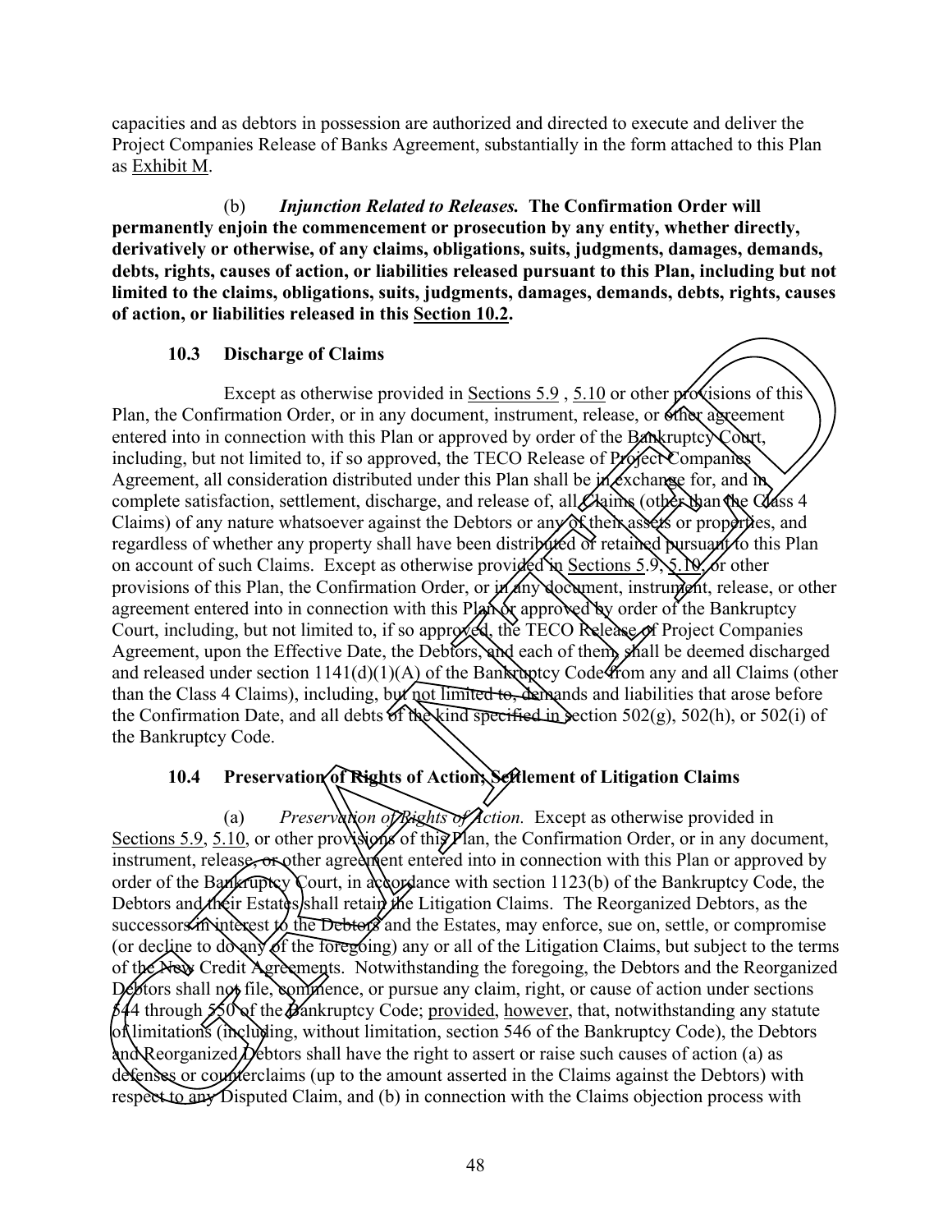capacities and as debtors in possession are authorized and directed to execute and deliver the Project Companies Release of Banks Agreement, substantially in the form attached to this Plan as Exhibit M.

(b) ***Injunction Related to Releases.*** **The Confirmation Order will permanently enjoin the commencement or prosecution by any entity, whether directly, derivatively or otherwise, of any claims, obligations, suits, judgments, damages, demands, debts, rights, causes of action, or liabilities released pursuant to this Plan, including but not limited to the claims, obligations, suits, judgments, damages, demands, debts, rights, causes of action, or liabilities released in this Section 10.2.**

### 10.3 Discharge of Claims

Except as otherwise provided in Sections 5.9 , 5.10 or other provisions of this Plan, the Confirmation Order, or in any document, instrument, release, or other agreement entered into in connection with this Plan or approved by order of the Bankruptcy Court, including, but not limited to, if so approved, the TECO Release of Project Companies Agreement, all consideration distributed under this Plan shall be in exchange for, and in complete satisfaction, settlement, discharge, and release of, all Claims (other than the Class 4 Claims) of any nature whatsoever against the Debtors or any of their assets or properties, and regardless of whether any property shall have been distributed or retained pursuant to this Plan on account of such Claims. Except as otherwise provided in Sections 5.9, 5.10, or other provisions of this Plan, the Confirmation Order, or in any document, instrument, release, or other agreement entered into in connection with this Plan or approved by order of the Bankruptcy Court, including, but not limited to, if so approved, the TECO Release of Project Companies Agreement, upon the Effective Date, the Debtors, and each of them, shall be deemed discharged and released under section 1141(d)(1)(A) of the Bankruptcy Code from any and all Claims (other than the Class 4 Claims), including, but not limited to, demands and liabilities that arose before the Confirmation Date, and all debts of the kind specified in section 502(g), 502(h), or 502(i) of the Bankruptcy Code.

### 10.4 Preservation of Rights of Action; Settlement of Litigation Claims

(a) *Preservation of Rights of Action.* Except as otherwise provided in Sections 5.9, 5.10, or other provisions of this Plan, the Confirmation Order, or in any document, instrument, release, or other agreement entered into in connection with this Plan or approved by order of the Bankruptcy Court, in accordance with section 1123(b) of the Bankruptcy Code, the Debtors and their Estates shall retain the Litigation Claims. The Reorganized Debtors, as the successors in interest to the Debtors and the Estates, may enforce, sue on, settle, or compromise (or decline to do any of the foregoing) any or all of the Litigation Claims, but subject to the terms of the New Credit Agreements. Notwithstanding the foregoing, the Debtors and the Reorganized Debtors shall not file, commence, or pursue any claim, right, or cause of action under sections 544 through 550 of the Bankruptcy Code; provided, however, that, notwithstanding any statute of limitations (including, without limitation, section 546 of the Bankruptcy Code), the Debtors and Reorganized Debtors shall have the right to assert or raise such causes of action (a) as defenses or counterclaims (up to the amount asserted in the Claims against the Debtors) with respect to any Disputed Claim, and (b) in connection with the Claims objection process with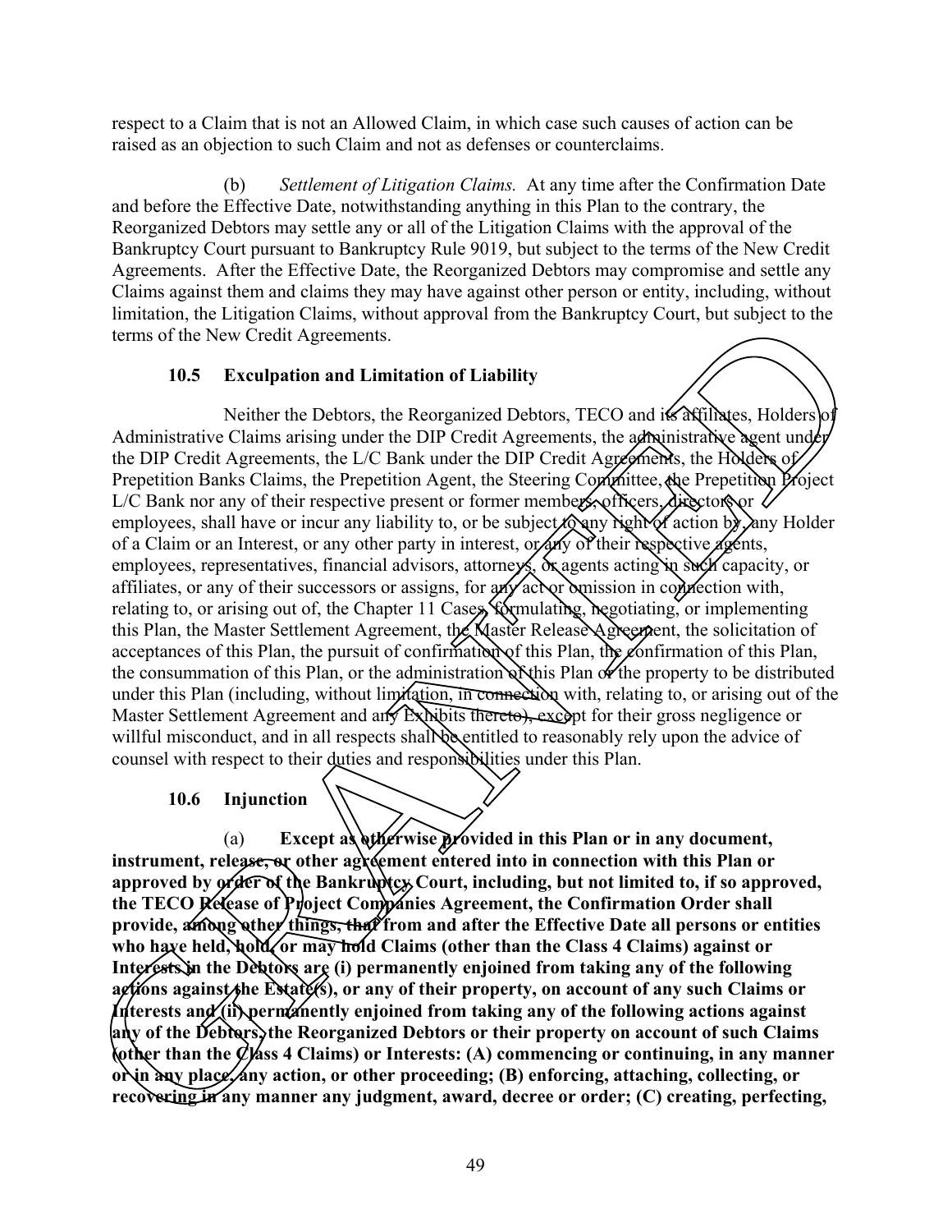respect to a Claim that is not an Allowed Claim, in which case such causes of action can be raised as an objection to such Claim and not as defenses or counterclaims.

(b) *Settlement of Litigation Claims.* At any time after the Confirmation Date and before the Effective Date, notwithstanding anything in this Plan to the contrary, the Reorganized Debtors may settle any or all of the Litigation Claims with the approval of the Bankruptcy Court pursuant to Bankruptcy Rule 9019, but subject to the terms of the New Credit Agreements. After the Effective Date, the Reorganized Debtors may compromise and settle any Claims against them and claims they may have against other person or entity, including, without limitation, the Litigation Claims, without approval from the Bankruptcy Court, but subject to the terms of the New Credit Agreements.

### 10.5 Exculpation and Limitation of Liability

Neither the Debtors, the Reorganized Debtors, TECO and its affiliates, Holders of Administrative Claims arising under the DIP Credit Agreements, the administrative agent under the DIP Credit Agreements, the L/C Bank under the DIP Credit Agreements, the Holders of Prepetition Banks Claims, the Prepetition Agent, the Steering Committee, the Prepetition Project L/C Bank nor any of their respective present or former members, officers, directors or employees, shall have or incur any liability to, or be subject to any right of action by, any Holder of a Claim or an Interest, or any other party in interest, or any of their respective agents, employees, representatives, financial advisors, attorneys, or agents acting in such capacity, or affiliates, or any of their successors or assigns, for any act or omission in connection with, relating to, or arising out of, the Chapter 11 Cases, formulating, negotiating, or implementing this Plan, the Master Settlement Agreement, the Master Release Agreement, the solicitation of acceptances of this Plan, the pursuit of confirmation of this Plan, the confirmation of this Plan, the consummation of this Plan, or the administration of this Plan or the property to be distributed under this Plan (including, without limitation, in connection with, relating to, or arising out of the Master Settlement Agreement and any Exhibits thereto), except for their gross negligence or willful misconduct, and in all respects shall be entitled to reasonably rely upon the advice of counsel with respect to their duties and responsibilities under this Plan.

### 10.6 Injunction

(a) **Except as otherwise provided in this Plan or in any document, instrument, release, or other agreement entered into in connection with this Plan or approved by order of the Bankruptcy Court, including, but not limited to, if so approved, the TECO Release of Project Companies Agreement, the Confirmation Order shall provide, among other things, that from and after the Effective Date all persons or entities who have held, hold, or may hold Claims (other than the Class 4 Claims) against or Interests in the Debtors are (i) permanently enjoined from taking any of the following actions against the Estate(s), or any of their property, on account of any such Claims or Interests and (ii) permanently enjoined from taking any of the following actions against any of the Debtors, the Reorganized Debtors or their property on account of such Claims (other than the Class 4 Claims) or Interests: (A) commencing or continuing, in any manner or in any place, any action, or other proceeding; (B) enforcing, attaching, collecting, or recovering in any manner any judgment, award, decree or order; (C) creating, perfecting,**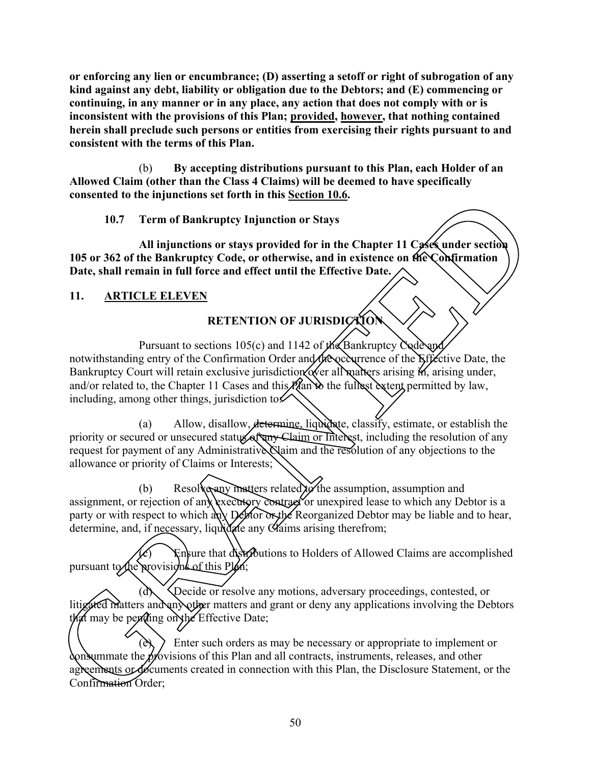**or enforcing any lien or encumbrance; (D) asserting a setoff or right of subrogation of any kind against any debt, liability or obligation due to the Debtors; and (E) commencing or continuing, in any manner or in any place, any action that does not comply with or is inconsistent with the provisions of this Plan; provided, however, that nothing contained herein shall preclude such persons or entities from exercising their rights pursuant to and consistent with the terms of this Plan.**

(b) **By accepting distributions pursuant to this Plan, each Holder of an Allowed Claim (other than the Class 4 Claims) will be deemed to have specifically consented to the injunctions set forth in this Section 10.6.**

**10.7 Term of Bankruptcy Injunction or Stays**

**All injunctions or stays provided for in the Chapter 11 Cases under section 105 or 362 of the Bankruptcy Code, or otherwise, and in existence on the Confirmation Date, shall remain in full force and effect until the Effective Date.**

## 11. ARTICLE ELEVEN

### RETENTION OF JURISDICTION

Pursuant to sections 105(c) and 1142 of the Bankruptcy Code and notwithstanding entry of the Confirmation Order and the occurrence of the Effective Date, the Bankruptcy Court will retain exclusive jurisdiction over all matters arising in, arising under, and/or related to, the Chapter 11 Cases and this Plan to the fullest extent permitted by law, including, among other things, jurisdiction to:

(a) Allow, disallow, determine, liquidate, classify, estimate, or establish the priority or secured or unsecured status of any Claim or Interest, including the resolution of any request for payment of any Administrative Claim and the resolution of any objections to the allowance or priority of Claims or Interests;

(b) Resolve any matters related to the assumption, assumption and assignment, or rejection of any executory contract or unexpired lease to which any Debtor is a party or with respect to which any Debtor or the Reorganized Debtor may be liable and to hear, determine, and, if necessary, liquidate any Claims arising therefrom;

(c) Ensure that distributions to Holders of Allowed Claims are accomplished pursuant to the provisions of this Plan;

(d) Decide or resolve any motions, adversary proceedings, contested, or litigated matters and any other matters and grant or deny any applications involving the Debtors that may be pending on the Effective Date;

(e) Enter such orders as may be necessary or appropriate to implement or consummate the provisions of this Plan and all contracts, instruments, releases, and other agreements or documents created in connection with this Plan, the Disclosure Statement, or the Confirmation Order;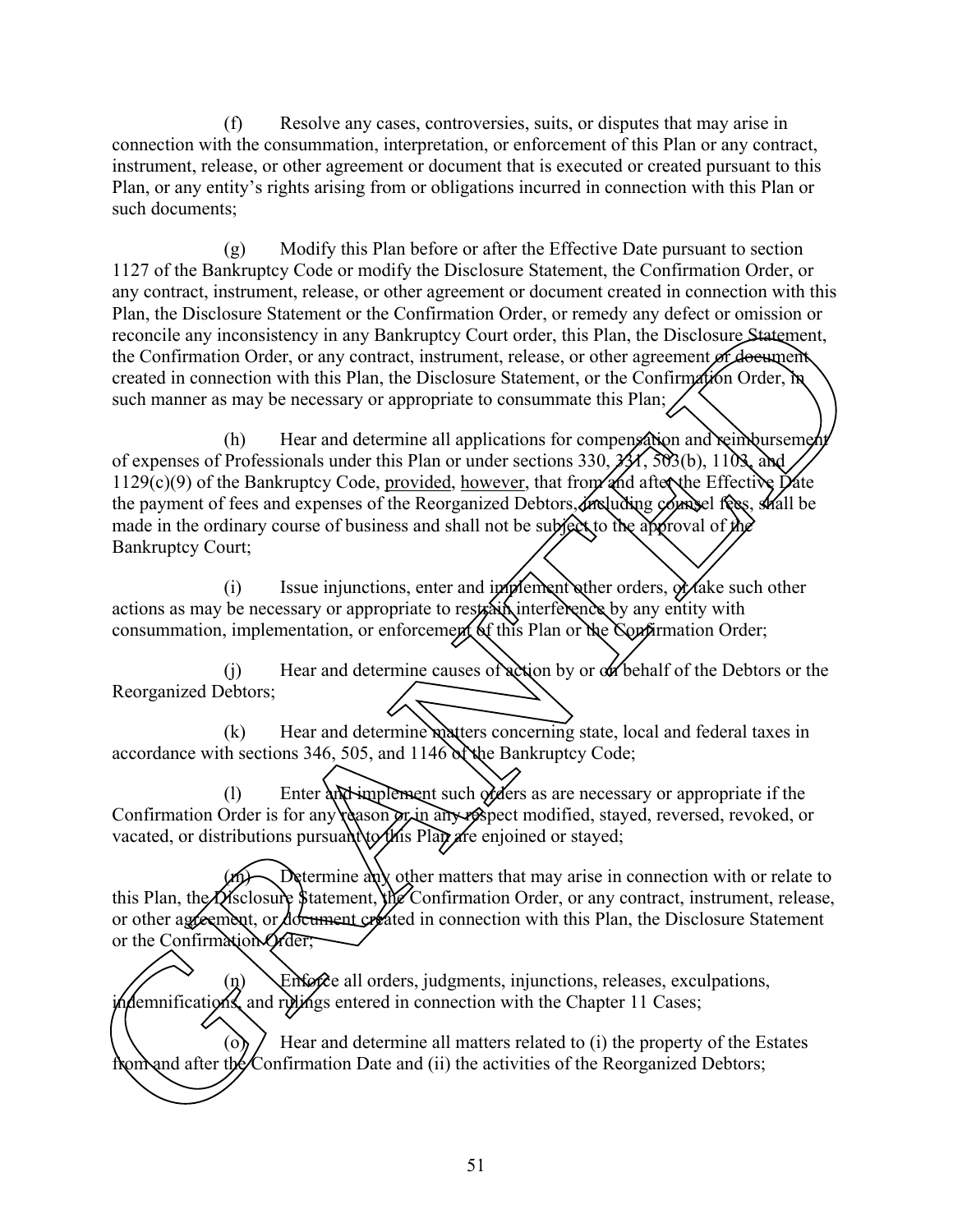(f) Resolve any cases, controversies, suits, or disputes that may arise in connection with the consummation, interpretation, or enforcement of this Plan or any contract, instrument, release, or other agreement or document that is executed or created pursuant to this Plan, or any entity's rights arising from or obligations incurred in connection with this Plan or such documents;

(g) Modify this Plan before or after the Effective Date pursuant to section 1127 of the Bankruptcy Code or modify the Disclosure Statement, the Confirmation Order, or any contract, instrument, release, or other agreement or document created in connection with this Plan, the Disclosure Statement or the Confirmation Order, or remedy any defect or omission or reconcile any inconsistency in any Bankruptcy Court order, this Plan, the Disclosure Statement, the Confirmation Order, or any contract, instrument, release, or other agreement or document created in connection with this Plan, the Disclosure Statement, or the Confirmation Order, in such manner as may be necessary or appropriate to consummate this Plan;

(h) Hear and determine all applications for compensation and reimbursement of expenses of Professionals under this Plan or under sections 330, 331, 503(b), 1103, and 1129(c)(9) of the Bankruptcy Code, provided, however, that from and after the Effective Date the payment of fees and expenses of the Reorganized Debtors, including counsel fees, shall be made in the ordinary course of business and shall not be subject to the approval of the Bankruptcy Court;

(i) Issue injunctions, enter and implement other orders, or take such other actions as may be necessary or appropriate to restrain interference by any entity with consummation, implementation, or enforcement of this Plan or the Confirmation Order;

(j) Hear and determine causes of action by or on behalf of the Debtors or the Reorganized Debtors;

(k) Hear and determine matters concerning state, local and federal taxes in accordance with sections 346, 505, and 1146 of the Bankruptcy Code;

(l) Enter and implement such orders as are necessary or appropriate if the Confirmation Order is for any reason or in any respect modified, stayed, reversed, revoked, or vacated, or distributions pursuant to this Plan are enjoined or stayed;

(m) Determine any other matters that may arise in connection with or relate to this Plan, the Disclosure Statement, the Confirmation Order, or any contract, instrument, release, or other agreement, or document created in connection with this Plan, the Disclosure Statement or the Confirmation Order;

(n) Enforce all orders, judgments, injunctions, releases, exculpations, indemnifications, and rulings entered in connection with the Chapter 11 Cases;

(o) Hear and determine all matters related to (i) the property of the Estates from and after the Confirmation Date and (ii) the activities of the Reorganized Debtors;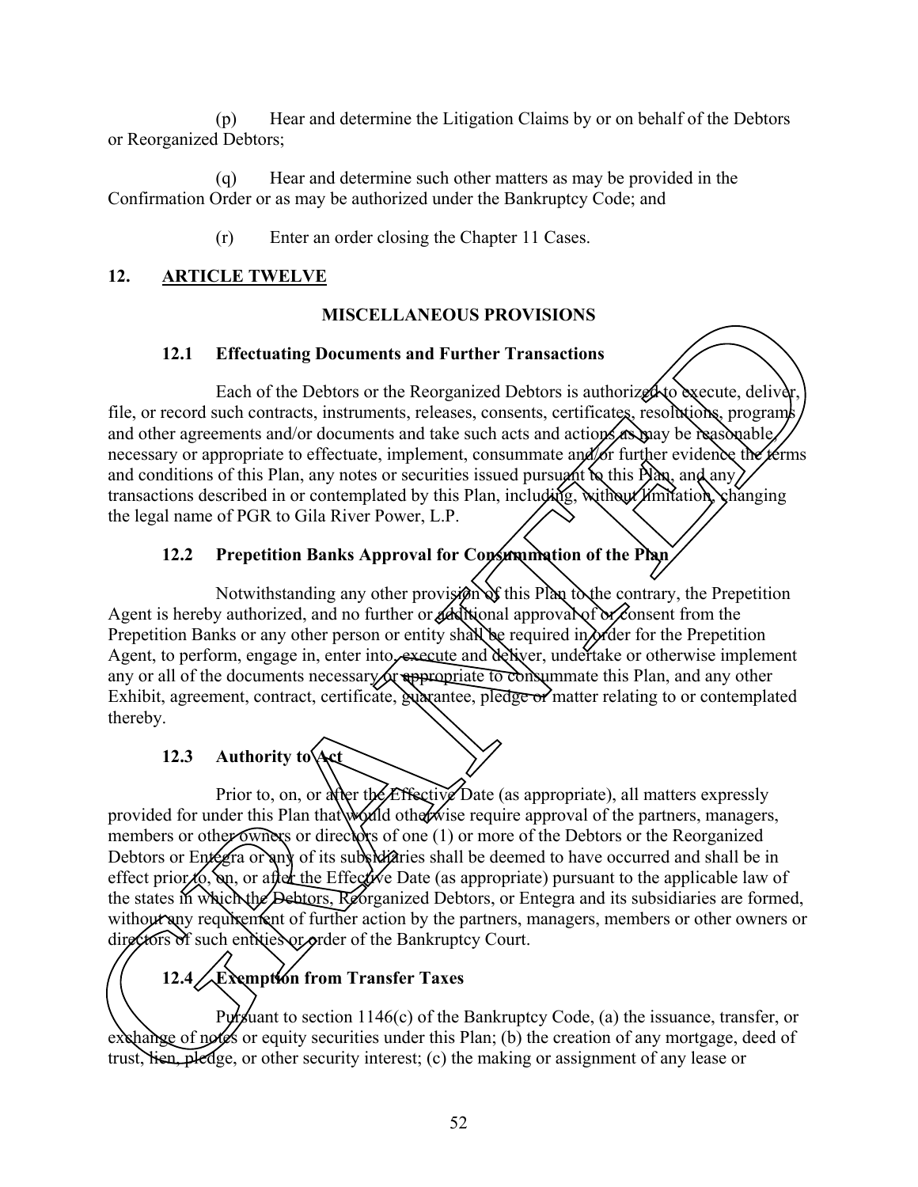(p) Hear and determine the Litigation Claims by or on behalf of the Debtors or Reorganized Debtors;

(q) Hear and determine such other matters as may be provided in the Confirmation Order or as may be authorized under the Bankruptcy Code; and

(r) Enter an order closing the Chapter 11 Cases.

## 12. ARTICLE TWELVE

### MISCELLANEOUS PROVISIONS

#### 12.1 Effectuating Documents and Further Transactions

Each of the Debtors or the Reorganized Debtors is authorized to execute, deliver, file, or record such contracts, instruments, releases, consents, certificates, resolutions, programs and other agreements and/or documents and take such acts and actions as may be reasonable, necessary or appropriate to effectuate, implement, consummate and/or further evidence the terms and conditions of this Plan, any notes or securities issued pursuant to this Plan, and any transactions described in or contemplated by this Plan, including, without limitation, changing the legal name of PGR to Gila River Power, L.P.

#### 12.2 Prepetition Banks Approval for Consummation of the Plan

Notwithstanding any other provision of this Plan to the contrary, the Prepetition Agent is hereby authorized, and no further or additional approval of or consent from the Prepetition Banks or any other person or entity shall be required in order for the Prepetition Agent, to perform, engage in, enter into, execute and deliver, undertake or otherwise implement any or all of the documents necessary or appropriate to consummate this Plan, and any other Exhibit, agreement, contract, certificate, guarantee, pledge or matter relating to or contemplated thereby.

#### 12.3 Authority to Act

Prior to, on, or after the Effective Date (as appropriate), all matters expressly provided for under this Plan that would otherwise require approval of the partners, managers, members or other owners or directors of one (1) or more of the Debtors or the Reorganized Debtors or Entegra or any of its subsidiaries shall be deemed to have occurred and shall be in effect prior to, on, or after the Effective Date (as appropriate) pursuant to the applicable law of the states in which the Debtors, Reorganized Debtors, or Entegra and its subsidiaries are formed, without any requirement of further action by the partners, managers, members or other owners or directors of such entities or order of the Bankruptcy Court.

#### 12.4 Exemption from Transfer Taxes

Pursuant to section 1146(c) of the Bankruptcy Code, (a) the issuance, transfer, or exchange of notes or equity securities under this Plan; (b) the creation of any mortgage, deed of trust, lien, pledge, or other security interest; (c) the making or assignment of any lease or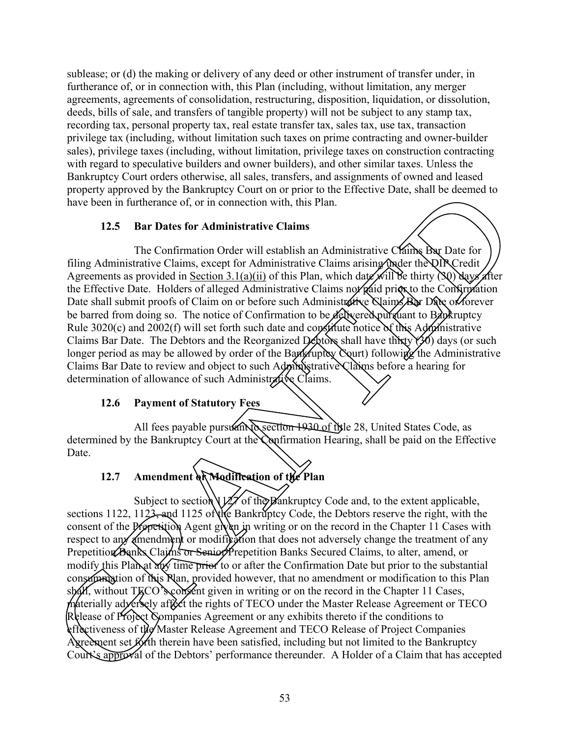sublease; or (d) the making or delivery of any deed or other instrument of transfer under, in furtherance of, or in connection with, this Plan (including, without limitation, any merger agreements, agreements of consolidation, restructuring, disposition, liquidation, or dissolution, deeds, bills of sale, and transfers of tangible property) will not be subject to any stamp tax, recording tax, personal property tax, real estate transfer tax, sales tax, use tax, transaction privilege tax (including, without limitation such taxes on prime contracting and owner-builder sales), privilege taxes (including, without limitation, privilege taxes on construction contracting with regard to speculative builders and owner builders), and other similar taxes. Unless the Bankruptcy Court orders otherwise, all sales, transfers, and assignments of owned and leased property approved by the Bankruptcy Court on or prior to the Effective Date, shall be deemed to have been in furtherance of, or in connection with, this Plan.

### 12.5 Bar Dates for Administrative Claims

The Confirmation Order will establish an Administrative Claims Bar Date for filing Administrative Claims, except for Administrative Claims arising under the DIP Credit Agreements as provided in Section 3.1(a)(ii) of this Plan, which date will be thirty (30) days after the Effective Date. Holders of alleged Administrative Claims not paid prior to the Confirmation Date shall submit proofs of Claim on or before such Administrative Claims Bar Date or forever be barred from doing so. The notice of Confirmation to be delivered pursuant to Bankruptcy Rule 3020(c) and 2002(f) will set forth such date and constitute notice of this Administrative Claims Bar Date. The Debtors and the Reorganized Debtors shall have thirty (30) days (or such longer period as may be allowed by order of the Bankruptcy Court) following the Administrative Claims Bar Date to review and object to such Administrative Claims before a hearing for determination of allowance of such Administrative Claims.

### 12.6 Payment of Statutory Fees

All fees payable pursuant to section 1930 of title 28, United States Code, as determined by the Bankruptcy Court at the Confirmation Hearing, shall be paid on the Effective Date.

### 12.7 Amendment or Modification of the Plan

Subject to section 1127 of the Bankruptcy Code and, to the extent applicable, sections 1122, 1123, and 1125 of the Bankruptcy Code, the Debtors reserve the right, with the consent of the Prepetition Agent given in writing or on the record in the Chapter 11 Cases with respect to any amendment or modification that does not adversely change the treatment of any Prepetition Banks Claims or Senior Prepetition Banks Secured Claims, to alter, amend, or modify this Plan at any time prior to or after the Confirmation Date but prior to the substantial consummation of this Plan, provided however, that no amendment or modification to this Plan shall, without TECO's consent given in writing or on the record in the Chapter 11 Cases, materially adversely affect the rights of TECO under the Master Release Agreement or TECO Release of Project Companies Agreement or any exhibits thereto if the conditions to effectiveness of the Master Release Agreement and TECO Release of Project Companies Agreement set forth therein have been satisfied, including but not limited to the Bankruptcy Court's approval of the Debtors' performance thereunder. A Holder of a Claim that has accepted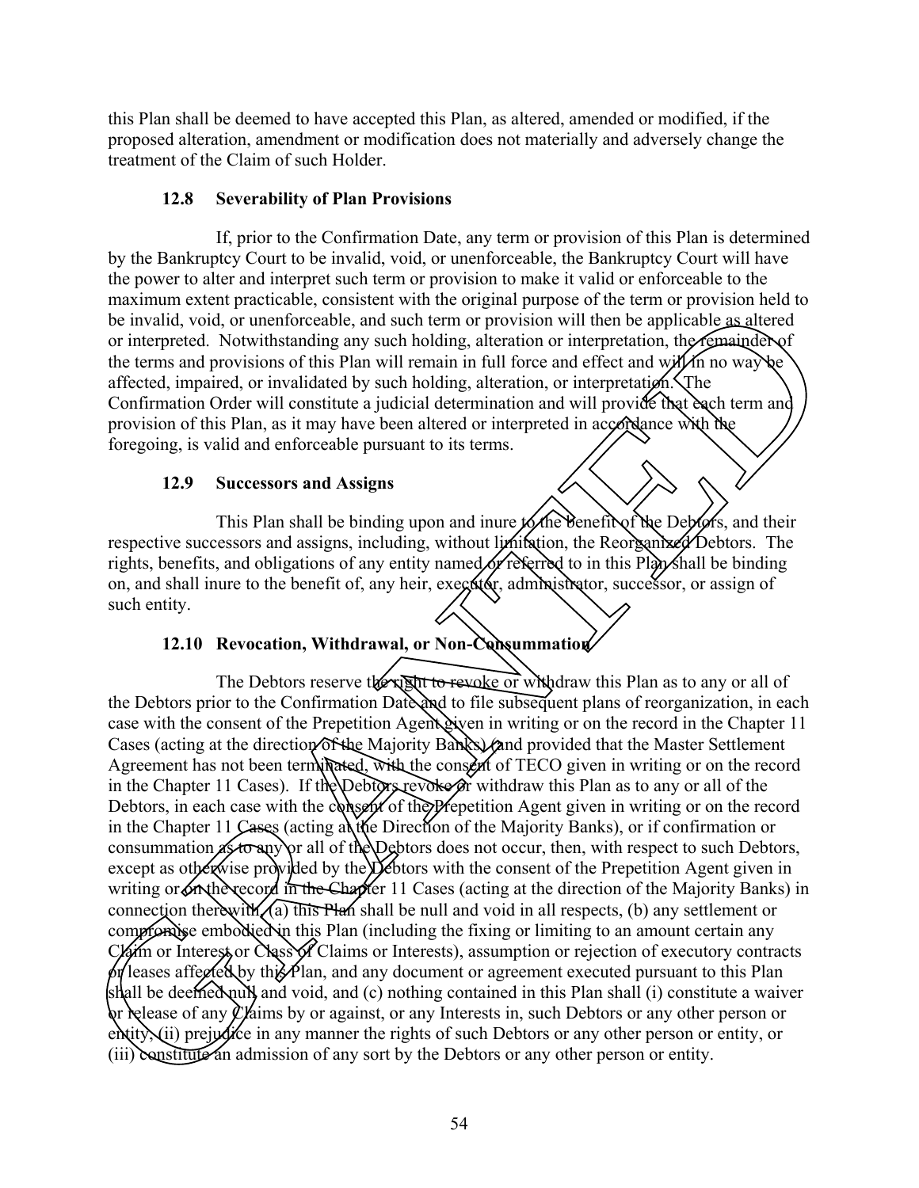this Plan shall be deemed to have accepted this Plan, as altered, amended or modified, if the proposed alteration, amendment or modification does not materially and adversely change the treatment of the Claim of such Holder.

### 12.8 Severability of Plan Provisions

If, prior to the Confirmation Date, any term or provision of this Plan is determined by the Bankruptcy Court to be invalid, void, or unenforceable, the Bankruptcy Court will have the power to alter and interpret such term or provision to make it valid or enforceable to the maximum extent practicable, consistent with the original purpose of the term or provision held to be invalid, void, or unenforceable, and such term or provision will then be applicable as altered or interpreted. Notwithstanding any such holding, alteration or interpretation, the remainder of the terms and provisions of this Plan will remain in full force and effect and will in no way be affected, impaired, or invalidated by such holding, alteration, or interpretation. The Confirmation Order will constitute a judicial determination and will provide that each term and provision of this Plan, as it may have been altered or interpreted in accordance with the foregoing, is valid and enforceable pursuant to its terms.

### 12.9 Successors and Assigns

This Plan shall be binding upon and inure to the benefit of the Debtors, and their respective successors and assigns, including, without limitation, the Reorganized Debtors. The rights, benefits, and obligations of any entity named or referred to in this Plan shall be binding on, and shall inure to the benefit of, any heir, executor, administrator, successor, or assign of such entity.

### 12.10 Revocation, Withdrawal, or Non-Consummation

The Debtors reserve the right to revoke or withdraw this Plan as to any or all of the Debtors prior to the Confirmation Date and to file subsequent plans of reorganization, in each case with the consent of the Prepetition Agent given in writing or on the record in the Chapter 11 Cases (acting at the direction of the Majority Banks) (and provided that the Master Settlement Agreement has not been terminated, with the consent of TECO given in writing or on the record in the Chapter 11 Cases). If the Debtors revoke or withdraw this Plan as to any or all of the Debtors, in each case with the consent of the Prepetition Agent given in writing or on the record in the Chapter 11 Cases (acting at the Direction of the Majority Banks), or if confirmation or consummation as to any or all of the Debtors does not occur, then, with respect to such Debtors, except as otherwise provided by the Debtors with the consent of the Prepetition Agent given in writing or on the record in the Chapter 11 Cases (acting at the direction of the Majority Banks) in connection therewith, (a) this Plan shall be null and void in all respects, (b) any settlement or compromise embodied in this Plan (including the fixing or limiting to an amount certain any Claim or Interest or Class of Claims or Interests), assumption or rejection of executory contracts or leases affected by this Plan, and any document or agreement executed pursuant to this Plan shall be deemed null and void, and (c) nothing contained in this Plan shall (i) constitute a waiver or release of any Claims by or against, or any Interests in, such Debtors or any other person or entity, (ii) prejudice in any manner the rights of such Debtors or any other person or entity, or (iii) constitute an admission of any sort by the Debtors or any other person or entity.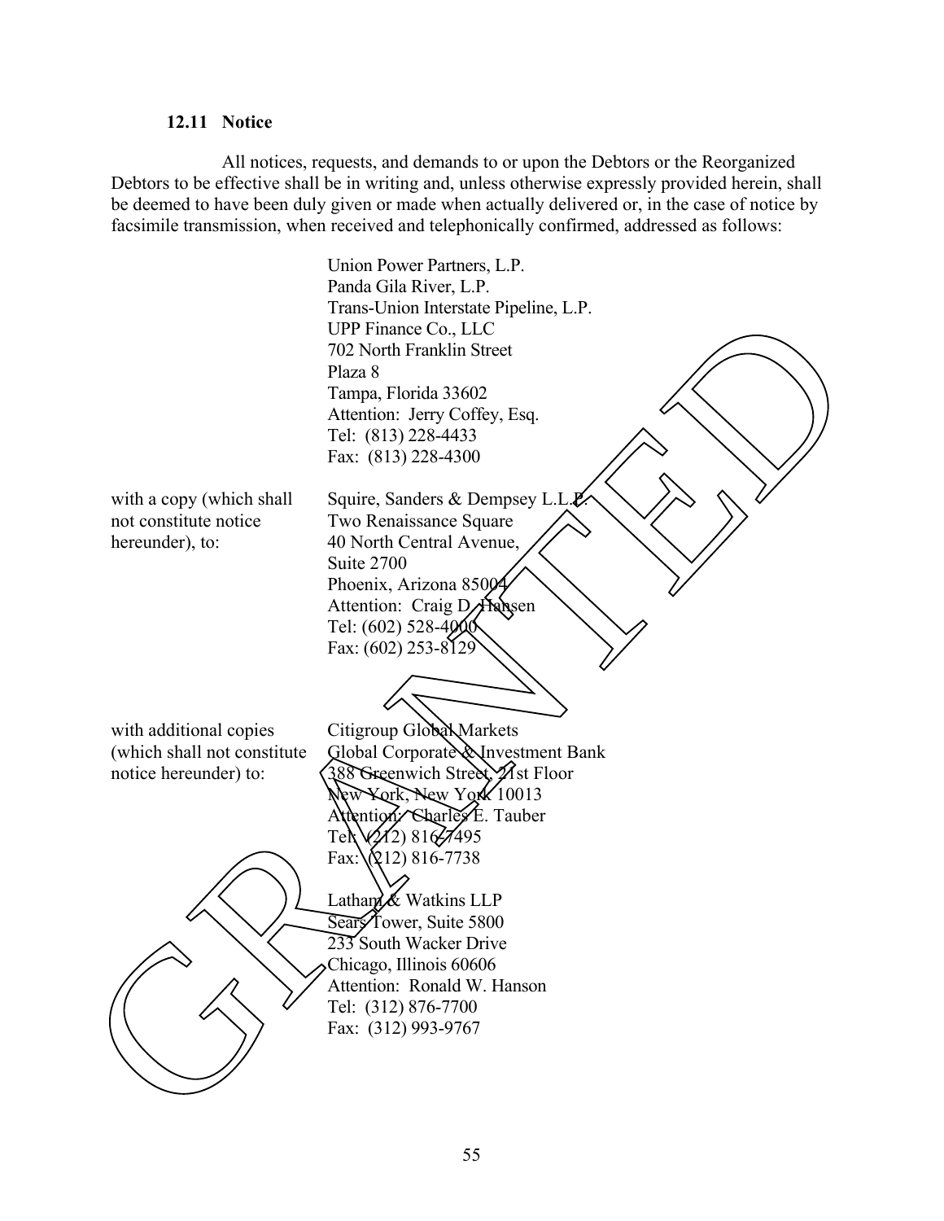### 12.11 Notice

All notices, requests, and demands to or upon the Debtors or the Reorganized Debtors to be effective shall be in writing and, unless otherwise expressly provided herein, shall be deemed to have been duly given or made when actually delivered or, in the case of notice by facsimile transmission, when received and telephonically confirmed, addressed as follows:

Union Power Partners, L.P.
Panda Gila River, L.P.
Trans-Union Interstate Pipeline, L.P.
UPP Finance Co., LLC
702 North Franklin Street
Plaza 8
Tampa, Florida 33602
Attention: Jerry Coffey, Esq.
Tel: (813) 228-4433
Fax: (813) 228-4300

with a copy (which shall not constitute notice hereunder), to:

Squire, Sanders & Dempsey L.L.P.
Two Renaissance Square
40 North Central Avenue,
Suite 2700
Phoenix, Arizona 85004
Attention: Craig D. Hansen
Tel: (602) 528-4000
Fax: (602) 253-8129

with additional copies (which shall not constitute notice hereunder) to:

Citigroup Global Markets
Global Corporate & Investment Bank
388 Greenwich Street, 21st Floor
New York, New York 10013
Attention: Charles E. Tauber
Tel: (212) 816-7495
Fax: (212) 816-7738

Latham & Watkins LLP
Sears Tower, Suite 5800
233 South Wacker Drive
Chicago, Illinois 60606
Attention: Ronald W. Hanson
Tel: (312) 876-7700
Fax: (312) 993-9767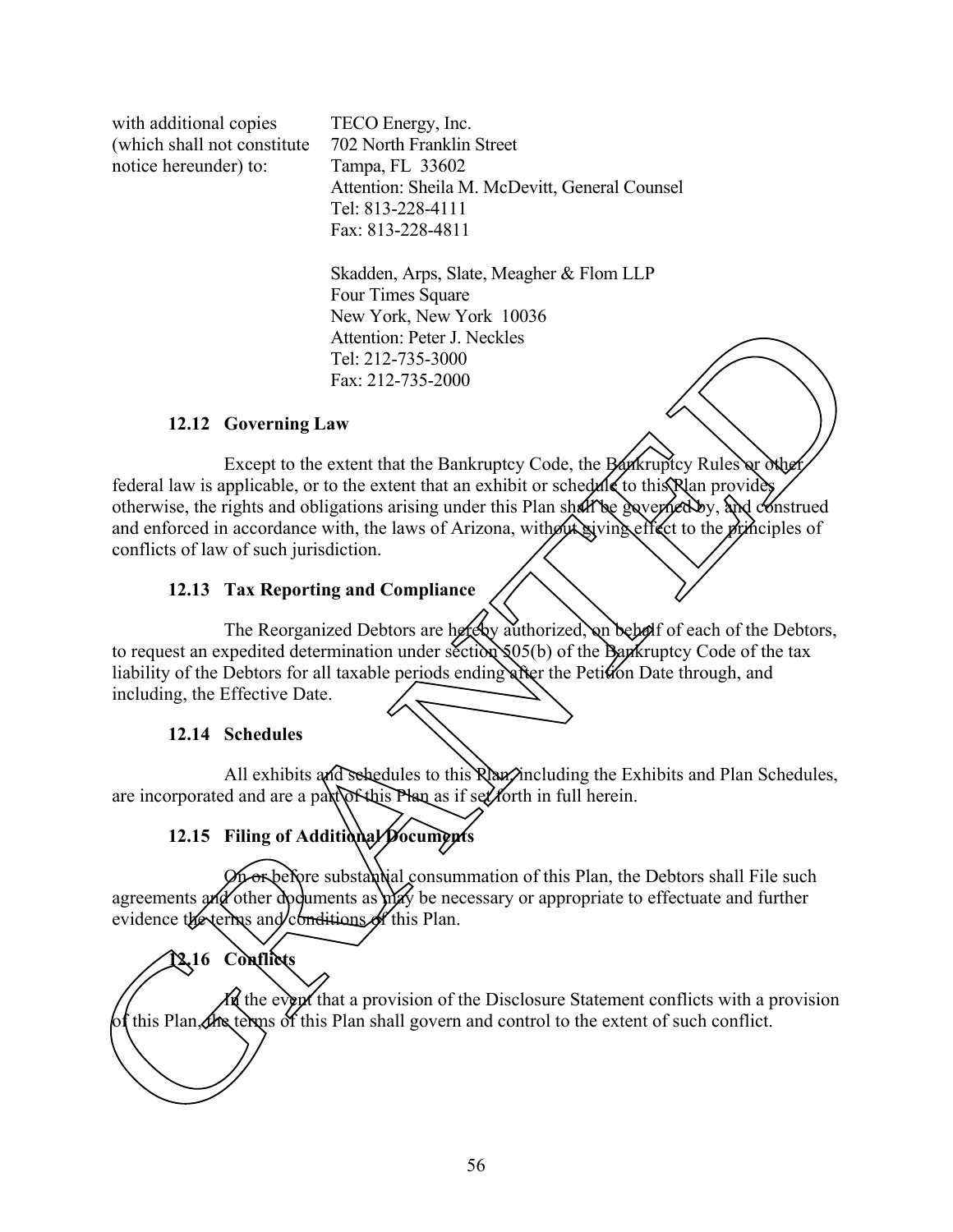| | |
|---|---|
| with additional copies (which shall not constitute notice hereunder) to: | TECO Energy, Inc.<br>702 North Franklin Street<br>Tampa, FL 33602<br>Attention: Sheila M. McDevitt, General Counsel<br>Tel: 813-228-4111<br>Fax: 813-228-4811 |
| | Skadden, Arps, Slate, Meagher & Flom LLP<br>Four Times Square<br>New York, New York 10036<br>Attention: Peter J. Neckles<br>Tel: 212-735-3000<br>Fax: 212-735-2000 |

**12.12 Governing Law**

Except to the extent that the Bankruptcy Code, the Bankruptcy Rules or other federal law is applicable, or to the extent that an exhibit or schedule to this Plan provides otherwise, the rights and obligations arising under this Plan shall be governed by, and construed and enforced in accordance with, the laws of Arizona, without giving effect to the principles of conflicts of law of such jurisdiction.

**12.13 Tax Reporting and Compliance**

The Reorganized Debtors are hereby authorized, on behalf of each of the Debtors, to request an expedited determination under section 505(b) of the Bankruptcy Code of the tax liability of the Debtors for all taxable periods ending after the Petition Date through, and including, the Effective Date.

**12.14 Schedules**

All exhibits and schedules to this Plan, including the Exhibits and Plan Schedules, are incorporated and are a part of this Plan as if set forth in full herein.

**12.15 Filing of Additional Documents**

On or before substantial consummation of this Plan, the Debtors shall File such agreements and other documents as may be necessary or appropriate to effectuate and further evidence the terms and conditions of this Plan.

**12.16 Conflicts**

In the event that a provision of the Disclosure Statement conflicts with a provision of this Plan, the terms of this Plan shall govern and control to the extent of such conflict.

GRANTED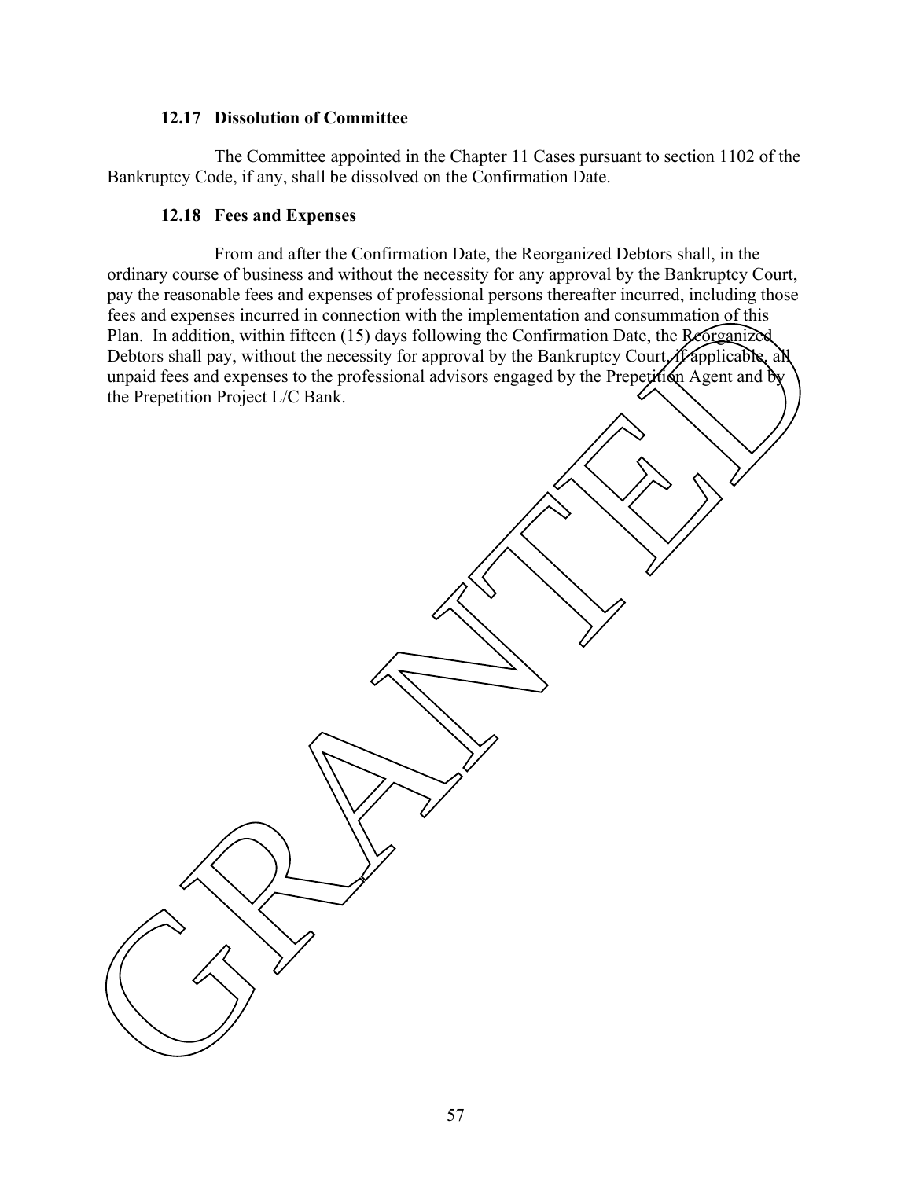### 12.17 Dissolution of Committee

The Committee appointed in the Chapter 11 Cases pursuant to section 1102 of the Bankruptcy Code, if any, shall be dissolved on the Confirmation Date.

### 12.18 Fees and Expenses

From and after the Confirmation Date, the Reorganized Debtors shall, in the ordinary course of business and without the necessity for any approval by the Bankruptcy Court, pay the reasonable fees and expenses of professional persons thereafter incurred, including those fees and expenses incurred in connection with the implementation and consummation of this Plan. In addition, within fifteen (15) days following the Confirmation Date, the Reorganized Debtors shall pay, without the necessity for approval by the Bankruptcy Court, if applicable, all unpaid fees and expenses to the professional advisors engaged by the Prepetition Agent and by the Prepetition Project L/C Bank.

GRANTED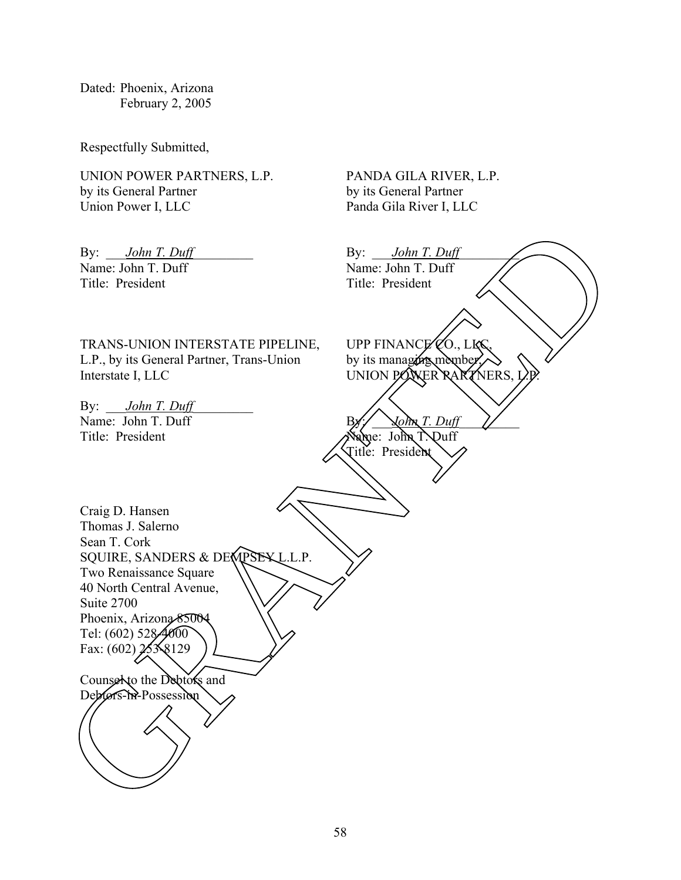Dated: Phoenix, Arizona
February 2, 2005

Respectfully Submitted,

UNION POWER PARTNERS, L.P.
by its General Partner
Union Power I, LLC

By: *John T. Duff*
Name: John T. Duff
Title: President

PANDA GILA RIVER, L.P.
by its General Partner
Panda Gila River I, LLC

By: *John T. Duff*
Name: John T. Duff
Title: President

TRANS-UNION INTERSTATE PIPELINE, L.P., by its General Partner, Trans-Union Interstate I, LLC

By: *John T. Duff*
Name: John T. Duff
Title: President

UPP FINANCE CO., LLC,
by its managing member,
UNION POWER PARTNERS, L.P.

By: *John T. Duff*
Name: John T. Duff
Title: President

Craig D. Hansen
Thomas J. Salerno
Sean T. Cork
SQUIRE, SANDERS & DEMPSEY L.L.P.
Two Renaissance Square
40 North Central Avenue,
Suite 2700
Phoenix, Arizona 85004
Tel: (602) 528-4000
Fax: (602) 253-8129

Counsel to the Debtors and
Debtors-in-Possession

GRANTED